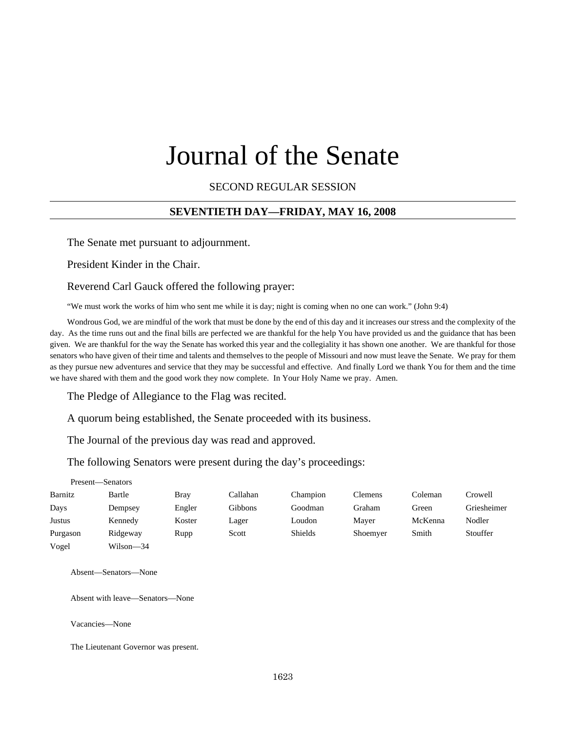# Journal of the Senate

SECOND REGULAR SESSION

## SEVENTIETH DAY—FRIDAY, MAY 16, 2008

The Senate met pursuant to adjournment.

President Kinder in the Chair.

Reverend Carl Gauck offered the following prayer:

"We must work the works of him who sent me while it is day; night is coming when no one can work." (John 9:4)

Wondrous God, we are mindful of the work that must be done by the end of this day and it increases our stress and the complexity of the day. As the time runs out and the final bills are perfected we are thankful for the help You have provided us and the guidance that has been given. We are thankful for the way the Senate has worked this year and the collegiality it has shown one another. We are thankful for those senators who have given of their time and talents and themselves to the people of Missouri and now must leave the Senate. We pray for them as they pursue new adventures and service that they may be successful and effective. And finally Lord we thank You for them and the time we have shared with them and the good work they now complete. In Your Holy Name we pray. Amen.

The Pledge of Allegiance to the Flag was recited.

A quorum being established, the Senate proceeded with its business.

The Journal of the previous day was read and approved.

The following Senators were present during the day's proceedings:

Present—Senators

| | | | | | | | |
|---|---|---|---|---|---|---|---|
| Barnitz | Bartle | Bray | Callahan | Champion | Clemens | Coleman | Crowell |
| Days | Dempsey | Engler | Gibbons | Goodman | Graham | Green | Griesheimer |
| Justus | Kennedy | Koster | Lager | Loudon | Mayer | McKenna | Nodler |
| Purgason | Ridgeway | Rupp | Scott | Shields | Shoemyer | Smith | Stouffer |
| Vogel | Wilson—34 | | | | | | |

Absent—Senators—None

Absent with leave—Senators—None

Vacancies—None

The Lieutenant Governor was present.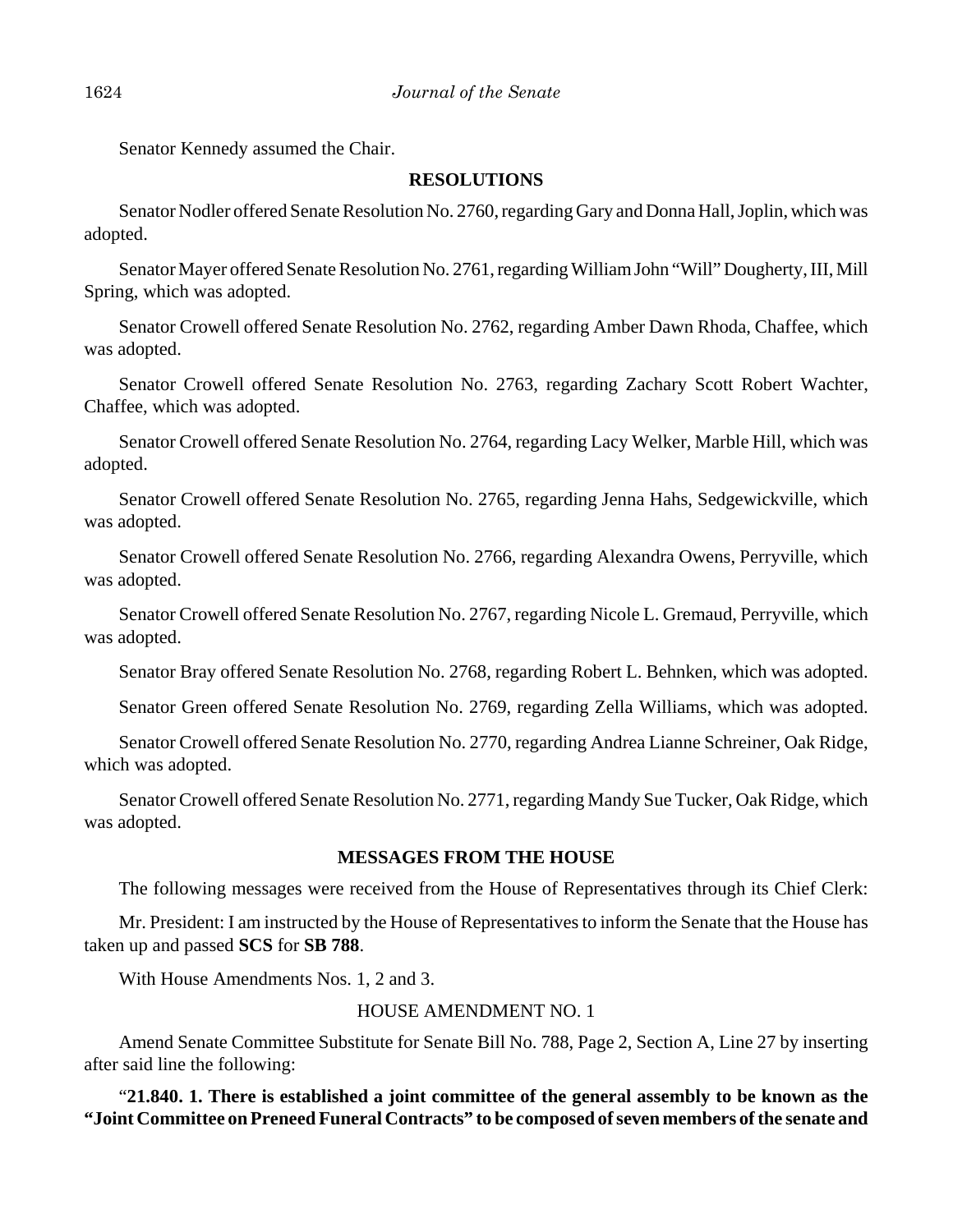Senator Kennedy assumed the Chair.

## RESOLUTIONS

Senator Nodler offered Senate Resolution No. 2760, regarding Gary and Donna Hall, Joplin, which was adopted.

Senator Mayer offered Senate Resolution No. 2761, regarding William John "Will" Dougherty, III, Mill Spring, which was adopted.

Senator Crowell offered Senate Resolution No. 2762, regarding Amber Dawn Rhoda, Chaffee, which was adopted.

Senator Crowell offered Senate Resolution No. 2763, regarding Zachary Scott Robert Wachter, Chaffee, which was adopted.

Senator Crowell offered Senate Resolution No. 2764, regarding Lacy Welker, Marble Hill, which was adopted.

Senator Crowell offered Senate Resolution No. 2765, regarding Jenna Hahs, Sedgewickville, which was adopted.

Senator Crowell offered Senate Resolution No. 2766, regarding Alexandra Owens, Perryville, which was adopted.

Senator Crowell offered Senate Resolution No. 2767, regarding Nicole L. Gremaud, Perryville, which was adopted.

Senator Bray offered Senate Resolution No. 2768, regarding Robert L. Behnken, which was adopted.

Senator Green offered Senate Resolution No. 2769, regarding Zella Williams, which was adopted.

Senator Crowell offered Senate Resolution No. 2770, regarding Andrea Lianne Schreiner, Oak Ridge, which was adopted.

Senator Crowell offered Senate Resolution No. 2771, regarding Mandy Sue Tucker, Oak Ridge, which was adopted.

## MESSAGES FROM THE HOUSE

The following messages were received from the House of Representatives through its Chief Clerk:

Mr. President: I am instructed by the House of Representatives to inform the Senate that the House has taken up and passed **SCS** for **SB 788**.

With House Amendments Nos. 1, 2 and 3.

HOUSE AMENDMENT NO. 1

Amend Senate Committee Substitute for Senate Bill No. 788, Page 2, Section A, Line 27 by inserting after said line the following:

"**21.840. 1. There is established a joint committee of the general assembly to be known as the "Joint Committee on Preneed Funeral Contracts" to be composed of seven members of the senate and**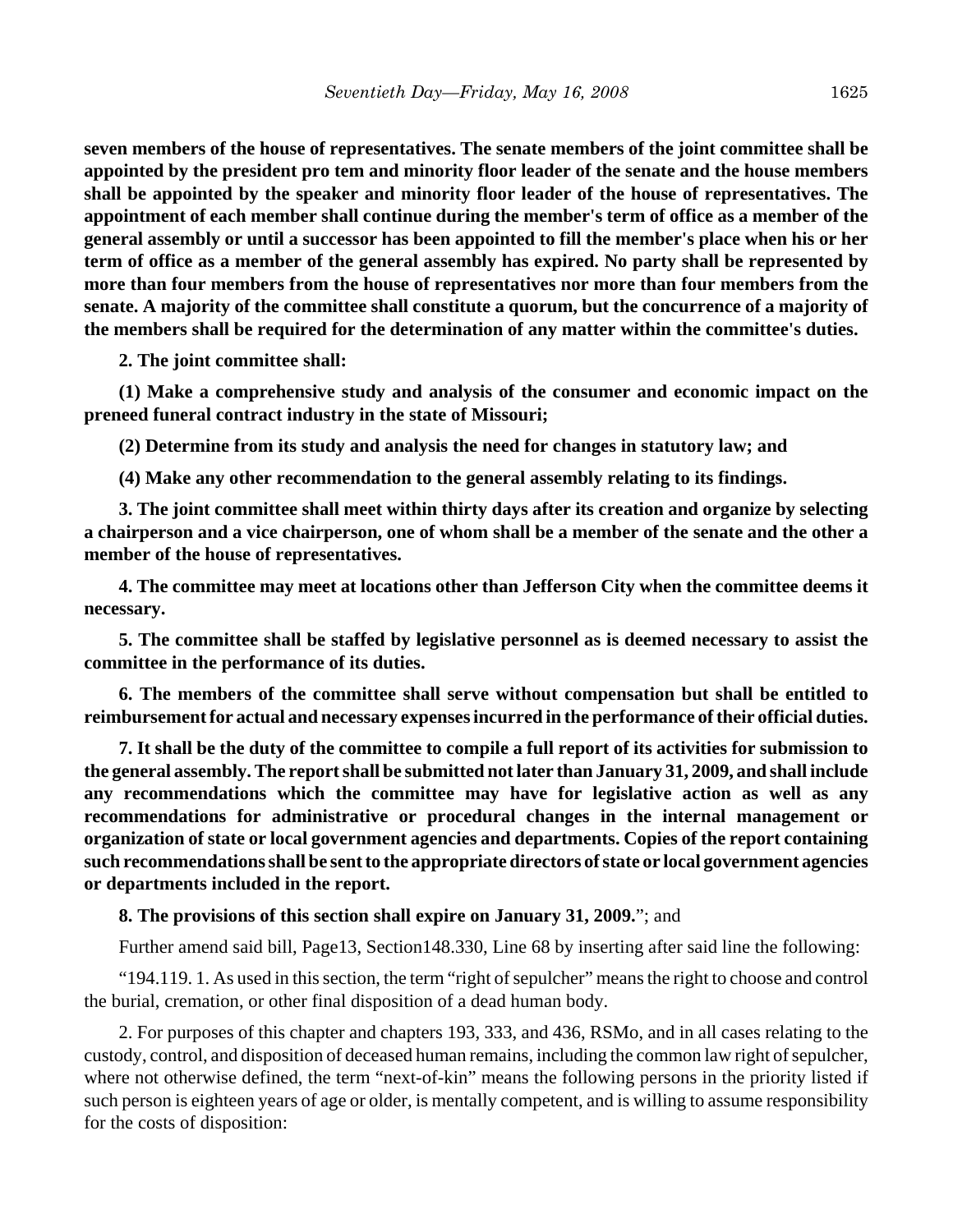**seven members of the house of representatives. The senate members of the joint committee shall be appointed by the president pro tem and minority floor leader of the senate and the house members shall be appointed by the speaker and minority floor leader of the house of representatives. The appointment of each member shall continue during the member's term of office as a member of the general assembly or until a successor has been appointed to fill the member's place when his or her term of office as a member of the general assembly has expired. No party shall be represented by more than four members from the house of representatives nor more than four members from the senate. A majority of the committee shall constitute a quorum, but the concurrence of a majority of the members shall be required for the determination of any matter within the committee's duties.**

**2. The joint committee shall:**

**(1) Make a comprehensive study and analysis of the consumer and economic impact on the preneed funeral contract industry in the state of Missouri;**

**(2) Determine from its study and analysis the need for changes in statutory law; and**

**(4) Make any other recommendation to the general assembly relating to its findings.**

**3. The joint committee shall meet within thirty days after its creation and organize by selecting a chairperson and a vice chairperson, one of whom shall be a member of the senate and the other a member of the house of representatives.**

**4. The committee may meet at locations other than Jefferson City when the committee deems it necessary.**

**5. The committee shall be staffed by legislative personnel as is deemed necessary to assist the committee in the performance of its duties.**

**6. The members of the committee shall serve without compensation but shall be entitled to reimbursement for actual and necessary expenses incurred in the performance of their official duties.**

**7. It shall be the duty of the committee to compile a full report of its activities for submission to the general assembly. The report shall be submitted not later than January 31, 2009, and shall include any recommendations which the committee may have for legislative action as well as any recommendations for administrative or procedural changes in the internal management or organization of state or local government agencies and departments. Copies of the report containing such recommendations shall be sent to the appropriate directors of state or local government agencies or departments included in the report.**

**8. The provisions of this section shall expire on January 31, 2009.**"; and

Further amend said bill, Page13, Section148.330, Line 68 by inserting after said line the following:

"194.119. 1. As used in this section, the term "right of sepulcher" means the right to choose and control the burial, cremation, or other final disposition of a dead human body.

2. For purposes of this chapter and chapters 193, 333, and 436, RSMo, and in all cases relating to the custody, control, and disposition of deceased human remains, including the common law right of sepulcher, where not otherwise defined, the term "next-of-kin" means the following persons in the priority listed if such person is eighteen years of age or older, is mentally competent, and is willing to assume responsibility for the costs of disposition: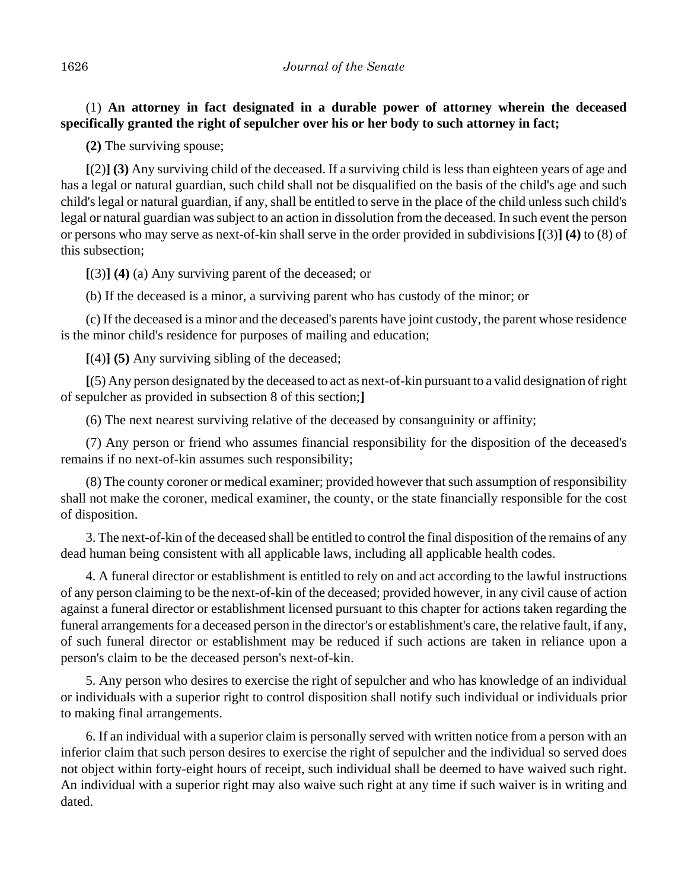(1) **An attorney in fact designated in a durable power of attorney wherein the deceased specifically granted the right of sepulcher over his or her body to such attorney in fact;**

**(2)** The surviving spouse;

**[**(2)**] (3)** Any surviving child of the deceased. If a surviving child is less than eighteen years of age and has a legal or natural guardian, such child shall not be disqualified on the basis of the child's age and such child's legal or natural guardian, if any, shall be entitled to serve in the place of the child unless such child's legal or natural guardian was subject to an action in dissolution from the deceased. In such event the person or persons who may serve as next-of-kin shall serve in the order provided in subdivisions **[**(3)**] (4)** to (8) of this subsection;

**[**(3)**] (4)** (a) Any surviving parent of the deceased; or

(b) If the deceased is a minor, a surviving parent who has custody of the minor; or

(c) If the deceased is a minor and the deceased's parents have joint custody, the parent whose residence is the minor child's residence for purposes of mailing and education;

**[**(4)**] (5)** Any surviving sibling of the deceased;

**[**(5) Any person designated by the deceased to act as next-of-kin pursuant to a valid designation of right of sepulcher as provided in subsection 8 of this section;**]**

(6) The next nearest surviving relative of the deceased by consanguinity or affinity;

(7) Any person or friend who assumes financial responsibility for the disposition of the deceased's remains if no next-of-kin assumes such responsibility;

(8) The county coroner or medical examiner; provided however that such assumption of responsibility shall not make the coroner, medical examiner, the county, or the state financially responsible for the cost of disposition.

3. The next-of-kin of the deceased shall be entitled to control the final disposition of the remains of any dead human being consistent with all applicable laws, including all applicable health codes.

4. A funeral director or establishment is entitled to rely on and act according to the lawful instructions of any person claiming to be the next-of-kin of the deceased; provided however, in any civil cause of action against a funeral director or establishment licensed pursuant to this chapter for actions taken regarding the funeral arrangements for a deceased person in the director's or establishment's care, the relative fault, if any, of such funeral director or establishment may be reduced if such actions are taken in reliance upon a person's claim to be the deceased person's next-of-kin.

5. Any person who desires to exercise the right of sepulcher and who has knowledge of an individual or individuals with a superior right to control disposition shall notify such individual or individuals prior to making final arrangements.

6. If an individual with a superior claim is personally served with written notice from a person with an inferior claim that such person desires to exercise the right of sepulcher and the individual so served does not object within forty-eight hours of receipt, such individual shall be deemed to have waived such right. An individual with a superior right may also waive such right at any time if such waiver is in writing and dated.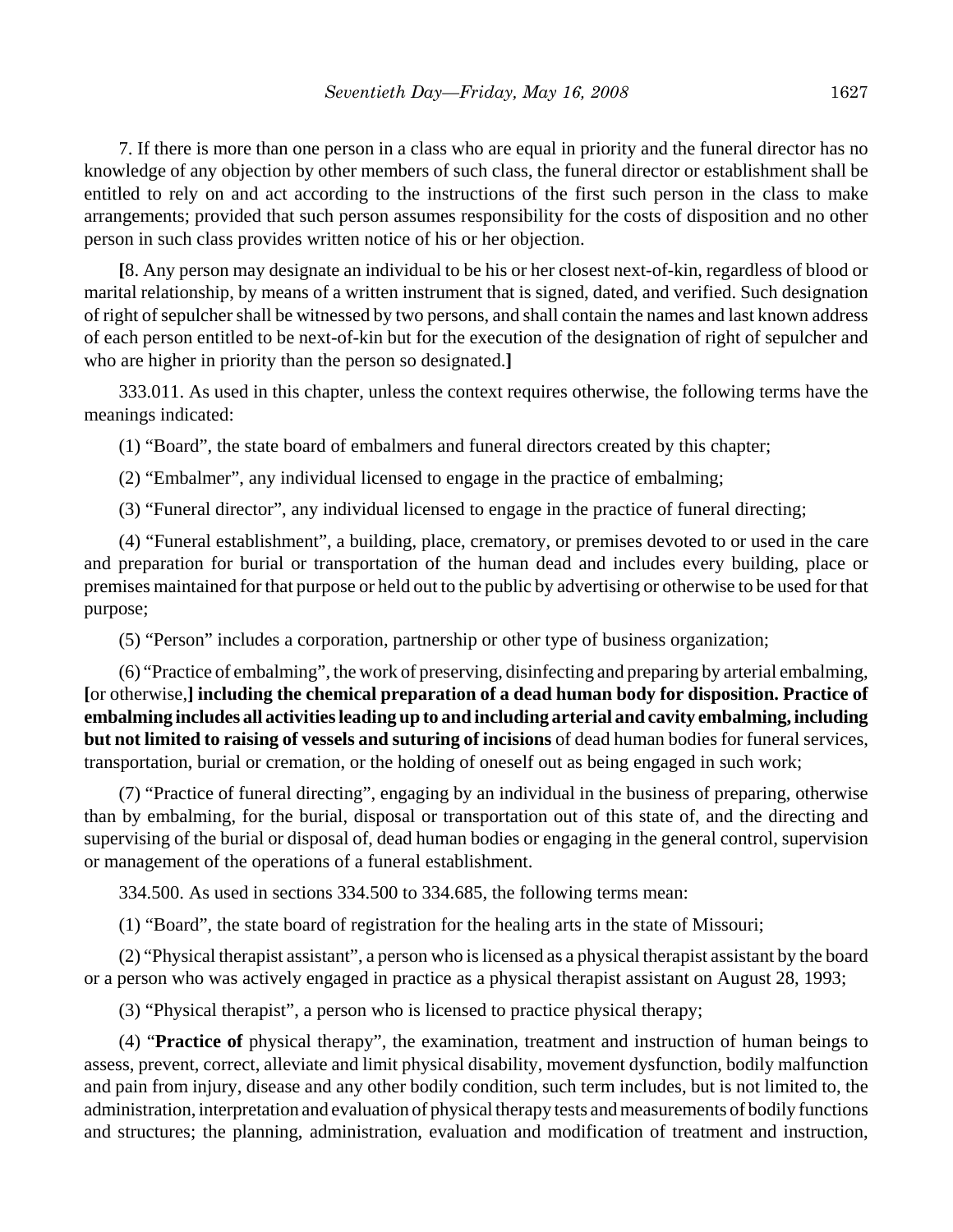7. If there is more than one person in a class who are equal in priority and the funeral director has no knowledge of any objection by other members of such class, the funeral director or establishment shall be entitled to rely on and act according to the instructions of the first such person in the class to make arrangements; provided that such person assumes responsibility for the costs of disposition and no other person in such class provides written notice of his or her objection.

**[**8. Any person may designate an individual to be his or her closest next-of-kin, regardless of blood or marital relationship, by means of a written instrument that is signed, dated, and verified. Such designation of right of sepulcher shall be witnessed by two persons, and shall contain the names and last known address of each person entitled to be next-of-kin but for the execution of the designation of right of sepulcher and who are higher in priority than the person so designated.**]**

333.011. As used in this chapter, unless the context requires otherwise, the following terms have the meanings indicated:

(1) "Board", the state board of embalmers and funeral directors created by this chapter;

(2) "Embalmer", any individual licensed to engage in the practice of embalming;

(3) "Funeral director", any individual licensed to engage in the practice of funeral directing;

(4) "Funeral establishment", a building, place, crematory, or premises devoted to or used in the care and preparation for burial or transportation of the human dead and includes every building, place or premises maintained for that purpose or held out to the public by advertising or otherwise to be used for that purpose;

(5) "Person" includes a corporation, partnership or other type of business organization;

(6) "Practice of embalming", the work of preserving, disinfecting and preparing by arterial embalming, **[**or otherwise,**] including the chemical preparation of a dead human body for disposition. Practice of embalming includes all activities leading up to and including arterial and cavity embalming, including but not limited to raising of vessels and suturing of incisions** of dead human bodies for funeral services, transportation, burial or cremation, or the holding of oneself out as being engaged in such work;

(7) "Practice of funeral directing", engaging by an individual in the business of preparing, otherwise than by embalming, for the burial, disposal or transportation out of this state of, and the directing and supervising of the burial or disposal of, dead human bodies or engaging in the general control, supervision or management of the operations of a funeral establishment.

334.500. As used in sections 334.500 to 334.685, the following terms mean:

(1) "Board", the state board of registration for the healing arts in the state of Missouri;

(2) "Physical therapist assistant", a person who is licensed as a physical therapist assistant by the board or a person who was actively engaged in practice as a physical therapist assistant on August 28, 1993;

(3) "Physical therapist", a person who is licensed to practice physical therapy;

(4) "**Practice of** physical therapy", the examination, treatment and instruction of human beings to assess, prevent, correct, alleviate and limit physical disability, movement dysfunction, bodily malfunction and pain from injury, disease and any other bodily condition, such term includes, but is not limited to, the administration, interpretation and evaluation of physical therapy tests and measurements of bodily functions and structures; the planning, administration, evaluation and modification of treatment and instruction,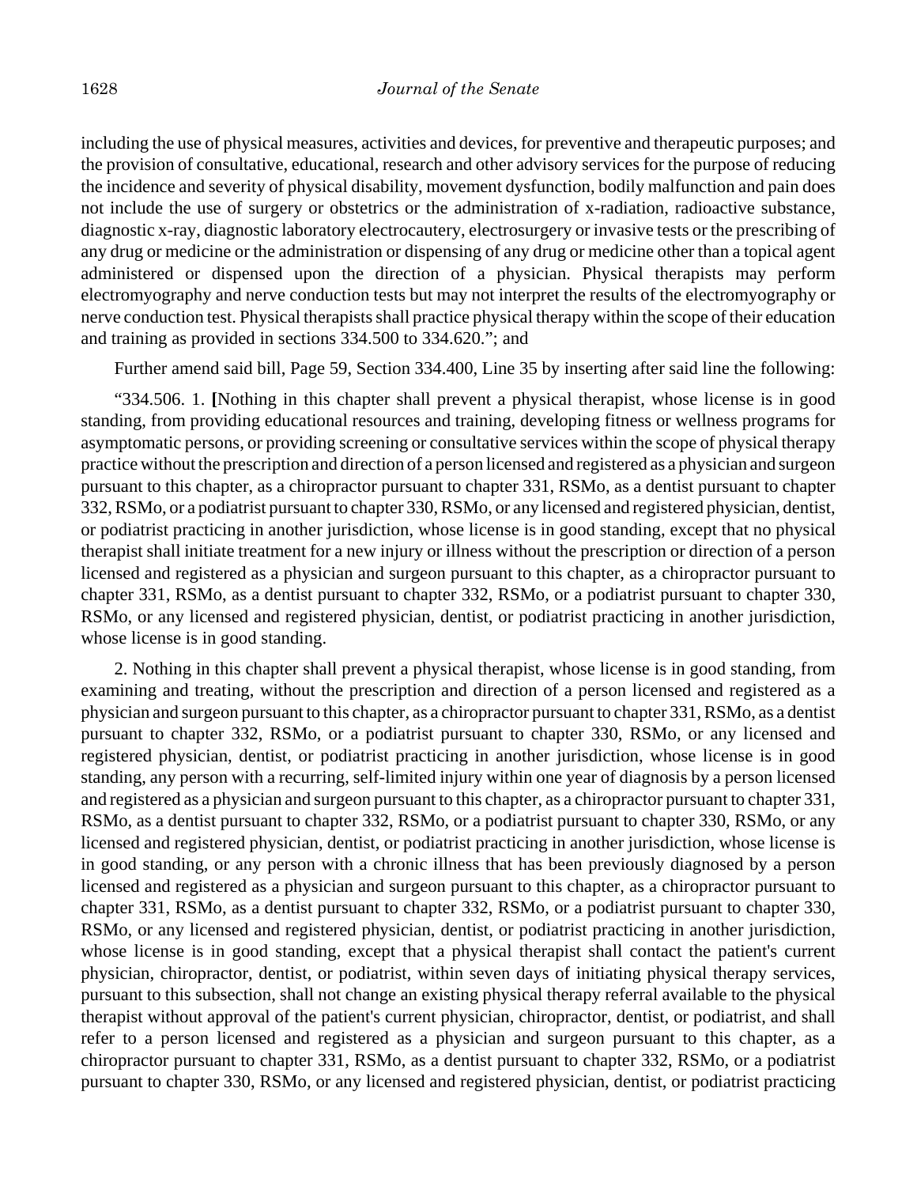including the use of physical measures, activities and devices, for preventive and therapeutic purposes; and the provision of consultative, educational, research and other advisory services for the purpose of reducing the incidence and severity of physical disability, movement dysfunction, bodily malfunction and pain does not include the use of surgery or obstetrics or the administration of x-radiation, radioactive substance, diagnostic x-ray, diagnostic laboratory electrocautery, electrosurgery or invasive tests or the prescribing of any drug or medicine or the administration or dispensing of any drug or medicine other than a topical agent administered or dispensed upon the direction of a physician. Physical therapists may perform electromyography and nerve conduction tests but may not interpret the results of the electromyography or nerve conduction test. Physical therapists shall practice physical therapy within the scope of their education and training as provided in sections 334.500 to 334.620."; and

Further amend said bill, Page 59, Section 334.400, Line 35 by inserting after said line the following:

"334.506. 1. **[**Nothing in this chapter shall prevent a physical therapist, whose license is in good standing, from providing educational resources and training, developing fitness or wellness programs for asymptomatic persons, or providing screening or consultative services within the scope of physical therapy practice without the prescription and direction of a person licensed and registered as a physician and surgeon pursuant to this chapter, as a chiropractor pursuant to chapter 331, RSMo, as a dentist pursuant to chapter 332, RSMo, or a podiatrist pursuant to chapter 330, RSMo, or any licensed and registered physician, dentist, or podiatrist practicing in another jurisdiction, whose license is in good standing, except that no physical therapist shall initiate treatment for a new injury or illness without the prescription or direction of a person licensed and registered as a physician and surgeon pursuant to this chapter, as a chiropractor pursuant to chapter 331, RSMo, as a dentist pursuant to chapter 332, RSMo, or a podiatrist pursuant to chapter 330, RSMo, or any licensed and registered physician, dentist, or podiatrist practicing in another jurisdiction, whose license is in good standing.

2. Nothing in this chapter shall prevent a physical therapist, whose license is in good standing, from examining and treating, without the prescription and direction of a person licensed and registered as a physician and surgeon pursuant to this chapter, as a chiropractor pursuant to chapter 331, RSMo, as a dentist pursuant to chapter 332, RSMo, or a podiatrist pursuant to chapter 330, RSMo, or any licensed and registered physician, dentist, or podiatrist practicing in another jurisdiction, whose license is in good standing, any person with a recurring, self-limited injury within one year of diagnosis by a person licensed and registered as a physician and surgeon pursuant to this chapter, as a chiropractor pursuant to chapter 331, RSMo, as a dentist pursuant to chapter 332, RSMo, or a podiatrist pursuant to chapter 330, RSMo, or any licensed and registered physician, dentist, or podiatrist practicing in another jurisdiction, whose license is in good standing, or any person with a chronic illness that has been previously diagnosed by a person licensed and registered as a physician and surgeon pursuant to this chapter, as a chiropractor pursuant to chapter 331, RSMo, as a dentist pursuant to chapter 332, RSMo, or a podiatrist pursuant to chapter 330, RSMo, or any licensed and registered physician, dentist, or podiatrist practicing in another jurisdiction, whose license is in good standing, except that a physical therapist shall contact the patient's current physician, chiropractor, dentist, or podiatrist, within seven days of initiating physical therapy services, pursuant to this subsection, shall not change an existing physical therapy referral available to the physical therapist without approval of the patient's current physician, chiropractor, dentist, or podiatrist, and shall refer to a person licensed and registered as a physician and surgeon pursuant to this chapter, as a chiropractor pursuant to chapter 331, RSMo, as a dentist pursuant to chapter 332, RSMo, or a podiatrist pursuant to chapter 330, RSMo, or any licensed and registered physician, dentist, or podiatrist practicing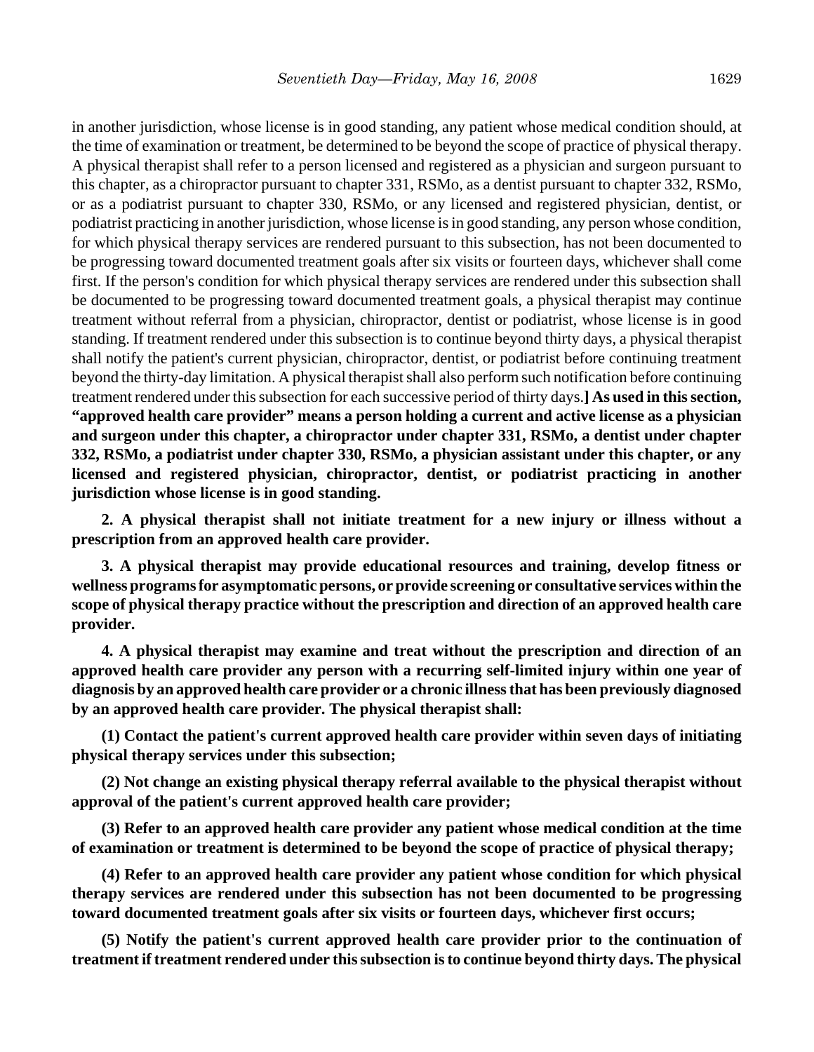in another jurisdiction, whose license is in good standing, any patient whose medical condition should, at the time of examination or treatment, be determined to be beyond the scope of practice of physical therapy. A physical therapist shall refer to a person licensed and registered as a physician and surgeon pursuant to this chapter, as a chiropractor pursuant to chapter 331, RSMo, as a dentist pursuant to chapter 332, RSMo, or as a podiatrist pursuant to chapter 330, RSMo, or any licensed and registered physician, dentist, or podiatrist practicing in another jurisdiction, whose license is in good standing, any person whose condition, for which physical therapy services are rendered pursuant to this subsection, has not been documented to be progressing toward documented treatment goals after six visits or fourteen days, whichever shall come first. If the person's condition for which physical therapy services are rendered under this subsection shall be documented to be progressing toward documented treatment goals, a physical therapist may continue treatment without referral from a physician, chiropractor, dentist or podiatrist, whose license is in good standing. If treatment rendered under this subsection is to continue beyond thirty days, a physical therapist shall notify the patient's current physician, chiropractor, dentist, or podiatrist before continuing treatment beyond the thirty-day limitation. A physical therapist shall also perform such notification before continuing treatment rendered under this subsection for each successive period of thirty days.**]** **As used in this section, "approved health care provider" means a person holding a current and active license as a physician and surgeon under this chapter, a chiropractor under chapter 331, RSMo, a dentist under chapter 332, RSMo, a podiatrist under chapter 330, RSMo, a physician assistant under this chapter, or any licensed and registered physician, chiropractor, dentist, or podiatrist practicing in another jurisdiction whose license is in good standing.**

**2. A physical therapist shall not initiate treatment for a new injury or illness without a prescription from an approved health care provider.**

**3. A physical therapist may provide educational resources and training, develop fitness or wellness programs for asymptomatic persons, or provide screening or consultative services within the scope of physical therapy practice without the prescription and direction of an approved health care provider.**

**4. A physical therapist may examine and treat without the prescription and direction of an approved health care provider any person with a recurring self-limited injury within one year of diagnosis by an approved health care provider or a chronic illness that has been previously diagnosed by an approved health care provider. The physical therapist shall:**

**(1) Contact the patient's current approved health care provider within seven days of initiating physical therapy services under this subsection;**

**(2) Not change an existing physical therapy referral available to the physical therapist without approval of the patient's current approved health care provider;**

**(3) Refer to an approved health care provider any patient whose medical condition at the time of examination or treatment is determined to be beyond the scope of practice of physical therapy;**

**(4) Refer to an approved health care provider any patient whose condition for which physical therapy services are rendered under this subsection has not been documented to be progressing toward documented treatment goals after six visits or fourteen days, whichever first occurs;**

**(5) Notify the patient's current approved health care provider prior to the continuation of treatment if treatment rendered under this subsection is to continue beyond thirty days. The physical**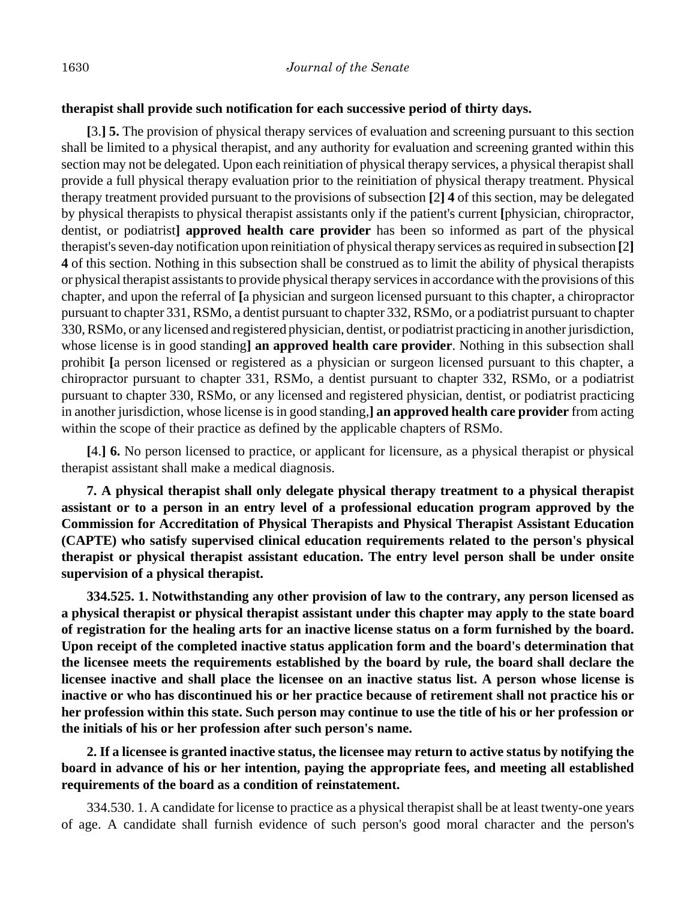**therapist shall provide such notification for each successive period of thirty days.**

**[**3.**] 5.** The provision of physical therapy services of evaluation and screening pursuant to this section shall be limited to a physical therapist, and any authority for evaluation and screening granted within this section may not be delegated. Upon each reinitiation of physical therapy services, a physical therapist shall provide a full physical therapy evaluation prior to the reinitiation of physical therapy treatment. Physical therapy treatment provided pursuant to the provisions of subsection **[**2**] 4** of this section, may be delegated by physical therapists to physical therapist assistants only if the patient's current **[**physician, chiropractor, dentist, or podiatrist**] approved health care provider** has been so informed as part of the physical therapist's seven-day notification upon reinitiation of physical therapy services as required in subsection **[**2**] 4** of this section. Nothing in this subsection shall be construed as to limit the ability of physical therapists or physical therapist assistants to provide physical therapy services in accordance with the provisions of this chapter, and upon the referral of **[**a physician and surgeon licensed pursuant to this chapter, a chiropractor pursuant to chapter 331, RSMo, a dentist pursuant to chapter 332, RSMo, or a podiatrist pursuant to chapter 330, RSMo, or any licensed and registered physician, dentist, or podiatrist practicing in another jurisdiction, whose license is in good standing**] an approved health care provider**. Nothing in this subsection shall prohibit **[**a person licensed or registered as a physician or surgeon licensed pursuant to this chapter, a chiropractor pursuant to chapter 331, RSMo, a dentist pursuant to chapter 332, RSMo, or a podiatrist pursuant to chapter 330, RSMo, or any licensed and registered physician, dentist, or podiatrist practicing in another jurisdiction, whose license is in good standing,**] an approved health care provider** from acting within the scope of their practice as defined by the applicable chapters of RSMo.

**[**4.**] 6.** No person licensed to practice, or applicant for licensure, as a physical therapist or physical therapist assistant shall make a medical diagnosis.

**7. A physical therapist shall only delegate physical therapy treatment to a physical therapist assistant or to a person in an entry level of a professional education program approved by the Commission for Accreditation of Physical Therapists and Physical Therapist Assistant Education (CAPTE) who satisfy supervised clinical education requirements related to the person's physical therapist or physical therapist assistant education. The entry level person shall be under onsite supervision of a physical therapist.**

**334.525. 1. Notwithstanding any other provision of law to the contrary, any person licensed as a physical therapist or physical therapist assistant under this chapter may apply to the state board of registration for the healing arts for an inactive license status on a form furnished by the board. Upon receipt of the completed inactive status application form and the board's determination that the licensee meets the requirements established by the board by rule, the board shall declare the licensee inactive and shall place the licensee on an inactive status list. A person whose license is inactive or who has discontinued his or her practice because of retirement shall not practice his or her profession within this state. Such person may continue to use the title of his or her profession or the initials of his or her profession after such person's name.**

**2. If a licensee is granted inactive status, the licensee may return to active status by notifying the board in advance of his or her intention, paying the appropriate fees, and meeting all established requirements of the board as a condition of reinstatement.**

334.530. 1. A candidate for license to practice as a physical therapist shall be at least twenty-one years of age. A candidate shall furnish evidence of such person's good moral character and the person's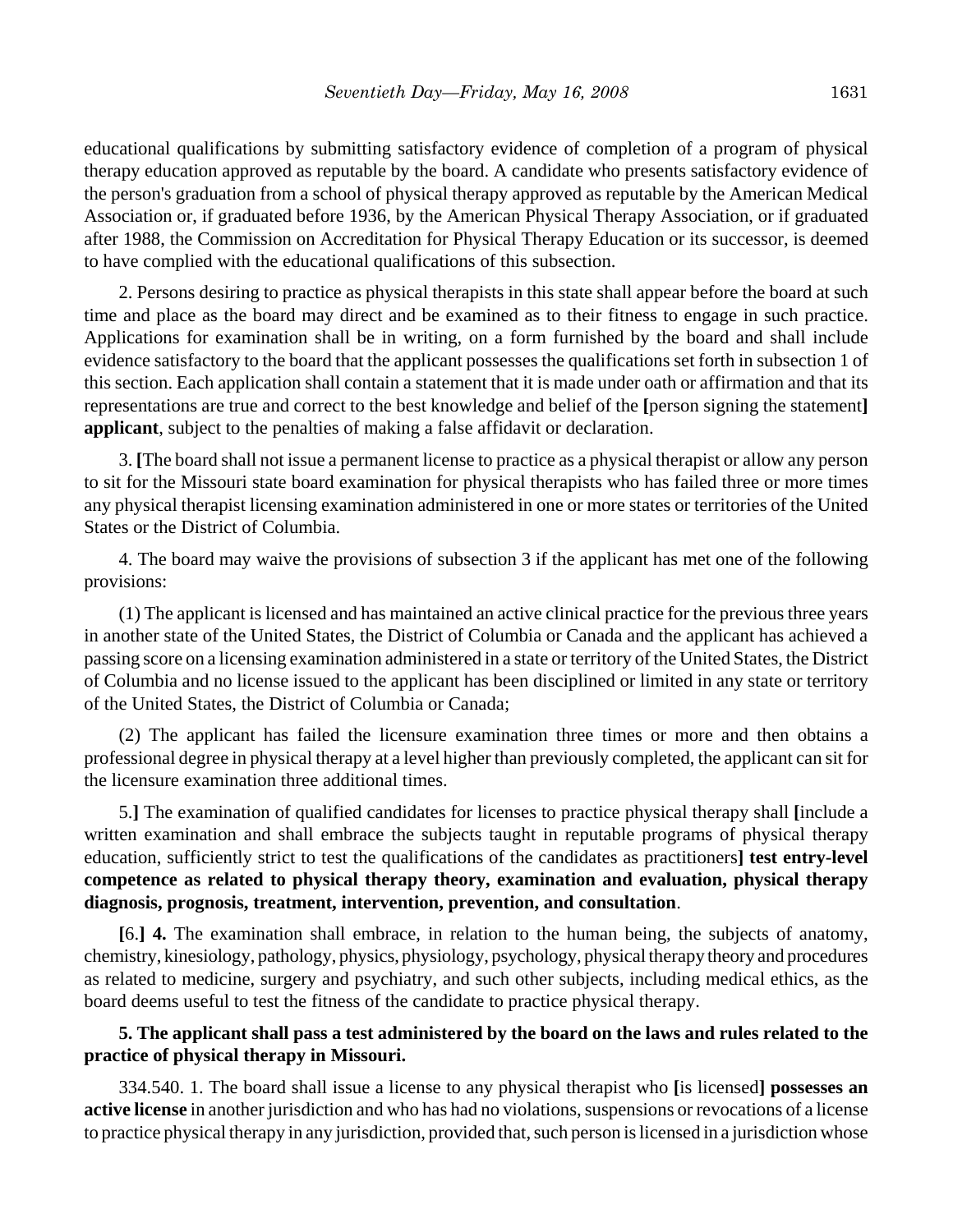educational qualifications by submitting satisfactory evidence of completion of a program of physical therapy education approved as reputable by the board. A candidate who presents satisfactory evidence of the person's graduation from a school of physical therapy approved as reputable by the American Medical Association or, if graduated before 1936, by the American Physical Therapy Association, or if graduated after 1988, the Commission on Accreditation for Physical Therapy Education or its successor, is deemed to have complied with the educational qualifications of this subsection.

2. Persons desiring to practice as physical therapists in this state shall appear before the board at such time and place as the board may direct and be examined as to their fitness to engage in such practice. Applications for examination shall be in writing, on a form furnished by the board and shall include evidence satisfactory to the board that the applicant possesses the qualifications set forth in subsection 1 of this section. Each application shall contain a statement that it is made under oath or affirmation and that its representations are true and correct to the best knowledge and belief of the **[**person signing the statement**]** **applicant**, subject to the penalties of making a false affidavit or declaration.

3. **[**The board shall not issue a permanent license to practice as a physical therapist or allow any person to sit for the Missouri state board examination for physical therapists who has failed three or more times any physical therapist licensing examination administered in one or more states or territories of the United States or the District of Columbia.

4. The board may waive the provisions of subsection 3 if the applicant has met one of the following provisions:

(1) The applicant is licensed and has maintained an active clinical practice for the previous three years in another state of the United States, the District of Columbia or Canada and the applicant has achieved a passing score on a licensing examination administered in a state or territory of the United States, the District of Columbia and no license issued to the applicant has been disciplined or limited in any state or territory of the United States, the District of Columbia or Canada;

(2) The applicant has failed the licensure examination three times or more and then obtains a professional degree in physical therapy at a level higher than previously completed, the applicant can sit for the licensure examination three additional times.

5.**]** The examination of qualified candidates for licenses to practice physical therapy shall **[**include a written examination and shall embrace the subjects taught in reputable programs of physical therapy education, sufficiently strict to test the qualifications of the candidates as practitioners**]** **test entry-level competence as related to physical therapy theory, examination and evaluation, physical therapy diagnosis, prognosis, treatment, intervention, prevention, and consultation**.

**[**6.**]** **4.** The examination shall embrace, in relation to the human being, the subjects of anatomy, chemistry, kinesiology, pathology, physics, physiology, psychology, physical therapy theory and procedures as related to medicine, surgery and psychiatry, and such other subjects, including medical ethics, as the board deems useful to test the fitness of the candidate to practice physical therapy.

**5. The applicant shall pass a test administered by the board on the laws and rules related to the practice of physical therapy in Missouri.**

334.540. 1. The board shall issue a license to any physical therapist who **[**is licensed**]** **possesses an active license** in another jurisdiction and who has had no violations, suspensions or revocations of a license to practice physical therapy in any jurisdiction, provided that, such person is licensed in a jurisdiction whose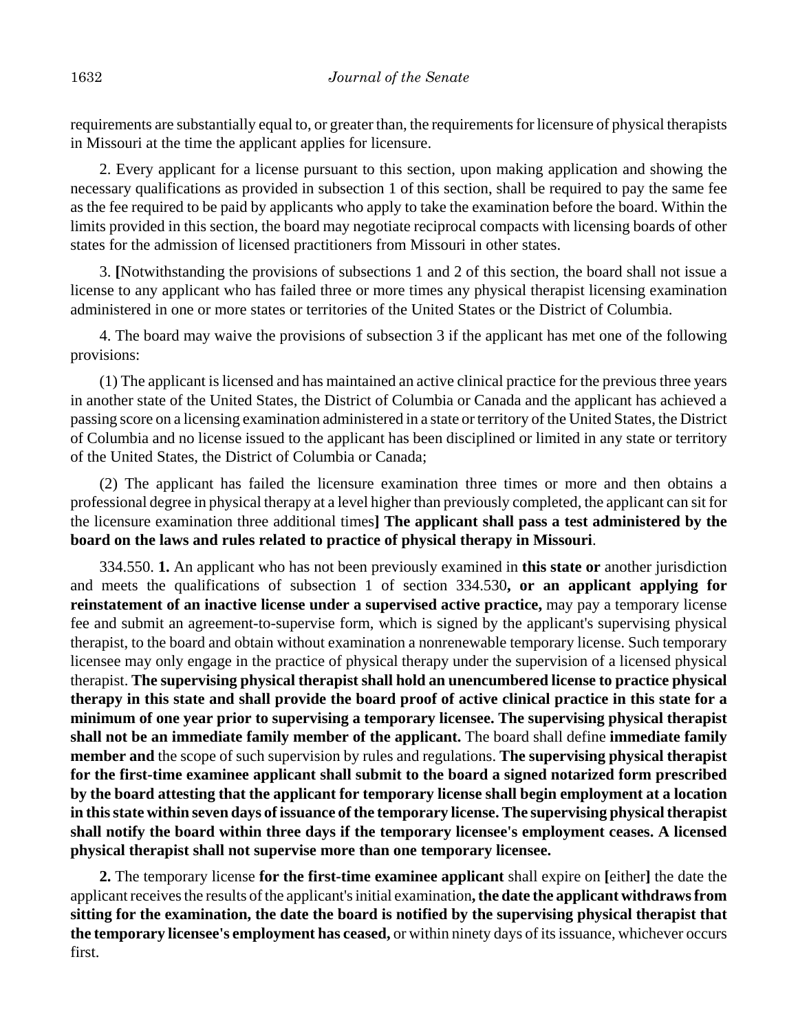requirements are substantially equal to, or greater than, the requirements for licensure of physical therapists in Missouri at the time the applicant applies for licensure.

2. Every applicant for a license pursuant to this section, upon making application and showing the necessary qualifications as provided in subsection 1 of this section, shall be required to pay the same fee as the fee required to be paid by applicants who apply to take the examination before the board. Within the limits provided in this section, the board may negotiate reciprocal compacts with licensing boards of other states for the admission of licensed practitioners from Missouri in other states.

3. **[**Notwithstanding the provisions of subsections 1 and 2 of this section, the board shall not issue a license to any applicant who has failed three or more times any physical therapist licensing examination administered in one or more states or territories of the United States or the District of Columbia.

4. The board may waive the provisions of subsection 3 if the applicant has met one of the following provisions:

(1) The applicant is licensed and has maintained an active clinical practice for the previous three years in another state of the United States, the District of Columbia or Canada and the applicant has achieved a passing score on a licensing examination administered in a state or territory of the United States, the District of Columbia and no license issued to the applicant has been disciplined or limited in any state or territory of the United States, the District of Columbia or Canada;

(2) The applicant has failed the licensure examination three times or more and then obtains a professional degree in physical therapy at a level higher than previously completed, the applicant can sit for the licensure examination three additional times**] The applicant shall pass a test administered by the board on the laws and rules related to practice of physical therapy in Missouri**.

334.550. **1.** An applicant who has not been previously examined in **this state or** another jurisdiction and meets the qualifications of subsection 1 of section 334.530**, or an applicant applying for reinstatement of an inactive license under a supervised active practice,** may pay a temporary license fee and submit an agreement-to-supervise form, which is signed by the applicant's supervising physical therapist, to the board and obtain without examination a nonrenewable temporary license. Such temporary licensee may only engage in the practice of physical therapy under the supervision of a licensed physical therapist. **The supervising physical therapist shall hold an unencumbered license to practice physical therapy in this state and shall provide the board proof of active clinical practice in this state for a minimum of one year prior to supervising a temporary licensee. The supervising physical therapist shall not be an immediate family member of the applicant.** The board shall define **immediate family member and** the scope of such supervision by rules and regulations. **The supervising physical therapist for the first-time examinee applicant shall submit to the board a signed notarized form prescribed by the board attesting that the applicant for temporary license shall begin employment at a location in this state within seven days of issuance of the temporary license. The supervising physical therapist shall notify the board within three days if the temporary licensee's employment ceases. A licensed physical therapist shall not supervise more than one temporary licensee.**

**2.** The temporary license **for the first-time examinee applicant** shall expire on **[**either**]** the date the applicant receives the results of the applicant's initial examination**, the date the applicant withdraws from sitting for the examination, the date the board is notified by the supervising physical therapist that the temporary licensee's employment has ceased,** or within ninety days of its issuance, whichever occurs first.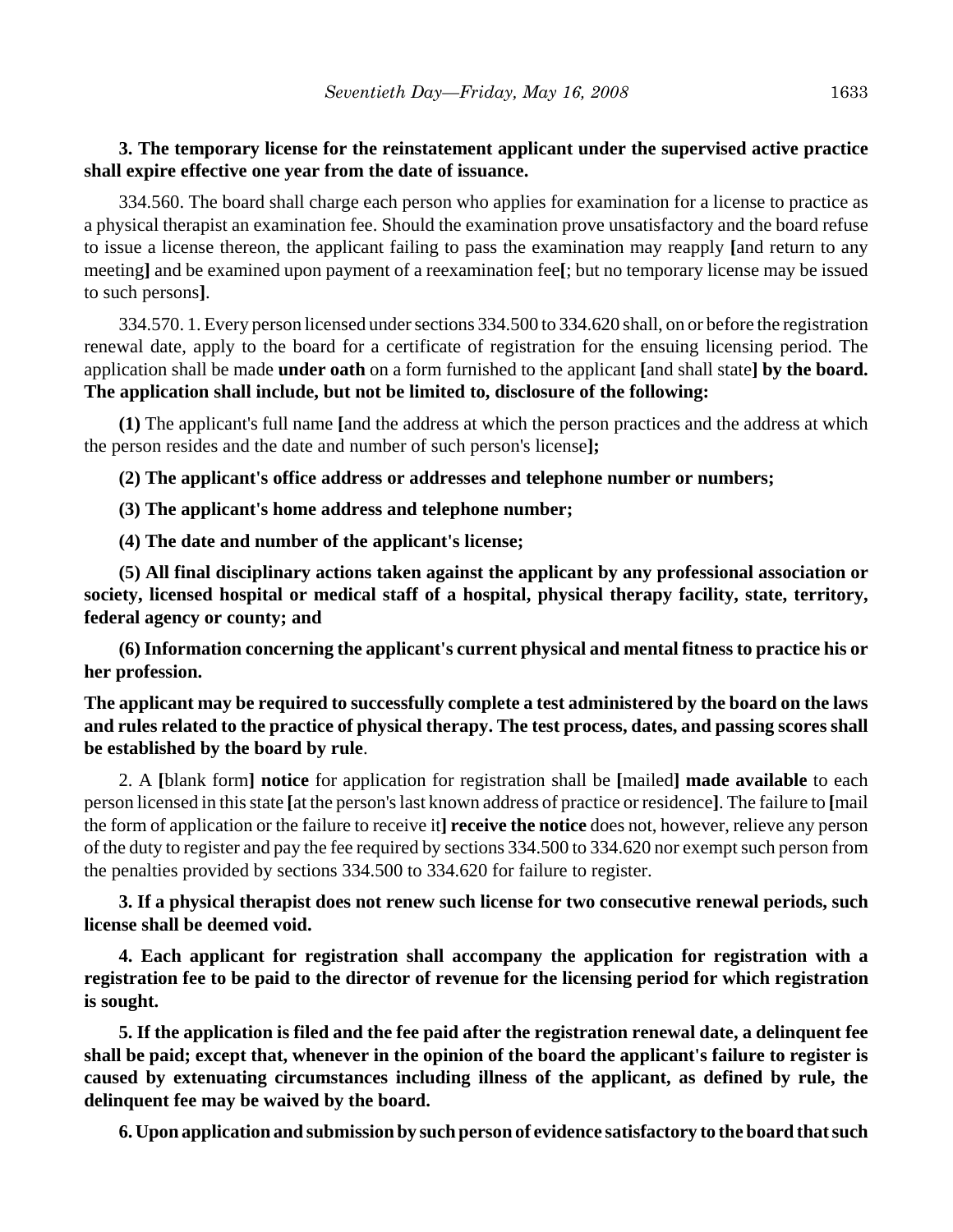**3. The temporary license for the reinstatement applicant under the supervised active practice shall expire effective one year from the date of issuance.**

334.560. The board shall charge each person who applies for examination for a license to practice as a physical therapist an examination fee. Should the examination prove unsatisfactory and the board refuse to issue a license thereon, the applicant failing to pass the examination may reapply **[**and return to any meeting**]** and be examined upon payment of a reexamination fee**[**; but no temporary license may be issued to such persons**]**.

334.570. 1. Every person licensed under sections 334.500 to 334.620 shall, on or before the registration renewal date, apply to the board for a certificate of registration for the ensuing licensing period. The application shall be made **under oath** on a form furnished to the applicant **[**and shall state**]** **by the board. The application shall include, but not be limited to, disclosure of the following:**

**(1)** The applicant's full name **[**and the address at which the person practices and the address at which the person resides and the date and number of such person's license**];**

**(2) The applicant's office address or addresses and telephone number or numbers;**

**(3) The applicant's home address and telephone number;**

**(4) The date and number of the applicant's license;**

**(5) All final disciplinary actions taken against the applicant by any professional association or society, licensed hospital or medical staff of a hospital, physical therapy facility, state, territory, federal agency or county; and**

**(6) Information concerning the applicant's current physical and mental fitness to practice his or her profession.**

**The applicant may be required to successfully complete a test administered by the board on the laws and rules related to the practice of physical therapy. The test process, dates, and passing scores shall be established by the board by rule**.

2. A **[**blank form**]** **notice** for application for registration shall be **[**mailed**]** **made available** to each person licensed in this state **[**at the person's last known address of practice or residence**]**. The failure to **[**mail the form of application or the failure to receive it**]** **receive the notice** does not, however, relieve any person of the duty to register and pay the fee required by sections 334.500 to 334.620 nor exempt such person from the penalties provided by sections 334.500 to 334.620 for failure to register.

**3. If a physical therapist does not renew such license for two consecutive renewal periods, such license shall be deemed void.**

**4. Each applicant for registration shall accompany the application for registration with a registration fee to be paid to the director of revenue for the licensing period for which registration is sought.**

**5. If the application is filed and the fee paid after the registration renewal date, a delinquent fee shall be paid; except that, whenever in the opinion of the board the applicant's failure to register is caused by extenuating circumstances including illness of the applicant, as defined by rule, the delinquent fee may be waived by the board.**

**6. Upon application and submission by such person of evidence satisfactory to the board that such**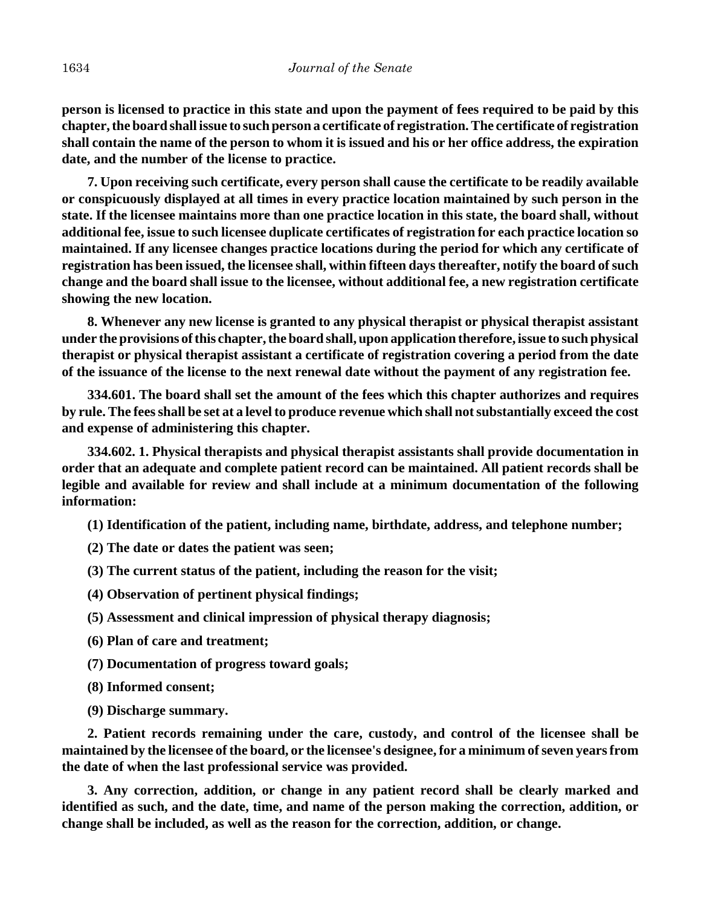**person is licensed to practice in this state and upon the payment of fees required to be paid by this chapter, the board shall issue to such person a certificate of registration. The certificate of registration shall contain the name of the person to whom it is issued and his or her office address, the expiration date, and the number of the license to practice.**

**7. Upon receiving such certificate, every person shall cause the certificate to be readily available or conspicuously displayed at all times in every practice location maintained by such person in the state. If the licensee maintains more than one practice location in this state, the board shall, without additional fee, issue to such licensee duplicate certificates of registration for each practice location so maintained. If any licensee changes practice locations during the period for which any certificate of registration has been issued, the licensee shall, within fifteen days thereafter, notify the board of such change and the board shall issue to the licensee, without additional fee, a new registration certificate showing the new location.**

**8. Whenever any new license is granted to any physical therapist or physical therapist assistant under the provisions of this chapter, the board shall, upon application therefore, issue to such physical therapist or physical therapist assistant a certificate of registration covering a period from the date of the issuance of the license to the next renewal date without the payment of any registration fee.**

**334.601. The board shall set the amount of the fees which this chapter authorizes and requires by rule. The fees shall be set at a level to produce revenue which shall not substantially exceed the cost and expense of administering this chapter.**

**334.602. 1. Physical therapists and physical therapist assistants shall provide documentation in order that an adequate and complete patient record can be maintained. All patient records shall be legible and available for review and shall include at a minimum documentation of the following information:**

**(1) Identification of the patient, including name, birthdate, address, and telephone number;**

**(2) The date or dates the patient was seen;**

**(3) The current status of the patient, including the reason for the visit;**

**(4) Observation of pertinent physical findings;**

**(5) Assessment and clinical impression of physical therapy diagnosis;**

**(6) Plan of care and treatment;**

**(7) Documentation of progress toward goals;**

**(8) Informed consent;**

**(9) Discharge summary.**

**2. Patient records remaining under the care, custody, and control of the licensee shall be maintained by the licensee of the board, or the licensee's designee, for a minimum of seven years from the date of when the last professional service was provided.**

**3. Any correction, addition, or change in any patient record shall be clearly marked and identified as such, and the date, time, and name of the person making the correction, addition, or change shall be included, as well as the reason for the correction, addition, or change.**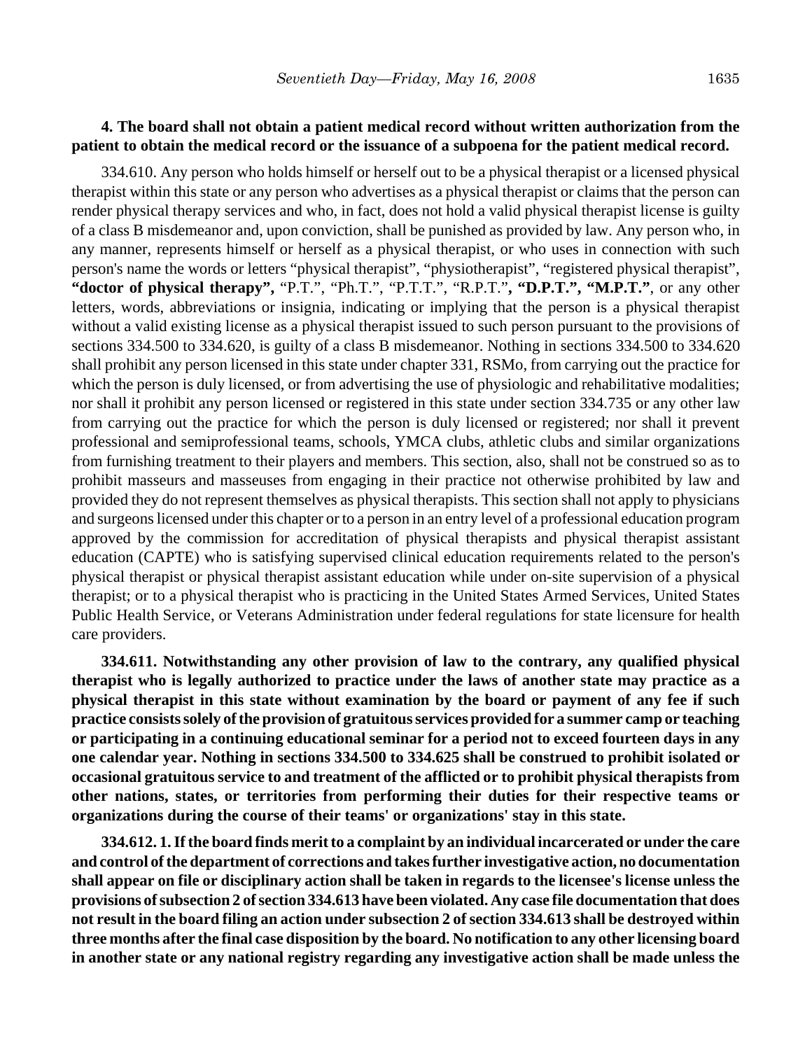**4. The board shall not obtain a patient medical record without written authorization from the patient to obtain the medical record or the issuance of a subpoena for the patient medical record.**

334.610. Any person who holds himself or herself out to be a physical therapist or a licensed physical therapist within this state or any person who advertises as a physical therapist or claims that the person can render physical therapy services and who, in fact, does not hold a valid physical therapist license is guilty of a class B misdemeanor and, upon conviction, shall be punished as provided by law. Any person who, in any manner, represents himself or herself as a physical therapist, or who uses in connection with such person's name the words or letters "physical therapist", "physiotherapist", "registered physical therapist", **"doctor of physical therapy",** "P.T.", "Ph.T.", "P.T.T.", "R.P.T."**, "D.P.T.", "M.P.T."**, or any other letters, words, abbreviations or insignia, indicating or implying that the person is a physical therapist without a valid existing license as a physical therapist issued to such person pursuant to the provisions of sections 334.500 to 334.620, is guilty of a class B misdemeanor. Nothing in sections 334.500 to 334.620 shall prohibit any person licensed in this state under chapter 331, RSMo, from carrying out the practice for which the person is duly licensed, or from advertising the use of physiologic and rehabilitative modalities; nor shall it prohibit any person licensed or registered in this state under section 334.735 or any other law from carrying out the practice for which the person is duly licensed or registered; nor shall it prevent professional and semiprofessional teams, schools, YMCA clubs, athletic clubs and similar organizations from furnishing treatment to their players and members. This section, also, shall not be construed so as to prohibit masseurs and masseuses from engaging in their practice not otherwise prohibited by law and provided they do not represent themselves as physical therapists. This section shall not apply to physicians and surgeons licensed under this chapter or to a person in an entry level of a professional education program approved by the commission for accreditation of physical therapists and physical therapist assistant education (CAPTE) who is satisfying supervised clinical education requirements related to the person's physical therapist or physical therapist assistant education while under on-site supervision of a physical therapist; or to a physical therapist who is practicing in the United States Armed Services, United States Public Health Service, or Veterans Administration under federal regulations for state licensure for health care providers.

**334.611. Notwithstanding any other provision of law to the contrary, any qualified physical therapist who is legally authorized to practice under the laws of another state may practice as a physical therapist in this state without examination by the board or payment of any fee if such practice consists solely of the provision of gratuitous services provided for a summer camp or teaching or participating in a continuing educational seminar for a period not to exceed fourteen days in any one calendar year. Nothing in sections 334.500 to 334.625 shall be construed to prohibit isolated or occasional gratuitous service to and treatment of the afflicted or to prohibit physical therapists from other nations, states, or territories from performing their duties for their respective teams or organizations during the course of their teams' or organizations' stay in this state.**

**334.612. 1. If the board finds merit to a complaint by an individual incarcerated or under the care and control of the department of corrections and takes further investigative action, no documentation shall appear on file or disciplinary action shall be taken in regards to the licensee's license unless the provisions of subsection 2 of section 334.613 have been violated. Any case file documentation that does not result in the board filing an action under subsection 2 of section 334.613 shall be destroyed within three months after the final case disposition by the board. No notification to any other licensing board in another state or any national registry regarding any investigative action shall be made unless the**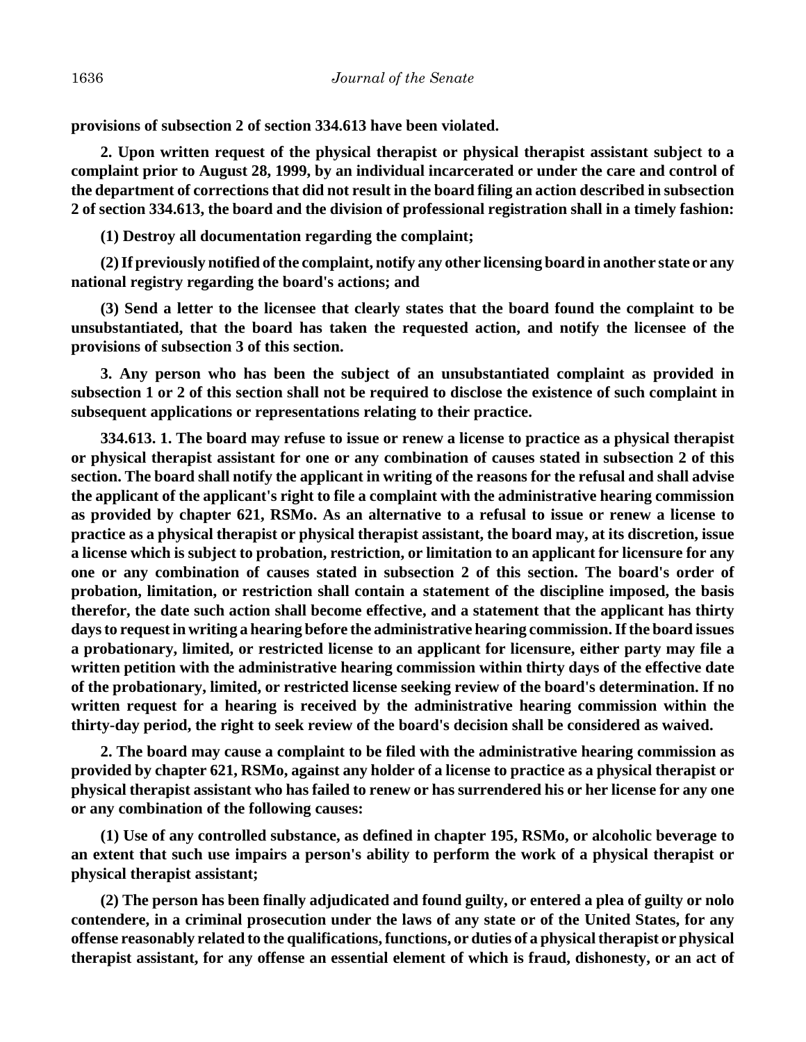**provisions of subsection 2 of section 334.613 have been violated.**

**2. Upon written request of the physical therapist or physical therapist assistant subject to a complaint prior to August 28, 1999, by an individual incarcerated or under the care and control of the department of corrections that did not result in the board filing an action described in subsection 2 of section 334.613, the board and the division of professional registration shall in a timely fashion:**

**(1) Destroy all documentation regarding the complaint;**

**(2) If previously notified of the complaint, notify any other licensing board in another state or any national registry regarding the board's actions; and**

**(3) Send a letter to the licensee that clearly states that the board found the complaint to be unsubstantiated, that the board has taken the requested action, and notify the licensee of the provisions of subsection 3 of this section.**

**3. Any person who has been the subject of an unsubstantiated complaint as provided in subsection 1 or 2 of this section shall not be required to disclose the existence of such complaint in subsequent applications or representations relating to their practice.**

**334.613. 1. The board may refuse to issue or renew a license to practice as a physical therapist or physical therapist assistant for one or any combination of causes stated in subsection 2 of this section. The board shall notify the applicant in writing of the reasons for the refusal and shall advise the applicant of the applicant's right to file a complaint with the administrative hearing commission as provided by chapter 621, RSMo. As an alternative to a refusal to issue or renew a license to practice as a physical therapist or physical therapist assistant, the board may, at its discretion, issue a license which is subject to probation, restriction, or limitation to an applicant for licensure for any one or any combination of causes stated in subsection 2 of this section. The board's order of probation, limitation, or restriction shall contain a statement of the discipline imposed, the basis therefor, the date such action shall become effective, and a statement that the applicant has thirty days to request in writing a hearing before the administrative hearing commission. If the board issues a probationary, limited, or restricted license to an applicant for licensure, either party may file a written petition with the administrative hearing commission within thirty days of the effective date of the probationary, limited, or restricted license seeking review of the board's determination. If no written request for a hearing is received by the administrative hearing commission within the thirty-day period, the right to seek review of the board's decision shall be considered as waived.**

**2. The board may cause a complaint to be filed with the administrative hearing commission as provided by chapter 621, RSMo, against any holder of a license to practice as a physical therapist or physical therapist assistant who has failed to renew or has surrendered his or her license for any one or any combination of the following causes:**

**(1) Use of any controlled substance, as defined in chapter 195, RSMo, or alcoholic beverage to an extent that such use impairs a person's ability to perform the work of a physical therapist or physical therapist assistant;**

**(2) The person has been finally adjudicated and found guilty, or entered a plea of guilty or nolo contendere, in a criminal prosecution under the laws of any state or of the United States, for any offense reasonably related to the qualifications, functions, or duties of a physical therapist or physical therapist assistant, for any offense an essential element of which is fraud, dishonesty, or an act of**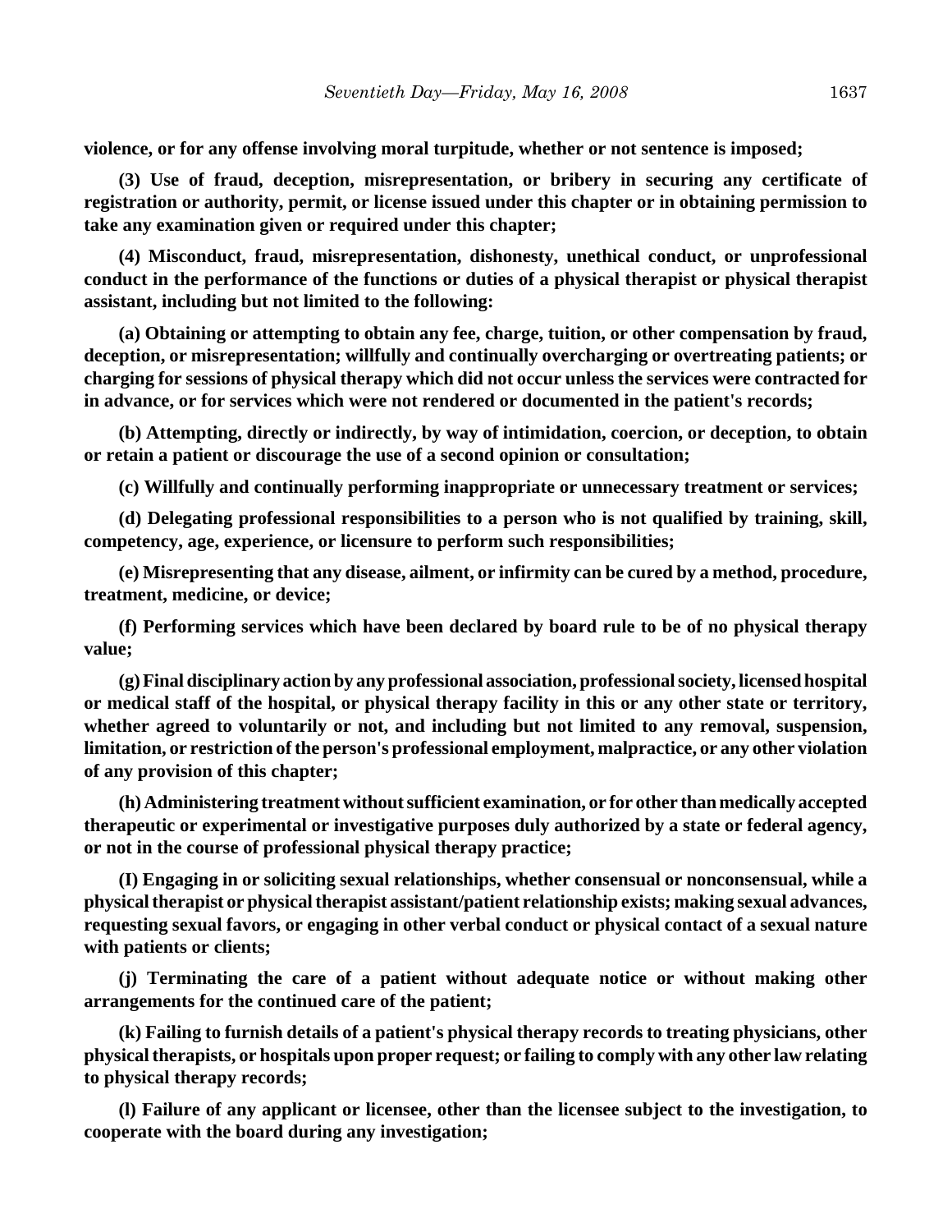**violence, or for any offense involving moral turpitude, whether or not sentence is imposed;**

**(3) Use of fraud, deception, misrepresentation, or bribery in securing any certificate of registration or authority, permit, or license issued under this chapter or in obtaining permission to take any examination given or required under this chapter;**

**(4) Misconduct, fraud, misrepresentation, dishonesty, unethical conduct, or unprofessional conduct in the performance of the functions or duties of a physical therapist or physical therapist assistant, including but not limited to the following:**

**(a) Obtaining or attempting to obtain any fee, charge, tuition, or other compensation by fraud, deception, or misrepresentation; willfully and continually overcharging or overtreating patients; or charging for sessions of physical therapy which did not occur unless the services were contracted for in advance, or for services which were not rendered or documented in the patient's records;**

**(b) Attempting, directly or indirectly, by way of intimidation, coercion, or deception, to obtain or retain a patient or discourage the use of a second opinion or consultation;**

**(c) Willfully and continually performing inappropriate or unnecessary treatment or services;**

**(d) Delegating professional responsibilities to a person who is not qualified by training, skill, competency, age, experience, or licensure to perform such responsibilities;**

**(e) Misrepresenting that any disease, ailment, or infirmity can be cured by a method, procedure, treatment, medicine, or device;**

**(f) Performing services which have been declared by board rule to be of no physical therapy value;**

**(g) Final disciplinary action by any professional association, professional society, licensed hospital or medical staff of the hospital, or physical therapy facility in this or any other state or territory, whether agreed to voluntarily or not, and including but not limited to any removal, suspension, limitation, or restriction of the person's professional employment, malpractice, or any other violation of any provision of this chapter;**

**(h) Administering treatment without sufficient examination, or for other than medically accepted therapeutic or experimental or investigative purposes duly authorized by a state or federal agency, or not in the course of professional physical therapy practice;**

**(I) Engaging in or soliciting sexual relationships, whether consensual or nonconsensual, while a physical therapist or physical therapist assistant/patient relationship exists; making sexual advances, requesting sexual favors, or engaging in other verbal conduct or physical contact of a sexual nature with patients or clients;**

**(j) Terminating the care of a patient without adequate notice or without making other arrangements for the continued care of the patient;**

**(k) Failing to furnish details of a patient's physical therapy records to treating physicians, other physical therapists, or hospitals upon proper request; or failing to comply with any other law relating to physical therapy records;**

**(l) Failure of any applicant or licensee, other than the licensee subject to the investigation, to cooperate with the board during any investigation;**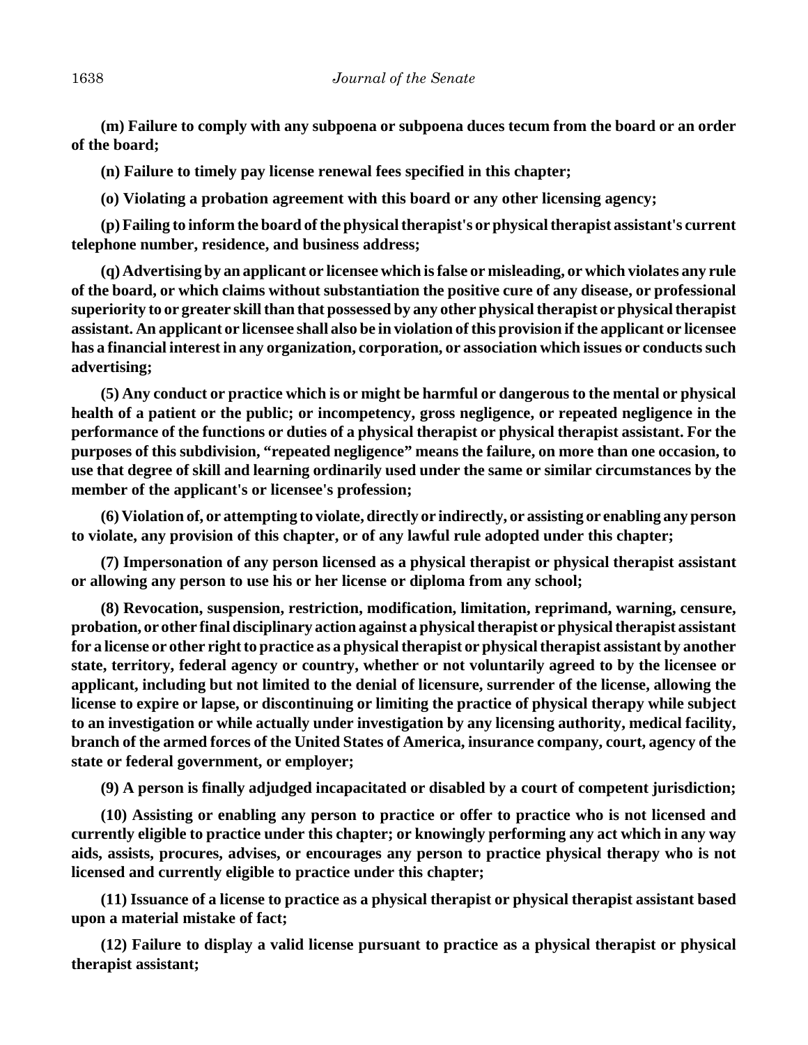**(m) Failure to comply with any subpoena or subpoena duces tecum from the board or an order of the board;**

**(n) Failure to timely pay license renewal fees specified in this chapter;**

**(o) Violating a probation agreement with this board or any other licensing agency;**

**(p) Failing to inform the board of the physical therapist's or physical therapist assistant's current telephone number, residence, and business address;**

**(q) Advertising by an applicant or licensee which is false or misleading, or which violates any rule of the board, or which claims without substantiation the positive cure of any disease, or professional superiority to or greater skill than that possessed by any other physical therapist or physical therapist assistant. An applicant or licensee shall also be in violation of this provision if the applicant or licensee has a financial interest in any organization, corporation, or association which issues or conducts such advertising;**

**(5) Any conduct or practice which is or might be harmful or dangerous to the mental or physical health of a patient or the public; or incompetency, gross negligence, or repeated negligence in the performance of the functions or duties of a physical therapist or physical therapist assistant. For the purposes of this subdivision, "repeated negligence" means the failure, on more than one occasion, to use that degree of skill and learning ordinarily used under the same or similar circumstances by the member of the applicant's or licensee's profession;**

**(6) Violation of, or attempting to violate, directly or indirectly, or assisting or enabling any person to violate, any provision of this chapter, or of any lawful rule adopted under this chapter;**

**(7) Impersonation of any person licensed as a physical therapist or physical therapist assistant or allowing any person to use his or her license or diploma from any school;**

**(8) Revocation, suspension, restriction, modification, limitation, reprimand, warning, censure, probation, or other final disciplinary action against a physical therapist or physical therapist assistant for a license or other right to practice as a physical therapist or physical therapist assistant by another state, territory, federal agency or country, whether or not voluntarily agreed to by the licensee or applicant, including but not limited to the denial of licensure, surrender of the license, allowing the license to expire or lapse, or discontinuing or limiting the practice of physical therapy while subject to an investigation or while actually under investigation by any licensing authority, medical facility, branch of the armed forces of the United States of America, insurance company, court, agency of the state or federal government, or employer;**

**(9) A person is finally adjudged incapacitated or disabled by a court of competent jurisdiction;**

**(10) Assisting or enabling any person to practice or offer to practice who is not licensed and currently eligible to practice under this chapter; or knowingly performing any act which in any way aids, assists, procures, advises, or encourages any person to practice physical therapy who is not licensed and currently eligible to practice under this chapter;**

**(11) Issuance of a license to practice as a physical therapist or physical therapist assistant based upon a material mistake of fact;**

**(12) Failure to display a valid license pursuant to practice as a physical therapist or physical therapist assistant;**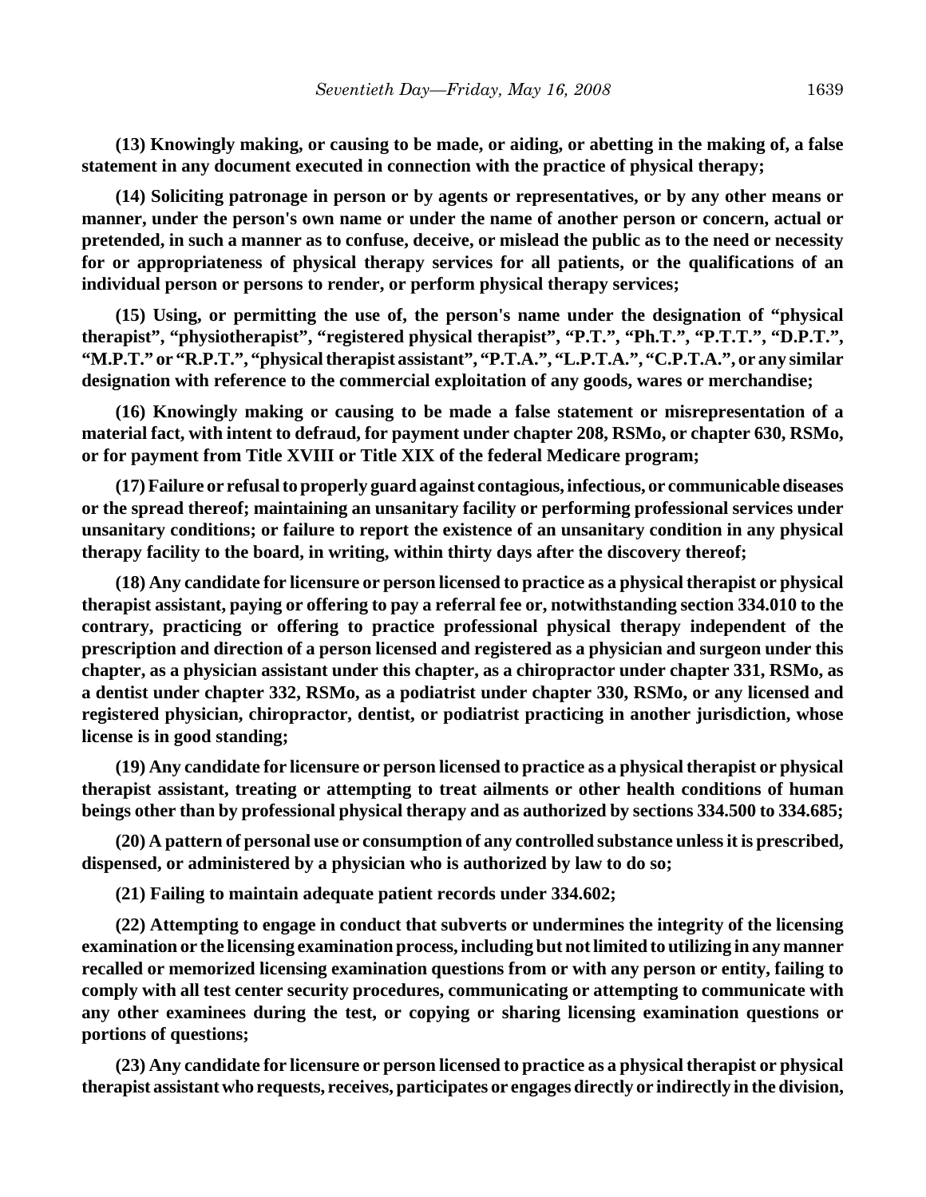**(13) Knowingly making, or causing to be made, or aiding, or abetting in the making of, a false statement in any document executed in connection with the practice of physical therapy;**

**(14) Soliciting patronage in person or by agents or representatives, or by any other means or manner, under the person's own name or under the name of another person or concern, actual or pretended, in such a manner as to confuse, deceive, or mislead the public as to the need or necessity for or appropriateness of physical therapy services for all patients, or the qualifications of an individual person or persons to render, or perform physical therapy services;**

**(15) Using, or permitting the use of, the person's name under the designation of "physical therapist", "physiotherapist", "registered physical therapist", "P.T.", "Ph.T.", "P.T.T.", "D.P.T.", "M.P.T." or "R.P.T.", "physical therapist assistant", "P.T.A.", "L.P.T.A.", "C.P.T.A.", or any similar designation with reference to the commercial exploitation of any goods, wares or merchandise;**

**(16) Knowingly making or causing to be made a false statement or misrepresentation of a material fact, with intent to defraud, for payment under chapter 208, RSMo, or chapter 630, RSMo, or for payment from Title XVIII or Title XIX of the federal Medicare program;**

**(17) Failure or refusal to properly guard against contagious, infectious, or communicable diseases or the spread thereof; maintaining an unsanitary facility or performing professional services under unsanitary conditions; or failure to report the existence of an unsanitary condition in any physical therapy facility to the board, in writing, within thirty days after the discovery thereof;**

**(18) Any candidate for licensure or person licensed to practice as a physical therapist or physical therapist assistant, paying or offering to pay a referral fee or, notwithstanding section 334.010 to the contrary, practicing or offering to practice professional physical therapy independent of the prescription and direction of a person licensed and registered as a physician and surgeon under this chapter, as a physician assistant under this chapter, as a chiropractor under chapter 331, RSMo, as a dentist under chapter 332, RSMo, as a podiatrist under chapter 330, RSMo, or any licensed and registered physician, chiropractor, dentist, or podiatrist practicing in another jurisdiction, whose license is in good standing;**

**(19) Any candidate for licensure or person licensed to practice as a physical therapist or physical therapist assistant, treating or attempting to treat ailments or other health conditions of human beings other than by professional physical therapy and as authorized by sections 334.500 to 334.685;**

**(20) A pattern of personal use or consumption of any controlled substance unless it is prescribed, dispensed, or administered by a physician who is authorized by law to do so;**

**(21) Failing to maintain adequate patient records under 334.602;**

**(22) Attempting to engage in conduct that subverts or undermines the integrity of the licensing examination or the licensing examination process, including but not limited to utilizing in any manner recalled or memorized licensing examination questions from or with any person or entity, failing to comply with all test center security procedures, communicating or attempting to communicate with any other examinees during the test, or copying or sharing licensing examination questions or portions of questions;**

**(23) Any candidate for licensure or person licensed to practice as a physical therapist or physical therapist assistant who requests, receives, participates or engages directly or indirectly in the division,**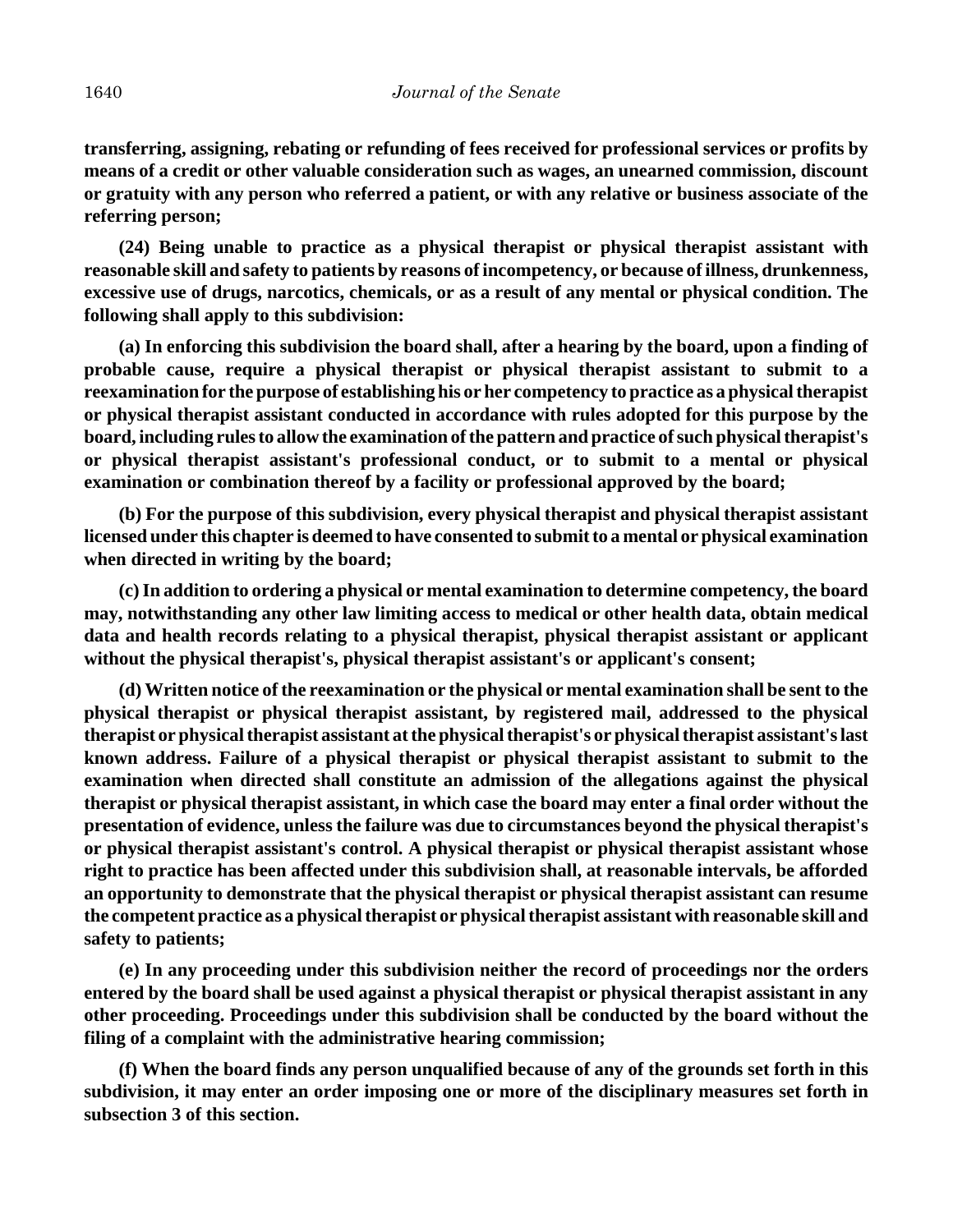**transferring, assigning, rebating or refunding of fees received for professional services or profits by means of a credit or other valuable consideration such as wages, an unearned commission, discount or gratuity with any person who referred a patient, or with any relative or business associate of the referring person;**

**(24) Being unable to practice as a physical therapist or physical therapist assistant with reasonable skill and safety to patients by reasons of incompetency, or because of illness, drunkenness, excessive use of drugs, narcotics, chemicals, or as a result of any mental or physical condition. The following shall apply to this subdivision:**

**(a) In enforcing this subdivision the board shall, after a hearing by the board, upon a finding of probable cause, require a physical therapist or physical therapist assistant to submit to a reexamination for the purpose of establishing his or her competency to practice as a physical therapist or physical therapist assistant conducted in accordance with rules adopted for this purpose by the board, including rules to allow the examination of the pattern and practice of such physical therapist's or physical therapist assistant's professional conduct, or to submit to a mental or physical examination or combination thereof by a facility or professional approved by the board;**

**(b) For the purpose of this subdivision, every physical therapist and physical therapist assistant licensed under this chapter is deemed to have consented to submit to a mental or physical examination when directed in writing by the board;**

**(c) In addition to ordering a physical or mental examination to determine competency, the board may, notwithstanding any other law limiting access to medical or other health data, obtain medical data and health records relating to a physical therapist, physical therapist assistant or applicant without the physical therapist's, physical therapist assistant's or applicant's consent;**

**(d) Written notice of the reexamination or the physical or mental examination shall be sent to the physical therapist or physical therapist assistant, by registered mail, addressed to the physical therapist or physical therapist assistant at the physical therapist's or physical therapist assistant's last known address. Failure of a physical therapist or physical therapist assistant to submit to the examination when directed shall constitute an admission of the allegations against the physical therapist or physical therapist assistant, in which case the board may enter a final order without the presentation of evidence, unless the failure was due to circumstances beyond the physical therapist's or physical therapist assistant's control. A physical therapist or physical therapist assistant whose right to practice has been affected under this subdivision shall, at reasonable intervals, be afforded an opportunity to demonstrate that the physical therapist or physical therapist assistant can resume the competent practice as a physical therapist or physical therapist assistant with reasonable skill and safety to patients;**

**(e) In any proceeding under this subdivision neither the record of proceedings nor the orders entered by the board shall be used against a physical therapist or physical therapist assistant in any other proceeding. Proceedings under this subdivision shall be conducted by the board without the filing of a complaint with the administrative hearing commission;**

**(f) When the board finds any person unqualified because of any of the grounds set forth in this subdivision, it may enter an order imposing one or more of the disciplinary measures set forth in subsection 3 of this section.**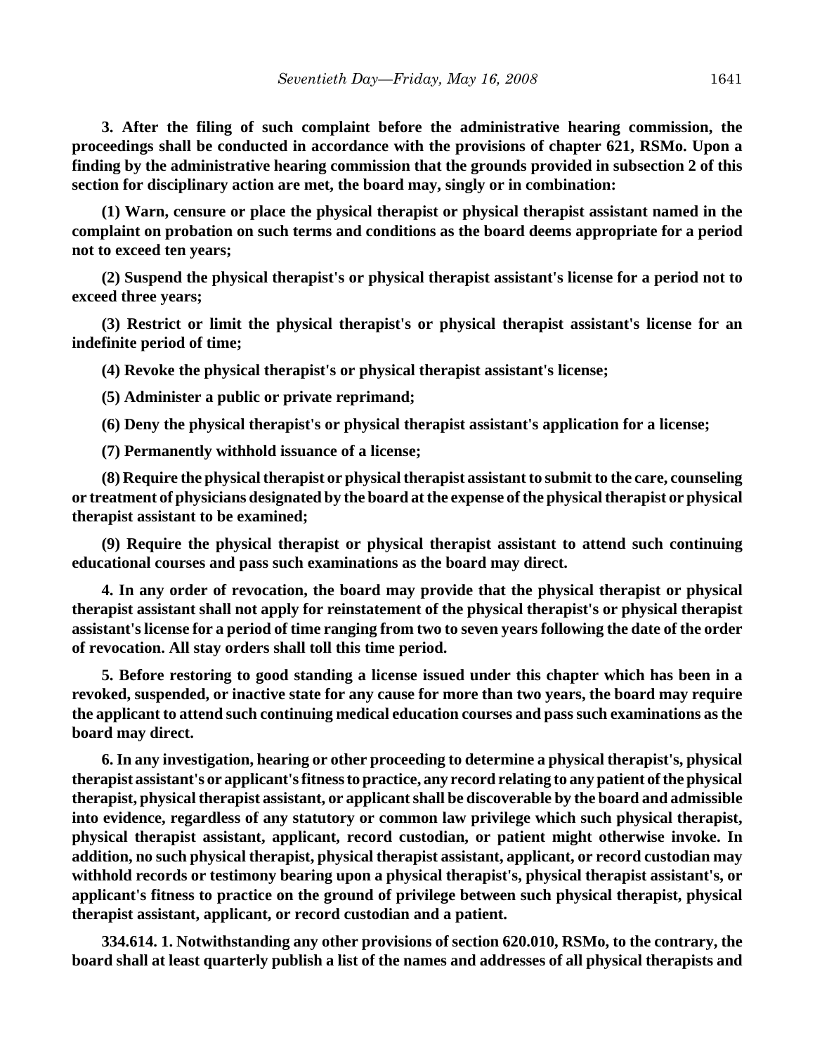**3. After the filing of such complaint before the administrative hearing commission, the proceedings shall be conducted in accordance with the provisions of chapter 621, RSMo. Upon a finding by the administrative hearing commission that the grounds provided in subsection 2 of this section for disciplinary action are met, the board may, singly or in combination:**

**(1) Warn, censure or place the physical therapist or physical therapist assistant named in the complaint on probation on such terms and conditions as the board deems appropriate for a period not to exceed ten years;**

**(2) Suspend the physical therapist's or physical therapist assistant's license for a period not to exceed three years;**

**(3) Restrict or limit the physical therapist's or physical therapist assistant's license for an indefinite period of time;**

**(4) Revoke the physical therapist's or physical therapist assistant's license;**

**(5) Administer a public or private reprimand;**

**(6) Deny the physical therapist's or physical therapist assistant's application for a license;**

**(7) Permanently withhold issuance of a license;**

**(8) Require the physical therapist or physical therapist assistant to submit to the care, counseling or treatment of physicians designated by the board at the expense of the physical therapist or physical therapist assistant to be examined;**

**(9) Require the physical therapist or physical therapist assistant to attend such continuing educational courses and pass such examinations as the board may direct.**

**4. In any order of revocation, the board may provide that the physical therapist or physical therapist assistant shall not apply for reinstatement of the physical therapist's or physical therapist assistant's license for a period of time ranging from two to seven years following the date of the order of revocation. All stay orders shall toll this time period.**

**5. Before restoring to good standing a license issued under this chapter which has been in a revoked, suspended, or inactive state for any cause for more than two years, the board may require the applicant to attend such continuing medical education courses and pass such examinations as the board may direct.**

**6. In any investigation, hearing or other proceeding to determine a physical therapist's, physical therapist assistant's or applicant's fitness to practice, any record relating to any patient of the physical therapist, physical therapist assistant, or applicant shall be discoverable by the board and admissible into evidence, regardless of any statutory or common law privilege which such physical therapist, physical therapist assistant, applicant, record custodian, or patient might otherwise invoke. In addition, no such physical therapist, physical therapist assistant, applicant, or record custodian may withhold records or testimony bearing upon a physical therapist's, physical therapist assistant's, or applicant's fitness to practice on the ground of privilege between such physical therapist, physical therapist assistant, applicant, or record custodian and a patient.**

**334.614. 1. Notwithstanding any other provisions of section 620.010, RSMo, to the contrary, the board shall at least quarterly publish a list of the names and addresses of all physical therapists and**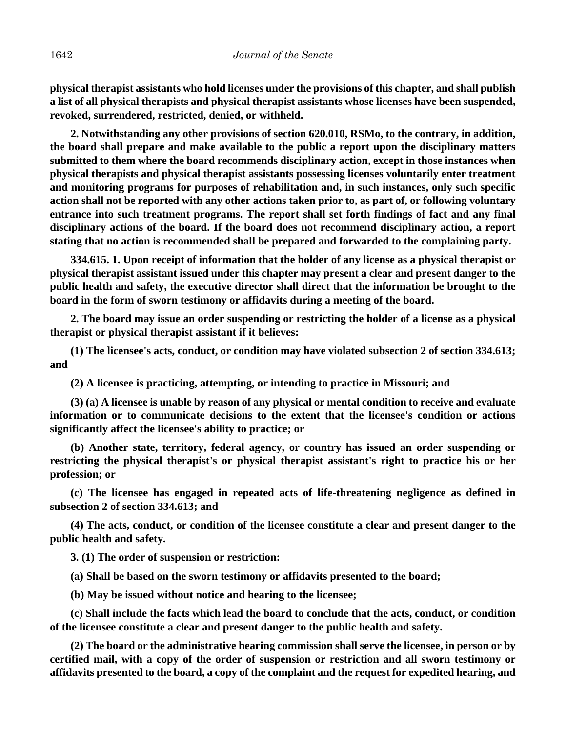**physical therapist assistants who hold licenses under the provisions of this chapter, and shall publish a list of all physical therapists and physical therapist assistants whose licenses have been suspended, revoked, surrendered, restricted, denied, or withheld.**

**2. Notwithstanding any other provisions of section 620.010, RSMo, to the contrary, in addition, the board shall prepare and make available to the public a report upon the disciplinary matters submitted to them where the board recommends disciplinary action, except in those instances when physical therapists and physical therapist assistants possessing licenses voluntarily enter treatment and monitoring programs for purposes of rehabilitation and, in such instances, only such specific action shall not be reported with any other actions taken prior to, as part of, or following voluntary entrance into such treatment programs. The report shall set forth findings of fact and any final disciplinary actions of the board. If the board does not recommend disciplinary action, a report stating that no action is recommended shall be prepared and forwarded to the complaining party.**

**334.615. 1. Upon receipt of information that the holder of any license as a physical therapist or physical therapist assistant issued under this chapter may present a clear and present danger to the public health and safety, the executive director shall direct that the information be brought to the board in the form of sworn testimony or affidavits during a meeting of the board.**

**2. The board may issue an order suspending or restricting the holder of a license as a physical therapist or physical therapist assistant if it believes:**

**(1) The licensee's acts, conduct, or condition may have violated subsection 2 of section 334.613; and**

**(2) A licensee is practicing, attempting, or intending to practice in Missouri; and**

**(3) (a) A licensee is unable by reason of any physical or mental condition to receive and evaluate information or to communicate decisions to the extent that the licensee's condition or actions significantly affect the licensee's ability to practice; or**

**(b) Another state, territory, federal agency, or country has issued an order suspending or restricting the physical therapist's or physical therapist assistant's right to practice his or her profession; or**

**(c) The licensee has engaged in repeated acts of life-threatening negligence as defined in subsection 2 of section 334.613; and**

**(4) The acts, conduct, or condition of the licensee constitute a clear and present danger to the public health and safety.**

**3. (1) The order of suspension or restriction:**

**(a) Shall be based on the sworn testimony or affidavits presented to the board;**

**(b) May be issued without notice and hearing to the licensee;**

**(c) Shall include the facts which lead the board to conclude that the acts, conduct, or condition of the licensee constitute a clear and present danger to the public health and safety.**

**(2) The board or the administrative hearing commission shall serve the licensee, in person or by certified mail, with a copy of the order of suspension or restriction and all sworn testimony or affidavits presented to the board, a copy of the complaint and the request for expedited hearing, and**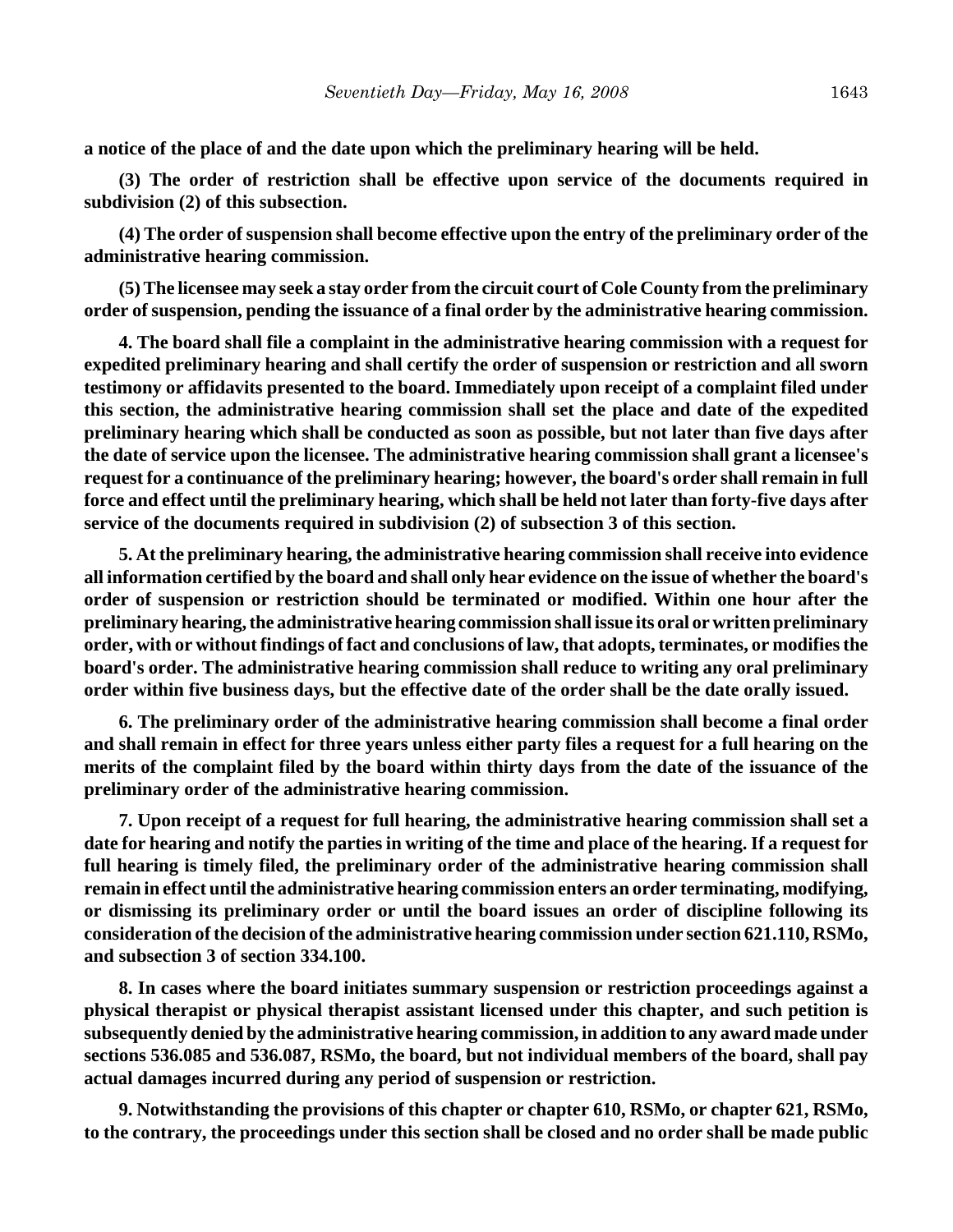**a notice of the place of and the date upon which the preliminary hearing will be held.**

**(3) The order of restriction shall be effective upon service of the documents required in subdivision (2) of this subsection.**

**(4) The order of suspension shall become effective upon the entry of the preliminary order of the administrative hearing commission.**

**(5) The licensee may seek a stay order from the circuit court of Cole County from the preliminary order of suspension, pending the issuance of a final order by the administrative hearing commission.**

**4. The board shall file a complaint in the administrative hearing commission with a request for expedited preliminary hearing and shall certify the order of suspension or restriction and all sworn testimony or affidavits presented to the board. Immediately upon receipt of a complaint filed under this section, the administrative hearing commission shall set the place and date of the expedited preliminary hearing which shall be conducted as soon as possible, but not later than five days after the date of service upon the licensee. The administrative hearing commission shall grant a licensee's request for a continuance of the preliminary hearing; however, the board's order shall remain in full force and effect until the preliminary hearing, which shall be held not later than forty-five days after service of the documents required in subdivision (2) of subsection 3 of this section.**

**5. At the preliminary hearing, the administrative hearing commission shall receive into evidence all information certified by the board and shall only hear evidence on the issue of whether the board's order of suspension or restriction should be terminated or modified. Within one hour after the preliminary hearing, the administrative hearing commission shall issue its oral or written preliminary order, with or without findings of fact and conclusions of law, that adopts, terminates, or modifies the board's order. The administrative hearing commission shall reduce to writing any oral preliminary order within five business days, but the effective date of the order shall be the date orally issued.**

**6. The preliminary order of the administrative hearing commission shall become a final order and shall remain in effect for three years unless either party files a request for a full hearing on the merits of the complaint filed by the board within thirty days from the date of the issuance of the preliminary order of the administrative hearing commission.**

**7. Upon receipt of a request for full hearing, the administrative hearing commission shall set a date for hearing and notify the parties in writing of the time and place of the hearing. If a request for full hearing is timely filed, the preliminary order of the administrative hearing commission shall remain in effect until the administrative hearing commission enters an order terminating, modifying, or dismissing its preliminary order or until the board issues an order of discipline following its consideration of the decision of the administrative hearing commission under section 621.110, RSMo, and subsection 3 of section 334.100.**

**8. In cases where the board initiates summary suspension or restriction proceedings against a physical therapist or physical therapist assistant licensed under this chapter, and such petition is subsequently denied by the administrative hearing commission, in addition to any award made under sections 536.085 and 536.087, RSMo, the board, but not individual members of the board, shall pay actual damages incurred during any period of suspension or restriction.**

**9. Notwithstanding the provisions of this chapter or chapter 610, RSMo, or chapter 621, RSMo, to the contrary, the proceedings under this section shall be closed and no order shall be made public**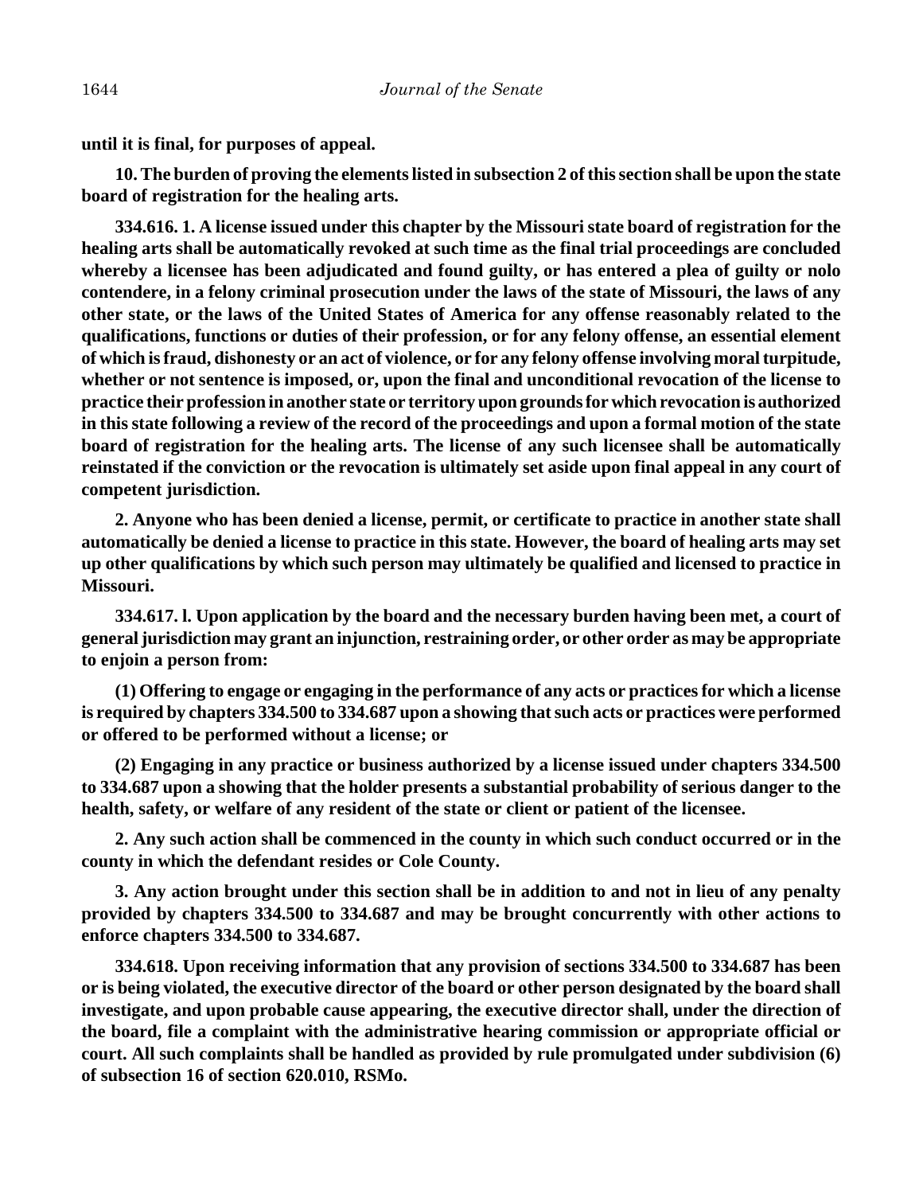**until it is final, for purposes of appeal.**

**10. The burden of proving the elements listed in subsection 2 of this section shall be upon the state board of registration for the healing arts.**

**334.616. 1. A license issued under this chapter by the Missouri state board of registration for the healing arts shall be automatically revoked at such time as the final trial proceedings are concluded whereby a licensee has been adjudicated and found guilty, or has entered a plea of guilty or nolo contendere, in a felony criminal prosecution under the laws of the state of Missouri, the laws of any other state, or the laws of the United States of America for any offense reasonably related to the qualifications, functions or duties of their profession, or for any felony offense, an essential element of which is fraud, dishonesty or an act of violence, or for any felony offense involving moral turpitude, whether or not sentence is imposed, or, upon the final and unconditional revocation of the license to practice their profession in another state or territory upon grounds for which revocation is authorized in this state following a review of the record of the proceedings and upon a formal motion of the state board of registration for the healing arts. The license of any such licensee shall be automatically reinstated if the conviction or the revocation is ultimately set aside upon final appeal in any court of competent jurisdiction.**

**2. Anyone who has been denied a license, permit, or certificate to practice in another state shall automatically be denied a license to practice in this state. However, the board of healing arts may set up other qualifications by which such person may ultimately be qualified and licensed to practice in Missouri.**

**334.617. l. Upon application by the board and the necessary burden having been met, a court of general jurisdiction may grant an injunction, restraining order, or other order as may be appropriate to enjoin a person from:**

**(1) Offering to engage or engaging in the performance of any acts or practices for which a license is required by chapters 334.500 to 334.687 upon a showing that such acts or practices were performed or offered to be performed without a license; or**

**(2) Engaging in any practice or business authorized by a license issued under chapters 334.500 to 334.687 upon a showing that the holder presents a substantial probability of serious danger to the health, safety, or welfare of any resident of the state or client or patient of the licensee.**

**2. Any such action shall be commenced in the county in which such conduct occurred or in the county in which the defendant resides or Cole County.**

**3. Any action brought under this section shall be in addition to and not in lieu of any penalty provided by chapters 334.500 to 334.687 and may be brought concurrently with other actions to enforce chapters 334.500 to 334.687.**

**334.618. Upon receiving information that any provision of sections 334.500 to 334.687 has been or is being violated, the executive director of the board or other person designated by the board shall investigate, and upon probable cause appearing, the executive director shall, under the direction of the board, file a complaint with the administrative hearing commission or appropriate official or court. All such complaints shall be handled as provided by rule promulgated under subdivision (6) of subsection 16 of section 620.010, RSMo.**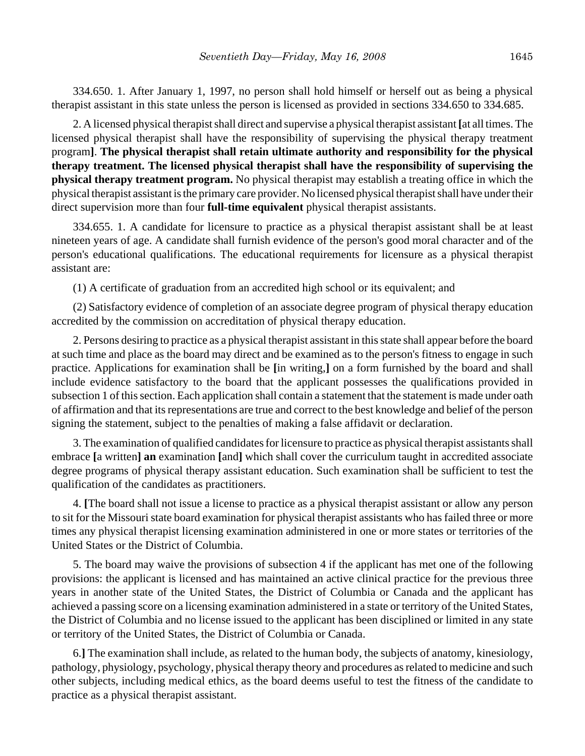334.650. 1. After January 1, 1997, no person shall hold himself or herself out as being a physical therapist assistant in this state unless the person is licensed as provided in sections 334.650 to 334.685.

2. A licensed physical therapist shall direct and supervise a physical therapist assistant **[**at all times. The licensed physical therapist shall have the responsibility of supervising the physical therapy treatment program**]**. **The physical therapist shall retain ultimate authority and responsibility for the physical therapy treatment. The licensed physical therapist shall have the responsibility of supervising the physical therapy treatment program.** No physical therapist may establish a treating office in which the physical therapist assistant is the primary care provider. No licensed physical therapist shall have under their direct supervision more than four **full-time equivalent** physical therapist assistants.

334.655. 1. A candidate for licensure to practice as a physical therapist assistant shall be at least nineteen years of age. A candidate shall furnish evidence of the person's good moral character and of the person's educational qualifications. The educational requirements for licensure as a physical therapist assistant are:

(1) A certificate of graduation from an accredited high school or its equivalent; and

(2) Satisfactory evidence of completion of an associate degree program of physical therapy education accredited by the commission on accreditation of physical therapy education.

2. Persons desiring to practice as a physical therapist assistant in this state shall appear before the board at such time and place as the board may direct and be examined as to the person's fitness to engage in such practice. Applications for examination shall be **[**in writing,**]** on a form furnished by the board and shall include evidence satisfactory to the board that the applicant possesses the qualifications provided in subsection 1 of this section. Each application shall contain a statement that the statement is made under oath of affirmation and that its representations are true and correct to the best knowledge and belief of the person signing the statement, subject to the penalties of making a false affidavit or declaration.

3. The examination of qualified candidates for licensure to practice as physical therapist assistants shall embrace **[**a written**]** **an** examination **[**and**]** which shall cover the curriculum taught in accredited associate degree programs of physical therapy assistant education. Such examination shall be sufficient to test the qualification of the candidates as practitioners.

4. **[**The board shall not issue a license to practice as a physical therapist assistant or allow any person to sit for the Missouri state board examination for physical therapist assistants who has failed three or more times any physical therapist licensing examination administered in one or more states or territories of the United States or the District of Columbia.

5. The board may waive the provisions of subsection 4 if the applicant has met one of the following provisions: the applicant is licensed and has maintained an active clinical practice for the previous three years in another state of the United States, the District of Columbia or Canada and the applicant has achieved a passing score on a licensing examination administered in a state or territory of the United States, the District of Columbia and no license issued to the applicant has been disciplined or limited in any state or territory of the United States, the District of Columbia or Canada.

6.**]** The examination shall include, as related to the human body, the subjects of anatomy, kinesiology, pathology, physiology, psychology, physical therapy theory and procedures as related to medicine and such other subjects, including medical ethics, as the board deems useful to test the fitness of the candidate to practice as a physical therapist assistant.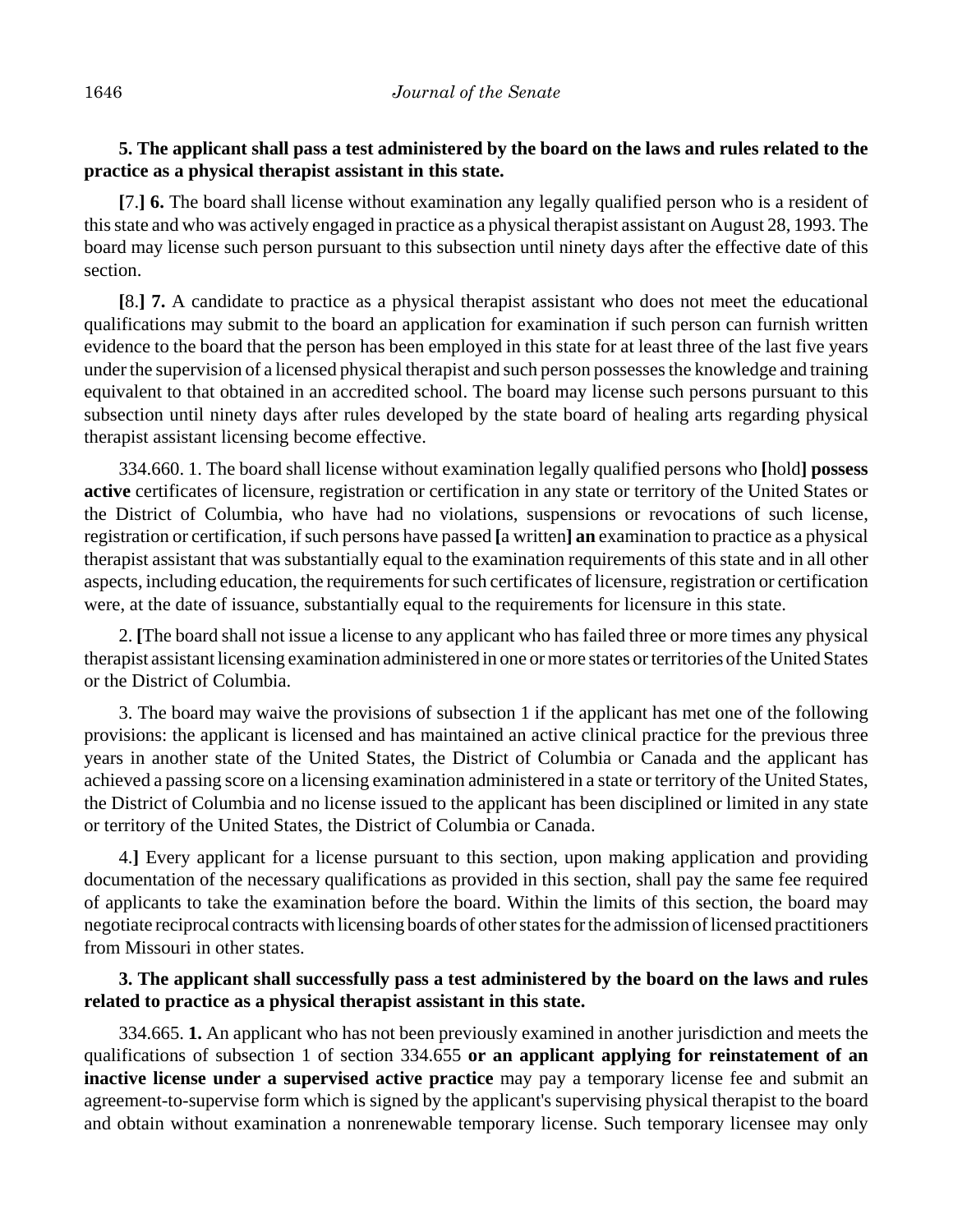**5. The applicant shall pass a test administered by the board on the laws and rules related to the practice as a physical therapist assistant in this state.**

**[**7.**] 6.** The board shall license without examination any legally qualified person who is a resident of this state and who was actively engaged in practice as a physical therapist assistant on August 28, 1993. The board may license such person pursuant to this subsection until ninety days after the effective date of this section.

**[**8.**] 7.** A candidate to practice as a physical therapist assistant who does not meet the educational qualifications may submit to the board an application for examination if such person can furnish written evidence to the board that the person has been employed in this state for at least three of the last five years under the supervision of a licensed physical therapist and such person possesses the knowledge and training equivalent to that obtained in an accredited school. The board may license such persons pursuant to this subsection until ninety days after rules developed by the state board of healing arts regarding physical therapist assistant licensing become effective.

334.660. 1. The board shall license without examination legally qualified persons who **[**hold**] possess active** certificates of licensure, registration or certification in any state or territory of the United States or the District of Columbia, who have had no violations, suspensions or revocations of such license, registration or certification, if such persons have passed **[**a written**] an** examination to practice as a physical therapist assistant that was substantially equal to the examination requirements of this state and in all other aspects, including education, the requirements for such certificates of licensure, registration or certification were, at the date of issuance, substantially equal to the requirements for licensure in this state.

2. **[**The board shall not issue a license to any applicant who has failed three or more times any physical therapist assistant licensing examination administered in one or more states or territories of the United States or the District of Columbia.

3. The board may waive the provisions of subsection 1 if the applicant has met one of the following provisions: the applicant is licensed and has maintained an active clinical practice for the previous three years in another state of the United States, the District of Columbia or Canada and the applicant has achieved a passing score on a licensing examination administered in a state or territory of the United States, the District of Columbia and no license issued to the applicant has been disciplined or limited in any state or territory of the United States, the District of Columbia or Canada.

4.**]** Every applicant for a license pursuant to this section, upon making application and providing documentation of the necessary qualifications as provided in this section, shall pay the same fee required of applicants to take the examination before the board. Within the limits of this section, the board may negotiate reciprocal contracts with licensing boards of other states for the admission of licensed practitioners from Missouri in other states.

**3. The applicant shall successfully pass a test administered by the board on the laws and rules related to practice as a physical therapist assistant in this state.**

334.665. **1.** An applicant who has not been previously examined in another jurisdiction and meets the qualifications of subsection 1 of section 334.655 **or an applicant applying for reinstatement of an inactive license under a supervised active practice** may pay a temporary license fee and submit an agreement-to-supervise form which is signed by the applicant's supervising physical therapist to the board and obtain without examination a nonrenewable temporary license. Such temporary licensee may only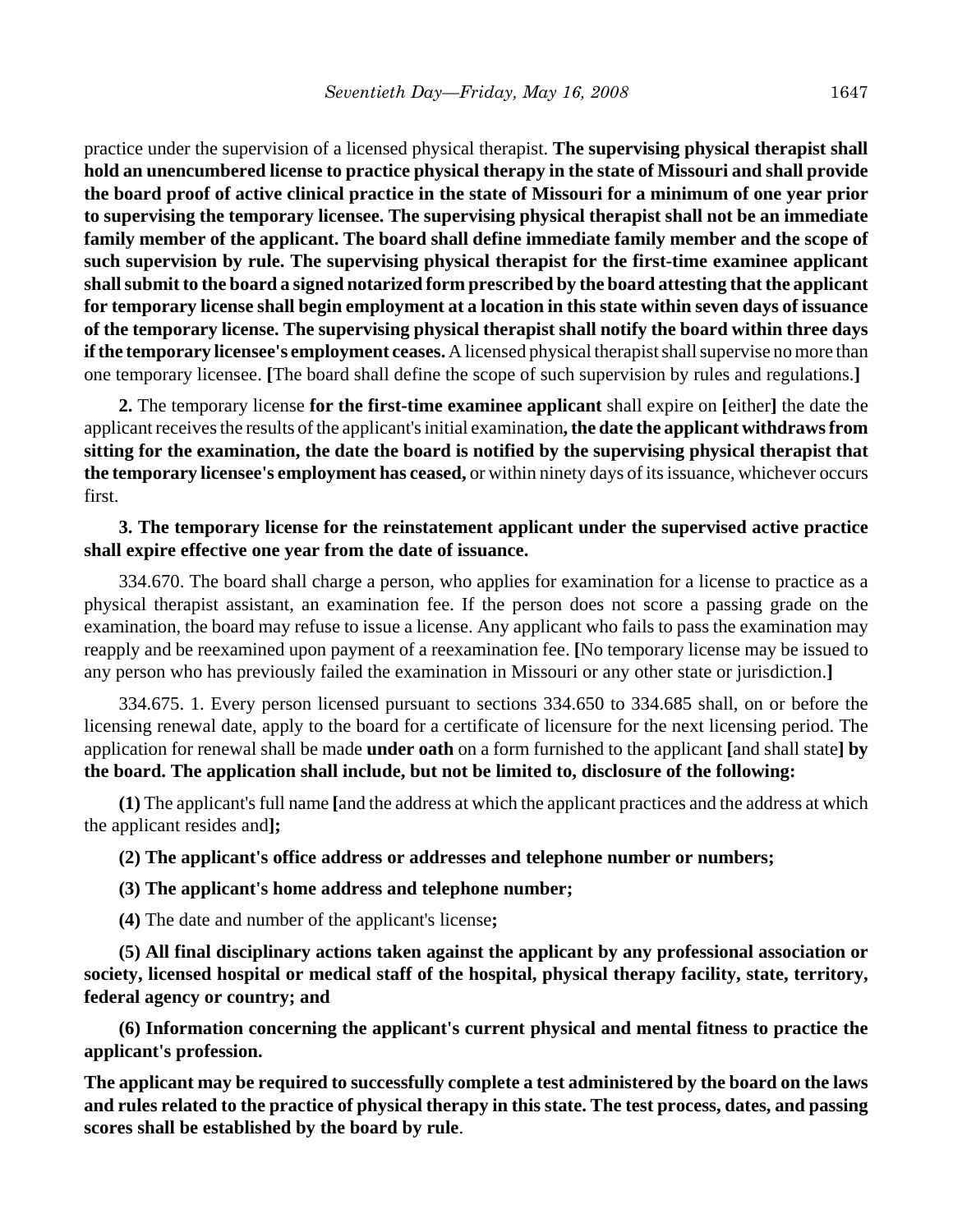practice under the supervision of a licensed physical therapist. **The supervising physical therapist shall hold an unencumbered license to practice physical therapy in the state of Missouri and shall provide the board proof of active clinical practice in the state of Missouri for a minimum of one year prior to supervising the temporary licensee. The supervising physical therapist shall not be an immediate family member of the applicant. The board shall define immediate family member and the scope of such supervision by rule. The supervising physical therapist for the first-time examinee applicant shall submit to the board a signed notarized form prescribed by the board attesting that the applicant for temporary license shall begin employment at a location in this state within seven days of issuance of the temporary license. The supervising physical therapist shall notify the board within three days if the temporary licensee's employment ceases.** A licensed physical therapist shall supervise no more than one temporary licensee. **[**The board shall define the scope of such supervision by rules and regulations.**]**

**2.** The temporary license **for the first-time examinee applicant** shall expire on **[**either**]** the date the applicant receives the results of the applicant's initial examination**, the date the applicant withdraws from sitting for the examination, the date the board is notified by the supervising physical therapist that the temporary licensee's employment has ceased,** or within ninety days of its issuance, whichever occurs first.

**3. The temporary license for the reinstatement applicant under the supervised active practice shall expire effective one year from the date of issuance.**

334.670. The board shall charge a person, who applies for examination for a license to practice as a physical therapist assistant, an examination fee. If the person does not score a passing grade on the examination, the board may refuse to issue a license. Any applicant who fails to pass the examination may reapply and be reexamined upon payment of a reexamination fee. **[**No temporary license may be issued to any person who has previously failed the examination in Missouri or any other state or jurisdiction.**]**

334.675. 1. Every person licensed pursuant to sections 334.650 to 334.685 shall, on or before the licensing renewal date, apply to the board for a certificate of licensure for the next licensing period. The application for renewal shall be made **under oath** on a form furnished to the applicant **[**and shall state**] by the board. The application shall include, but not be limited to, disclosure of the following:**

**(1)** The applicant's full name **[**and the address at which the applicant practices and the address at which the applicant resides and**];**

**(2) The applicant's office address or addresses and telephone number or numbers;**

**(3) The applicant's home address and telephone number;**

**(4)** The date and number of the applicant's license**;**

**(5) All final disciplinary actions taken against the applicant by any professional association or society, licensed hospital or medical staff of the hospital, physical therapy facility, state, territory, federal agency or country; and**

**(6) Information concerning the applicant's current physical and mental fitness to practice the applicant's profession.**

**The applicant may be required to successfully complete a test administered by the board on the laws and rules related to the practice of physical therapy in this state. The test process, dates, and passing scores shall be established by the board by rule**.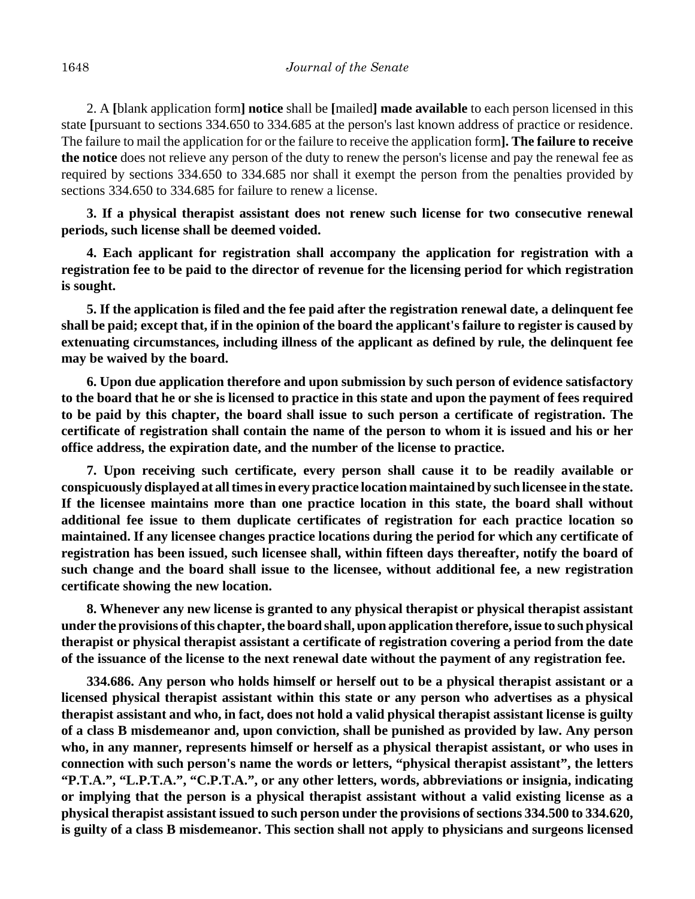2. A **[**blank application form**]** **notice** shall be **[**mailed**]** **made available** to each person licensed in this state **[**pursuant to sections 334.650 to 334.685 at the person's last known address of practice or residence. The failure to mail the application for or the failure to receive the application form**]**. **The failure to receive the notice** does not relieve any person of the duty to renew the person's license and pay the renewal fee as required by sections 334.650 to 334.685 nor shall it exempt the person from the penalties provided by sections 334.650 to 334.685 for failure to renew a license.

**3. If a physical therapist assistant does not renew such license for two consecutive renewal periods, such license shall be deemed voided.**

**4. Each applicant for registration shall accompany the application for registration with a registration fee to be paid to the director of revenue for the licensing period for which registration is sought.**

**5. If the application is filed and the fee paid after the registration renewal date, a delinquent fee shall be paid; except that, if in the opinion of the board the applicant's failure to register is caused by extenuating circumstances, including illness of the applicant as defined by rule, the delinquent fee may be waived by the board.**

**6. Upon due application therefore and upon submission by such person of evidence satisfactory to the board that he or she is licensed to practice in this state and upon the payment of fees required to be paid by this chapter, the board shall issue to such person a certificate of registration. The certificate of registration shall contain the name of the person to whom it is issued and his or her office address, the expiration date, and the number of the license to practice.**

**7. Upon receiving such certificate, every person shall cause it to be readily available or conspicuously displayed at all times in every practice location maintained by such licensee in the state. If the licensee maintains more than one practice location in this state, the board shall without additional fee issue to them duplicate certificates of registration for each practice location so maintained. If any licensee changes practice locations during the period for which any certificate of registration has been issued, such licensee shall, within fifteen days thereafter, notify the board of such change and the board shall issue to the licensee, without additional fee, a new registration certificate showing the new location.**

**8. Whenever any new license is granted to any physical therapist or physical therapist assistant under the provisions of this chapter, the board shall, upon application therefore, issue to such physical therapist or physical therapist assistant a certificate of registration covering a period from the date of the issuance of the license to the next renewal date without the payment of any registration fee.**

**334.686. Any person who holds himself or herself out to be a physical therapist assistant or a licensed physical therapist assistant within this state or any person who advertises as a physical therapist assistant and who, in fact, does not hold a valid physical therapist assistant license is guilty of a class B misdemeanor and, upon conviction, shall be punished as provided by law. Any person who, in any manner, represents himself or herself as a physical therapist assistant, or who uses in connection with such person's name the words or letters, "physical therapist assistant", the letters "P.T.A.", "L.P.T.A.", "C.P.T.A.", or any other letters, words, abbreviations or insignia, indicating or implying that the person is a physical therapist assistant without a valid existing license as a physical therapist assistant issued to such person under the provisions of sections 334.500 to 334.620, is guilty of a class B misdemeanor. This section shall not apply to physicians and surgeons licensed**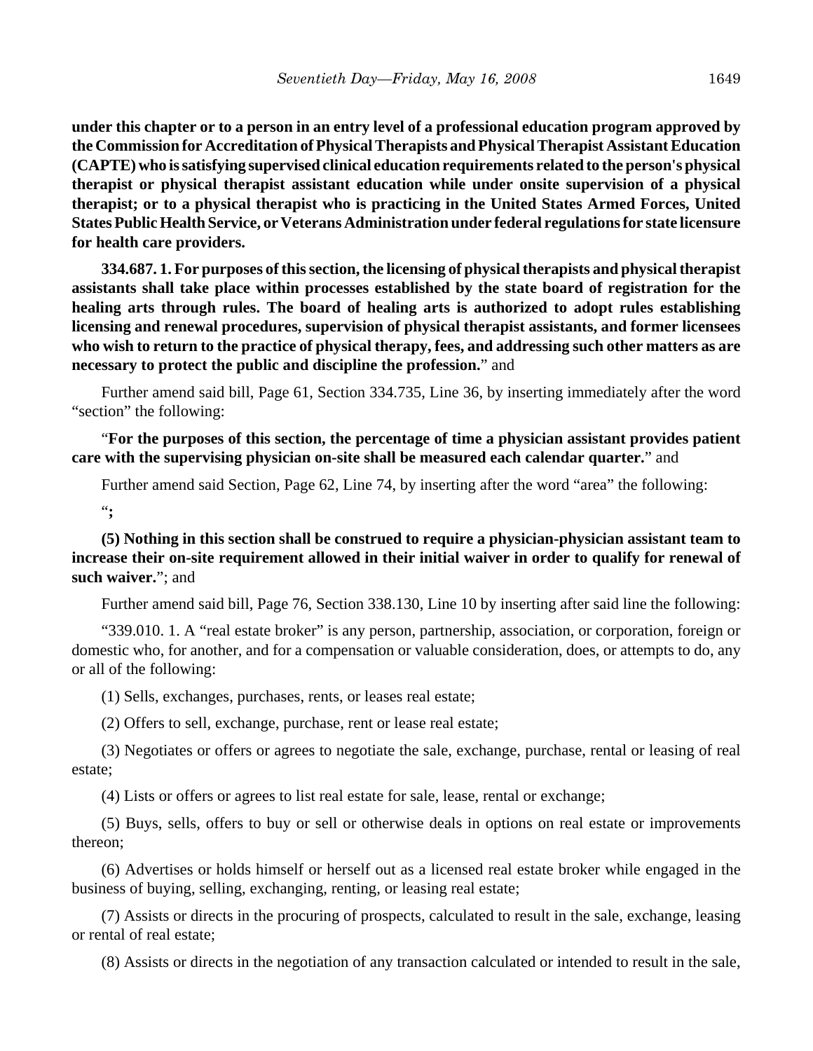**under this chapter or to a person in an entry level of a professional education program approved by the Commission for Accreditation of Physical Therapists and Physical Therapist Assistant Education (CAPTE) who is satisfying supervised clinical education requirements related to the person's physical therapist or physical therapist assistant education while under onsite supervision of a physical therapist; or to a physical therapist who is practicing in the United States Armed Forces, United States Public Health Service, or Veterans Administration under federal regulations for state licensure for health care providers.**

**334.687. 1. For purposes of this section, the licensing of physical therapists and physical therapist assistants shall take place within processes established by the state board of registration for the healing arts through rules. The board of healing arts is authorized to adopt rules establishing licensing and renewal procedures, supervision of physical therapist assistants, and former licensees who wish to return to the practice of physical therapy, fees, and addressing such other matters as are necessary to protect the public and discipline the profession.**" and

Further amend said bill, Page 61, Section 334.735, Line 36, by inserting immediately after the word "section" the following:

"**For the purposes of this section, the percentage of time a physician assistant provides patient care with the supervising physician on-site shall be measured each calendar quarter.**" and

Further amend said Section, Page 62, Line 74, by inserting after the word "area" the following:

"**;**

**(5) Nothing in this section shall be construed to require a physician-physician assistant team to increase their on-site requirement allowed in their initial waiver in order to qualify for renewal of such waiver.**"; and

Further amend said bill, Page 76, Section 338.130, Line 10 by inserting after said line the following:

"339.010. 1. A "real estate broker" is any person, partnership, association, or corporation, foreign or domestic who, for another, and for a compensation or valuable consideration, does, or attempts to do, any or all of the following:

(1) Sells, exchanges, purchases, rents, or leases real estate;

(2) Offers to sell, exchange, purchase, rent or lease real estate;

(3) Negotiates or offers or agrees to negotiate the sale, exchange, purchase, rental or leasing of real estate;

(4) Lists or offers or agrees to list real estate for sale, lease, rental or exchange;

(5) Buys, sells, offers to buy or sell or otherwise deals in options on real estate or improvements thereon;

(6) Advertises or holds himself or herself out as a licensed real estate broker while engaged in the business of buying, selling, exchanging, renting, or leasing real estate;

(7) Assists or directs in the procuring of prospects, calculated to result in the sale, exchange, leasing or rental of real estate;

(8) Assists or directs in the negotiation of any transaction calculated or intended to result in the sale,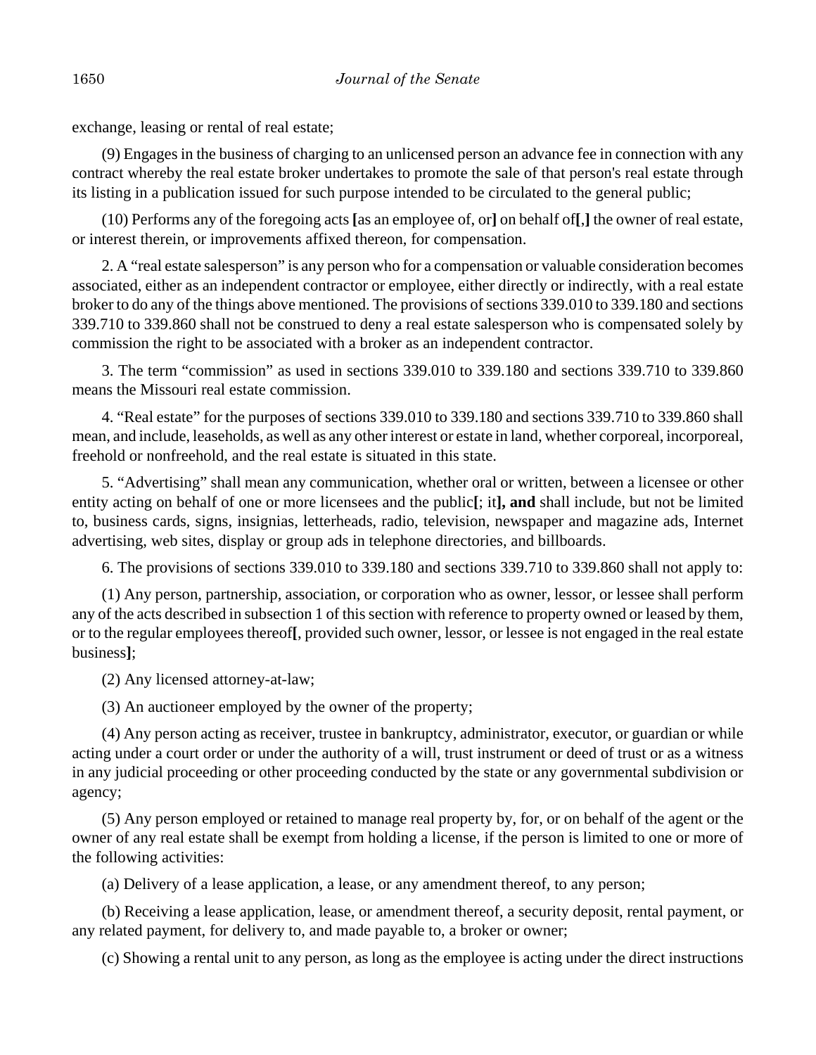exchange, leasing or rental of real estate;

(9) Engages in the business of charging to an unlicensed person an advance fee in connection with any contract whereby the real estate broker undertakes to promote the sale of that person's real estate through its listing in a publication issued for such purpose intended to be circulated to the general public;

(10) Performs any of the foregoing acts **[**as an employee of, or**]** on behalf of**[**,**]** the owner of real estate, or interest therein, or improvements affixed thereon, for compensation.

2. A "real estate salesperson" is any person who for a compensation or valuable consideration becomes associated, either as an independent contractor or employee, either directly or indirectly, with a real estate broker to do any of the things above mentioned. The provisions of sections 339.010 to 339.180 and sections 339.710 to 339.860 shall not be construed to deny a real estate salesperson who is compensated solely by commission the right to be associated with a broker as an independent contractor.

3. The term "commission" as used in sections 339.010 to 339.180 and sections 339.710 to 339.860 means the Missouri real estate commission.

4. "Real estate" for the purposes of sections 339.010 to 339.180 and sections 339.710 to 339.860 shall mean, and include, leaseholds, as well as any other interest or estate in land, whether corporeal, incorporeal, freehold or nonfreehold, and the real estate is situated in this state.

5. "Advertising" shall mean any communication, whether oral or written, between a licensee or other entity acting on behalf of one or more licensees and the public**[**; it**], and** shall include, but not be limited to, business cards, signs, insignias, letterheads, radio, television, newspaper and magazine ads, Internet advertising, web sites, display or group ads in telephone directories, and billboards.

6. The provisions of sections 339.010 to 339.180 and sections 339.710 to 339.860 shall not apply to:

(1) Any person, partnership, association, or corporation who as owner, lessor, or lessee shall perform any of the acts described in subsection 1 of this section with reference to property owned or leased by them, or to the regular employees thereof**[**, provided such owner, lessor, or lessee is not engaged in the real estate business**]**;

(2) Any licensed attorney-at-law;

(3) An auctioneer employed by the owner of the property;

(4) Any person acting as receiver, trustee in bankruptcy, administrator, executor, or guardian or while acting under a court order or under the authority of a will, trust instrument or deed of trust or as a witness in any judicial proceeding or other proceeding conducted by the state or any governmental subdivision or agency;

(5) Any person employed or retained to manage real property by, for, or on behalf of the agent or the owner of any real estate shall be exempt from holding a license, if the person is limited to one or more of the following activities:

(a) Delivery of a lease application, a lease, or any amendment thereof, to any person;

(b) Receiving a lease application, lease, or amendment thereof, a security deposit, rental payment, or any related payment, for delivery to, and made payable to, a broker or owner;

(c) Showing a rental unit to any person, as long as the employee is acting under the direct instructions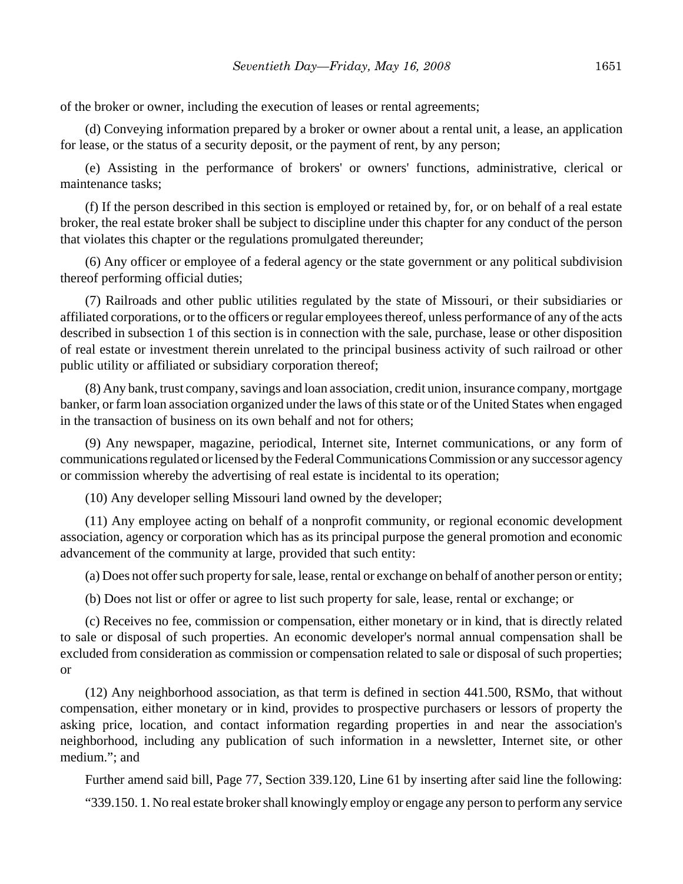of the broker or owner, including the execution of leases or rental agreements;

(d) Conveying information prepared by a broker or owner about a rental unit, a lease, an application for lease, or the status of a security deposit, or the payment of rent, by any person;

(e) Assisting in the performance of brokers' or owners' functions, administrative, clerical or maintenance tasks;

(f) If the person described in this section is employed or retained by, for, or on behalf of a real estate broker, the real estate broker shall be subject to discipline under this chapter for any conduct of the person that violates this chapter or the regulations promulgated thereunder;

(6) Any officer or employee of a federal agency or the state government or any political subdivision thereof performing official duties;

(7) Railroads and other public utilities regulated by the state of Missouri, or their subsidiaries or affiliated corporations, or to the officers or regular employees thereof, unless performance of any of the acts described in subsection 1 of this section is in connection with the sale, purchase, lease or other disposition of real estate or investment therein unrelated to the principal business activity of such railroad or other public utility or affiliated or subsidiary corporation thereof;

(8) Any bank, trust company, savings and loan association, credit union, insurance company, mortgage banker, or farm loan association organized under the laws of this state or of the United States when engaged in the transaction of business on its own behalf and not for others;

(9) Any newspaper, magazine, periodical, Internet site, Internet communications, or any form of communications regulated or licensed by the Federal Communications Commission or any successor agency or commission whereby the advertising of real estate is incidental to its operation;

(10) Any developer selling Missouri land owned by the developer;

(11) Any employee acting on behalf of a nonprofit community, or regional economic development association, agency or corporation which has as its principal purpose the general promotion and economic advancement of the community at large, provided that such entity:

(a) Does not offer such property for sale, lease, rental or exchange on behalf of another person or entity;

(b) Does not list or offer or agree to list such property for sale, lease, rental or exchange; or

(c) Receives no fee, commission or compensation, either monetary or in kind, that is directly related to sale or disposal of such properties. An economic developer's normal annual compensation shall be excluded from consideration as commission or compensation related to sale or disposal of such properties; or

(12) Any neighborhood association, as that term is defined in section 441.500, RSMo, that without compensation, either monetary or in kind, provides to prospective purchasers or lessors of property the asking price, location, and contact information regarding properties in and near the association's neighborhood, including any publication of such information in a newsletter, Internet site, or other medium."; and

Further amend said bill, Page 77, Section 339.120, Line 61 by inserting after said line the following:

"339.150. 1. No real estate broker shall knowingly employ or engage any person to perform any service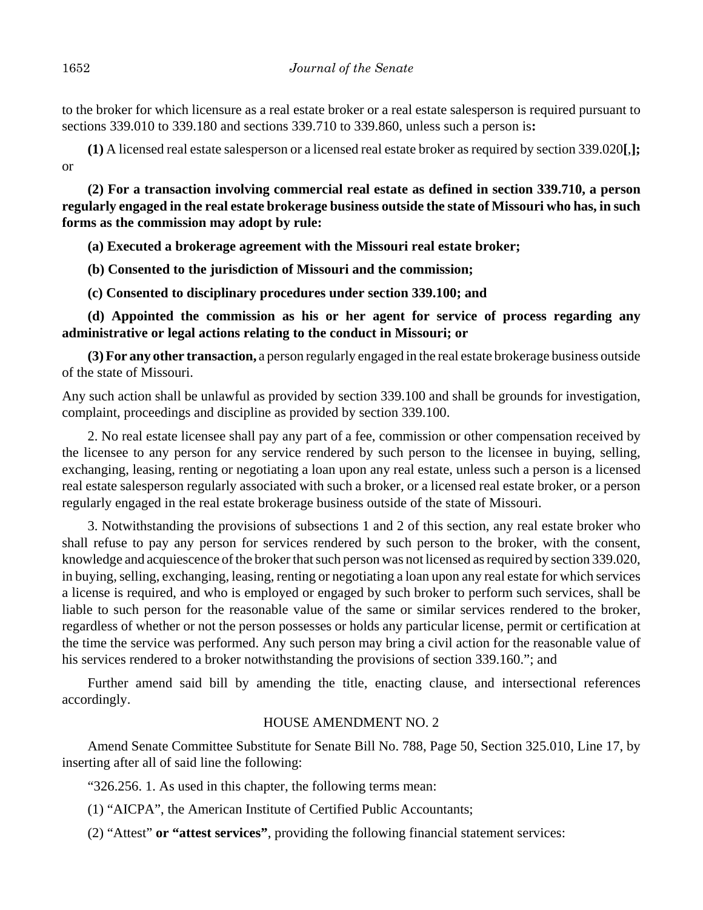to the broker for which licensure as a real estate broker or a real estate salesperson is required pursuant to sections 339.010 to 339.180 and sections 339.710 to 339.860, unless such a person is**:**

**(1)** A licensed real estate salesperson or a licensed real estate broker as required by section 339.020**[**,**];** or

**(2) For a transaction involving commercial real estate as defined in section 339.710, a person regularly engaged in the real estate brokerage business outside the state of Missouri who has, in such forms as the commission may adopt by rule:**

**(a) Executed a brokerage agreement with the Missouri real estate broker;**

**(b) Consented to the jurisdiction of Missouri and the commission;**

**(c) Consented to disciplinary procedures under section 339.100; and**

**(d) Appointed the commission as his or her agent for service of process regarding any administrative or legal actions relating to the conduct in Missouri; or**

**(3) For any other transaction,** a person regularly engaged in the real estate brokerage business outside of the state of Missouri.

Any such action shall be unlawful as provided by section 339.100 and shall be grounds for investigation, complaint, proceedings and discipline as provided by section 339.100.

2. No real estate licensee shall pay any part of a fee, commission or other compensation received by the licensee to any person for any service rendered by such person to the licensee in buying, selling, exchanging, leasing, renting or negotiating a loan upon any real estate, unless such a person is a licensed real estate salesperson regularly associated with such a broker, or a licensed real estate broker, or a person regularly engaged in the real estate brokerage business outside of the state of Missouri.

3. Notwithstanding the provisions of subsections 1 and 2 of this section, any real estate broker who shall refuse to pay any person for services rendered by such person to the broker, with the consent, knowledge and acquiescence of the broker that such person was not licensed as required by section 339.020, in buying, selling, exchanging, leasing, renting or negotiating a loan upon any real estate for which services a license is required, and who is employed or engaged by such broker to perform such services, shall be liable to such person for the reasonable value of the same or similar services rendered to the broker, regardless of whether or not the person possesses or holds any particular license, permit or certification at the time the service was performed. Any such person may bring a civil action for the reasonable value of his services rendered to a broker notwithstanding the provisions of section 339.160."; and

Further amend said bill by amending the title, enacting clause, and intersectional references accordingly.

HOUSE AMENDMENT NO. 2

Amend Senate Committee Substitute for Senate Bill No. 788, Page 50, Section 325.010, Line 17, by inserting after all of said line the following:

"326.256. 1. As used in this chapter, the following terms mean:

(1) "AICPA", the American Institute of Certified Public Accountants;

(2) "Attest" **or "attest services"**, providing the following financial statement services: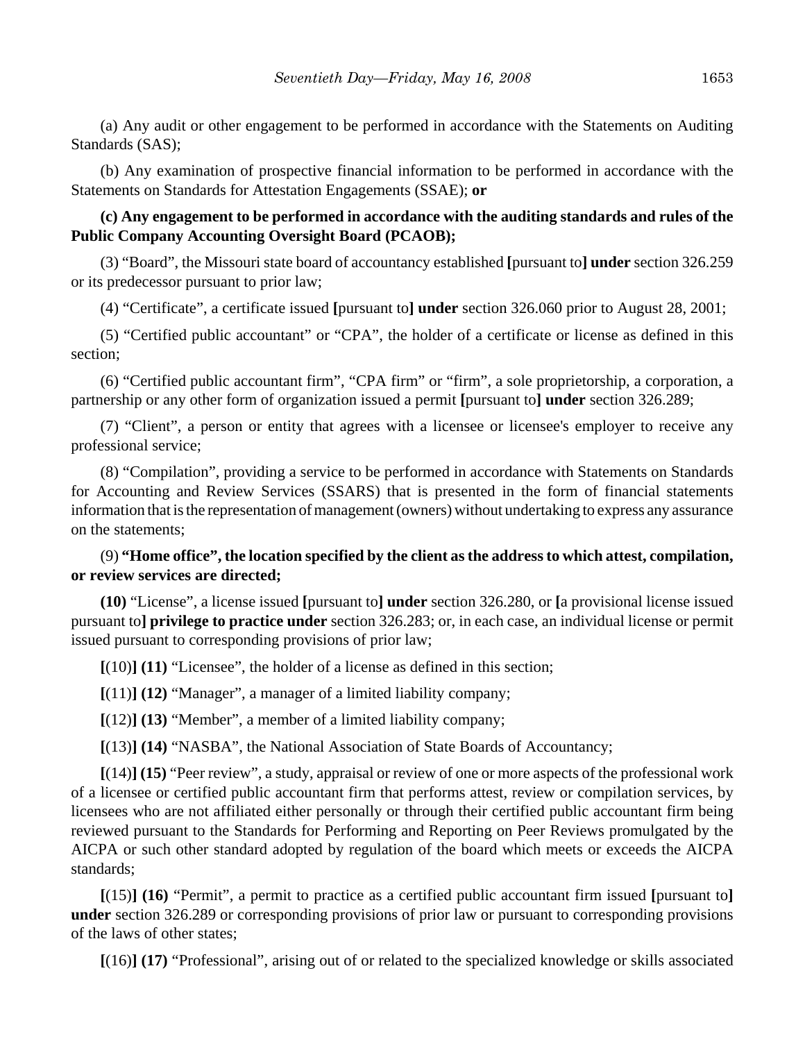(a) Any audit or other engagement to be performed in accordance with the Statements on Auditing Standards (SAS);

(b) Any examination of prospective financial information to be performed in accordance with the Statements on Standards for Attestation Engagements (SSAE); **or**

**(c) Any engagement to be performed in accordance with the auditing standards and rules of the Public Company Accounting Oversight Board (PCAOB);**

(3) "Board", the Missouri state board of accountancy established **[**pursuant to**] under** section 326.259 or its predecessor pursuant to prior law;

(4) "Certificate", a certificate issued **[**pursuant to**] under** section 326.060 prior to August 28, 2001;

(5) "Certified public accountant" or "CPA", the holder of a certificate or license as defined in this section;

(6) "Certified public accountant firm", "CPA firm" or "firm", a sole proprietorship, a corporation, a partnership or any other form of organization issued a permit **[**pursuant to**] under** section 326.289;

(7) "Client", a person or entity that agrees with a licensee or licensee's employer to receive any professional service;

(8) "Compilation", providing a service to be performed in accordance with Statements on Standards for Accounting and Review Services (SSARS) that is presented in the form of financial statements information that is the representation of management (owners) without undertaking to express any assurance on the statements;

(9) **"Home office", the location specified by the client as the address to which attest, compilation, or review services are directed;**

**(10)** "License", a license issued **[**pursuant to**] under** section 326.280, or **[**a provisional license issued pursuant to**] privilege to practice under** section 326.283; or, in each case, an individual license or permit issued pursuant to corresponding provisions of prior law;

**[**(10)**] (11)** "Licensee", the holder of a license as defined in this section;

**[**(11)**] (12)** "Manager", a manager of a limited liability company;

**[**(12)**] (13)** "Member", a member of a limited liability company;

**[**(13)**] (14)** "NASBA", the National Association of State Boards of Accountancy;

**[**(14)**] (15)** "Peer review", a study, appraisal or review of one or more aspects of the professional work of a licensee or certified public accountant firm that performs attest, review or compilation services, by licensees who are not affiliated either personally or through their certified public accountant firm being reviewed pursuant to the Standards for Performing and Reporting on Peer Reviews promulgated by the AICPA or such other standard adopted by regulation of the board which meets or exceeds the AICPA standards;

**[**(15)**] (16)** "Permit", a permit to practice as a certified public accountant firm issued **[**pursuant to**] under** section 326.289 or corresponding provisions of prior law or pursuant to corresponding provisions of the laws of other states;

**[**(16)**] (17)** "Professional", arising out of or related to the specialized knowledge or skills associated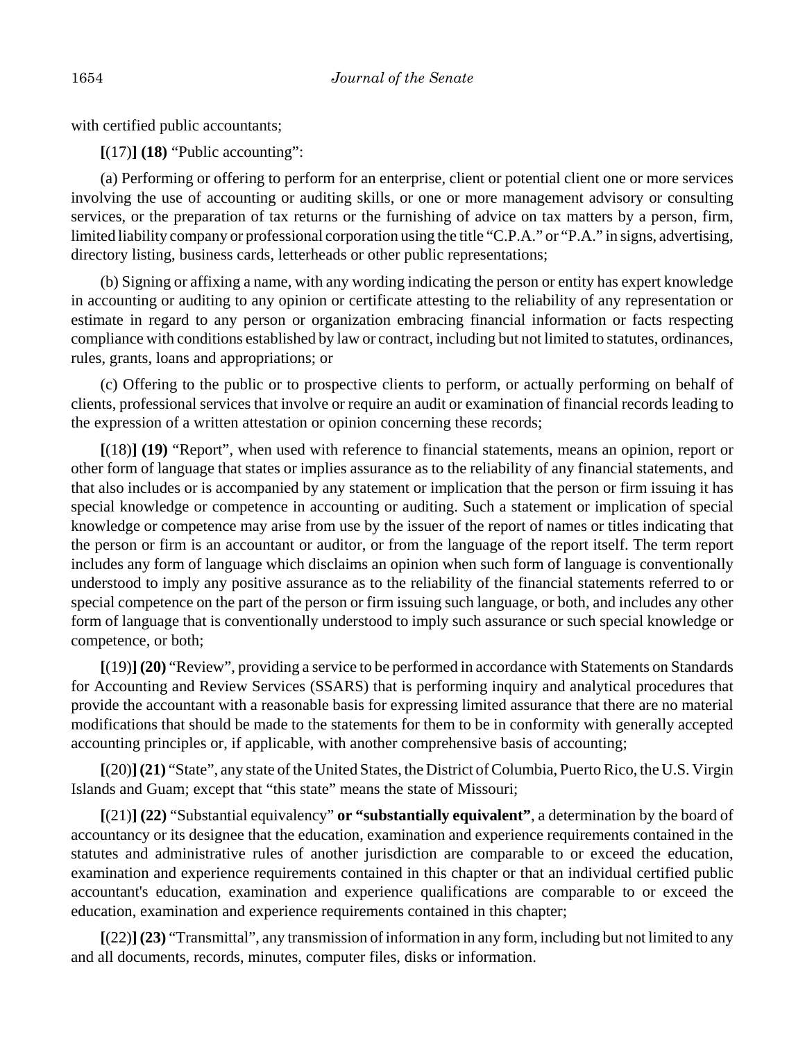with certified public accountants;

**[**(17)**] (18)** “Public accounting”:

(a) Performing or offering to perform for an enterprise, client or potential client one or more services involving the use of accounting or auditing skills, or one or more management advisory or consulting services, or the preparation of tax returns or the furnishing of advice on tax matters by a person, firm, limited liability company or professional corporation using the title “C.P.A.” or “P.A.” in signs, advertising, directory listing, business cards, letterheads or other public representations;

(b) Signing or affixing a name, with any wording indicating the person or entity has expert knowledge in accounting or auditing to any opinion or certificate attesting to the reliability of any representation or estimate in regard to any person or organization embracing financial information or facts respecting compliance with conditions established by law or contract, including but not limited to statutes, ordinances, rules, grants, loans and appropriations; or

(c) Offering to the public or to prospective clients to perform, or actually performing on behalf of clients, professional services that involve or require an audit or examination of financial records leading to the expression of a written attestation or opinion concerning these records;

**[**(18)**] (19)** “Report”, when used with reference to financial statements, means an opinion, report or other form of language that states or implies assurance as to the reliability of any financial statements, and that also includes or is accompanied by any statement or implication that the person or firm issuing it has special knowledge or competence in accounting or auditing. Such a statement or implication of special knowledge or competence may arise from use by the issuer of the report of names or titles indicating that the person or firm is an accountant or auditor, or from the language of the report itself. The term report includes any form of language which disclaims an opinion when such form of language is conventionally understood to imply any positive assurance as to the reliability of the financial statements referred to or special competence on the part of the person or firm issuing such language, or both, and includes any other form of language that is conventionally understood to imply such assurance or such special knowledge or competence, or both;

**[**(19)**] (20)** “Review”, providing a service to be performed in accordance with Statements on Standards for Accounting and Review Services (SSARS) that is performing inquiry and analytical procedures that provide the accountant with a reasonable basis for expressing limited assurance that there are no material modifications that should be made to the statements for them to be in conformity with generally accepted accounting principles or, if applicable, with another comprehensive basis of accounting;

**[**(20)**] (21)** “State”, any state of the United States, the District of Columbia, Puerto Rico, the U.S. Virgin Islands and Guam; except that “this state” means the state of Missouri;

**[**(21)**] (22)** “Substantial equivalency” **or “substantially equivalent”**, a determination by the board of accountancy or its designee that the education, examination and experience requirements contained in the statutes and administrative rules of another jurisdiction are comparable to or exceed the education, examination and experience requirements contained in this chapter or that an individual certified public accountant's education, examination and experience qualifications are comparable to or exceed the education, examination and experience requirements contained in this chapter;

**[**(22)**] (23)** “Transmittal”, any transmission of information in any form, including but not limited to any and all documents, records, minutes, computer files, disks or information.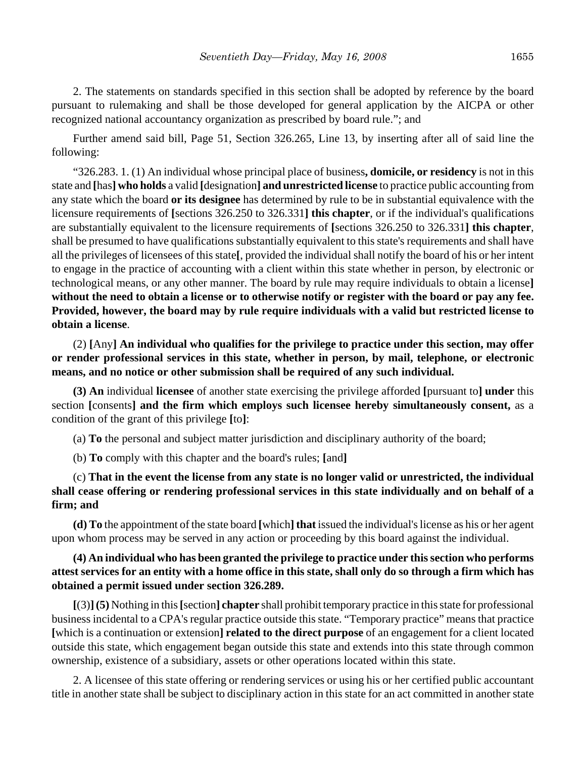2. The statements on standards specified in this section shall be adopted by reference by the board pursuant to rulemaking and shall be those developed for general application by the AICPA or other recognized national accountancy organization as prescribed by board rule."; and

Further amend said bill, Page 51, Section 326.265, Line 13, by inserting after all of said line the following:

"326.283. 1. (1) An individual whose principal place of business**, domicile, or residency** is not in this state and **[**has**] who holds** a valid **[**designation**] and unrestricted license** to practice public accounting from any state which the board **or its designee** has determined by rule to be in substantial equivalence with the licensure requirements of **[**sections 326.250 to 326.331**] this chapter**, or if the individual's qualifications are substantially equivalent to the licensure requirements of **[**sections 326.250 to 326.331**] this chapter**, shall be presumed to have qualifications substantially equivalent to this state's requirements and shall have all the privileges of licensees of this state**[**, provided the individual shall notify the board of his or her intent to engage in the practice of accounting with a client within this state whether in person, by electronic or technological means, or any other manner. The board by rule may require individuals to obtain a license**] without the need to obtain a license or to otherwise notify or register with the board or pay any fee. Provided, however, the board may by rule require individuals with a valid but restricted license to obtain a license**.

(2) **[**Any**] An individual who qualifies for the privilege to practice under this section, may offer or render professional services in this state, whether in person, by mail, telephone, or electronic means, and no notice or other submission shall be required of any such individual.**

**(3) An** individual **licensee** of another state exercising the privilege afforded **[**pursuant to**] under** this section **[**consents**] and the firm which employs such licensee hereby simultaneously consent,** as a condition of the grant of this privilege **[**to**]**:

(a) **To** the personal and subject matter jurisdiction and disciplinary authority of the board;

(b) **To** comply with this chapter and the board's rules; **[**and**]**

(c) **That in the event the license from any state is no longer valid or unrestricted, the individual shall cease offering or rendering professional services in this state individually and on behalf of a firm; and**

**(d) To** the appointment of the state board **[**which**] that** issued the individual's license as his or her agent upon whom process may be served in any action or proceeding by this board against the individual.

**(4) An individual who has been granted the privilege to practice under this section who performs attest services for an entity with a home office in this state, shall only do so through a firm which has obtained a permit issued under section 326.289.**

**[**(3)**] (5)** Nothing in this **[**section**] chapter** shall prohibit temporary practice in this state for professional business incidental to a CPA's regular practice outside this state. "Temporary practice" means that practice **[**which is a continuation or extension**] related to the direct purpose** of an engagement for a client located outside this state, which engagement began outside this state and extends into this state through common ownership, existence of a subsidiary, assets or other operations located within this state.

2. A licensee of this state offering or rendering services or using his or her certified public accountant title in another state shall be subject to disciplinary action in this state for an act committed in another state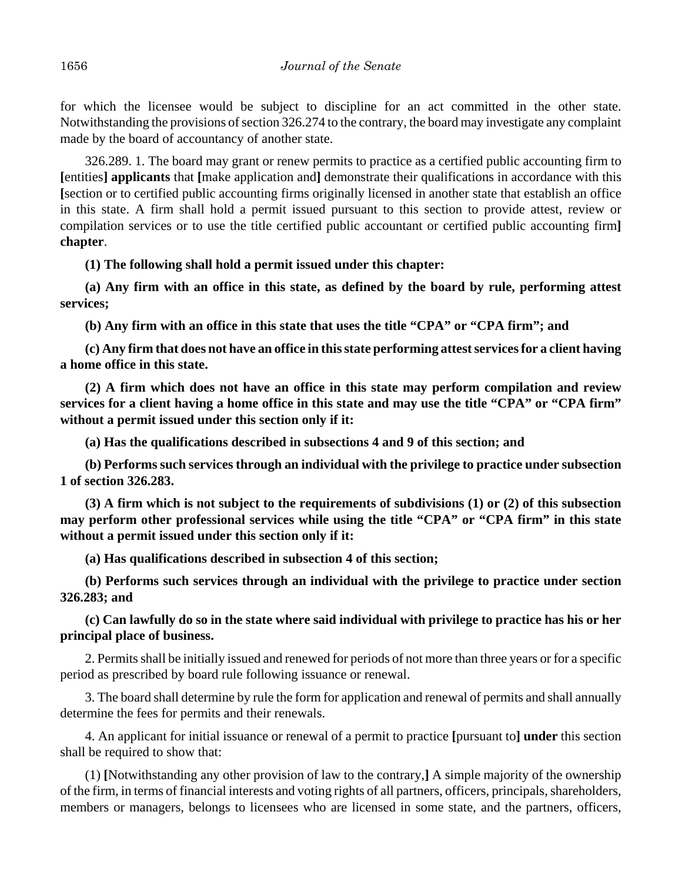for which the licensee would be subject to discipline for an act committed in the other state. Notwithstanding the provisions of section 326.274 to the contrary, the board may investigate any complaint made by the board of accountancy of another state.

326.289. 1. The board may grant or renew permits to practice as a certified public accounting firm to **[**entities**] applicants** that **[**make application and**]** demonstrate their qualifications in accordance with this **[**section or to certified public accounting firms originally licensed in another state that establish an office in this state. A firm shall hold a permit issued pursuant to this section to provide attest, review or compilation services or to use the title certified public accountant or certified public accounting firm**] chapter**.

**(1) The following shall hold a permit issued under this chapter:**

**(a) Any firm with an office in this state, as defined by the board by rule, performing attest services;**

**(b) Any firm with an office in this state that uses the title "CPA" or "CPA firm"; and**

**(c) Any firm that does not have an office in this state performing attest services for a client having a home office in this state.**

**(2) A firm which does not have an office in this state may perform compilation and review services for a client having a home office in this state and may use the title "CPA" or "CPA firm" without a permit issued under this section only if it:**

**(a) Has the qualifications described in subsections 4 and 9 of this section; and**

**(b) Performs such services through an individual with the privilege to practice under subsection 1 of section 326.283.**

**(3) A firm which is not subject to the requirements of subdivisions (1) or (2) of this subsection may perform other professional services while using the title "CPA" or "CPA firm" in this state without a permit issued under this section only if it:**

**(a) Has qualifications described in subsection 4 of this section;**

**(b) Performs such services through an individual with the privilege to practice under section 326.283; and**

**(c) Can lawfully do so in the state where said individual with privilege to practice has his or her principal place of business.**

2. Permits shall be initially issued and renewed for periods of not more than three years or for a specific period as prescribed by board rule following issuance or renewal.

3. The board shall determine by rule the form for application and renewal of permits and shall annually determine the fees for permits and their renewals.

4. An applicant for initial issuance or renewal of a permit to practice **[**pursuant to**] under** this section shall be required to show that:

(1) **[**Notwithstanding any other provision of law to the contrary,**]** A simple majority of the ownership of the firm, in terms of financial interests and voting rights of all partners, officers, principals, shareholders, members or managers, belongs to licensees who are licensed in some state, and the partners, officers,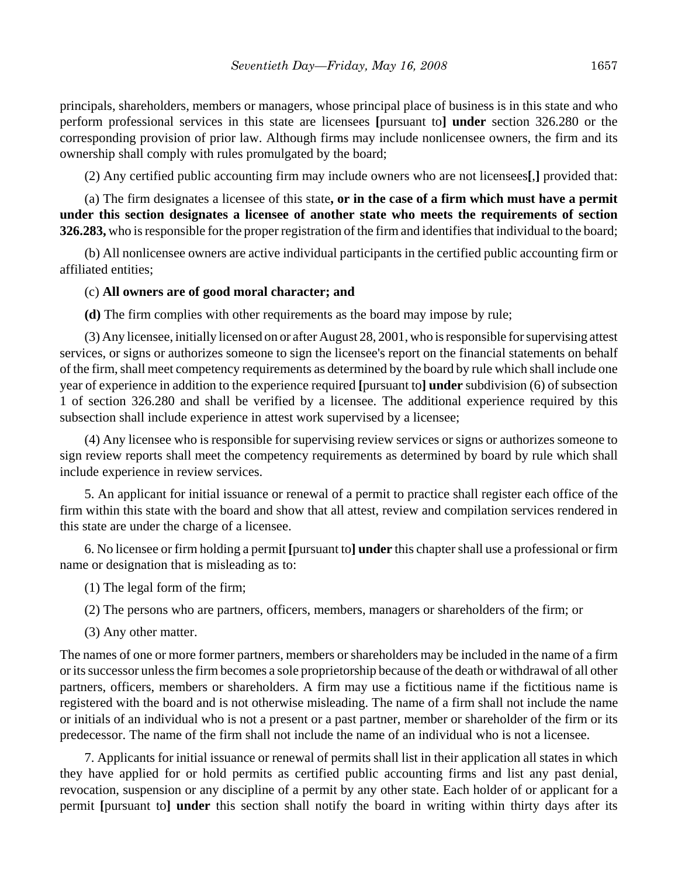principals, shareholders, members or managers, whose principal place of business is in this state and who perform professional services in this state are licensees **[**pursuant to**]** **under** section 326.280 or the corresponding provision of prior law. Although firms may include nonlicensee owners, the firm and its ownership shall comply with rules promulgated by the board;

(2) Any certified public accounting firm may include owners who are not licensees**[**,**]** provided that:

(a) The firm designates a licensee of this state**, or in the case of a firm which must have a permit under this section designates a licensee of another state who meets the requirements of section 326.283,** who is responsible for the proper registration of the firm and identifies that individual to the board;

(b) All nonlicensee owners are active individual participants in the certified public accounting firm or affiliated entities;

(c) **All owners are of good moral character; and**

**(d)** The firm complies with other requirements as the board may impose by rule;

(3) Any licensee, initially licensed on or after August 28, 2001, who is responsible for supervising attest services, or signs or authorizes someone to sign the licensee's report on the financial statements on behalf of the firm, shall meet competency requirements as determined by the board by rule which shall include one year of experience in addition to the experience required **[**pursuant to**]** **under** subdivision (6) of subsection 1 of section 326.280 and shall be verified by a licensee. The additional experience required by this subsection shall include experience in attest work supervised by a licensee;

(4) Any licensee who is responsible for supervising review services or signs or authorizes someone to sign review reports shall meet the competency requirements as determined by board by rule which shall include experience in review services.

5. An applicant for initial issuance or renewal of a permit to practice shall register each office of the firm within this state with the board and show that all attest, review and compilation services rendered in this state are under the charge of a licensee.

6. No licensee or firm holding a permit **[**pursuant to**]** **under** this chapter shall use a professional or firm name or designation that is misleading as to:

(1) The legal form of the firm;

(2) The persons who are partners, officers, members, managers or shareholders of the firm; or

(3) Any other matter.

The names of one or more former partners, members or shareholders may be included in the name of a firm or its successor unless the firm becomes a sole proprietorship because of the death or withdrawal of all other partners, officers, members or shareholders. A firm may use a fictitious name if the fictitious name is registered with the board and is not otherwise misleading. The name of a firm shall not include the name or initials of an individual who is not a present or a past partner, member or shareholder of the firm or its predecessor. The name of the firm shall not include the name of an individual who is not a licensee.

7. Applicants for initial issuance or renewal of permits shall list in their application all states in which they have applied for or hold permits as certified public accounting firms and list any past denial, revocation, suspension or any discipline of a permit by any other state. Each holder of or applicant for a permit **[**pursuant to**]** **under** this section shall notify the board in writing within thirty days after its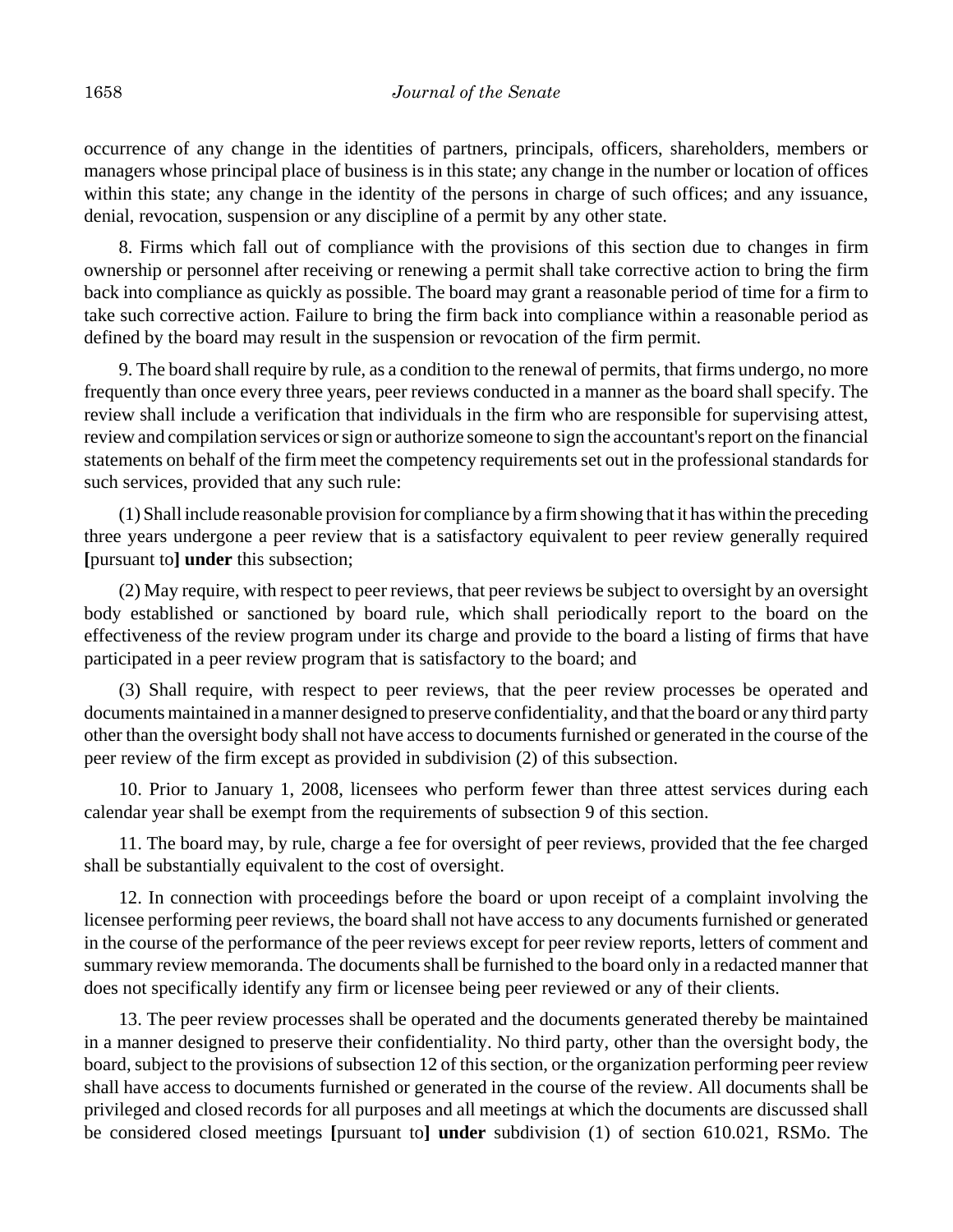occurrence of any change in the identities of partners, principals, officers, shareholders, members or managers whose principal place of business is in this state; any change in the number or location of offices within this state; any change in the identity of the persons in charge of such offices; and any issuance, denial, revocation, suspension or any discipline of a permit by any other state.

8. Firms which fall out of compliance with the provisions of this section due to changes in firm ownership or personnel after receiving or renewing a permit shall take corrective action to bring the firm back into compliance as quickly as possible. The board may grant a reasonable period of time for a firm to take such corrective action. Failure to bring the firm back into compliance within a reasonable period as defined by the board may result in the suspension or revocation of the firm permit.

9. The board shall require by rule, as a condition to the renewal of permits, that firms undergo, no more frequently than once every three years, peer reviews conducted in a manner as the board shall specify. The review shall include a verification that individuals in the firm who are responsible for supervising attest, review and compilation services or sign or authorize someone to sign the accountant's report on the financial statements on behalf of the firm meet the competency requirements set out in the professional standards for such services, provided that any such rule:

(1) Shall include reasonable provision for compliance by a firm showing that it has within the preceding three years undergone a peer review that is a satisfactory equivalent to peer review generally required **[**pursuant to**] under** this subsection;

(2) May require, with respect to peer reviews, that peer reviews be subject to oversight by an oversight body established or sanctioned by board rule, which shall periodically report to the board on the effectiveness of the review program under its charge and provide to the board a listing of firms that have participated in a peer review program that is satisfactory to the board; and

(3) Shall require, with respect to peer reviews, that the peer review processes be operated and documents maintained in a manner designed to preserve confidentiality, and that the board or any third party other than the oversight body shall not have access to documents furnished or generated in the course of the peer review of the firm except as provided in subdivision (2) of this subsection.

10. Prior to January 1, 2008, licensees who perform fewer than three attest services during each calendar year shall be exempt from the requirements of subsection 9 of this section.

11. The board may, by rule, charge a fee for oversight of peer reviews, provided that the fee charged shall be substantially equivalent to the cost of oversight.

12. In connection with proceedings before the board or upon receipt of a complaint involving the licensee performing peer reviews, the board shall not have access to any documents furnished or generated in the course of the performance of the peer reviews except for peer review reports, letters of comment and summary review memoranda. The documents shall be furnished to the board only in a redacted manner that does not specifically identify any firm or licensee being peer reviewed or any of their clients.

13. The peer review processes shall be operated and the documents generated thereby be maintained in a manner designed to preserve their confidentiality. No third party, other than the oversight body, the board, subject to the provisions of subsection 12 of this section, or the organization performing peer review shall have access to documents furnished or generated in the course of the review. All documents shall be privileged and closed records for all purposes and all meetings at which the documents are discussed shall be considered closed meetings **[**pursuant to**] under** subdivision (1) of section 610.021, RSMo. The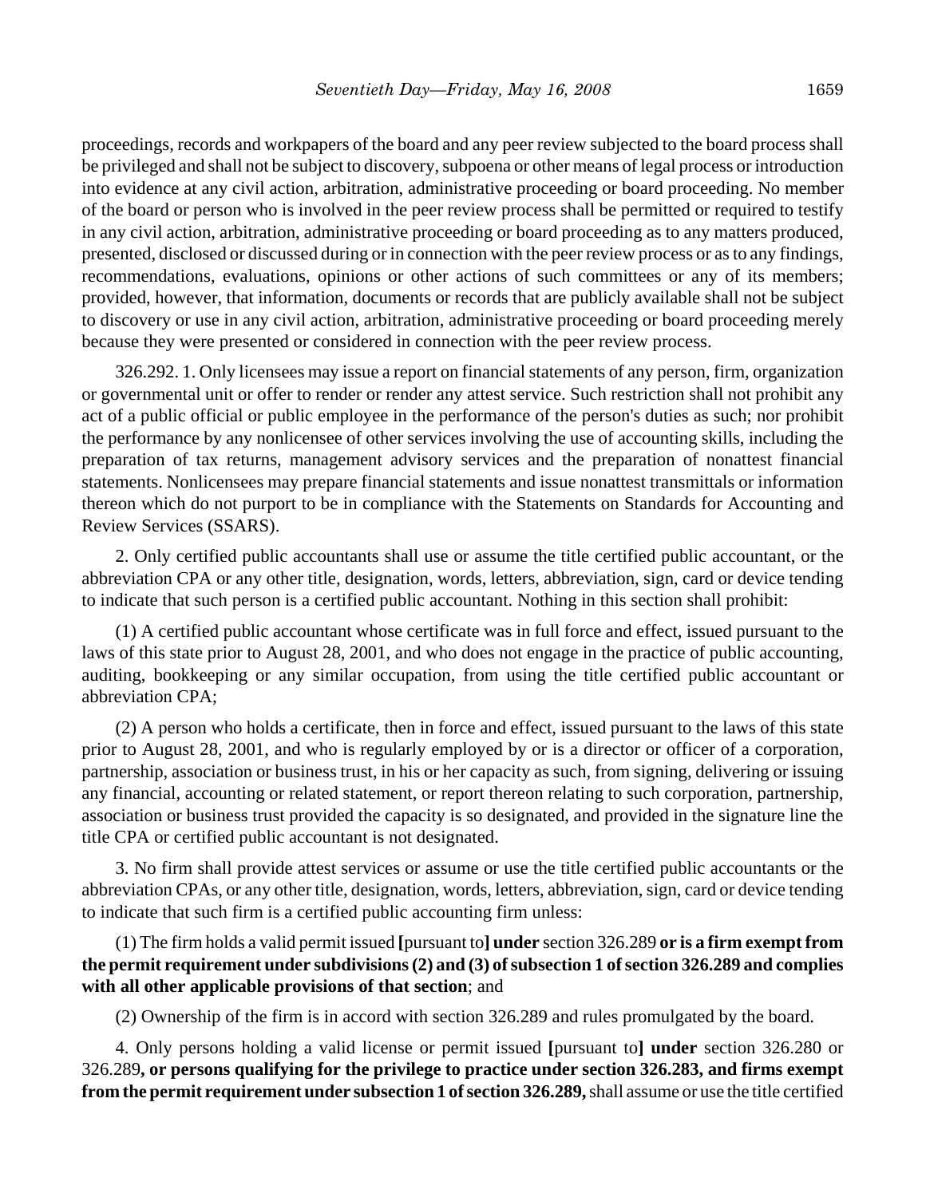proceedings, records and workpapers of the board and any peer review subjected to the board process shall be privileged and shall not be subject to discovery, subpoena or other means of legal process or introduction into evidence at any civil action, arbitration, administrative proceeding or board proceeding. No member of the board or person who is involved in the peer review process shall be permitted or required to testify in any civil action, arbitration, administrative proceeding or board proceeding as to any matters produced, presented, disclosed or discussed during or in connection with the peer review process or as to any findings, recommendations, evaluations, opinions or other actions of such committees or any of its members; provided, however, that information, documents or records that are publicly available shall not be subject to discovery or use in any civil action, arbitration, administrative proceeding or board proceeding merely because they were presented or considered in connection with the peer review process.

326.292. 1. Only licensees may issue a report on financial statements of any person, firm, organization or governmental unit or offer to render or render any attest service. Such restriction shall not prohibit any act of a public official or public employee in the performance of the person's duties as such; nor prohibit the performance by any nonlicensee of other services involving the use of accounting skills, including the preparation of tax returns, management advisory services and the preparation of nonattest financial statements. Nonlicensees may prepare financial statements and issue nonattest transmittals or information thereon which do not purport to be in compliance with the Statements on Standards for Accounting and Review Services (SSARS).

2. Only certified public accountants shall use or assume the title certified public accountant, or the abbreviation CPA or any other title, designation, words, letters, abbreviation, sign, card or device tending to indicate that such person is a certified public accountant. Nothing in this section shall prohibit:

(1) A certified public accountant whose certificate was in full force and effect, issued pursuant to the laws of this state prior to August 28, 2001, and who does not engage in the practice of public accounting, auditing, bookkeeping or any similar occupation, from using the title certified public accountant or abbreviation CPA;

(2) A person who holds a certificate, then in force and effect, issued pursuant to the laws of this state prior to August 28, 2001, and who is regularly employed by or is a director or officer of a corporation, partnership, association or business trust, in his or her capacity as such, from signing, delivering or issuing any financial, accounting or related statement, or report thereon relating to such corporation, partnership, association or business trust provided the capacity is so designated, and provided in the signature line the title CPA or certified public accountant is not designated.

3. No firm shall provide attest services or assume or use the title certified public accountants or the abbreviation CPAs, or any other title, designation, words, letters, abbreviation, sign, card or device tending to indicate that such firm is a certified public accounting firm unless:

(1) The firm holds a valid permit issued **[**pursuant to**] under** section 326.289 **or is a firm exempt from the permit requirement under subdivisions (2) and (3) of subsection 1 of section 326.289 and complies with all other applicable provisions of that section**; and

(2) Ownership of the firm is in accord with section 326.289 and rules promulgated by the board.

4. Only persons holding a valid license or permit issued **[**pursuant to**] under** section 326.280 or 326.289**, or persons qualifying for the privilege to practice under section 326.283, and firms exempt from the permit requirement under subsection 1 of section 326.289,** shall assume or use the title certified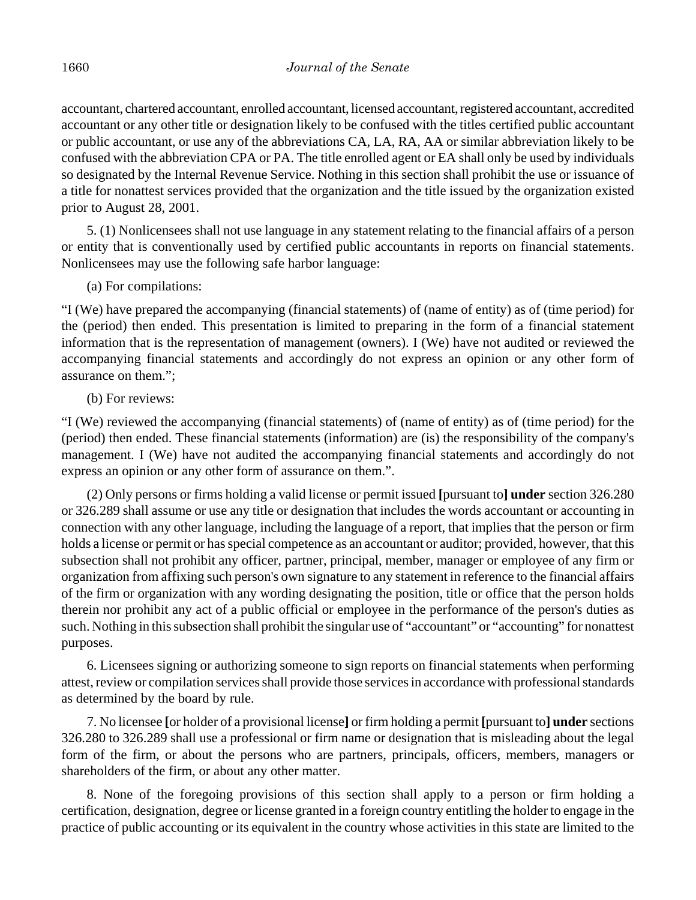accountant, chartered accountant, enrolled accountant, licensed accountant, registered accountant, accredited accountant or any other title or designation likely to be confused with the titles certified public accountant or public accountant, or use any of the abbreviations CA, LA, RA, AA or similar abbreviation likely to be confused with the abbreviation CPA or PA. The title enrolled agent or EA shall only be used by individuals so designated by the Internal Revenue Service. Nothing in this section shall prohibit the use or issuance of a title for nonattest services provided that the organization and the title issued by the organization existed prior to August 28, 2001.

5. (1) Nonlicensees shall not use language in any statement relating to the financial affairs of a person or entity that is conventionally used by certified public accountants in reports on financial statements. Nonlicensees may use the following safe harbor language:

(a) For compilations:

"I (We) have prepared the accompanying (financial statements) of (name of entity) as of (time period) for the (period) then ended. This presentation is limited to preparing in the form of a financial statement information that is the representation of management (owners). I (We) have not audited or reviewed the accompanying financial statements and accordingly do not express an opinion or any other form of assurance on them.";

(b) For reviews:

"I (We) reviewed the accompanying (financial statements) of (name of entity) as of (time period) for the (period) then ended. These financial statements (information) are (is) the responsibility of the company's management. I (We) have not audited the accompanying financial statements and accordingly do not express an opinion or any other form of assurance on them.".

(2) Only persons or firms holding a valid license or permit issued **[**pursuant to**]** **under** section 326.280 or 326.289 shall assume or use any title or designation that includes the words accountant or accounting in connection with any other language, including the language of a report, that implies that the person or firm holds a license or permit or has special competence as an accountant or auditor; provided, however, that this subsection shall not prohibit any officer, partner, principal, member, manager or employee of any firm or organization from affixing such person's own signature to any statement in reference to the financial affairs of the firm or organization with any wording designating the position, title or office that the person holds therein nor prohibit any act of a public official or employee in the performance of the person's duties as such. Nothing in this subsection shall prohibit the singular use of "accountant" or "accounting" for nonattest purposes.

6. Licensees signing or authorizing someone to sign reports on financial statements when performing attest, review or compilation services shall provide those services in accordance with professional standards as determined by the board by rule.

7. No licensee **[**or holder of a provisional license**]** or firm holding a permit **[**pursuant to**]** **under** sections 326.280 to 326.289 shall use a professional or firm name or designation that is misleading about the legal form of the firm, or about the persons who are partners, principals, officers, members, managers or shareholders of the firm, or about any other matter.

8. None of the foregoing provisions of this section shall apply to a person or firm holding a certification, designation, degree or license granted in a foreign country entitling the holder to engage in the practice of public accounting or its equivalent in the country whose activities in this state are limited to the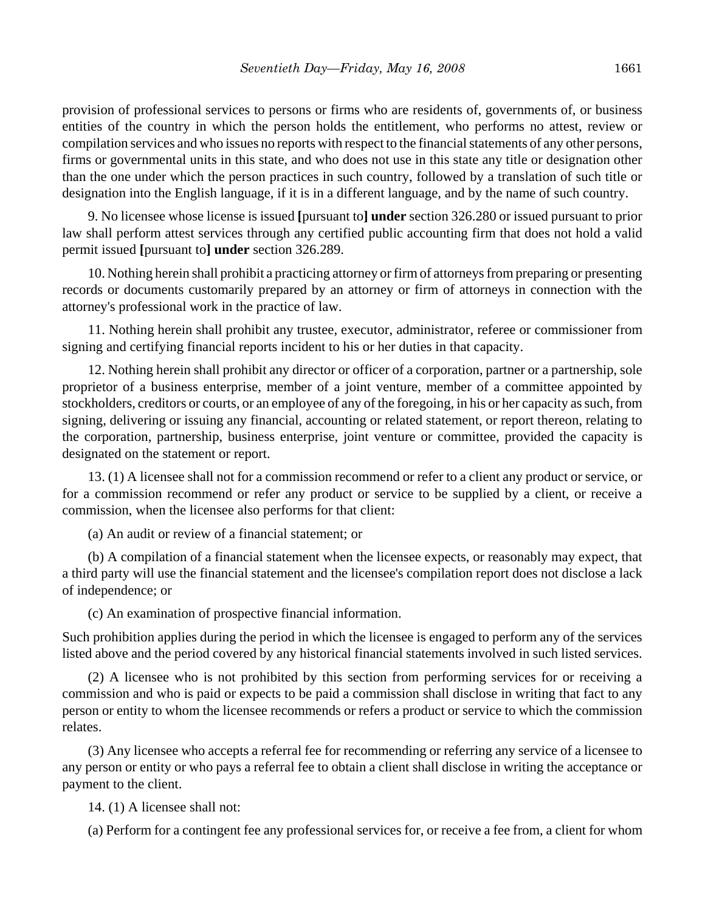provision of professional services to persons or firms who are residents of, governments of, or business entities of the country in which the person holds the entitlement, who performs no attest, review or compilation services and who issues no reports with respect to the financial statements of any other persons, firms or governmental units in this state, and who does not use in this state any title or designation other than the one under which the person practices in such country, followed by a translation of such title or designation into the English language, if it is in a different language, and by the name of such country.

9. No licensee whose license is issued **[**pursuant to**] under** section 326.280 or issued pursuant to prior law shall perform attest services through any certified public accounting firm that does not hold a valid permit issued **[**pursuant to**] under** section 326.289.

10. Nothing herein shall prohibit a practicing attorney or firm of attorneys from preparing or presenting records or documents customarily prepared by an attorney or firm of attorneys in connection with the attorney's professional work in the practice of law.

11. Nothing herein shall prohibit any trustee, executor, administrator, referee or commissioner from signing and certifying financial reports incident to his or her duties in that capacity.

12. Nothing herein shall prohibit any director or officer of a corporation, partner or a partnership, sole proprietor of a business enterprise, member of a joint venture, member of a committee appointed by stockholders, creditors or courts, or an employee of any of the foregoing, in his or her capacity as such, from signing, delivering or issuing any financial, accounting or related statement, or report thereon, relating to the corporation, partnership, business enterprise, joint venture or committee, provided the capacity is designated on the statement or report.

13. (1) A licensee shall not for a commission recommend or refer to a client any product or service, or for a commission recommend or refer any product or service to be supplied by a client, or receive a commission, when the licensee also performs for that client:

(a) An audit or review of a financial statement; or

(b) A compilation of a financial statement when the licensee expects, or reasonably may expect, that a third party will use the financial statement and the licensee's compilation report does not disclose a lack of independence; or

(c) An examination of prospective financial information.

Such prohibition applies during the period in which the licensee is engaged to perform any of the services listed above and the period covered by any historical financial statements involved in such listed services.

(2) A licensee who is not prohibited by this section from performing services for or receiving a commission and who is paid or expects to be paid a commission shall disclose in writing that fact to any person or entity to whom the licensee recommends or refers a product or service to which the commission relates.

(3) Any licensee who accepts a referral fee for recommending or referring any service of a licensee to any person or entity or who pays a referral fee to obtain a client shall disclose in writing the acceptance or payment to the client.

14. (1) A licensee shall not:

(a) Perform for a contingent fee any professional services for, or receive a fee from, a client for whom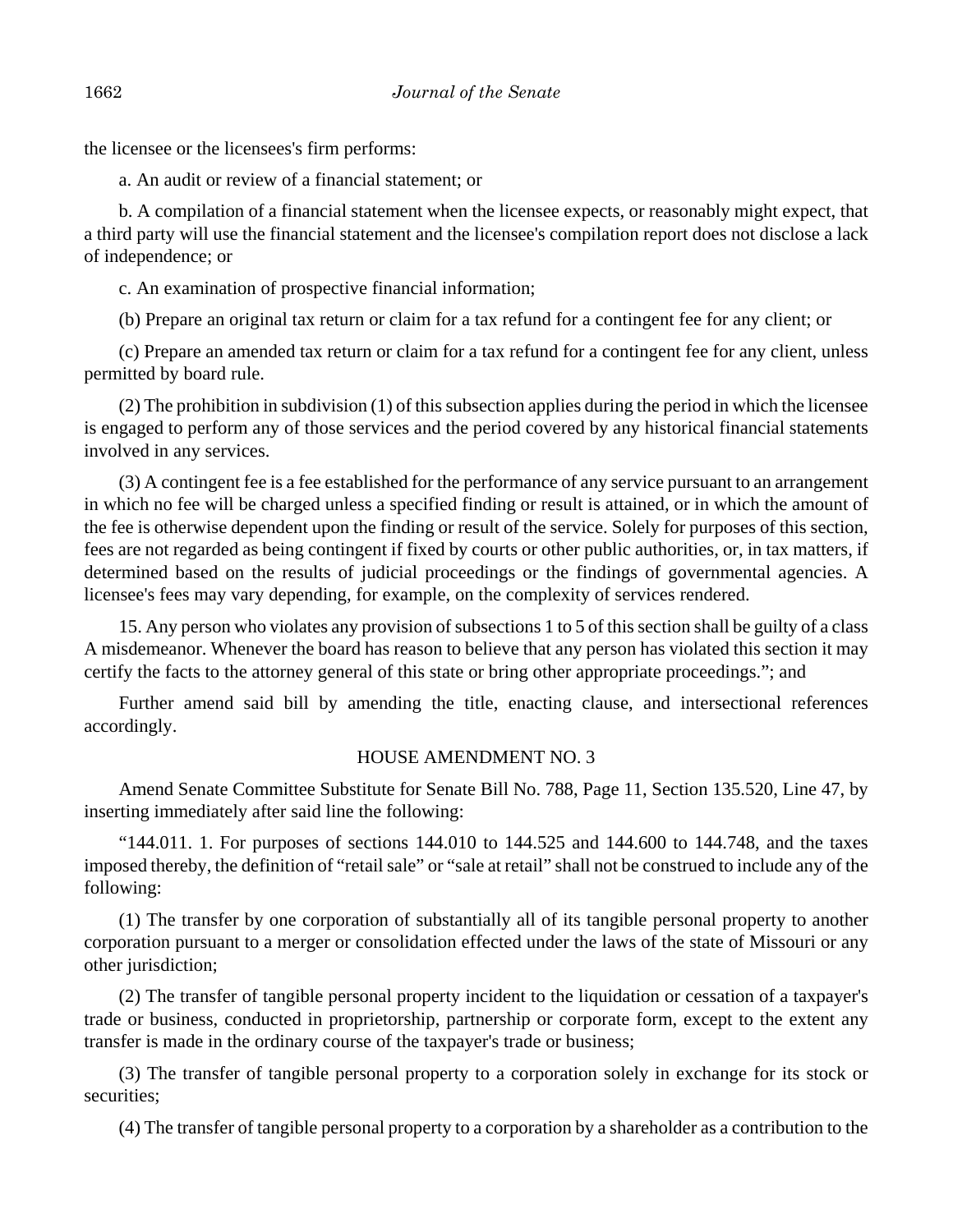the licensee or the licensees's firm performs:

a. An audit or review of a financial statement; or

b. A compilation of a financial statement when the licensee expects, or reasonably might expect, that a third party will use the financial statement and the licensee's compilation report does not disclose a lack of independence; or

c. An examination of prospective financial information;

(b) Prepare an original tax return or claim for a tax refund for a contingent fee for any client; or

(c) Prepare an amended tax return or claim for a tax refund for a contingent fee for any client, unless permitted by board rule.

(2) The prohibition in subdivision (1) of this subsection applies during the period in which the licensee is engaged to perform any of those services and the period covered by any historical financial statements involved in any services.

(3) A contingent fee is a fee established for the performance of any service pursuant to an arrangement in which no fee will be charged unless a specified finding or result is attained, or in which the amount of the fee is otherwise dependent upon the finding or result of the service. Solely for purposes of this section, fees are not regarded as being contingent if fixed by courts or other public authorities, or, in tax matters, if determined based on the results of judicial proceedings or the findings of governmental agencies. A licensee's fees may vary depending, for example, on the complexity of services rendered.

15. Any person who violates any provision of subsections 1 to 5 of this section shall be guilty of a class A misdemeanor. Whenever the board has reason to believe that any person has violated this section it may certify the facts to the attorney general of this state or bring other appropriate proceedings."; and

Further amend said bill by amending the title, enacting clause, and intersectional references accordingly.

HOUSE AMENDMENT NO. 3

Amend Senate Committee Substitute for Senate Bill No. 788, Page 11, Section 135.520, Line 47, by inserting immediately after said line the following:

"144.011. 1. For purposes of sections 144.010 to 144.525 and 144.600 to 144.748, and the taxes imposed thereby, the definition of "retail sale" or "sale at retail" shall not be construed to include any of the following:

(1) The transfer by one corporation of substantially all of its tangible personal property to another corporation pursuant to a merger or consolidation effected under the laws of the state of Missouri or any other jurisdiction;

(2) The transfer of tangible personal property incident to the liquidation or cessation of a taxpayer's trade or business, conducted in proprietorship, partnership or corporate form, except to the extent any transfer is made in the ordinary course of the taxpayer's trade or business;

(3) The transfer of tangible personal property to a corporation solely in exchange for its stock or securities;

(4) The transfer of tangible personal property to a corporation by a shareholder as a contribution to the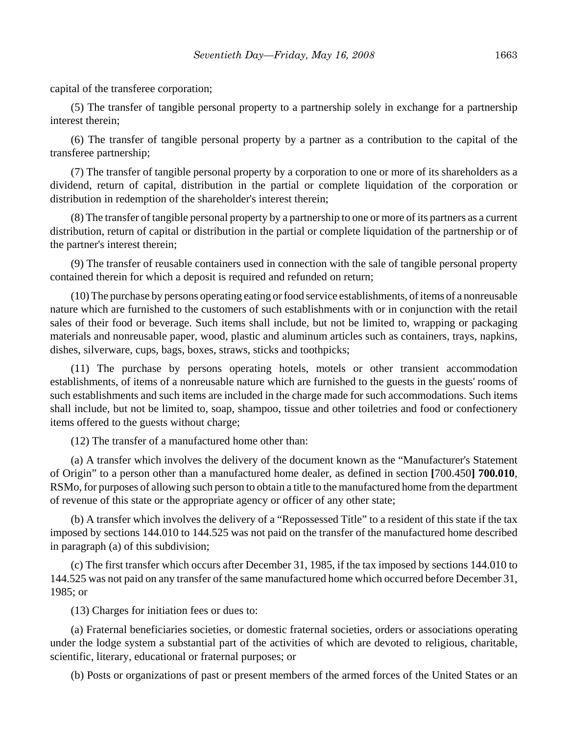capital of the transferee corporation;

(5) The transfer of tangible personal property to a partnership solely in exchange for a partnership interest therein;

(6) The transfer of tangible personal property by a partner as a contribution to the capital of the transferee partnership;

(7) The transfer of tangible personal property by a corporation to one or more of its shareholders as a dividend, return of capital, distribution in the partial or complete liquidation of the corporation or distribution in redemption of the shareholder's interest therein;

(8) The transfer of tangible personal property by a partnership to one or more of its partners as a current distribution, return of capital or distribution in the partial or complete liquidation of the partnership or of the partner's interest therein;

(9) The transfer of reusable containers used in connection with the sale of tangible personal property contained therein for which a deposit is required and refunded on return;

(10) The purchase by persons operating eating or food service establishments, of items of a nonreusable nature which are furnished to the customers of such establishments with or in conjunction with the retail sales of their food or beverage. Such items shall include, but not be limited to, wrapping or packaging materials and nonreusable paper, wood, plastic and aluminum articles such as containers, trays, napkins, dishes, silverware, cups, bags, boxes, straws, sticks and toothpicks;

(11) The purchase by persons operating hotels, motels or other transient accommodation establishments, of items of a nonreusable nature which are furnished to the guests in the guests' rooms of such establishments and such items are included in the charge made for such accommodations. Such items shall include, but not be limited to, soap, shampoo, tissue and other toiletries and food or confectionery items offered to the guests without charge;

(12) The transfer of a manufactured home other than:

(a) A transfer which involves the delivery of the document known as the "Manufacturer's Statement of Origin" to a person other than a manufactured home dealer, as defined in section **[**700.450**] 700.010**, RSMo, for purposes of allowing such person to obtain a title to the manufactured home from the department of revenue of this state or the appropriate agency or officer of any other state;

(b) A transfer which involves the delivery of a "Repossessed Title" to a resident of this state if the tax imposed by sections 144.010 to 144.525 was not paid on the transfer of the manufactured home described in paragraph (a) of this subdivision;

(c) The first transfer which occurs after December 31, 1985, if the tax imposed by sections 144.010 to 144.525 was not paid on any transfer of the same manufactured home which occurred before December 31, 1985; or

(13) Charges for initiation fees or dues to:

(a) Fraternal beneficiaries societies, or domestic fraternal societies, orders or associations operating under the lodge system a substantial part of the activities of which are devoted to religious, charitable, scientific, literary, educational or fraternal purposes; or

(b) Posts or organizations of past or present members of the armed forces of the United States or an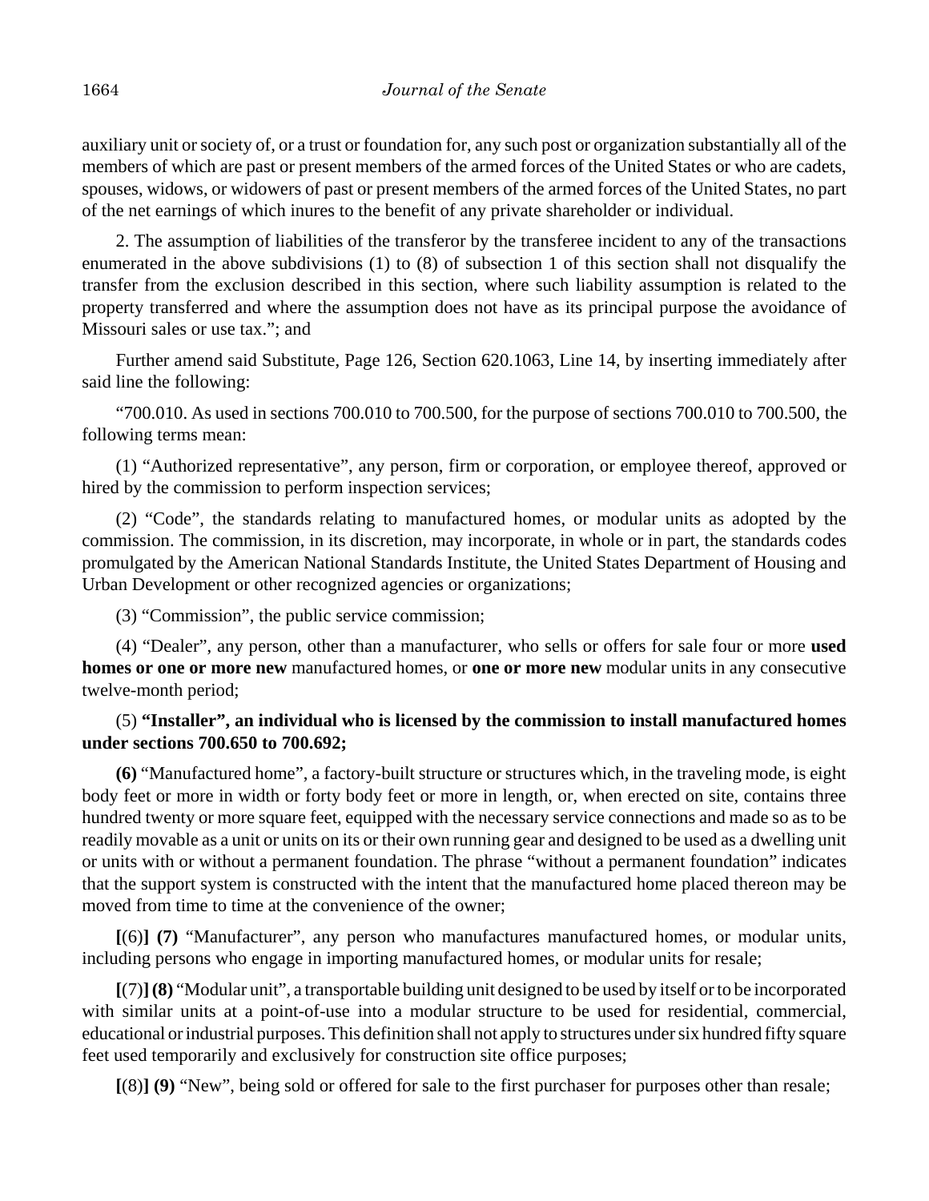auxiliary unit or society of, or a trust or foundation for, any such post or organization substantially all of the members of which are past or present members of the armed forces of the United States or who are cadets, spouses, widows, or widowers of past or present members of the armed forces of the United States, no part of the net earnings of which inures to the benefit of any private shareholder or individual.

2. The assumption of liabilities of the transferor by the transferee incident to any of the transactions enumerated in the above subdivisions (1) to (8) of subsection 1 of this section shall not disqualify the transfer from the exclusion described in this section, where such liability assumption is related to the property transferred and where the assumption does not have as its principal purpose the avoidance of Missouri sales or use tax."; and

Further amend said Substitute, Page 126, Section 620.1063, Line 14, by inserting immediately after said line the following:

"700.010. As used in sections 700.010 to 700.500, for the purpose of sections 700.010 to 700.500, the following terms mean:

(1) "Authorized representative", any person, firm or corporation, or employee thereof, approved or hired by the commission to perform inspection services;

(2) "Code", the standards relating to manufactured homes, or modular units as adopted by the commission. The commission, in its discretion, may incorporate, in whole or in part, the standards codes promulgated by the American National Standards Institute, the United States Department of Housing and Urban Development or other recognized agencies or organizations;

(3) "Commission", the public service commission;

(4) "Dealer", any person, other than a manufacturer, who sells or offers for sale four or more **used homes or one or more new** manufactured homes, or **one or more new** modular units in any consecutive twelve-month period;

(5) **"Installer", an individual who is licensed by the commission to install manufactured homes under sections 700.650 to 700.692;**

**(6)** "Manufactured home", a factory-built structure or structures which, in the traveling mode, is eight body feet or more in width or forty body feet or more in length, or, when erected on site, contains three hundred twenty or more square feet, equipped with the necessary service connections and made so as to be readily movable as a unit or units on its or their own running gear and designed to be used as a dwelling unit or units with or without a permanent foundation. The phrase "without a permanent foundation" indicates that the support system is constructed with the intent that the manufactured home placed thereon may be moved from time to time at the convenience of the owner;

**[**(6)**] (7)** "Manufacturer", any person who manufactures manufactured homes, or modular units, including persons who engage in importing manufactured homes, or modular units for resale;

**[**(7)**] (8)** "Modular unit", a transportable building unit designed to be used by itself or to be incorporated with similar units at a point-of-use into a modular structure to be used for residential, commercial, educational or industrial purposes. This definition shall not apply to structures under six hundred fifty square feet used temporarily and exclusively for construction site office purposes;

**[**(8)**] (9)** "New", being sold or offered for sale to the first purchaser for purposes other than resale;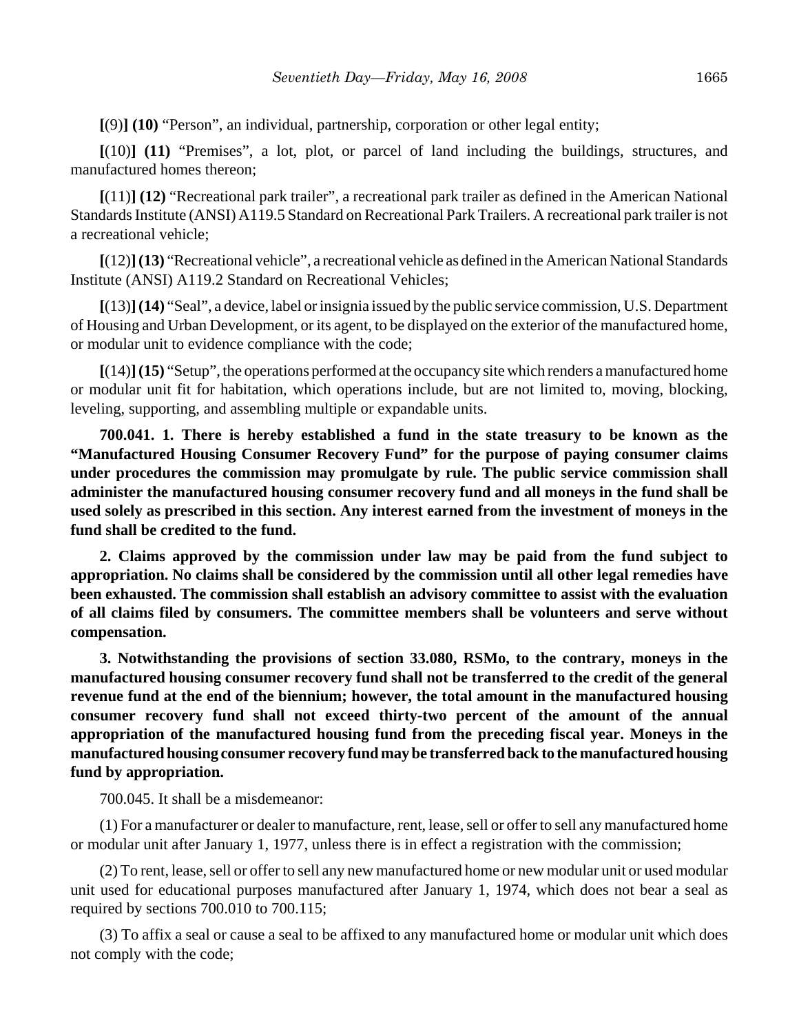**[**(9)**] (10)** "Person", an individual, partnership, corporation or other legal entity;

**[**(10)**] (11)** "Premises", a lot, plot, or parcel of land including the buildings, structures, and manufactured homes thereon;

**[**(11)**] (12)** "Recreational park trailer", a recreational park trailer as defined in the American National Standards Institute (ANSI) A119.5 Standard on Recreational Park Trailers. A recreational park trailer is not a recreational vehicle;

**[**(12)**] (13)** "Recreational vehicle", a recreational vehicle as defined in the American National Standards Institute (ANSI) A119.2 Standard on Recreational Vehicles;

**[**(13)**] (14)** "Seal", a device, label or insignia issued by the public service commission, U.S. Department of Housing and Urban Development, or its agent, to be displayed on the exterior of the manufactured home, or modular unit to evidence compliance with the code;

**[**(14)**] (15)** "Setup", the operations performed at the occupancy site which renders a manufactured home or modular unit fit for habitation, which operations include, but are not limited to, moving, blocking, leveling, supporting, and assembling multiple or expandable units.

**700.041. 1. There is hereby established a fund in the state treasury to be known as the "Manufactured Housing Consumer Recovery Fund" for the purpose of paying consumer claims under procedures the commission may promulgate by rule. The public service commission shall administer the manufactured housing consumer recovery fund and all moneys in the fund shall be used solely as prescribed in this section. Any interest earned from the investment of moneys in the fund shall be credited to the fund.**

**2. Claims approved by the commission under law may be paid from the fund subject to appropriation. No claims shall be considered by the commission until all other legal remedies have been exhausted. The commission shall establish an advisory committee to assist with the evaluation of all claims filed by consumers. The committee members shall be volunteers and serve without compensation.**

**3. Notwithstanding the provisions of section 33.080, RSMo, to the contrary, moneys in the manufactured housing consumer recovery fund shall not be transferred to the credit of the general revenue fund at the end of the biennium; however, the total amount in the manufactured housing consumer recovery fund shall not exceed thirty-two percent of the amount of the annual appropriation of the manufactured housing fund from the preceding fiscal year. Moneys in the manufactured housing consumer recovery fund may be transferred back to the manufactured housing fund by appropriation.**

700.045. It shall be a misdemeanor:

(1) For a manufacturer or dealer to manufacture, rent, lease, sell or offer to sell any manufactured home or modular unit after January 1, 1977, unless there is in effect a registration with the commission;

(2) To rent, lease, sell or offer to sell any new manufactured home or new modular unit or used modular unit used for educational purposes manufactured after January 1, 1974, which does not bear a seal as required by sections 700.010 to 700.115;

(3) To affix a seal or cause a seal to be affixed to any manufactured home or modular unit which does not comply with the code;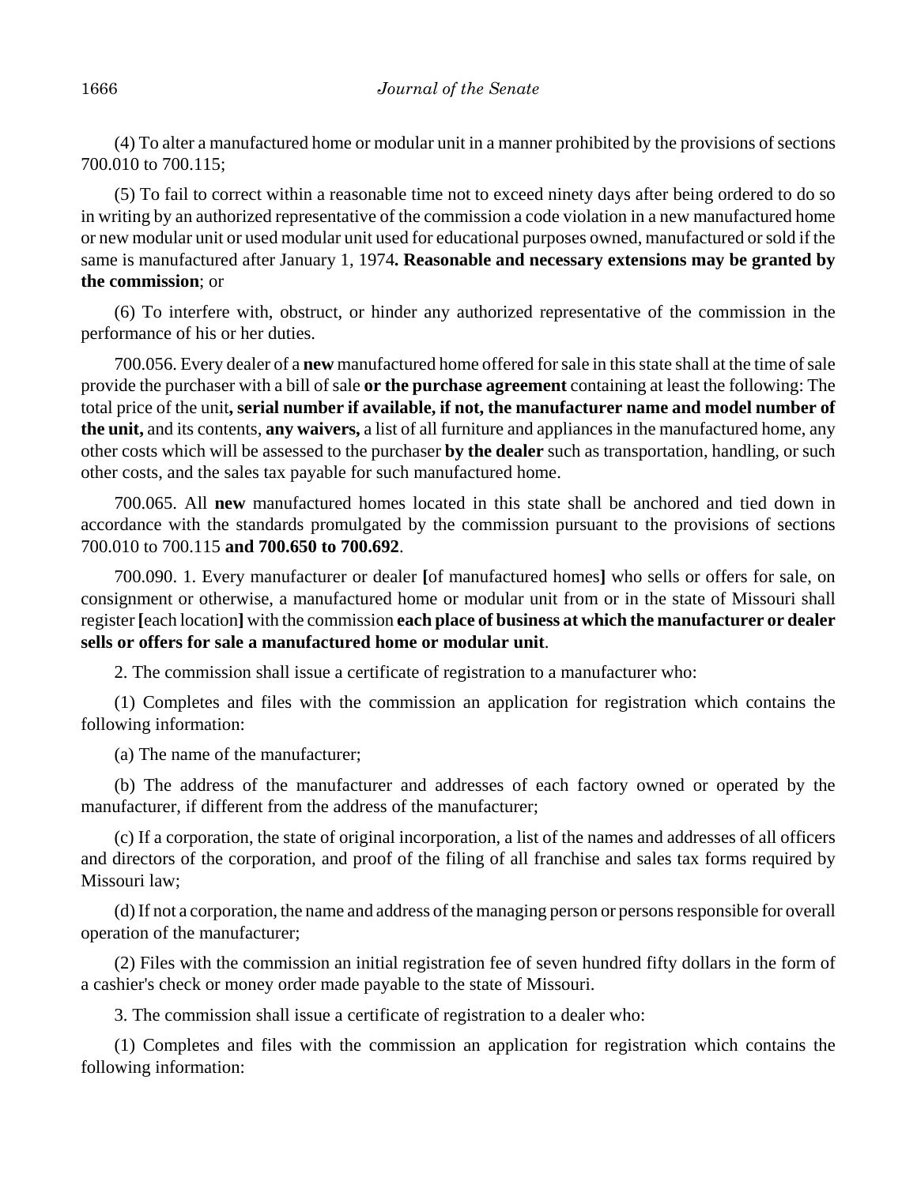(4) To alter a manufactured home or modular unit in a manner prohibited by the provisions of sections 700.010 to 700.115;

(5) To fail to correct within a reasonable time not to exceed ninety days after being ordered to do so in writing by an authorized representative of the commission a code violation in a new manufactured home or new modular unit or used modular unit used for educational purposes owned, manufactured or sold if the same is manufactured after January 1, 1974**. Reasonable and necessary extensions may be granted by the commission**; or

(6) To interfere with, obstruct, or hinder any authorized representative of the commission in the performance of his or her duties.

700.056. Every dealer of a **new** manufactured home offered for sale in this state shall at the time of sale provide the purchaser with a bill of sale **or the purchase agreement** containing at least the following: The total price of the unit**, serial number if available, if not, the manufacturer name and model number of the unit,** and its contents, **any waivers,** a list of all furniture and appliances in the manufactured home, any other costs which will be assessed to the purchaser **by the dealer** such as transportation, handling, or such other costs, and the sales tax payable for such manufactured home.

700.065. All **new** manufactured homes located in this state shall be anchored and tied down in accordance with the standards promulgated by the commission pursuant to the provisions of sections 700.010 to 700.115 **and 700.650 to 700.692**.

700.090. 1. Every manufacturer or dealer **[**of manufactured homes**]** who sells or offers for sale, on consignment or otherwise, a manufactured home or modular unit from or in the state of Missouri shall register **[**each location**]** with the commission **each place of business at which the manufacturer or dealer sells or offers for sale a manufactured home or modular unit**.

2. The commission shall issue a certificate of registration to a manufacturer who:

(1) Completes and files with the commission an application for registration which contains the following information:

(a) The name of the manufacturer;

(b) The address of the manufacturer and addresses of each factory owned or operated by the manufacturer, if different from the address of the manufacturer;

(c) If a corporation, the state of original incorporation, a list of the names and addresses of all officers and directors of the corporation, and proof of the filing of all franchise and sales tax forms required by Missouri law;

(d) If not a corporation, the name and address of the managing person or persons responsible for overall operation of the manufacturer;

(2) Files with the commission an initial registration fee of seven hundred fifty dollars in the form of a cashier's check or money order made payable to the state of Missouri.

3. The commission shall issue a certificate of registration to a dealer who:

(1) Completes and files with the commission an application for registration which contains the following information: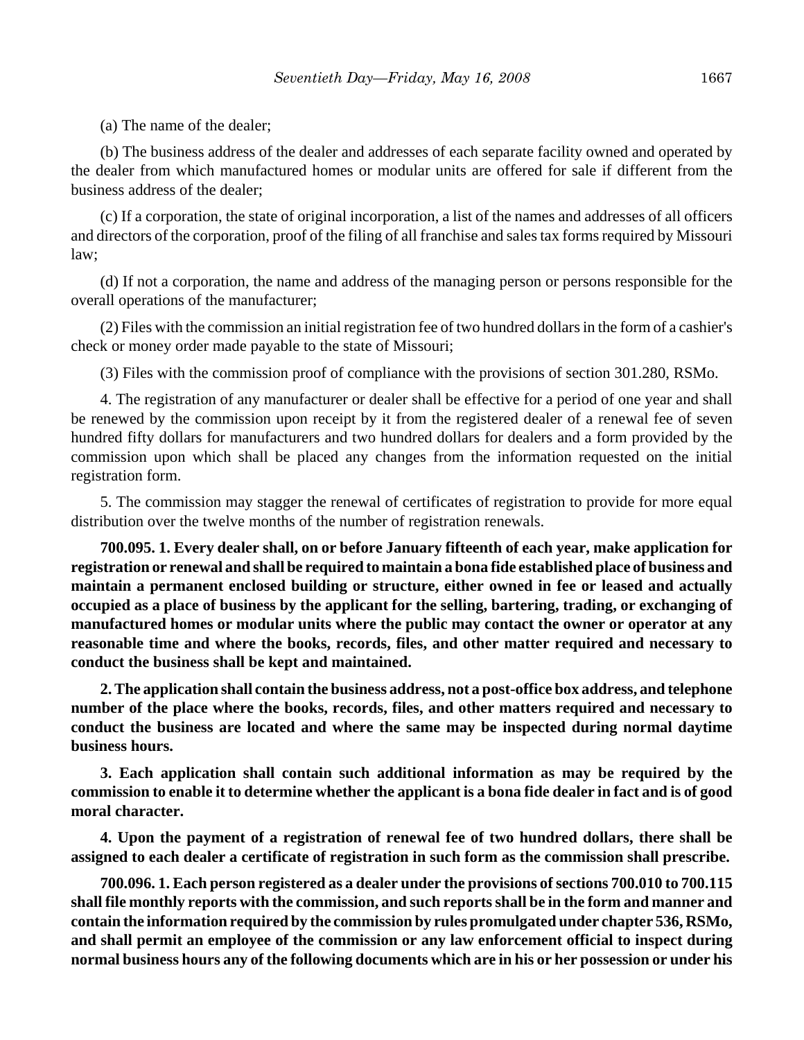(a) The name of the dealer;

(b) The business address of the dealer and addresses of each separate facility owned and operated by the dealer from which manufactured homes or modular units are offered for sale if different from the business address of the dealer;

(c) If a corporation, the state of original incorporation, a list of the names and addresses of all officers and directors of the corporation, proof of the filing of all franchise and sales tax forms required by Missouri law;

(d) If not a corporation, the name and address of the managing person or persons responsible for the overall operations of the manufacturer;

(2) Files with the commission an initial registration fee of two hundred dollars in the form of a cashier's check or money order made payable to the state of Missouri;

(3) Files with the commission proof of compliance with the provisions of section 301.280, RSMo.

4. The registration of any manufacturer or dealer shall be effective for a period of one year and shall be renewed by the commission upon receipt by it from the registered dealer of a renewal fee of seven hundred fifty dollars for manufacturers and two hundred dollars for dealers and a form provided by the commission upon which shall be placed any changes from the information requested on the initial registration form.

5. The commission may stagger the renewal of certificates of registration to provide for more equal distribution over the twelve months of the number of registration renewals.

**700.095. 1. Every dealer shall, on or before January fifteenth of each year, make application for registration or renewal and shall be required to maintain a bona fide established place of business and maintain a permanent enclosed building or structure, either owned in fee or leased and actually occupied as a place of business by the applicant for the selling, bartering, trading, or exchanging of manufactured homes or modular units where the public may contact the owner or operator at any reasonable time and where the books, records, files, and other matter required and necessary to conduct the business shall be kept and maintained.**

**2. The application shall contain the business address, not a post-office box address, and telephone number of the place where the books, records, files, and other matters required and necessary to conduct the business are located and where the same may be inspected during normal daytime business hours.**

**3. Each application shall contain such additional information as may be required by the commission to enable it to determine whether the applicant is a bona fide dealer in fact and is of good moral character.**

**4. Upon the payment of a registration of renewal fee of two hundred dollars, there shall be assigned to each dealer a certificate of registration in such form as the commission shall prescribe.**

**700.096. 1. Each person registered as a dealer under the provisions of sections 700.010 to 700.115 shall file monthly reports with the commission, and such reports shall be in the form and manner and contain the information required by the commission by rules promulgated under chapter 536, RSMo, and shall permit an employee of the commission or any law enforcement official to inspect during normal business hours any of the following documents which are in his or her possession or under his**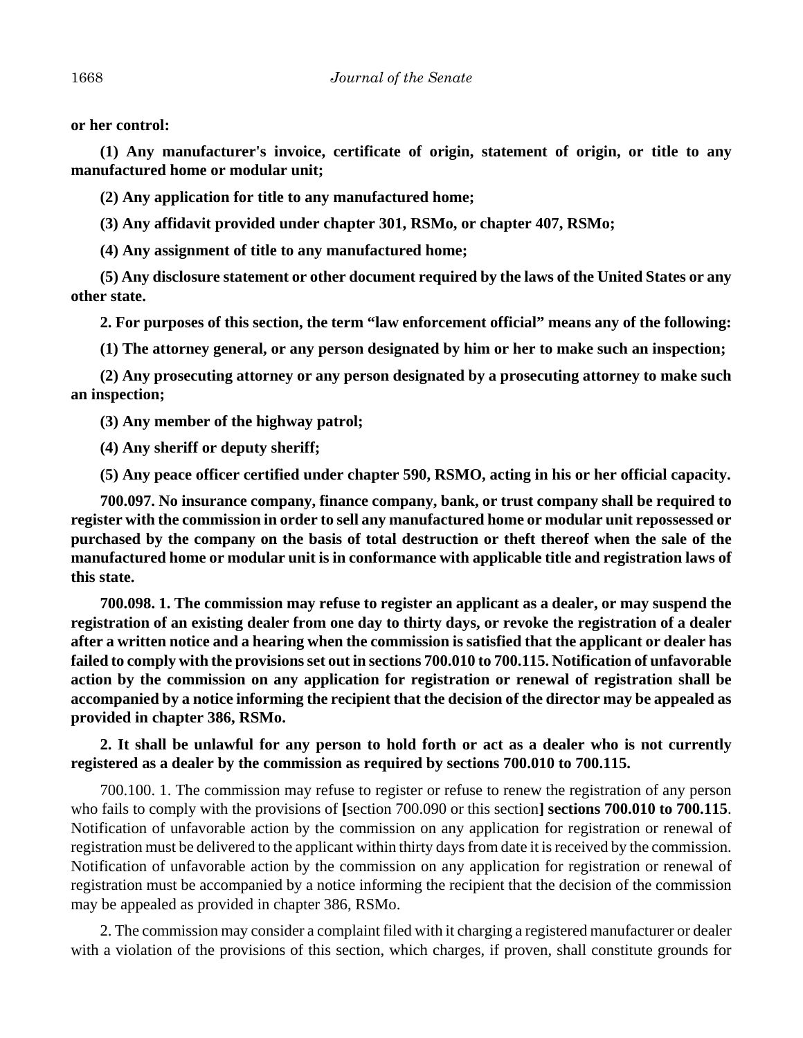**or her control:**

**(1) Any manufacturer's invoice, certificate of origin, statement of origin, or title to any manufactured home or modular unit;**

**(2) Any application for title to any manufactured home;**

**(3) Any affidavit provided under chapter 301, RSMo, or chapter 407, RSMo;**

**(4) Any assignment of title to any manufactured home;**

**(5) Any disclosure statement or other document required by the laws of the United States or any other state.**

**2. For purposes of this section, the term "law enforcement official" means any of the following:**

**(1) The attorney general, or any person designated by him or her to make such an inspection;**

**(2) Any prosecuting attorney or any person designated by a prosecuting attorney to make such an inspection;**

**(3) Any member of the highway patrol;**

**(4) Any sheriff or deputy sheriff;**

**(5) Any peace officer certified under chapter 590, RSMO, acting in his or her official capacity.**

**700.097. No insurance company, finance company, bank, or trust company shall be required to register with the commission in order to sell any manufactured home or modular unit repossessed or purchased by the company on the basis of total destruction or theft thereof when the sale of the manufactured home or modular unit is in conformance with applicable title and registration laws of this state.**

**700.098. 1. The commission may refuse to register an applicant as a dealer, or may suspend the registration of an existing dealer from one day to thirty days, or revoke the registration of a dealer after a written notice and a hearing when the commission is satisfied that the applicant or dealer has failed to comply with the provisions set out in sections 700.010 to 700.115. Notification of unfavorable action by the commission on any application for registration or renewal of registration shall be accompanied by a notice informing the recipient that the decision of the director may be appealed as provided in chapter 386, RSMo.**

**2. It shall be unlawful for any person to hold forth or act as a dealer who is not currently registered as a dealer by the commission as required by sections 700.010 to 700.115.**

700.100. 1. The commission may refuse to register or refuse to renew the registration of any person who fails to comply with the provisions of **[**section 700.090 or this section**] sections 700.010 to 700.115**. Notification of unfavorable action by the commission on any application for registration or renewal of registration must be delivered to the applicant within thirty days from date it is received by the commission. Notification of unfavorable action by the commission on any application for registration or renewal of registration must be accompanied by a notice informing the recipient that the decision of the commission may be appealed as provided in chapter 386, RSMo.

2. The commission may consider a complaint filed with it charging a registered manufacturer or dealer with a violation of the provisions of this section, which charges, if proven, shall constitute grounds for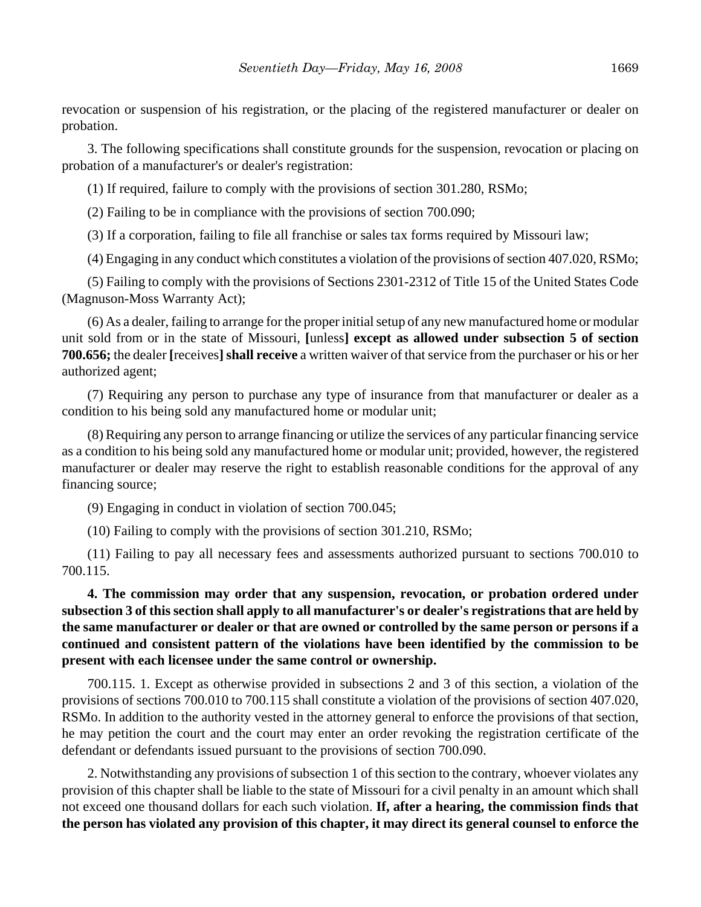revocation or suspension of his registration, or the placing of the registered manufacturer or dealer on probation.

3. The following specifications shall constitute grounds for the suspension, revocation or placing on probation of a manufacturer's or dealer's registration:

(1) If required, failure to comply with the provisions of section 301.280, RSMo;

(2) Failing to be in compliance with the provisions of section 700.090;

(3) If a corporation, failing to file all franchise or sales tax forms required by Missouri law;

(4) Engaging in any conduct which constitutes a violation of the provisions of section 407.020, RSMo;

(5) Failing to comply with the provisions of Sections 2301-2312 of Title 15 of the United States Code (Magnuson-Moss Warranty Act);

(6) As a dealer, failing to arrange for the proper initial setup of any new manufactured home or modular unit sold from or in the state of Missouri, **[**unless**] except as allowed under subsection 5 of section 700.656;** the dealer **[**receives**] shall receive** a written waiver of that service from the purchaser or his or her authorized agent;

(7) Requiring any person to purchase any type of insurance from that manufacturer or dealer as a condition to his being sold any manufactured home or modular unit;

(8) Requiring any person to arrange financing or utilize the services of any particular financing service as a condition to his being sold any manufactured home or modular unit; provided, however, the registered manufacturer or dealer may reserve the right to establish reasonable conditions for the approval of any financing source;

(9) Engaging in conduct in violation of section 700.045;

(10) Failing to comply with the provisions of section 301.210, RSMo;

(11) Failing to pay all necessary fees and assessments authorized pursuant to sections 700.010 to 700.115.

**4. The commission may order that any suspension, revocation, or probation ordered under subsection 3 of this section shall apply to all manufacturer's or dealer's registrations that are held by the same manufacturer or dealer or that are owned or controlled by the same person or persons if a continued and consistent pattern of the violations have been identified by the commission to be present with each licensee under the same control or ownership.**

700.115. 1. Except as otherwise provided in subsections 2 and 3 of this section, a violation of the provisions of sections 700.010 to 700.115 shall constitute a violation of the provisions of section 407.020, RSMo. In addition to the authority vested in the attorney general to enforce the provisions of that section, he may petition the court and the court may enter an order revoking the registration certificate of the defendant or defendants issued pursuant to the provisions of section 700.090.

2. Notwithstanding any provisions of subsection 1 of this section to the contrary, whoever violates any provision of this chapter shall be liable to the state of Missouri for a civil penalty in an amount which shall not exceed one thousand dollars for each such violation. **If, after a hearing, the commission finds that the person has violated any provision of this chapter, it may direct its general counsel to enforce the**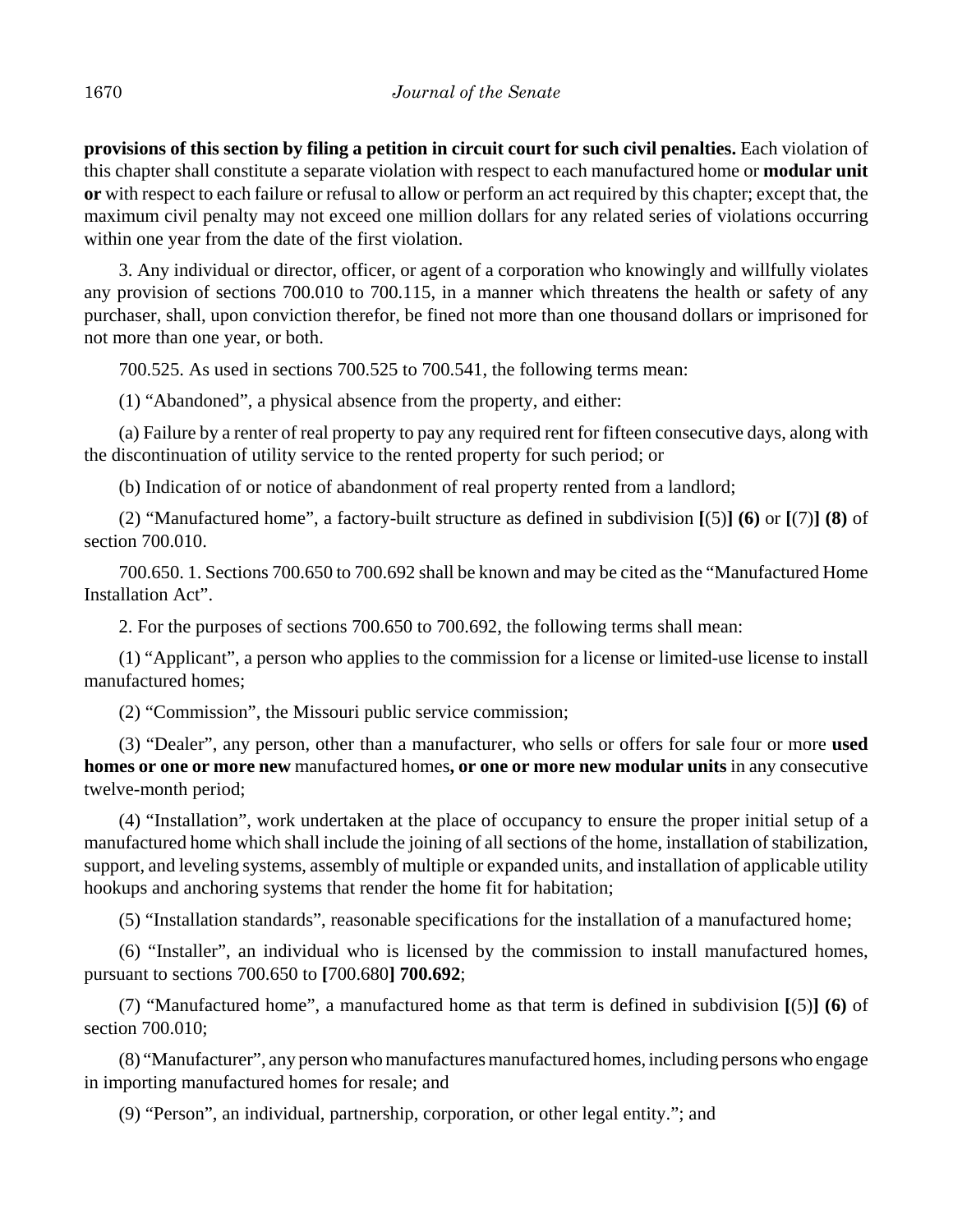**provisions of this section by filing a petition in circuit court for such civil penalties.** Each violation of this chapter shall constitute a separate violation with respect to each manufactured home or **modular unit or** with respect to each failure or refusal to allow or perform an act required by this chapter; except that, the maximum civil penalty may not exceed one million dollars for any related series of violations occurring within one year from the date of the first violation.

3. Any individual or director, officer, or agent of a corporation who knowingly and willfully violates any provision of sections 700.010 to 700.115, in a manner which threatens the health or safety of any purchaser, shall, upon conviction therefor, be fined not more than one thousand dollars or imprisoned for not more than one year, or both.

700.525. As used in sections 700.525 to 700.541, the following terms mean:

(1) "Abandoned", a physical absence from the property, and either:

(a) Failure by a renter of real property to pay any required rent for fifteen consecutive days, along with the discontinuation of utility service to the rented property for such period; or

(b) Indication of or notice of abandonment of real property rented from a landlord;

(2) "Manufactured home", a factory-built structure as defined in subdivision **[**(5)**] (6)** or **[**(7)**] (8)** of section 700.010.

700.650. 1. Sections 700.650 to 700.692 shall be known and may be cited as the "Manufactured Home Installation Act".

2. For the purposes of sections 700.650 to 700.692, the following terms shall mean:

(1) "Applicant", a person who applies to the commission for a license or limited-use license to install manufactured homes;

(2) "Commission", the Missouri public service commission;

(3) "Dealer", any person, other than a manufacturer, who sells or offers for sale four or more **used homes or one or more new** manufactured homes**, or one or more new modular units** in any consecutive twelve-month period;

(4) "Installation", work undertaken at the place of occupancy to ensure the proper initial setup of a manufactured home which shall include the joining of all sections of the home, installation of stabilization, support, and leveling systems, assembly of multiple or expanded units, and installation of applicable utility hookups and anchoring systems that render the home fit for habitation;

(5) "Installation standards", reasonable specifications for the installation of a manufactured home;

(6) "Installer", an individual who is licensed by the commission to install manufactured homes, pursuant to sections 700.650 to **[**700.680**] 700.692**;

(7) "Manufactured home", a manufactured home as that term is defined in subdivision **[**(5)**] (6)** of section 700.010;

(8) "Manufacturer", any person who manufactures manufactured homes, including persons who engage in importing manufactured homes for resale; and

(9) "Person", an individual, partnership, corporation, or other legal entity."; and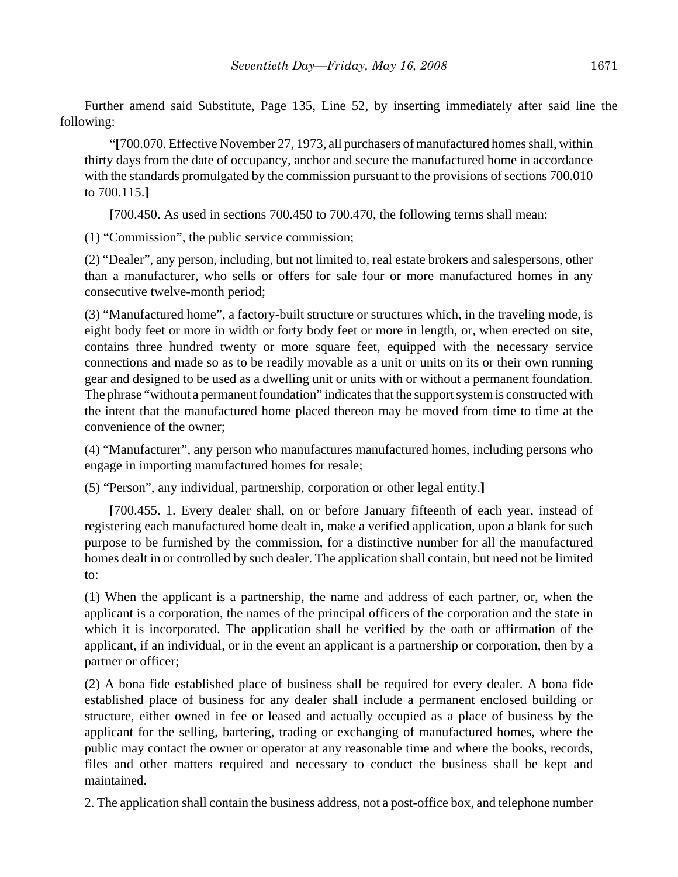Further amend said Substitute, Page 135, Line 52, by inserting immediately after said line the following:

"**[**700.070. Effective November 27, 1973, all purchasers of manufactured homes shall, within thirty days from the date of occupancy, anchor and secure the manufactured home in accordance with the standards promulgated by the commission pursuant to the provisions of sections 700.010 to 700.115.**]**

**[**700.450. As used in sections 700.450 to 700.470, the following terms shall mean:

(1) "Commission", the public service commission;

(2) "Dealer", any person, including, but not limited to, real estate brokers and salespersons, other than a manufacturer, who sells or offers for sale four or more manufactured homes in any consecutive twelve-month period;

(3) "Manufactured home", a factory-built structure or structures which, in the traveling mode, is eight body feet or more in width or forty body feet or more in length, or, when erected on site, contains three hundred twenty or more square feet, equipped with the necessary service connections and made so as to be readily movable as a unit or units on its or their own running gear and designed to be used as a dwelling unit or units with or without a permanent foundation. The phrase "without a permanent foundation" indicates that the support system is constructed with the intent that the manufactured home placed thereon may be moved from time to time at the convenience of the owner;

(4) "Manufacturer", any person who manufactures manufactured homes, including persons who engage in importing manufactured homes for resale;

(5) "Person", any individual, partnership, corporation or other legal entity.**]**

**[**700.455. 1. Every dealer shall, on or before January fifteenth of each year, instead of registering each manufactured home dealt in, make a verified application, upon a blank for such purpose to be furnished by the commission, for a distinctive number for all the manufactured homes dealt in or controlled by such dealer. The application shall contain, but need not be limited to:

(1) When the applicant is a partnership, the name and address of each partner, or, when the applicant is a corporation, the names of the principal officers of the corporation and the state in which it is incorporated. The application shall be verified by the oath or affirmation of the applicant, if an individual, or in the event an applicant is a partnership or corporation, then by a partner or officer;

(2) A bona fide established place of business shall be required for every dealer. A bona fide established place of business for any dealer shall include a permanent enclosed building or structure, either owned in fee or leased and actually occupied as a place of business by the applicant for the selling, bartering, trading or exchanging of manufactured homes, where the public may contact the owner or operator at any reasonable time and where the books, records, files and other matters required and necessary to conduct the business shall be kept and maintained.

2. The application shall contain the business address, not a post-office box, and telephone number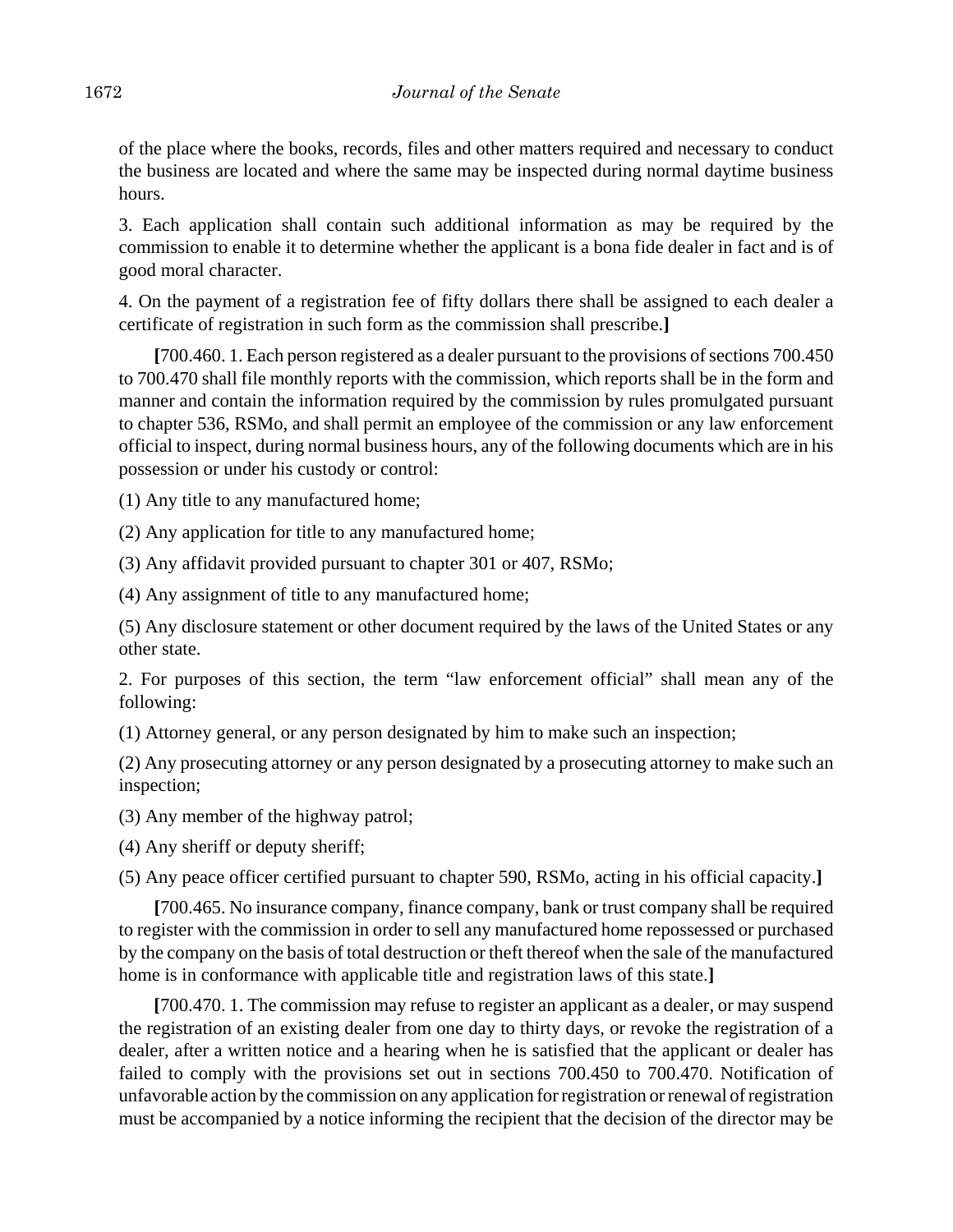of the place where the books, records, files and other matters required and necessary to conduct the business are located and where the same may be inspected during normal daytime business hours.

3. Each application shall contain such additional information as may be required by the commission to enable it to determine whether the applicant is a bona fide dealer in fact and is of good moral character.

4. On the payment of a registration fee of fifty dollars there shall be assigned to each dealer a certificate of registration in such form as the commission shall prescribe.**]**

**[**700.460. 1. Each person registered as a dealer pursuant to the provisions of sections 700.450 to 700.470 shall file monthly reports with the commission, which reports shall be in the form and manner and contain the information required by the commission by rules promulgated pursuant to chapter 536, RSMo, and shall permit an employee of the commission or any law enforcement official to inspect, during normal business hours, any of the following documents which are in his possession or under his custody or control:

(1) Any title to any manufactured home;

(2) Any application for title to any manufactured home;

(3) Any affidavit provided pursuant to chapter 301 or 407, RSMo;

(4) Any assignment of title to any manufactured home;

(5) Any disclosure statement or other document required by the laws of the United States or any other state.

2. For purposes of this section, the term "law enforcement official" shall mean any of the following:

(1) Attorney general, or any person designated by him to make such an inspection;

(2) Any prosecuting attorney or any person designated by a prosecuting attorney to make such an inspection;

(3) Any member of the highway patrol;

(4) Any sheriff or deputy sheriff;

(5) Any peace officer certified pursuant to chapter 590, RSMo, acting in his official capacity.**]**

**[**700.465. No insurance company, finance company, bank or trust company shall be required to register with the commission in order to sell any manufactured home repossessed or purchased by the company on the basis of total destruction or theft thereof when the sale of the manufactured home is in conformance with applicable title and registration laws of this state.**]**

**[**700.470. 1. The commission may refuse to register an applicant as a dealer, or may suspend the registration of an existing dealer from one day to thirty days, or revoke the registration of a dealer, after a written notice and a hearing when he is satisfied that the applicant or dealer has failed to comply with the provisions set out in sections 700.450 to 700.470. Notification of unfavorable action by the commission on any application for registration or renewal of registration must be accompanied by a notice informing the recipient that the decision of the director may be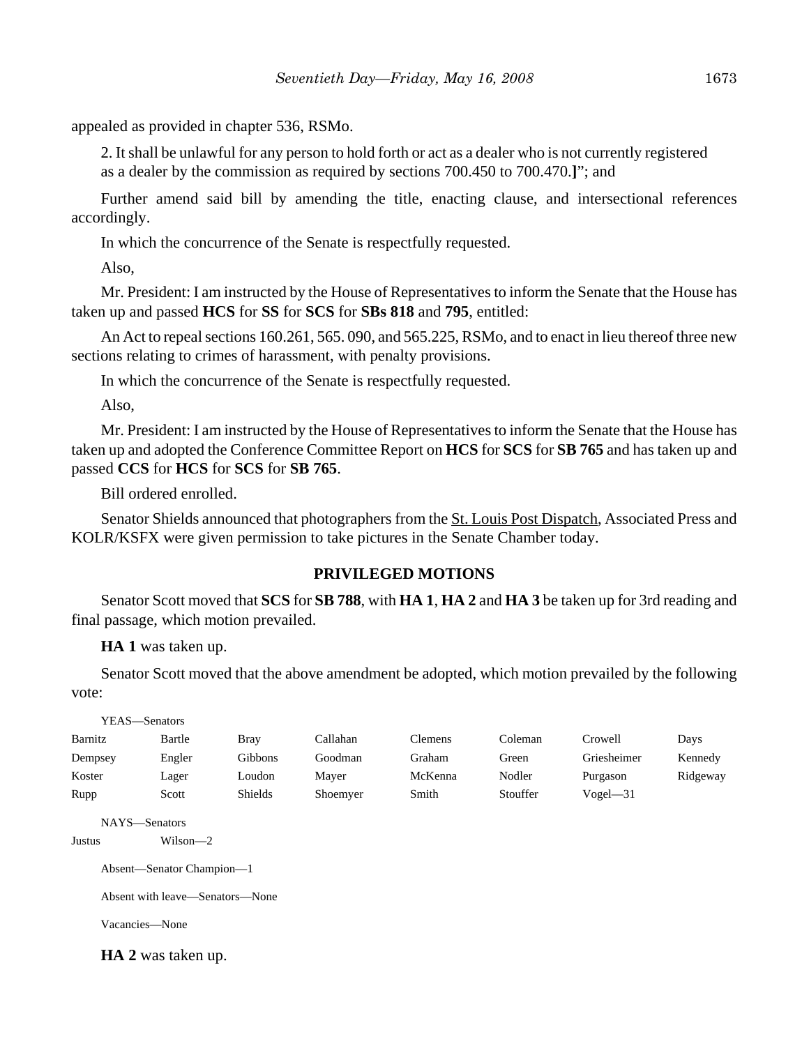appealed as provided in chapter 536, RSMo.

2. It shall be unlawful for any person to hold forth or act as a dealer who is not currently registered as a dealer by the commission as required by sections 700.450 to 700.470.**]**"; and

Further amend said bill by amending the title, enacting clause, and intersectional references accordingly.

In which the concurrence of the Senate is respectfully requested.

Also,

Mr. President: I am instructed by the House of Representatives to inform the Senate that the House has taken up and passed **HCS** for **SS** for **SCS** for **SBs 818** and **795**, entitled:

An Act to repeal sections 160.261, 565. 090, and 565.225, RSMo, and to enact in lieu thereof three new sections relating to crimes of harassment, with penalty provisions.

In which the concurrence of the Senate is respectfully requested.

Also,

Mr. President: I am instructed by the House of Representatives to inform the Senate that the House has taken up and adopted the Conference Committee Report on **HCS** for **SCS** for **SB 765** and has taken up and passed **CCS** for **HCS** for **SCS** for **SB 765**.

Bill ordered enrolled.

Senator Shields announced that photographers from the St. Louis Post Dispatch, Associated Press and KOLR/KSFX were given permission to take pictures in the Senate Chamber today.

## PRIVILEGED MOTIONS

Senator Scott moved that **SCS** for **SB 788**, with **HA 1**, **HA 2** and **HA 3** be taken up for 3rd reading and final passage, which motion prevailed.

**HA 1** was taken up.

Senator Scott moved that the above amendment be adopted, which motion prevailed by the following vote:

YEAS—Senators

| | | | | | | | |
|---|---|---|---|---|---|---|---|
| Barnitz | Bartle | Bray | Callahan | Clemens | Coleman | Crowell | Days |
| Dempsey | Engler | Gibbons | Goodman | Graham | Green | Griesheimer | Kennedy |
| Koster | Lager | Loudon | Mayer | McKenna | Nodler | Purgason | Ridgeway |
| Rupp | Scott | Shields | Shoemyer | Smith | Stouffer | Vogel—31 | |

NAYS—Senators

| | |
|---|---|
| Justus | Wilson—2 |

Absent—Senator Champion—1

Absent with leave—Senators—None

Vacancies—None

**HA 2** was taken up.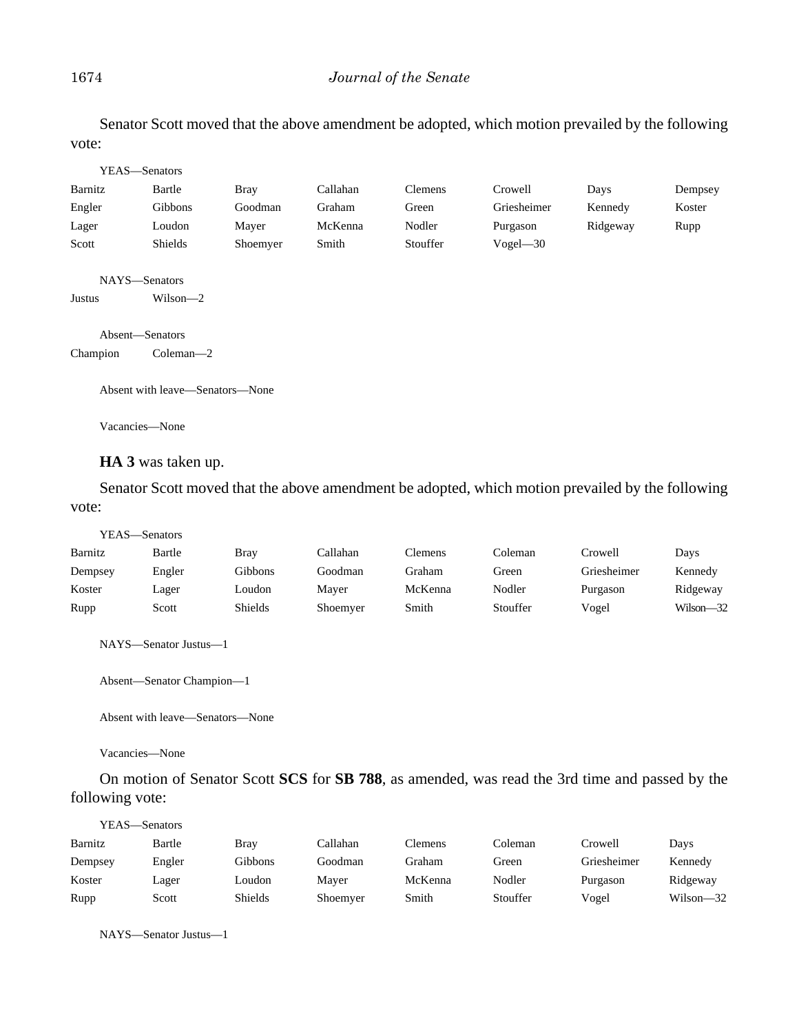Senator Scott moved that the above amendment be adopted, which motion prevailed by the following vote:

YEAS—Senators

| | | | | | | | |
|---|---|---|---|---|---|---|---|
| Barnitz | Bartle | Bray | Callahan | Clemens | Crowell | Days | Dempsey |
| Engler | Gibbons | Goodman | Graham | Green | Griesheimer | Kennedy | Koster |
| Lager | Loudon | Mayer | McKenna | Nodler | Purgason | Ridgeway | Rupp |
| Scott | Shields | Shoemyer | Smith | Stouffer | Vogel—30 | | |

NAYS—Senators

Justus Wilson—2

Absent—Senators

Champion Coleman—2

Absent with leave—Senators—None

Vacancies—None

**HA 3** was taken up.

Senator Scott moved that the above amendment be adopted, which motion prevailed by the following vote:

YEAS—Senators

| | | | | | | | |
|---|---|---|---|---|---|---|---|
| Barnitz | Bartle | Bray | Callahan | Clemens | Coleman | Crowell | Days |
| Dempsey | Engler | Gibbons | Goodman | Graham | Green | Griesheimer | Kennedy |
| Koster | Lager | Loudon | Mayer | McKenna | Nodler | Purgason | Ridgeway |
| Rupp | Scott | Shields | Shoemyer | Smith | Stouffer | Vogel | Wilson—32 |

NAYS—Senator Justus—1

Absent—Senator Champion—1

Absent with leave—Senators—None

Vacancies—None

On motion of Senator Scott **SCS** for **SB 788**, as amended, was read the 3rd time and passed by the following vote:

YEAS—Senators

| | | | | | | | |
|---|---|---|---|---|---|---|---|
| Barnitz | Bartle | Bray | Callahan | Clemens | Coleman | Crowell | Days |
| Dempsey | Engler | Gibbons | Goodman | Graham | Green | Griesheimer | Kennedy |
| Koster | Lager | Loudon | Mayer | McKenna | Nodler | Purgason | Ridgeway |
| Rupp | Scott | Shields | Shoemyer | Smith | Stouffer | Vogel | Wilson—32 |

NAYS—Senator Justus—1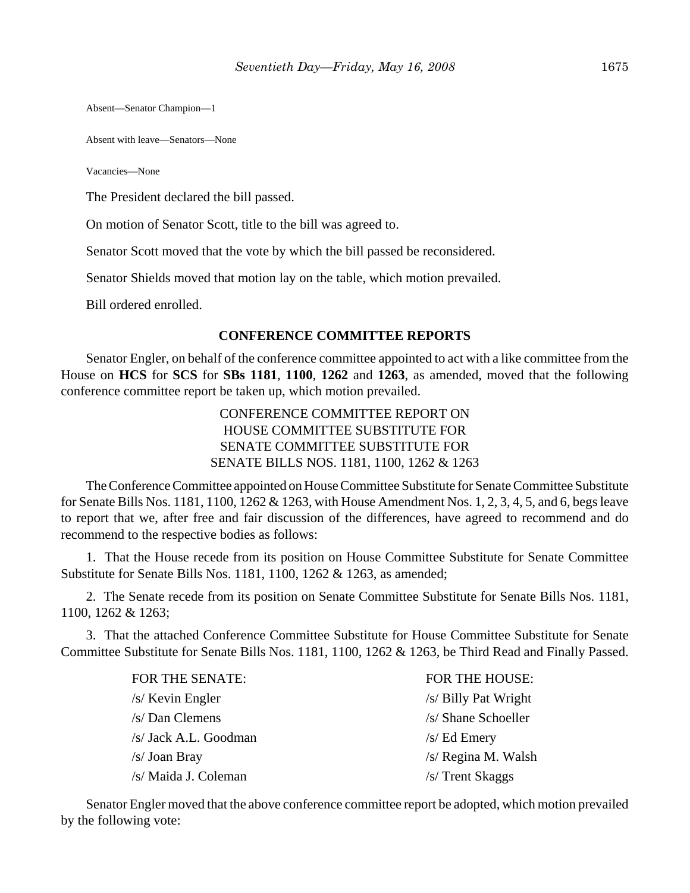Absent—Senator Champion—1

Absent with leave—Senators—None

Vacancies—None

The President declared the bill passed.

On motion of Senator Scott, title to the bill was agreed to.

Senator Scott moved that the vote by which the bill passed be reconsidered.

Senator Shields moved that motion lay on the table, which motion prevailed.

Bill ordered enrolled.

## CONFERENCE COMMITTEE REPORTS

Senator Engler, on behalf of the conference committee appointed to act with a like committee from the House on **HCS** for **SCS** for **SBs 1181**, **1100**, **1262** and **1263**, as amended, moved that the following conference committee report be taken up, which motion prevailed.

CONFERENCE COMMITTEE REPORT ON
HOUSE COMMITTEE SUBSTITUTE FOR
SENATE COMMITTEE SUBSTITUTE FOR
SENATE BILLS NOS. 1181, 1100, 1262 & 1263

The Conference Committee appointed on House Committee Substitute for Senate Committee Substitute for Senate Bills Nos. 1181, 1100, 1262 & 1263, with House Amendment Nos. 1, 2, 3, 4, 5, and 6, begs leave to report that we, after free and fair discussion of the differences, have agreed to recommend and do recommend to the respective bodies as follows:

1. That the House recede from its position on House Committee Substitute for Senate Committee Substitute for Senate Bills Nos. 1181, 1100, 1262 & 1263, as amended;

2. The Senate recede from its position on Senate Committee Substitute for Senate Bills Nos. 1181, 1100, 1262 & 1263;

3. That the attached Conference Committee Substitute for House Committee Substitute for Senate Committee Substitute for Senate Bills Nos. 1181, 1100, 1262 & 1263, be Third Read and Finally Passed.

| FOR THE SENATE: | FOR THE HOUSE: |
|---|---|
| /s/ Kevin Engler | /s/ Billy Pat Wright |
| /s/ Dan Clemens | /s/ Shane Schoeller |
| /s/ Jack A.L. Goodman | /s/ Ed Emery |
| /s/ Joan Bray | /s/ Regina M. Walsh |
| /s/ Maida J. Coleman | /s/ Trent Skaggs |

Senator Engler moved that the above conference committee report be adopted, which motion prevailed by the following vote: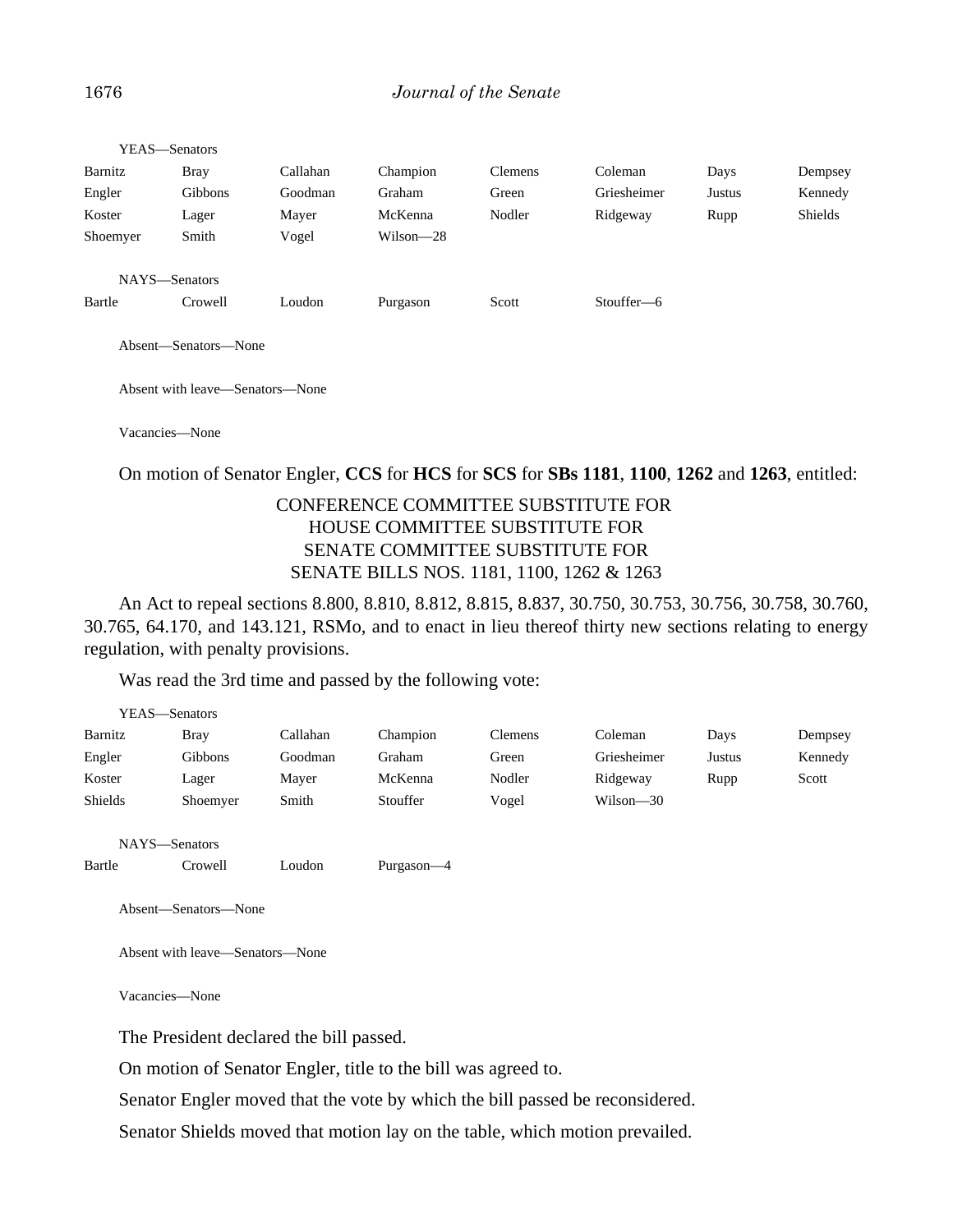YEAS—Senators

| | | | | | | | |
|---|---|---|---|---|---|---|---|
| Barnitz | Bray | Callahan | Champion | Clemens | Coleman | Days | Dempsey |
| Engler | Gibbons | Goodman | Graham | Green | Griesheimer | Justus | Kennedy |
| Koster | Lager | Mayer | McKenna | Nodler | Ridgeway | Rupp | Shields |
| Shoemyer | Smith | Vogel | Wilson—28 | | | | |

NAYS—Senators

| | | | | | |
|---|---|---|---|---|---|
| Bartle | Crowell | Loudon | Purgason | Scott | Stouffer—6 |

Absent—Senators—None

Absent with leave—Senators—None

Vacancies—None

On motion of Senator Engler, **CCS** for **HCS** for **SCS** for **SBs 1181**, **1100**, **1262** and **1263**, entitled:

CONFERENCE COMMITTEE SUBSTITUTE FOR
HOUSE COMMITTEE SUBSTITUTE FOR
SENATE COMMITTEE SUBSTITUTE FOR
SENATE BILLS NOS. 1181, 1100, 1262 & 1263

An Act to repeal sections 8.800, 8.810, 8.812, 8.815, 8.837, 30.750, 30.753, 30.756, 30.758, 30.760, 30.765, 64.170, and 143.121, RSMo, and to enact in lieu thereof thirty new sections relating to energy regulation, with penalty provisions.

Was read the 3rd time and passed by the following vote:

YEAS—Senators

| | | | | | | | |
|---|---|---|---|---|---|---|---|
| Barnitz | Bray | Callahan | Champion | Clemens | Coleman | Days | Dempsey |
| Engler | Gibbons | Goodman | Graham | Green | Griesheimer | Justus | Kennedy |
| Koster | Lager | Mayer | McKenna | Nodler | Ridgeway | Rupp | Scott |
| Shields | Shoemyer | Smith | Stouffer | Vogel | Wilson—30 | | |

NAYS—Senators

| | | | |
|---|---|---|---|
| Bartle | Crowell | Loudon | Purgason—4 |

Absent—Senators—None

Absent with leave—Senators—None

Vacancies—None

The President declared the bill passed.

On motion of Senator Engler, title to the bill was agreed to.

Senator Engler moved that the vote by which the bill passed be reconsidered.

Senator Shields moved that motion lay on the table, which motion prevailed.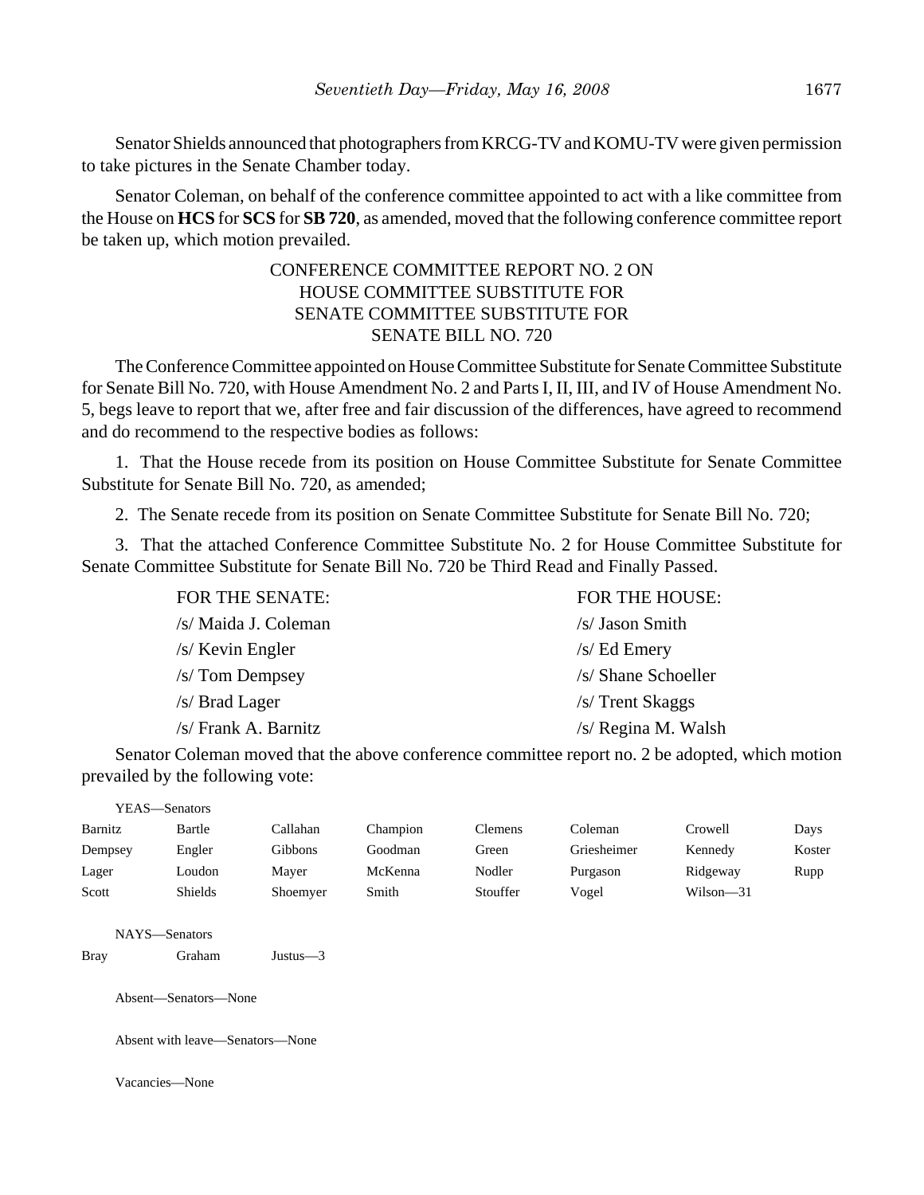Senator Shields announced that photographers from KRCG-TV and KOMU-TV were given permission to take pictures in the Senate Chamber today.

Senator Coleman, on behalf of the conference committee appointed to act with a like committee from the House on **HCS** for **SCS** for **SB 720**, as amended, moved that the following conference committee report be taken up, which motion prevailed.

CONFERENCE COMMITTEE REPORT NO. 2 ON
HOUSE COMMITTEE SUBSTITUTE FOR
SENATE COMMITTEE SUBSTITUTE FOR
SENATE BILL NO. 720

The Conference Committee appointed on House Committee Substitute for Senate Committee Substitute for Senate Bill No. 720, with House Amendment No. 2 and Parts I, II, III, and IV of House Amendment No. 5, begs leave to report that we, after free and fair discussion of the differences, have agreed to recommend and do recommend to the respective bodies as follows:

1. That the House recede from its position on House Committee Substitute for Senate Committee Substitute for Senate Bill No. 720, as amended;

2. The Senate recede from its position on Senate Committee Substitute for Senate Bill No. 720;

3. That the attached Conference Committee Substitute No. 2 for House Committee Substitute for Senate Committee Substitute for Senate Bill No. 720 be Third Read and Finally Passed.

| FOR THE SENATE: | FOR THE HOUSE: |
|---|---|
| /s/ Maida J. Coleman | /s/ Jason Smith |
| /s/ Kevin Engler | /s/ Ed Emery |
| /s/ Tom Dempsey | /s/ Shane Schoeller |
| /s/ Brad Lager | /s/ Trent Skaggs |
| /s/ Frank A. Barnitz | /s/ Regina M. Walsh |

Senator Coleman moved that the above conference committee report no. 2 be adopted, which motion prevailed by the following vote:

YEAS—Senators

| | | | | | | | |
|---|---|---|---|---|---|---|---|
| Barnitz | Bartle | Callahan | Champion | Clemens | Coleman | Crowell | Days |
| Dempsey | Engler | Gibbons | Goodman | Green | Griesheimer | Kennedy | Koster |
| Lager | Loudon | Mayer | McKenna | Nodler | Purgason | Ridgeway | Rupp |
| Scott | Shields | Shoemyer | Smith | Stouffer | Vogel | Wilson—31 | |

NAYS—Senators

| | | |
|---|---|---|
| Bray | Graham | Justus—3 |

Absent—Senators—None

Absent with leave—Senators—None

Vacancies—None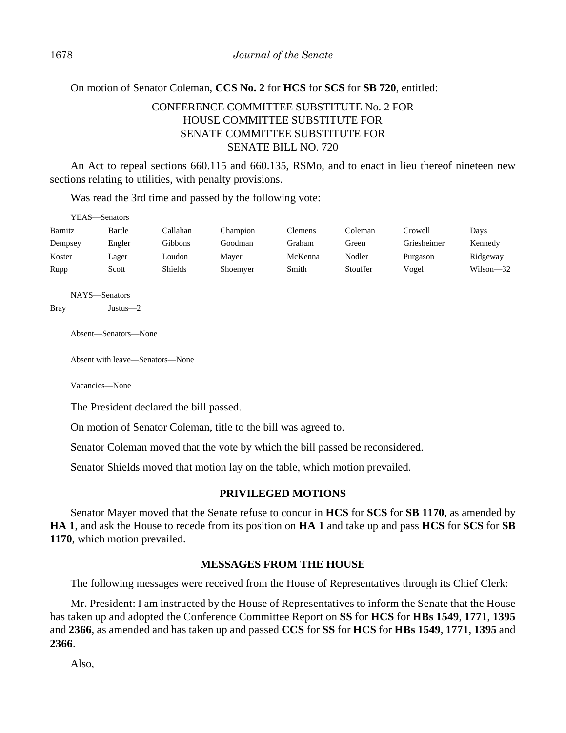On motion of Senator Coleman, **CCS No. 2** for **HCS** for **SCS** for **SB 720**, entitled:

CONFERENCE COMMITTEE SUBSTITUTE No. 2 FOR
HOUSE COMMITTEE SUBSTITUTE FOR
SENATE COMMITTEE SUBSTITUTE FOR
SENATE BILL NO. 720

An Act to repeal sections 660.115 and 660.135, RSMo, and to enact in lieu thereof nineteen new sections relating to utilities, with penalty provisions.

Was read the 3rd time and passed by the following vote:

YEAS—Senators

| | | | | | | | |
|---|---|---|---|---|---|---|---|
| Barnitz | Bartle | Callahan | Champion | Clemens | Coleman | Crowell | Days |
| Dempsey | Engler | Gibbons | Goodman | Graham | Green | Griesheimer | Kennedy |
| Koster | Lager | Loudon | Mayer | McKenna | Nodler | Purgason | Ridgeway |
| Rupp | Scott | Shields | Shoemyer | Smith | Stouffer | Vogel | Wilson—32 |

NAYS—Senators

Bray Justus—2

Absent—Senators—None

Absent with leave—Senators—None

Vacancies—None

The President declared the bill passed.

On motion of Senator Coleman, title to the bill was agreed to.

Senator Coleman moved that the vote by which the bill passed be reconsidered.

Senator Shields moved that motion lay on the table, which motion prevailed.

## PRIVILEGED MOTIONS

Senator Mayer moved that the Senate refuse to concur in **HCS** for **SCS** for **SB 1170**, as amended by **HA 1**, and ask the House to recede from its position on **HA 1** and take up and pass **HCS** for **SCS** for **SB 1170**, which motion prevailed.

## MESSAGES FROM THE HOUSE

The following messages were received from the House of Representatives through its Chief Clerk:

Mr. President: I am instructed by the House of Representatives to inform the Senate that the House has taken up and adopted the Conference Committee Report on **SS** for **HCS** for **HBs 1549**, **1771**, **1395** and **2366**, as amended and has taken up and passed **CCS** for **SS** for **HCS** for **HBs 1549**, **1771**, **1395** and **2366**.

Also,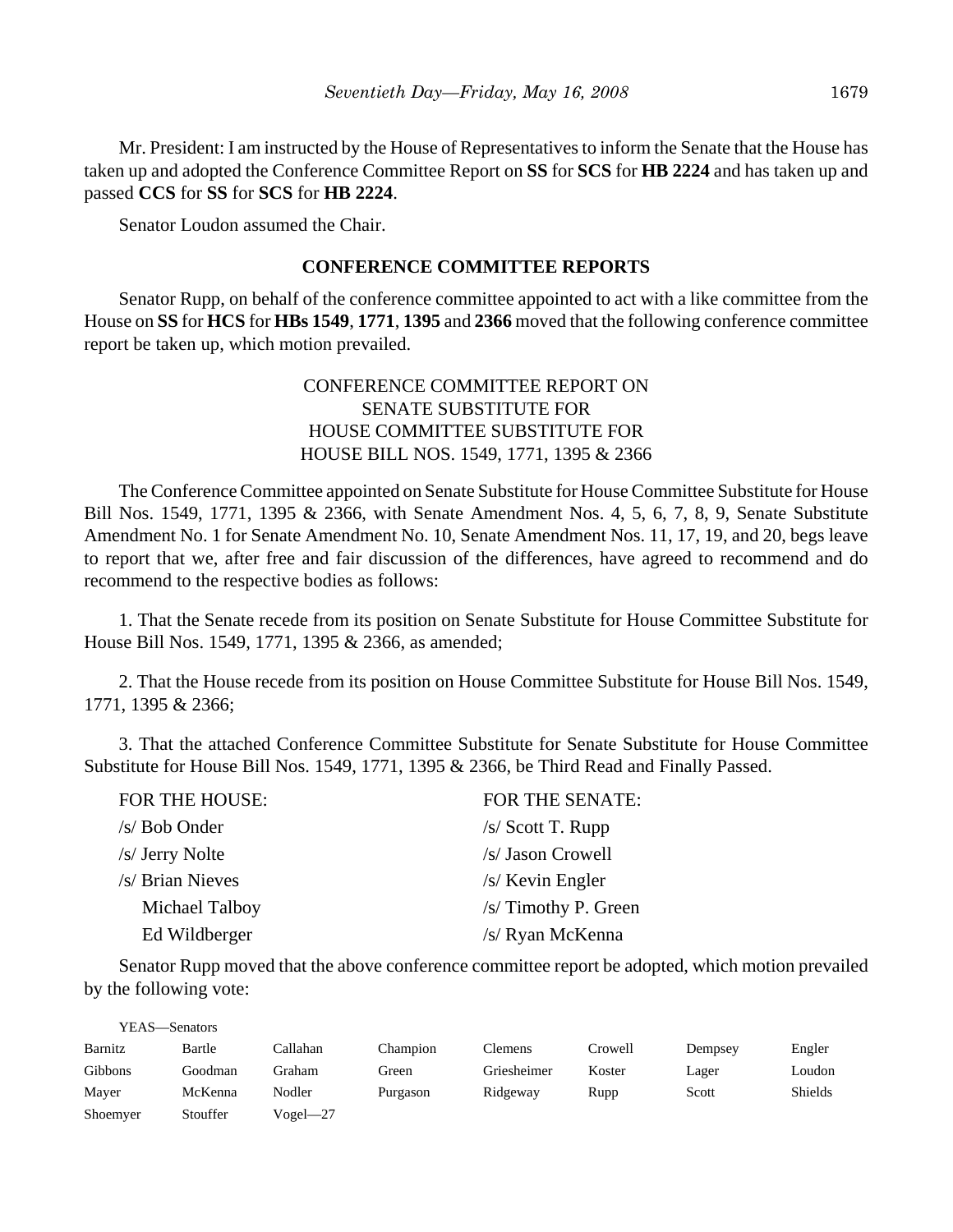Mr. President: I am instructed by the House of Representatives to inform the Senate that the House has taken up and adopted the Conference Committee Report on **SS** for **SCS** for **HB 2224** and has taken up and passed **CCS** for **SS** for **SCS** for **HB 2224**.

Senator Loudon assumed the Chair.

**CONFERENCE COMMITTEE REPORTS**

Senator Rupp, on behalf of the conference committee appointed to act with a like committee from the House on **SS** for **HCS** for **HBs 1549**, **1771**, **1395** and **2366** moved that the following conference committee report be taken up, which motion prevailed.

CONFERENCE COMMITTEE REPORT ON
SENATE SUBSTITUTE FOR
HOUSE COMMITTEE SUBSTITUTE FOR
HOUSE BILL NOS. 1549, 1771, 1395 & 2366

The Conference Committee appointed on Senate Substitute for House Committee Substitute for House Bill Nos. 1549, 1771, 1395 & 2366, with Senate Amendment Nos. 4, 5, 6, 7, 8, 9, Senate Substitute Amendment No. 1 for Senate Amendment No. 10, Senate Amendment Nos. 11, 17, 19, and 20, begs leave to report that we, after free and fair discussion of the differences, have agreed to recommend and do recommend to the respective bodies as follows:

1. That the Senate recede from its position on Senate Substitute for House Committee Substitute for House Bill Nos. 1549, 1771, 1395 & 2366, as amended;

2. That the House recede from its position on House Committee Substitute for House Bill Nos. 1549, 1771, 1395 & 2366;

3. That the attached Conference Committee Substitute for Senate Substitute for House Committee Substitute for House Bill Nos. 1549, 1771, 1395 & 2366, be Third Read and Finally Passed.

| FOR THE HOUSE: | FOR THE SENATE: |
|---|---|
| /s/ Bob Onder | /s/ Scott T. Rupp |
| /s/ Jerry Nolte | /s/ Jason Crowell |
| /s/ Brian Nieves | /s/ Kevin Engler |
| Michael Talboy | /s/ Timothy P. Green |
| Ed Wildberger | /s/ Ryan McKenna |

Senator Rupp moved that the above conference committee report be adopted, which motion prevailed by the following vote:

YEAS—Senators

| | | | | | | | |
|---|---|---|---|---|---|---|---|
| Barnitz | Bartle | Callahan | Champion | Clemens | Crowell | Dempsey | Engler |
| Gibbons | Goodman | Graham | Green | Griesheimer | Koster | Lager | Loudon |
| Mayer | McKenna | Nodler | Purgason | Ridgeway | Rupp | Scott | Shields |
| Shoemyer | Stouffer | Vogel—27 | | | | | |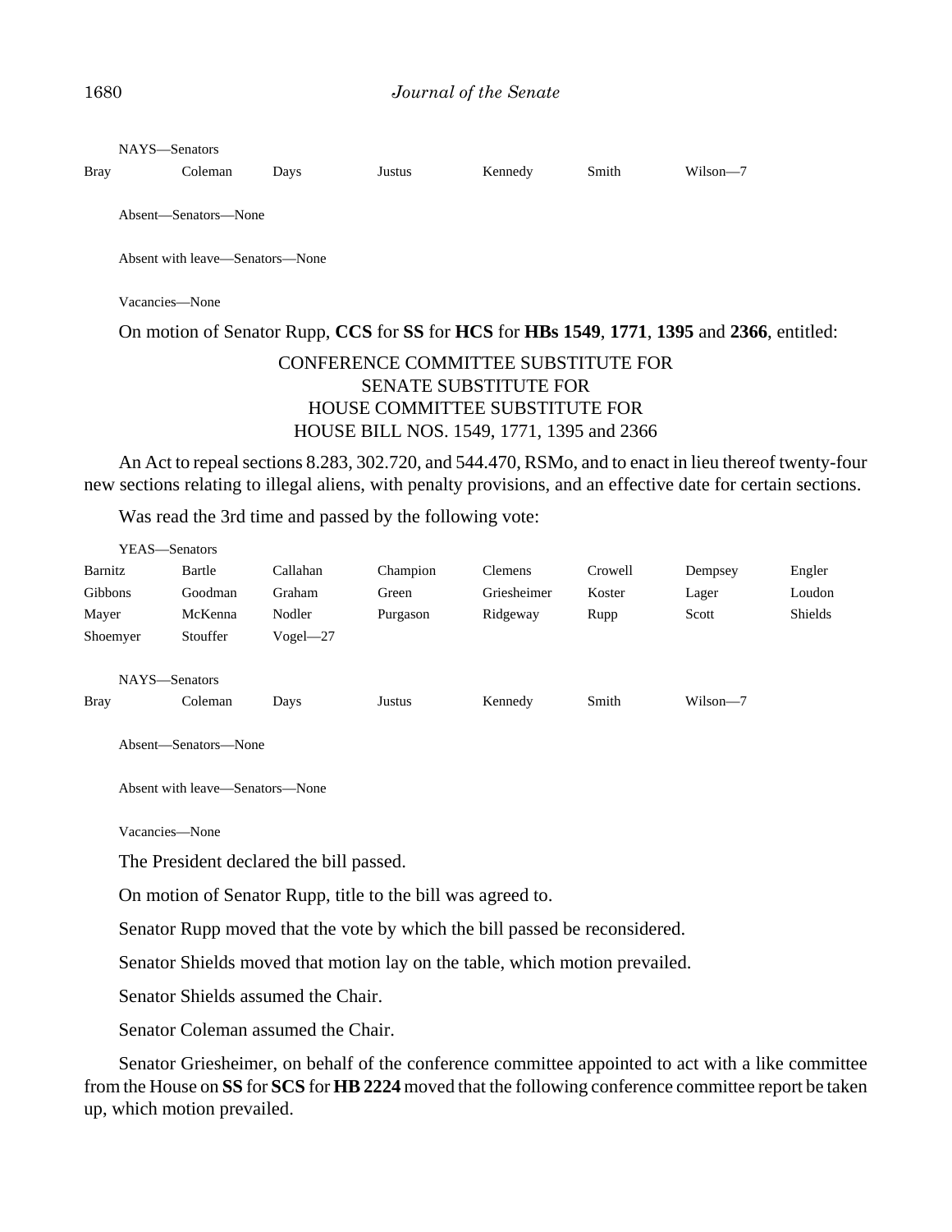NAYS—Senators

| | | | | | | |
|---|---|---|---|---|---|---|
| Bray | Coleman | Days | Justus | Kennedy | Smith | Wilson—7 |

Absent—Senators—None

Absent with leave—Senators—None

Vacancies—None

On motion of Senator Rupp, **CCS** for **SS** for **HCS** for **HBs 1549**, **1771**, **1395** and **2366**, entitled:

CONFERENCE COMMITTEE SUBSTITUTE FOR
SENATE SUBSTITUTE FOR
HOUSE COMMITTEE SUBSTITUTE FOR
HOUSE BILL NOS. 1549, 1771, 1395 and 2366

An Act to repeal sections 8.283, 302.720, and 544.470, RSMo, and to enact in lieu thereof twenty-four new sections relating to illegal aliens, with penalty provisions, and an effective date for certain sections.

Was read the 3rd time and passed by the following vote:

YEAS—Senators

| | | | | | | | |
|---|---|---|---|---|---|---|---|
| Barnitz | Bartle | Callahan | Champion | Clemens | Crowell | Dempsey | Engler |
| Gibbons | Goodman | Graham | Green | Griesheimer | Koster | Lager | Loudon |
| Mayer | McKenna | Nodler | Purgason | Ridgeway | Rupp | Scott | Shields |
| Shoemyer | Stouffer | Vogel—27 | | | | | |

NAYS—Senators

| | | | | | | |
|---|---|---|---|---|---|---|
| Bray | Coleman | Days | Justus | Kennedy | Smith | Wilson—7 |

Absent—Senators—None

Absent with leave—Senators—None

Vacancies—None

The President declared the bill passed.

On motion of Senator Rupp, title to the bill was agreed to.

Senator Rupp moved that the vote by which the bill passed be reconsidered.

Senator Shields moved that motion lay on the table, which motion prevailed.

Senator Shields assumed the Chair.

Senator Coleman assumed the Chair.

Senator Griesheimer, on behalf of the conference committee appointed to act with a like committee from the House on **SS** for **SCS** for **HB 2224** moved that the following conference committee report be taken up, which motion prevailed.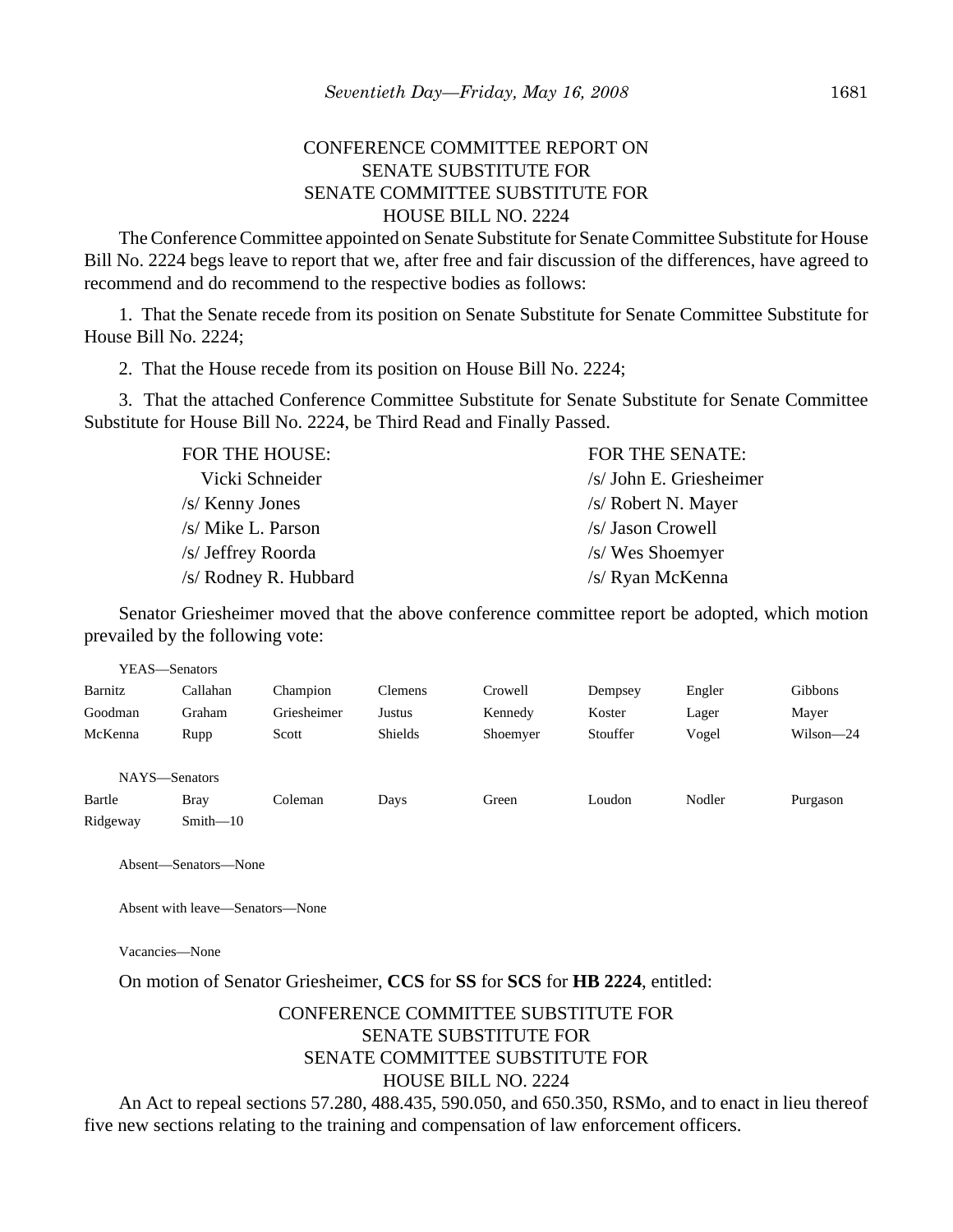CONFERENCE COMMITTEE REPORT ON
SENATE SUBSTITUTE FOR
SENATE COMMITTEE SUBSTITUTE FOR
HOUSE BILL NO. 2224

The Conference Committee appointed on Senate Substitute for Senate Committee Substitute for House Bill No. 2224 begs leave to report that we, after free and fair discussion of the differences, have agreed to recommend and do recommend to the respective bodies as follows:

1. That the Senate recede from its position on Senate Substitute for Senate Committee Substitute for House Bill No. 2224;

2. That the House recede from its position on House Bill No. 2224;

3. That the attached Conference Committee Substitute for Senate Substitute for Senate Committee Substitute for House Bill No. 2224, be Third Read and Finally Passed.

| FOR THE HOUSE: | FOR THE SENATE: |
|---|---|
| Vicki Schneider | /s/ John E. Griesheimer |
| /s/ Kenny Jones | /s/ Robert N. Mayer |
| /s/ Mike L. Parson | /s/ Jason Crowell |
| /s/ Jeffrey Roorda | /s/ Wes Shoemyer |
| /s/ Rodney R. Hubbard | /s/ Ryan McKenna |

Senator Griesheimer moved that the above conference committee report be adopted, which motion prevailed by the following vote:

YEAS—Senators

| | | | | | | | |
|---|---|---|---|---|---|---|---|
| Barnitz | Callahan | Champion | Clemens | Crowell | Dempsey | Engler | Gibbons |
| Goodman | Graham | Griesheimer | Justus | Kennedy | Koster | Lager | Mayer |
| McKenna | Rupp | Scott | Shields | Shoemyer | Stouffer | Vogel | Wilson—24 |

NAYS—Senators

| | | | | | | | |
|---|---|---|---|---|---|---|---|
| Bartle | Bray | Coleman | Days | Green | Loudon | Nodler | Purgason |
| Ridgeway | Smith—10 | | | | | | |

Absent—Senators—None

Absent with leave—Senators—None

Vacancies—None

On motion of Senator Griesheimer, **CCS** for **SS** for **SCS** for **HB 2224**, entitled:

CONFERENCE COMMITTEE SUBSTITUTE FOR
SENATE SUBSTITUTE FOR
SENATE COMMITTEE SUBSTITUTE FOR
HOUSE BILL NO. 2224

An Act to repeal sections 57.280, 488.435, 590.050, and 650.350, RSMo, and to enact in lieu thereof five new sections relating to the training and compensation of law enforcement officers.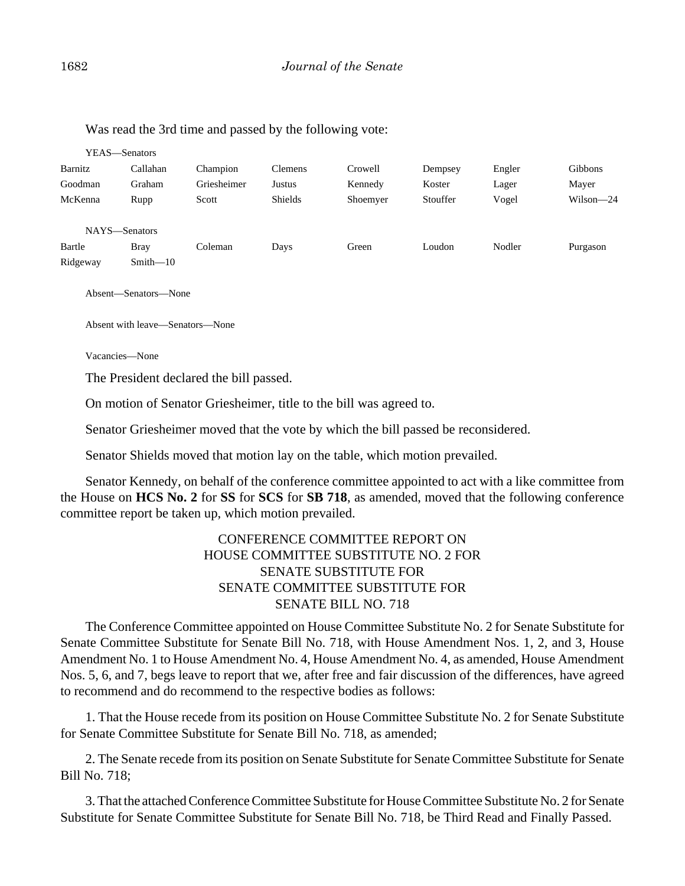Was read the 3rd time and passed by the following vote:

YEAS—Senators

| | | | | | | | |
|---|---|---|---|---|---|---|---|
| Barnitz | Callahan | Champion | Clemens | Crowell | Dempsey | Engler | Gibbons |
| Goodman | Graham | Griesheimer | Justus | Kennedy | Koster | Lager | Mayer |
| McKenna | Rupp | Scott | Shields | Shoemyer | Stouffer | Vogel | Wilson—24 |

NAYS—Senators

| | | | | | | | |
|---|---|---|---|---|---|---|---|
| Bartle | Bray | Coleman | Days | Green | Loudon | Nodler | Purgason |
| Ridgeway | Smith—10 | | | | | | |

Absent—Senators—None

Absent with leave—Senators—None

Vacancies—None

The President declared the bill passed.

On motion of Senator Griesheimer, title to the bill was agreed to.

Senator Griesheimer moved that the vote by which the bill passed be reconsidered.

Senator Shields moved that motion lay on the table, which motion prevailed.

Senator Kennedy, on behalf of the conference committee appointed to act with a like committee from the House on **HCS No. 2** for **SS** for **SCS** for **SB 718**, as amended, moved that the following conference committee report be taken up, which motion prevailed.

CONFERENCE COMMITTEE REPORT ON
HOUSE COMMITTEE SUBSTITUTE NO. 2 FOR
SENATE SUBSTITUTE FOR
SENATE COMMITTEE SUBSTITUTE FOR
SENATE BILL NO. 718

The Conference Committee appointed on House Committee Substitute No. 2 for Senate Substitute for Senate Committee Substitute for Senate Bill No. 718, with House Amendment Nos. 1, 2, and 3, House Amendment No. 1 to House Amendment No. 4, House Amendment No. 4, as amended, House Amendment Nos. 5, 6, and 7, begs leave to report that we, after free and fair discussion of the differences, have agreed to recommend and do recommend to the respective bodies as follows:

1. That the House recede from its position on House Committee Substitute No. 2 for Senate Substitute for Senate Committee Substitute for Senate Bill No. 718, as amended;

2. The Senate recede from its position on Senate Substitute for Senate Committee Substitute for Senate Bill No. 718;

3. That the attached Conference Committee Substitute for House Committee Substitute No. 2 for Senate Substitute for Senate Committee Substitute for Senate Bill No. 718, be Third Read and Finally Passed.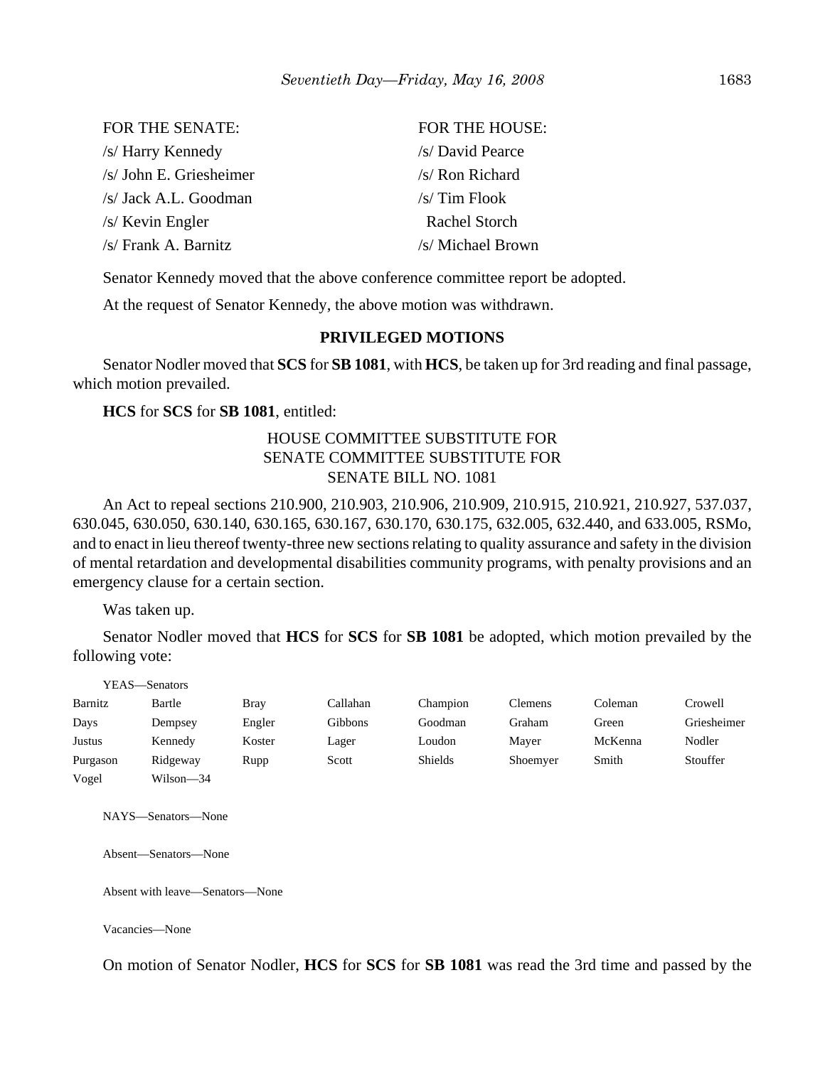| FOR THE SENATE: | FOR THE HOUSE: |
|---|---|
| /s/ Harry Kennedy | /s/ David Pearce |
| /s/ John E. Griesheimer | /s/ Ron Richard |
| /s/ Jack A.L. Goodman | /s/ Tim Flook |
| /s/ Kevin Engler | Rachel Storch |
| /s/ Frank A. Barnitz | /s/ Michael Brown |

Senator Kennedy moved that the above conference committee report be adopted.

At the request of Senator Kennedy, the above motion was withdrawn.

## PRIVILEGED MOTIONS

Senator Nodler moved that **SCS** for **SB 1081**, with **HCS**, be taken up for 3rd reading and final passage, which motion prevailed.

**HCS** for **SCS** for **SB 1081**, entitled:

HOUSE COMMITTEE SUBSTITUTE FOR
SENATE COMMITTEE SUBSTITUTE FOR
SENATE BILL NO. 1081

An Act to repeal sections 210.900, 210.903, 210.906, 210.909, 210.915, 210.921, 210.927, 537.037, 630.045, 630.050, 630.140, 630.165, 630.167, 630.170, 630.175, 632.005, 632.440, and 633.005, RSMo, and to enact in lieu thereof twenty-three new sections relating to quality assurance and safety in the division of mental retardation and developmental disabilities community programs, with penalty provisions and an emergency clause for a certain section.

Was taken up.

Senator Nodler moved that **HCS** for **SCS** for **SB 1081** be adopted, which motion prevailed by the following vote:

YEAS—Senators

| | | | | | | | |
|---|---|---|---|---|---|---|---|
| Barnitz | Bartle | Bray | Callahan | Champion | Clemens | Coleman | Crowell |
| Days | Dempsey | Engler | Gibbons | Goodman | Graham | Green | Griesheimer |
| Justus | Kennedy | Koster | Lager | Loudon | Mayer | McKenna | Nodler |
| Purgason | Ridgeway | Rupp | Scott | Shields | Shoemyer | Smith | Stouffer |
| Vogel | Wilson—34 | | | | | | |

NAYS—Senators—None

Absent—Senators—None

Absent with leave—Senators—None

Vacancies—None

On motion of Senator Nodler, **HCS** for **SCS** for **SB 1081** was read the 3rd time and passed by the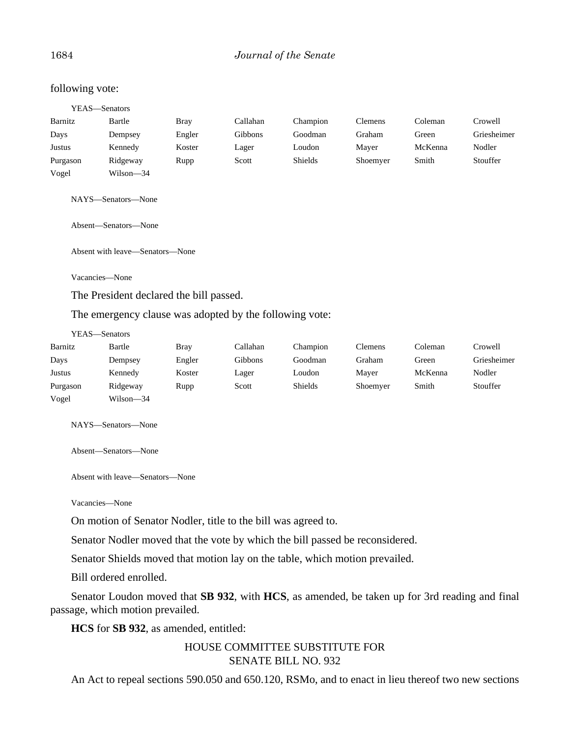following vote:

YEAS—Senators

| | | | | | | | |
|---|---|---|---|---|---|---|---|
| Barnitz | Bartle | Bray | Callahan | Champion | Clemens | Coleman | Crowell |
| Days | Dempsey | Engler | Gibbons | Goodman | Graham | Green | Griesheimer |
| Justus | Kennedy | Koster | Lager | Loudon | Mayer | McKenna | Nodler |
| Purgason | Ridgeway | Rupp | Scott | Shields | Shoemyer | Smith | Stouffer |
| Vogel | Wilson—34 | | | | | | |

NAYS—Senators—None

Absent—Senators—None

Absent with leave—Senators—None

Vacancies—None

The President declared the bill passed.

The emergency clause was adopted by the following vote:

YEAS—Senators

| | | | | | | | |
|---|---|---|---|---|---|---|---|
| Barnitz | Bartle | Bray | Callahan | Champion | Clemens | Coleman | Crowell |
| Days | Dempsey | Engler | Gibbons | Goodman | Graham | Green | Griesheimer |
| Justus | Kennedy | Koster | Lager | Loudon | Mayer | McKenna | Nodler |
| Purgason | Ridgeway | Rupp | Scott | Shields | Shoemyer | Smith | Stouffer |
| Vogel | Wilson—34 | | | | | | |

NAYS—Senators—None

Absent—Senators—None

Absent with leave—Senators—None

Vacancies—None

On motion of Senator Nodler, title to the bill was agreed to.

Senator Nodler moved that the vote by which the bill passed be reconsidered.

Senator Shields moved that motion lay on the table, which motion prevailed.

Bill ordered enrolled.

Senator Loudon moved that **SB 932**, with **HCS**, as amended, be taken up for 3rd reading and final passage, which motion prevailed.

**HCS** for **SB 932**, as amended, entitled:

HOUSE COMMITTEE SUBSTITUTE FOR
SENATE BILL NO. 932

An Act to repeal sections 590.050 and 650.120, RSMo, and to enact in lieu thereof two new sections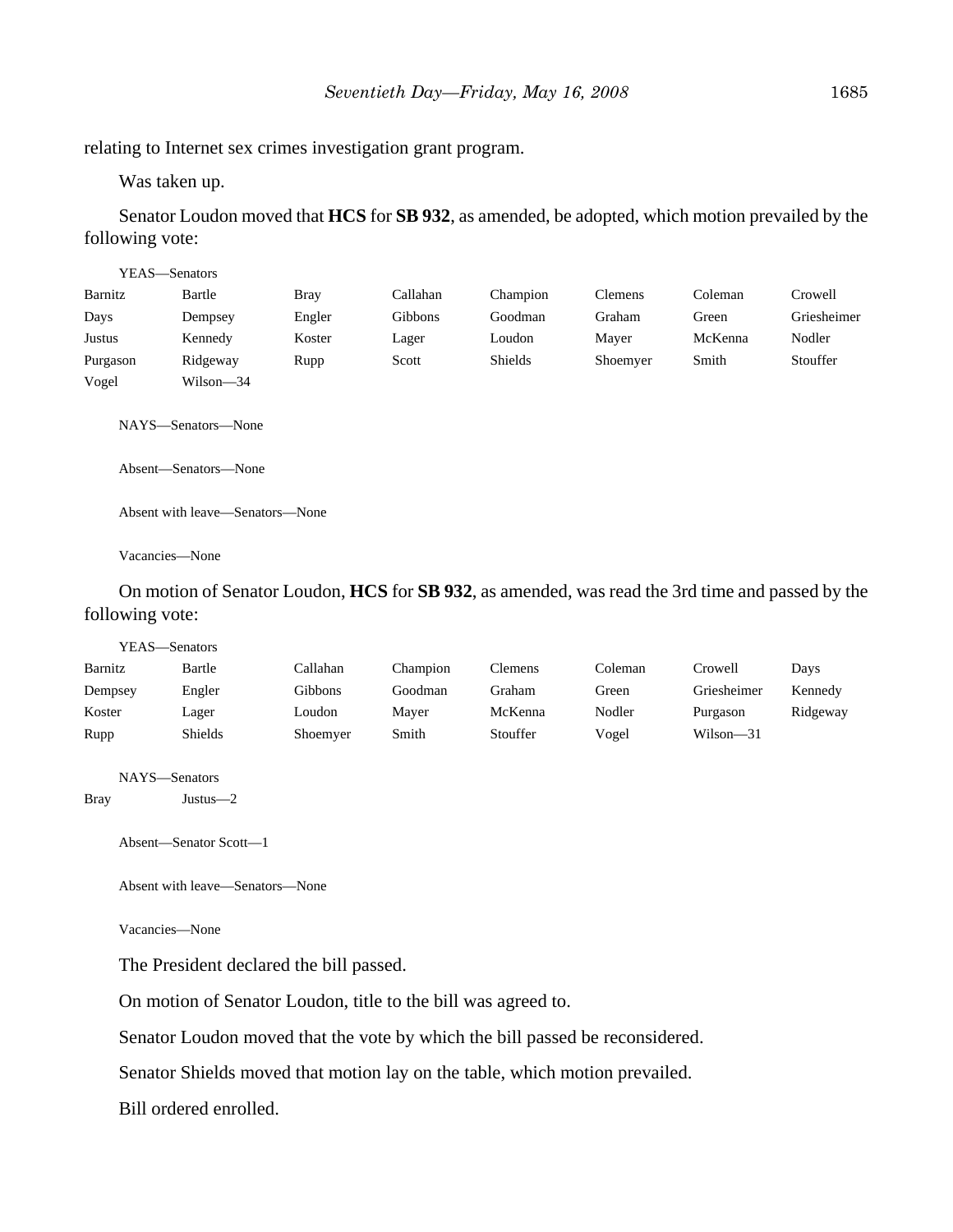relating to Internet sex crimes investigation grant program.

Was taken up.

Senator Loudon moved that **HCS** for **SB 932**, as amended, be adopted, which motion prevailed by the following vote:

YEAS—Senators

| | | | | | | | |
|---|---|---|---|---|---|---|---|
| Barnitz | Bartle | Bray | Callahan | Champion | Clemens | Coleman | Crowell |
| Days | Dempsey | Engler | Gibbons | Goodman | Graham | Green | Griesheimer |
| Justus | Kennedy | Koster | Lager | Loudon | Mayer | McKenna | Nodler |
| Purgason | Ridgeway | Rupp | Scott | Shields | Shoemyer | Smith | Stouffer |
| Vogel | Wilson—34 | | | | | | |

NAYS—Senators—None

Absent—Senators—None

Absent with leave—Senators—None

Vacancies—None

On motion of Senator Loudon, **HCS** for **SB 932**, as amended, was read the 3rd time and passed by the following vote:

YEAS—Senators

| | | | | | | | |
|---|---|---|---|---|---|---|---|
| Barnitz | Bartle | Callahan | Champion | Clemens | Coleman | Crowell | Days |
| Dempsey | Engler | Gibbons | Goodman | Graham | Green | Griesheimer | Kennedy |
| Koster | Lager | Loudon | Mayer | McKenna | Nodler | Purgason | Ridgeway |
| Rupp | Shields | Shoemyer | Smith | Stouffer | Vogel | Wilson—31 | |

NAYS—Senators

| | |
|---|---|
| Bray | Justus—2 |

Absent—Senator Scott—1

Absent with leave—Senators—None

Vacancies—None

The President declared the bill passed.

On motion of Senator Loudon, title to the bill was agreed to.

Senator Loudon moved that the vote by which the bill passed be reconsidered.

Senator Shields moved that motion lay on the table, which motion prevailed.

Bill ordered enrolled.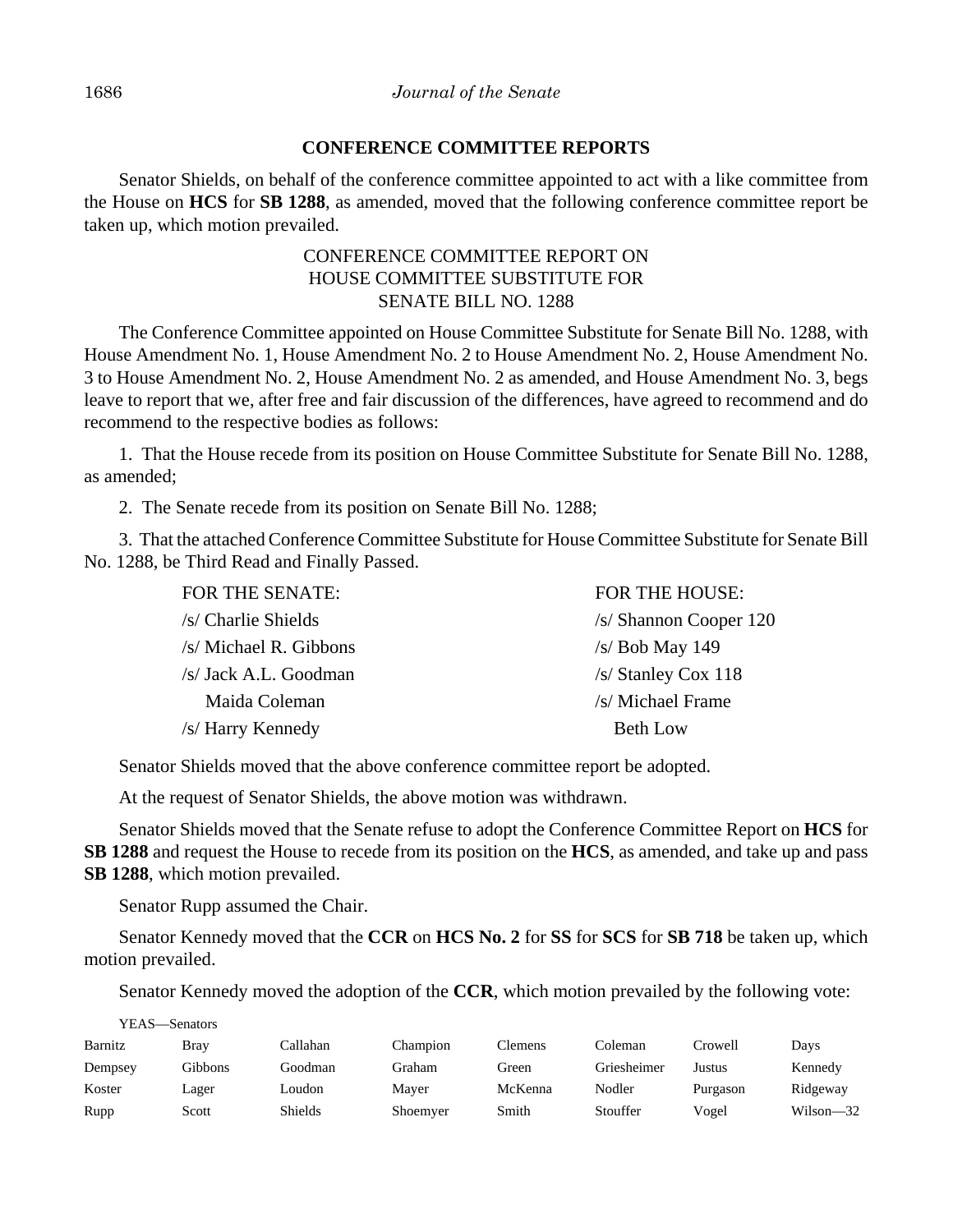## CONFERENCE COMMITTEE REPORTS

Senator Shields, on behalf of the conference committee appointed to act with a like committee from the House on **HCS** for **SB 1288**, as amended, moved that the following conference committee report be taken up, which motion prevailed.

CONFERENCE COMMITTEE REPORT ON
HOUSE COMMITTEE SUBSTITUTE FOR
SENATE BILL NO. 1288

The Conference Committee appointed on House Committee Substitute for Senate Bill No. 1288, with House Amendment No. 1, House Amendment No. 2 to House Amendment No. 2, House Amendment No. 3 to House Amendment No. 2, House Amendment No. 2 as amended, and House Amendment No. 3, begs leave to report that we, after free and fair discussion of the differences, have agreed to recommend and do recommend to the respective bodies as follows:

1. That the House recede from its position on House Committee Substitute for Senate Bill No. 1288, as amended;

2. The Senate recede from its position on Senate Bill No. 1288;

3. That the attached Conference Committee Substitute for House Committee Substitute for Senate Bill No. 1288, be Third Read and Finally Passed.

| FOR THE SENATE: | FOR THE HOUSE: |
|---|---|
| /s/ Charlie Shields | /s/ Shannon Cooper 120 |
| /s/ Michael R. Gibbons | /s/ Bob May 149 |
| /s/ Jack A.L. Goodman | /s/ Stanley Cox 118 |
| Maida Coleman | /s/ Michael Frame |
| /s/ Harry Kennedy | Beth Low |

Senator Shields moved that the above conference committee report be adopted.

At the request of Senator Shields, the above motion was withdrawn.

Senator Shields moved that the Senate refuse to adopt the Conference Committee Report on **HCS** for **SB 1288** and request the House to recede from its position on the **HCS**, as amended, and take up and pass **SB 1288**, which motion prevailed.

Senator Rupp assumed the Chair.

Senator Kennedy moved that the **CCR** on **HCS No. 2** for **SS** for **SCS** for **SB 718** be taken up, which motion prevailed.

Senator Kennedy moved the adoption of the **CCR**, which motion prevailed by the following vote:

YEAS—Senators

| | | | | | | | |
|---|---|---|---|---|---|---|---|
| Barnitz | Bray | Callahan | Champion | Clemens | Coleman | Crowell | Days |
| Dempsey | Gibbons | Goodman | Graham | Green | Griesheimer | Justus | Kennedy |
| Koster | Lager | Loudon | Mayer | McKenna | Nodler | Purgason | Ridgeway |
| Rupp | Scott | Shields | Shoemyer | Smith | Stouffer | Vogel | Wilson—32 |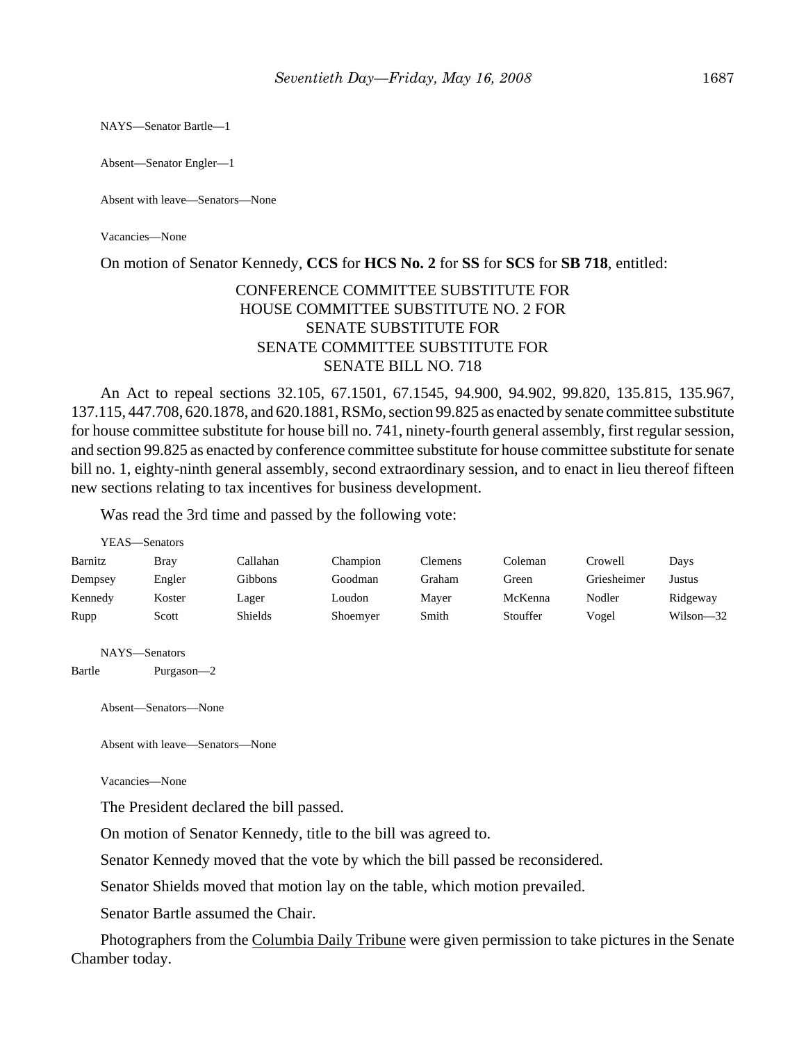NAYS—Senator Bartle—1

Absent—Senator Engler—1

Absent with leave—Senators—None

Vacancies—None

On motion of Senator Kennedy, **CCS** for **HCS No. 2** for **SS** for **SCS** for **SB 718**, entitled:

CONFERENCE COMMITTEE SUBSTITUTE FOR
HOUSE COMMITTEE SUBSTITUTE NO. 2 FOR
SENATE SUBSTITUTE FOR
SENATE COMMITTEE SUBSTITUTE FOR
SENATE BILL NO. 718

An Act to repeal sections 32.105, 67.1501, 67.1545, 94.900, 94.902, 99.820, 135.815, 135.967, 137.115, 447.708, 620.1878, and 620.1881, RSMo, section 99.825 as enacted by senate committee substitute for house committee substitute for house bill no. 741, ninety-fourth general assembly, first regular session, and section 99.825 as enacted by conference committee substitute for house committee substitute for senate bill no. 1, eighty-ninth general assembly, second extraordinary session, and to enact in lieu thereof fifteen new sections relating to tax incentives for business development.

Was read the 3rd time and passed by the following vote:

YEAS—Senators

| | | | | | | | |
|---|---|---|---|---|---|---|---|
| Barnitz | Bray | Callahan | Champion | Clemens | Coleman | Crowell | Days |
| Dempsey | Engler | Gibbons | Goodman | Graham | Green | Griesheimer | Justus |
| Kennedy | Koster | Lager | Loudon | Mayer | McKenna | Nodler | Ridgeway |
| Rupp | Scott | Shields | Shoemyer | Smith | Stouffer | Vogel | Wilson—32 |

NAYS—Senators

Bartle Purgason—2

Absent—Senators—None

Absent with leave—Senators—None

Vacancies—None

The President declared the bill passed.

On motion of Senator Kennedy, title to the bill was agreed to.

Senator Kennedy moved that the vote by which the bill passed be reconsidered.

Senator Shields moved that motion lay on the table, which motion prevailed.

Senator Bartle assumed the Chair.

Photographers from the Columbia Daily Tribune were given permission to take pictures in the Senate Chamber today.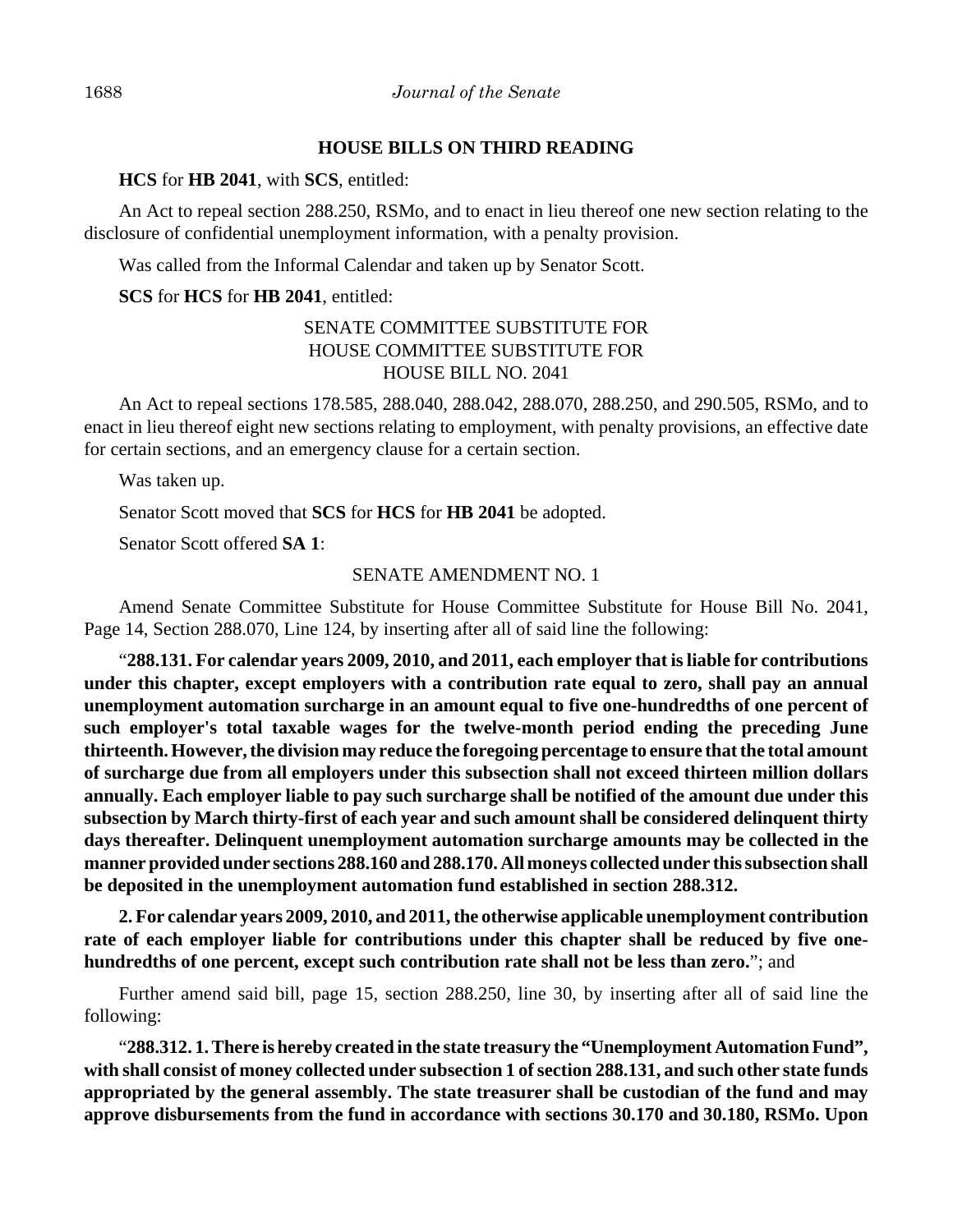**HOUSE BILLS ON THIRD READING**

**HCS** for **HB 2041**, with **SCS**, entitled:

An Act to repeal section 288.250, RSMo, and to enact in lieu thereof one new section relating to the disclosure of confidential unemployment information, with a penalty provision.

Was called from the Informal Calendar and taken up by Senator Scott.

**SCS** for **HCS** for **HB 2041**, entitled:

SENATE COMMITTEE SUBSTITUTE FOR
HOUSE COMMITTEE SUBSTITUTE FOR
HOUSE BILL NO. 2041

An Act to repeal sections 178.585, 288.040, 288.042, 288.070, 288.250, and 290.505, RSMo, and to enact in lieu thereof eight new sections relating to employment, with penalty provisions, an effective date for certain sections, and an emergency clause for a certain section.

Was taken up.

Senator Scott moved that **SCS** for **HCS** for **HB 2041** be adopted.

Senator Scott offered **SA 1**:

SENATE AMENDMENT NO. 1

Amend Senate Committee Substitute for House Committee Substitute for House Bill No. 2041, Page 14, Section 288.070, Line 124, by inserting after all of said line the following:

"**288.131. For calendar years 2009, 2010, and 2011, each employer that is liable for contributions under this chapter, except employers with a contribution rate equal to zero, shall pay an annual unemployment automation surcharge in an amount equal to five one-hundredths of one percent of such employer's total taxable wages for the twelve-month period ending the preceding June thirteenth. However, the division may reduce the foregoing percentage to ensure that the total amount of surcharge due from all employers under this subsection shall not exceed thirteen million dollars annually. Each employer liable to pay such surcharge shall be notified of the amount due under this subsection by March thirty-first of each year and such amount shall be considered delinquent thirty days thereafter. Delinquent unemployment automation surcharge amounts may be collected in the manner provided under sections 288.160 and 288.170. All moneys collected under this subsection shall be deposited in the unemployment automation fund established in section 288.312.**

**2. For calendar years 2009, 2010, and 2011, the otherwise applicable unemployment contribution rate of each employer liable for contributions under this chapter shall be reduced by five one-hundredths of one percent, except such contribution rate shall not be less than zero.**"; and

Further amend said bill, page 15, section 288.250, line 30, by inserting after all of said line the following:

"**288.312. 1. There is hereby created in the state treasury the "Unemployment Automation Fund", with shall consist of money collected under subsection 1 of section 288.131, and such other state funds appropriated by the general assembly. The state treasurer shall be custodian of the fund and may approve disbursements from the fund in accordance with sections 30.170 and 30.180, RSMo. Upon**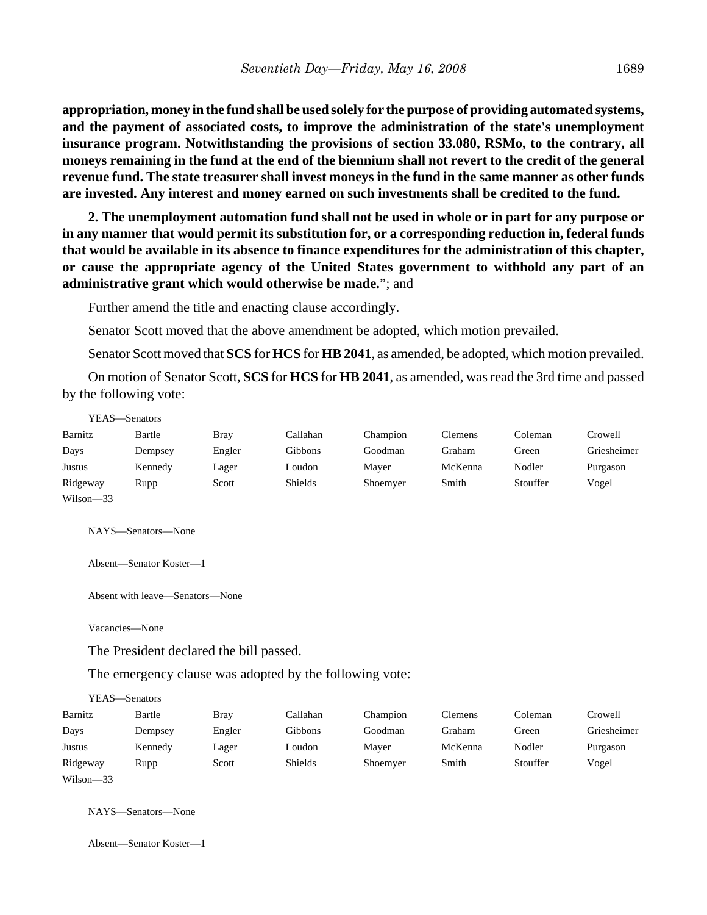**appropriation, money in the fund shall be used solely for the purpose of providing automated systems, and the payment of associated costs, to improve the administration of the state's unemployment insurance program. Notwithstanding the provisions of section 33.080, RSMo, to the contrary, all moneys remaining in the fund at the end of the biennium shall not revert to the credit of the general revenue fund. The state treasurer shall invest moneys in the fund in the same manner as other funds are invested. Any interest and money earned on such investments shall be credited to the fund.**

**2. The unemployment automation fund shall not be used in whole or in part for any purpose or in any manner that would permit its substitution for, or a corresponding reduction in, federal funds that would be available in its absence to finance expenditures for the administration of this chapter, or cause the appropriate agency of the United States government to withhold any part of an administrative grant which would otherwise be made.**"; and

Further amend the title and enacting clause accordingly.

Senator Scott moved that the above amendment be adopted, which motion prevailed.

Senator Scott moved that **SCS** for **HCS** for **HB 2041**, as amended, be adopted, which motion prevailed.

On motion of Senator Scott, **SCS** for **HCS** for **HB 2041**, as amended, was read the 3rd time and passed by the following vote:

YEAS—Senators

| | | | | | | | |
|---|---|---|---|---|---|---|---|
| Barnitz | Bartle | Bray | Callahan | Champion | Clemens | Coleman | Crowell |
| Days | Dempsey | Engler | Gibbons | Goodman | Graham | Green | Griesheimer |
| Justus | Kennedy | Lager | Loudon | Mayer | McKenna | Nodler | Purgason |
| Ridgeway | Rupp | Scott | Shields | Shoemyer | Smith | Stouffer | Vogel |
| Wilson—33 | | | | | | | |

NAYS—Senators—None

Absent—Senator Koster—1

Absent with leave—Senators—None

Vacancies—None

The President declared the bill passed.

The emergency clause was adopted by the following vote:

YEAS—Senators

| | | | | | | | |
|---|---|---|---|---|---|---|---|
| Barnitz | Bartle | Bray | Callahan | Champion | Clemens | Coleman | Crowell |
| Days | Dempsey | Engler | Gibbons | Goodman | Graham | Green | Griesheimer |
| Justus | Kennedy | Lager | Loudon | Mayer | McKenna | Nodler | Purgason |
| Ridgeway | Rupp | Scott | Shields | Shoemyer | Smith | Stouffer | Vogel |
| Wilson—33 | | | | | | | |

NAYS—Senators—None

Absent—Senator Koster—1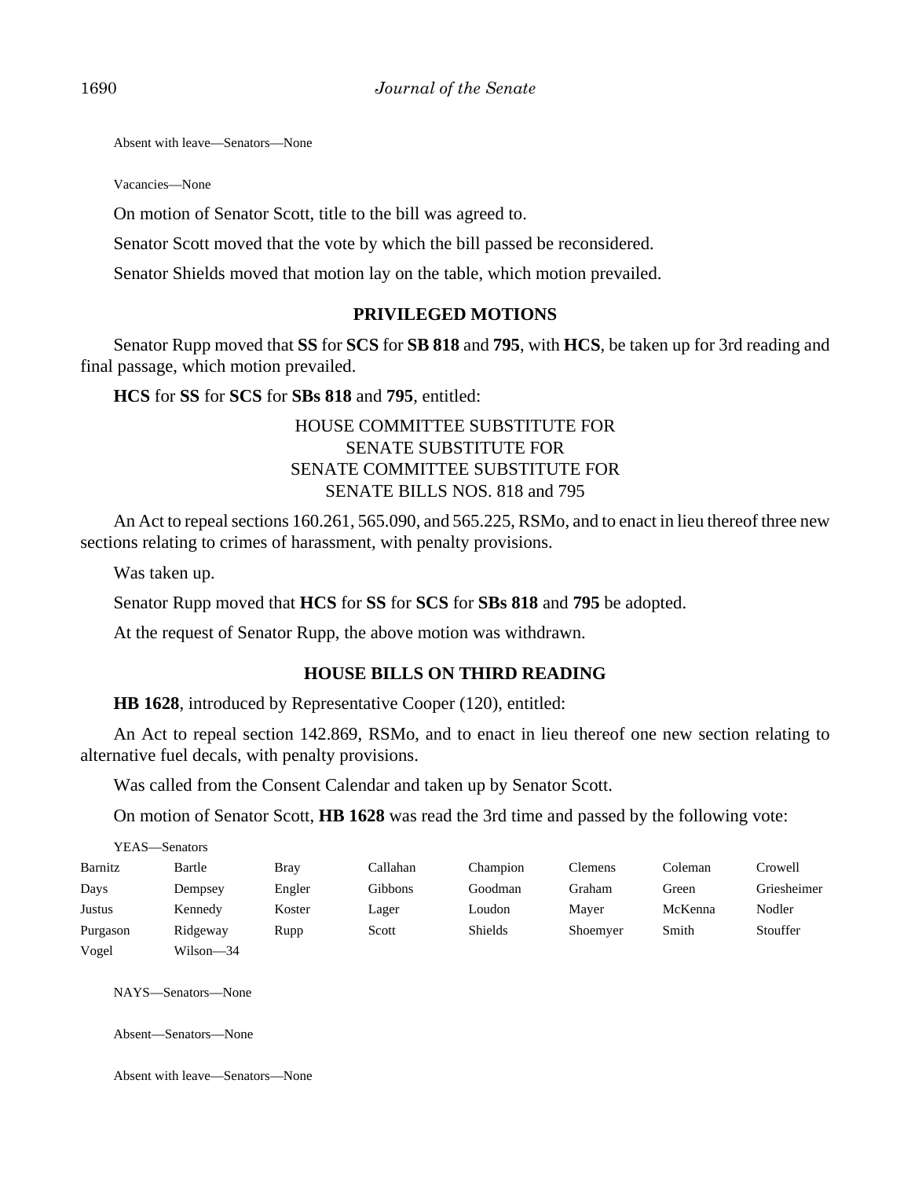Absent with leave—Senators—None

Vacancies—None

On motion of Senator Scott, title to the bill was agreed to.

Senator Scott moved that the vote by which the bill passed be reconsidered.

Senator Shields moved that motion lay on the table, which motion prevailed.

## PRIVILEGED MOTIONS

Senator Rupp moved that **SS** for **SCS** for **SB 818** and **795**, with **HCS**, be taken up for 3rd reading and final passage, which motion prevailed.

**HCS** for **SS** for **SCS** for **SBs 818** and **795**, entitled:

HOUSE COMMITTEE SUBSTITUTE FOR
SENATE SUBSTITUTE FOR
SENATE COMMITTEE SUBSTITUTE FOR
SENATE BILLS NOS. 818 and 795

An Act to repeal sections 160.261, 565.090, and 565.225, RSMo, and to enact in lieu thereof three new sections relating to crimes of harassment, with penalty provisions.

Was taken up.

Senator Rupp moved that **HCS** for **SS** for **SCS** for **SBs 818** and **795** be adopted.

At the request of Senator Rupp, the above motion was withdrawn.

## HOUSE BILLS ON THIRD READING

**HB 1628**, introduced by Representative Cooper (120), entitled:

An Act to repeal section 142.869, RSMo, and to enact in lieu thereof one new section relating to alternative fuel decals, with penalty provisions.

Was called from the Consent Calendar and taken up by Senator Scott.

On motion of Senator Scott, **HB 1628** was read the 3rd time and passed by the following vote:

YEAS—Senators

| | | | | | | | |
|---|---|---|---|---|---|---|---|
| Barnitz | Bartle | Bray | Callahan | Champion | Clemens | Coleman | Crowell |
| Days | Dempsey | Engler | Gibbons | Goodman | Graham | Green | Griesheimer |
| Justus | Kennedy | Koster | Lager | Loudon | Mayer | McKenna | Nodler |
| Purgason | Ridgeway | Rupp | Scott | Shields | Shoemyer | Smith | Stouffer |
| Vogel | Wilson—34 | | | | | | |

NAYS—Senators—None

Absent—Senators—None

Absent with leave—Senators—None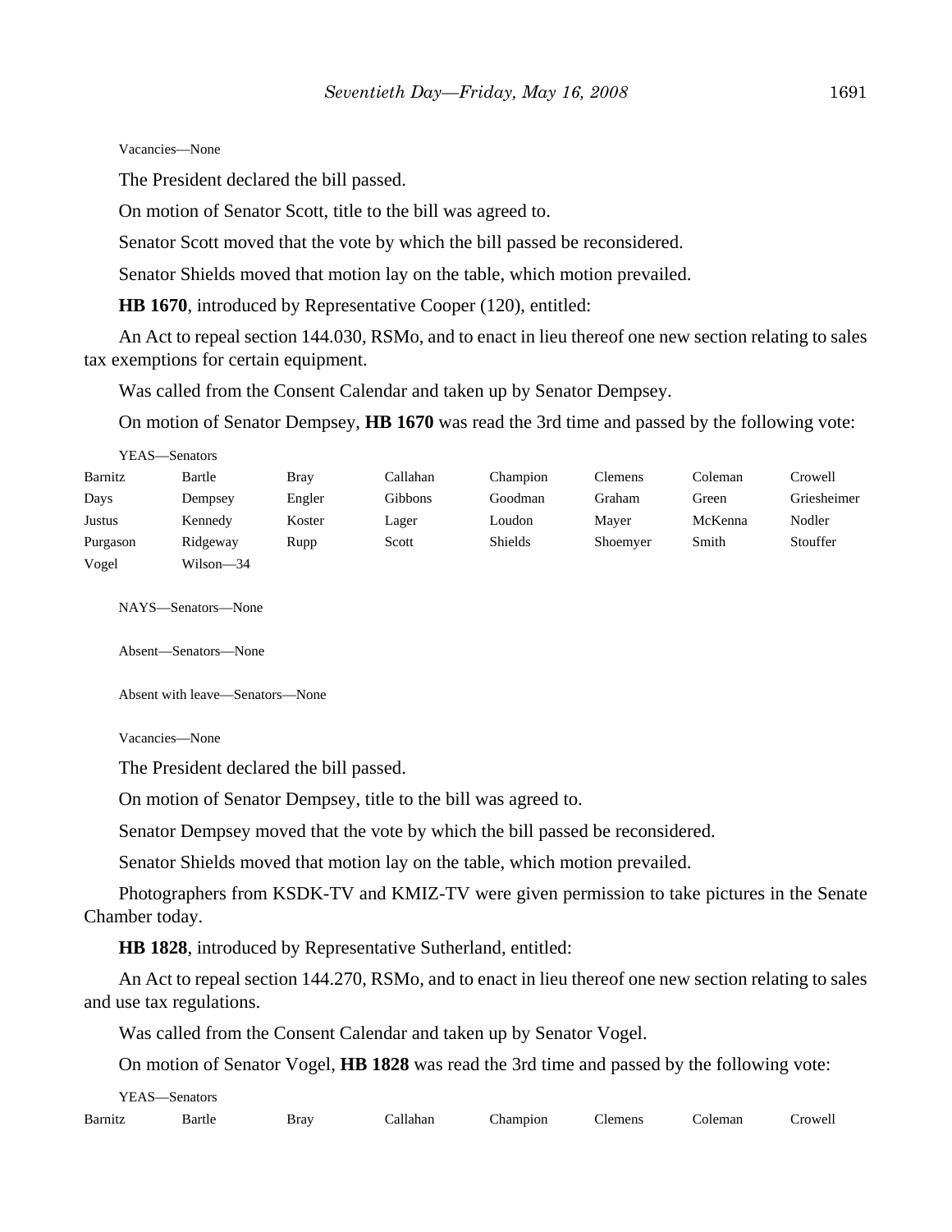Vacancies—None

The President declared the bill passed.

On motion of Senator Scott, title to the bill was agreed to.

Senator Scott moved that the vote by which the bill passed be reconsidered.

Senator Shields moved that motion lay on the table, which motion prevailed.

**HB 1670**, introduced by Representative Cooper (120), entitled:

An Act to repeal section 144.030, RSMo, and to enact in lieu thereof one new section relating to sales tax exemptions for certain equipment.

Was called from the Consent Calendar and taken up by Senator Dempsey.

On motion of Senator Dempsey, **HB 1670** was read the 3rd time and passed by the following vote:

YEAS—Senators

| | | | | | | | |
|---|---|---|---|---|---|---|---|
| Barnitz | Bartle | Bray | Callahan | Champion | Clemens | Coleman | Crowell |
| Days | Dempsey | Engler | Gibbons | Goodman | Graham | Green | Griesheimer |
| Justus | Kennedy | Koster | Lager | Loudon | Mayer | McKenna | Nodler |
| Purgason | Ridgeway | Rupp | Scott | Shields | Shoemyer | Smith | Stouffer |
| Vogel | Wilson—34 | | | | | | |

NAYS—Senators—None

Absent—Senators—None

Absent with leave—Senators—None

Vacancies—None

The President declared the bill passed.

On motion of Senator Dempsey, title to the bill was agreed to.

Senator Dempsey moved that the vote by which the bill passed be reconsidered.

Senator Shields moved that motion lay on the table, which motion prevailed.

Photographers from KSDK-TV and KMIZ-TV were given permission to take pictures in the Senate Chamber today.

**HB 1828**, introduced by Representative Sutherland, entitled:

An Act to repeal section 144.270, RSMo, and to enact in lieu thereof one new section relating to sales and use tax regulations.

Was called from the Consent Calendar and taken up by Senator Vogel.

On motion of Senator Vogel, **HB 1828** was read the 3rd time and passed by the following vote:

YEAS—Senators

| | | | | | | | |
|---|---|---|---|---|---|---|---|
| Barnitz | Bartle | Bray | Callahan | Champion | Clemens | Coleman | Crowell |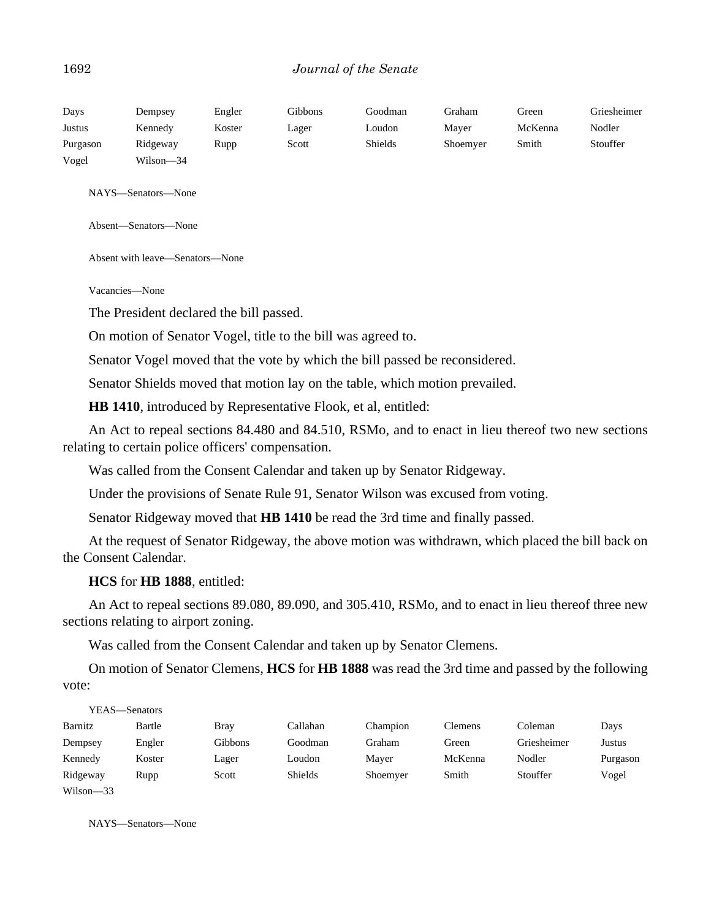Days Dempsey Engler Gibbons Goodman Graham Green Griesheimer
Justus Kennedy Koster Lager Loudon Mayer McKenna Nodler
Purgason Ridgeway Rupp Scott Shields Shoemyer Smith Stouffer
Vogel Wilson—34

NAYS—Senators—None

Absent—Senators—None

Absent with leave—Senators—None

Vacancies—None

The President declared the bill passed.

On motion of Senator Vogel, title to the bill was agreed to.

Senator Vogel moved that the vote by which the bill passed be reconsidered.

Senator Shields moved that motion lay on the table, which motion prevailed.

**HB 1410**, introduced by Representative Flook, et al, entitled:

An Act to repeal sections 84.480 and 84.510, RSMo, and to enact in lieu thereof two new sections relating to certain police officers' compensation.

Was called from the Consent Calendar and taken up by Senator Ridgeway.

Under the provisions of Senate Rule 91, Senator Wilson was excused from voting.

Senator Ridgeway moved that **HB 1410** be read the 3rd time and finally passed.

At the request of Senator Ridgeway, the above motion was withdrawn, which placed the bill back on the Consent Calendar.

**HCS** for **HB 1888**, entitled:

An Act to repeal sections 89.080, 89.090, and 305.410, RSMo, and to enact in lieu thereof three new sections relating to airport zoning.

Was called from the Consent Calendar and taken up by Senator Clemens.

On motion of Senator Clemens, **HCS** for **HB 1888** was read the 3rd time and passed by the following vote:

YEAS—Senators

Barnitz Bartle Bray Callahan Champion Clemens Coleman Days
Dempsey Engler Gibbons Goodman Graham Green Griesheimer Justus
Kennedy Koster Lager Loudon Mayer McKenna Nodler Purgason
Ridgeway Rupp Scott Shields Shoemyer Smith Stouffer Vogel
Wilson—33

NAYS—Senators—None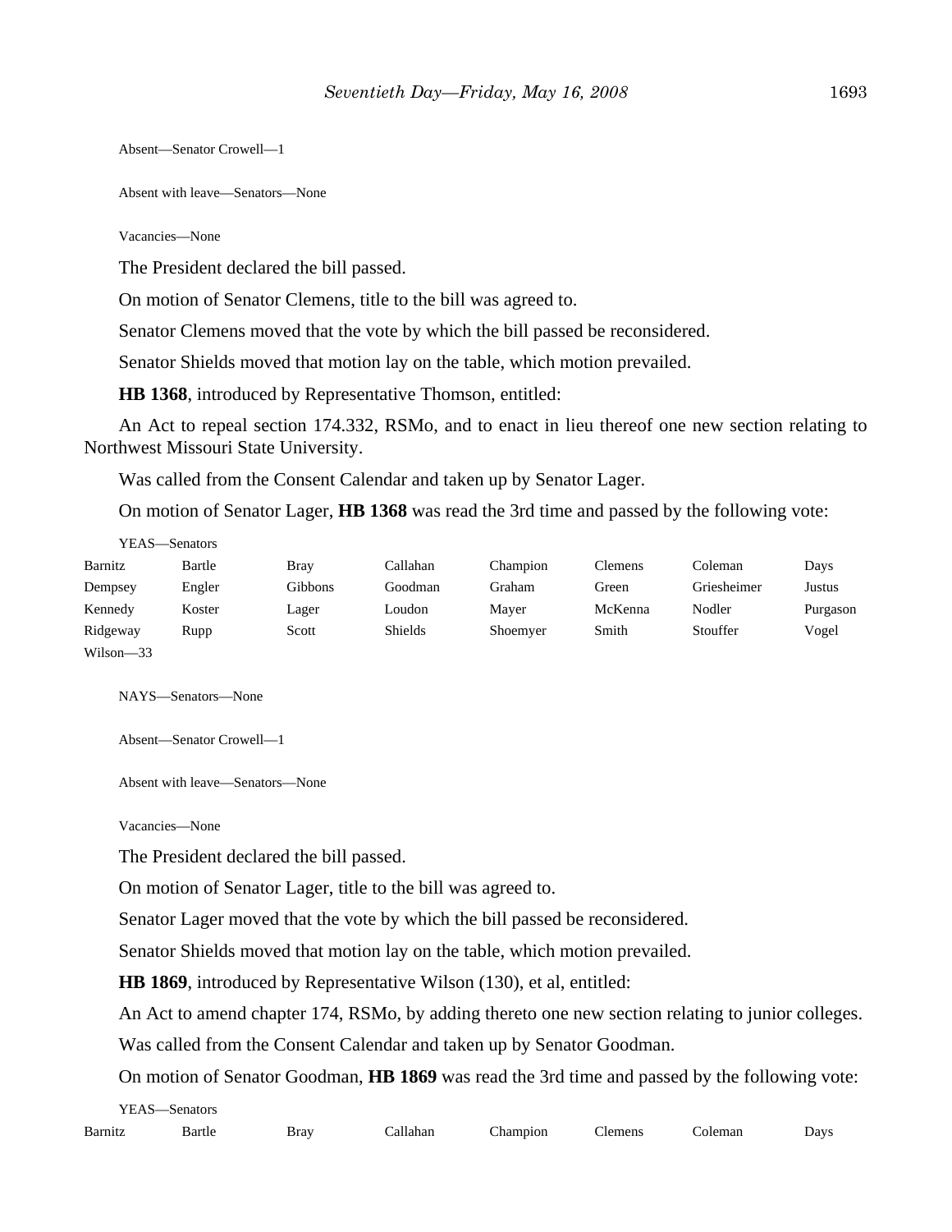Absent—Senator Crowell—1

Absent with leave—Senators—None

Vacancies—None

The President declared the bill passed.

On motion of Senator Clemens, title to the bill was agreed to.

Senator Clemens moved that the vote by which the bill passed be reconsidered.

Senator Shields moved that motion lay on the table, which motion prevailed.

**HB 1368**, introduced by Representative Thomson, entitled:

An Act to repeal section 174.332, RSMo, and to enact in lieu thereof one new section relating to Northwest Missouri State University.

Was called from the Consent Calendar and taken up by Senator Lager.

On motion of Senator Lager, **HB 1368** was read the 3rd time and passed by the following vote:

YEAS—Senators

| | | | | | | | |
|---|---|---|---|---|---|---|---|
| Barnitz | Bartle | Bray | Callahan | Champion | Clemens | Coleman | Days |
| Dempsey | Engler | Gibbons | Goodman | Graham | Green | Griesheimer | Justus |
| Kennedy | Koster | Lager | Loudon | Mayer | McKenna | Nodler | Purgason |
| Ridgeway | Rupp | Scott | Shields | Shoemyer | Smith | Stouffer | Vogel |
| Wilson—33 | | | | | | | |

NAYS—Senators—None

Absent—Senator Crowell—1

Absent with leave—Senators—None

Vacancies—None

The President declared the bill passed.

On motion of Senator Lager, title to the bill was agreed to.

Senator Lager moved that the vote by which the bill passed be reconsidered.

Senator Shields moved that motion lay on the table, which motion prevailed.

**HB 1869**, introduced by Representative Wilson (130), et al, entitled:

An Act to amend chapter 174, RSMo, by adding thereto one new section relating to junior colleges.

Was called from the Consent Calendar and taken up by Senator Goodman.

On motion of Senator Goodman, **HB 1869** was read the 3rd time and passed by the following vote:

YEAS—Senators

| | | | | | | | |
|---|---|---|---|---|---|---|---|
| Barnitz | Bartle | Bray | Callahan | Champion | Clemens | Coleman | Days |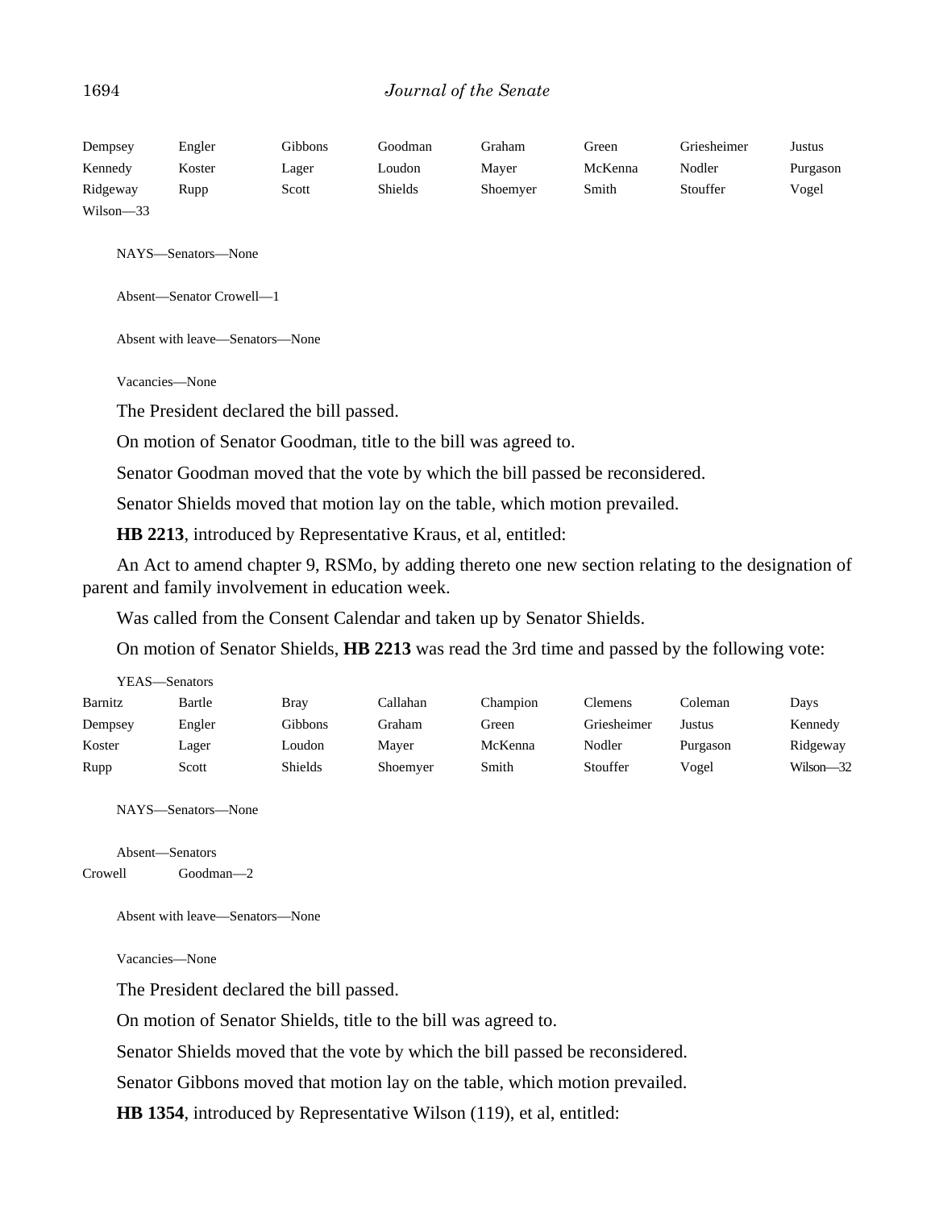| | | | | | | | |
|---|---|---|---|---|---|---|---|
| Dempsey | Engler | Gibbons | Goodman | Graham | Green | Griesheimer | Justus |
| Kennedy | Koster | Lager | Loudon | Mayer | McKenna | Nodler | Purgason |
| Ridgeway | Rupp | Scott | Shields | Shoemyer | Smith | Stouffer | Vogel |
| Wilson—33 | | | | | | | |

NAYS—Senators—None

Absent—Senator Crowell—1

Absent with leave—Senators—None

Vacancies—None

The President declared the bill passed.

On motion of Senator Goodman, title to the bill was agreed to.

Senator Goodman moved that the vote by which the bill passed be reconsidered.

Senator Shields moved that motion lay on the table, which motion prevailed.

**HB 2213**, introduced by Representative Kraus, et al, entitled:

An Act to amend chapter 9, RSMo, by adding thereto one new section relating to the designation of parent and family involvement in education week.

Was called from the Consent Calendar and taken up by Senator Shields.

On motion of Senator Shields, **HB 2213** was read the 3rd time and passed by the following vote:

YEAS—Senators

| | | | | | | | |
|---|---|---|---|---|---|---|---|
| Barnitz | Bartle | Bray | Callahan | Champion | Clemens | Coleman | Days |
| Dempsey | Engler | Gibbons | Graham | Green | Griesheimer | Justus | Kennedy |
| Koster | Lager | Loudon | Mayer | McKenna | Nodler | Purgason | Ridgeway |
| Rupp | Scott | Shields | Shoemyer | Smith | Stouffer | Vogel | Wilson—32 |

NAYS—Senators—None

Absent—Senators

Crowell Goodman—2

Absent with leave—Senators—None

Vacancies—None

The President declared the bill passed.

On motion of Senator Shields, title to the bill was agreed to.

Senator Shields moved that the vote by which the bill passed be reconsidered.

Senator Gibbons moved that motion lay on the table, which motion prevailed.

**HB 1354**, introduced by Representative Wilson (119), et al, entitled: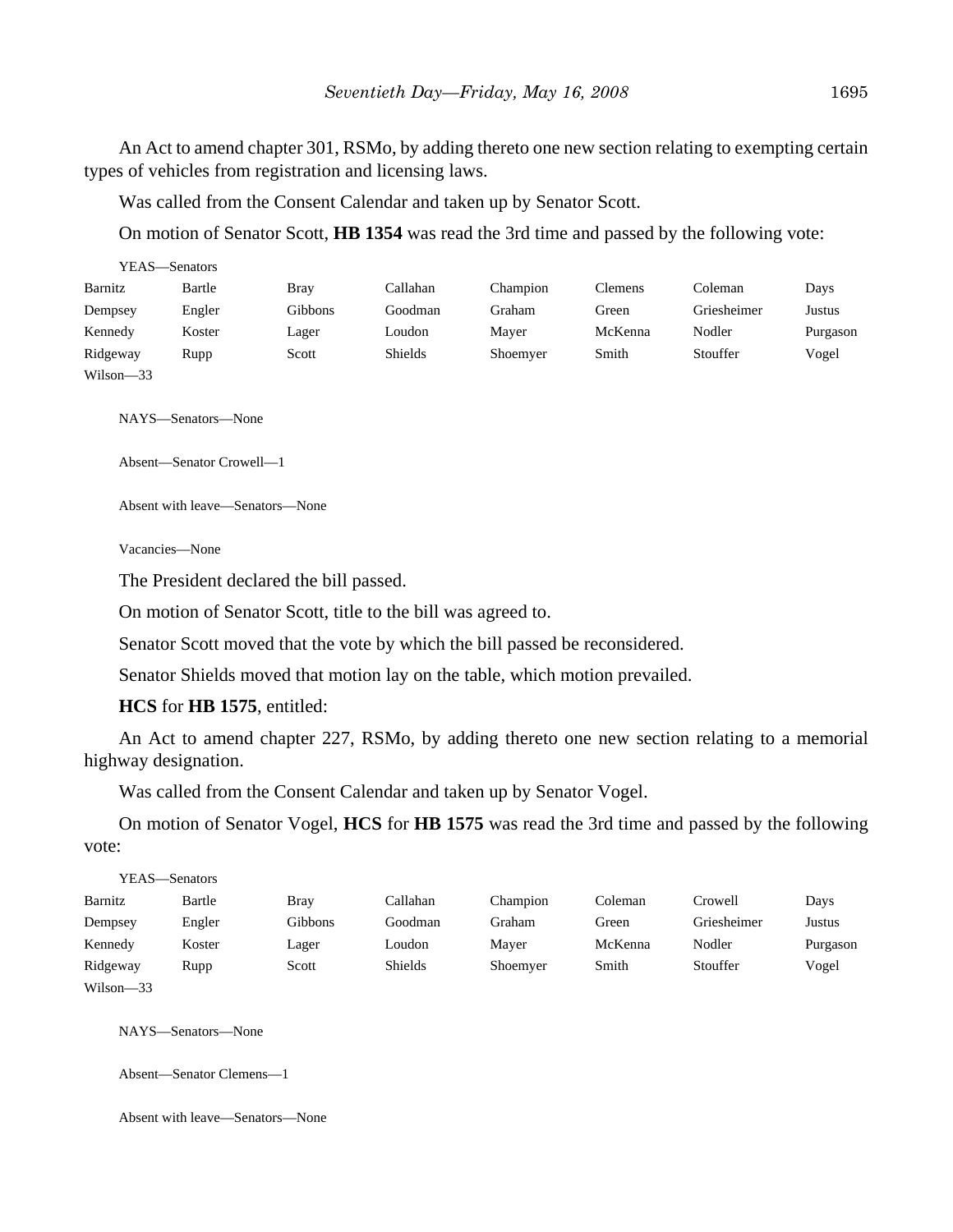An Act to amend chapter 301, RSMo, by adding thereto one new section relating to exempting certain types of vehicles from registration and licensing laws.

Was called from the Consent Calendar and taken up by Senator Scott.

On motion of Senator Scott, **HB 1354** was read the 3rd time and passed by the following vote:

YEAS—Senators

| | | | | | | | |
|---|---|---|---|---|---|---|---|
| Barnitz | Bartle | Bray | Callahan | Champion | Clemens | Coleman | Days |
| Dempsey | Engler | Gibbons | Goodman | Graham | Green | Griesheimer | Justus |
| Kennedy | Koster | Lager | Loudon | Mayer | McKenna | Nodler | Purgason |
| Ridgeway | Rupp | Scott | Shields | Shoemyer | Smith | Stouffer | Vogel |
| Wilson—33 | | | | | | | |

NAYS—Senators—None

Absent—Senator Crowell—1

Absent with leave—Senators—None

Vacancies—None

The President declared the bill passed.

On motion of Senator Scott, title to the bill was agreed to.

Senator Scott moved that the vote by which the bill passed be reconsidered.

Senator Shields moved that motion lay on the table, which motion prevailed.

**HCS** for **HB 1575**, entitled:

An Act to amend chapter 227, RSMo, by adding thereto one new section relating to a memorial highway designation.

Was called from the Consent Calendar and taken up by Senator Vogel.

On motion of Senator Vogel, **HCS** for **HB 1575** was read the 3rd time and passed by the following vote:

YEAS—Senators

| | | | | | | | |
|---|---|---|---|---|---|---|---|
| Barnitz | Bartle | Bray | Callahan | Champion | Coleman | Crowell | Days |
| Dempsey | Engler | Gibbons | Goodman | Graham | Green | Griesheimer | Justus |
| Kennedy | Koster | Lager | Loudon | Mayer | McKenna | Nodler | Purgason |
| Ridgeway | Rupp | Scott | Shields | Shoemyer | Smith | Stouffer | Vogel |
| Wilson—33 | | | | | | | |

NAYS—Senators—None

Absent—Senator Clemens—1

Absent with leave—Senators—None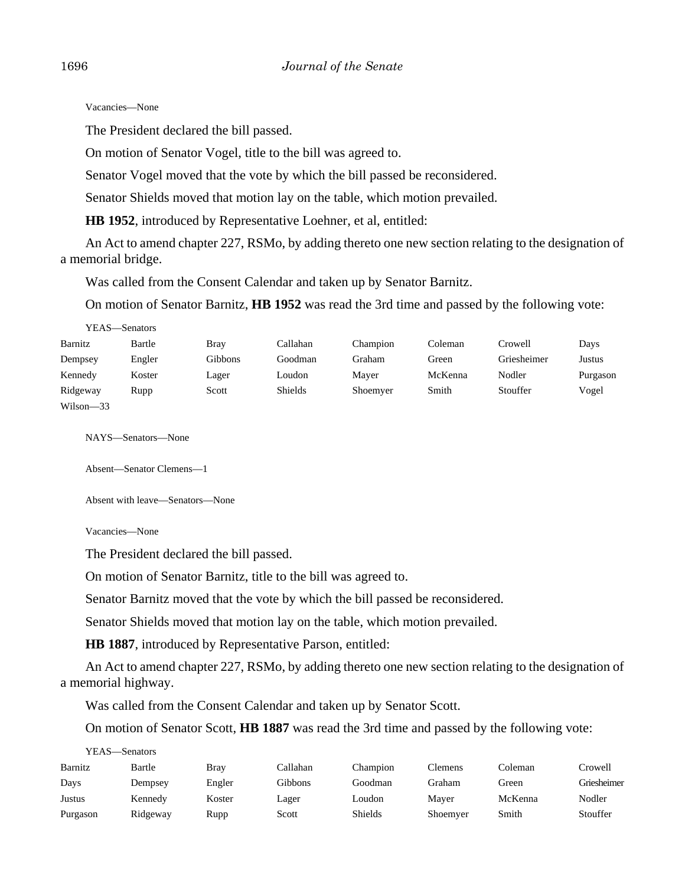Vacancies—None

The President declared the bill passed.

On motion of Senator Vogel, title to the bill was agreed to.

Senator Vogel moved that the vote by which the bill passed be reconsidered.

Senator Shields moved that motion lay on the table, which motion prevailed.

**HB 1952**, introduced by Representative Loehner, et al, entitled:

An Act to amend chapter 227, RSMo, by adding thereto one new section relating to the designation of a memorial bridge.

Was called from the Consent Calendar and taken up by Senator Barnitz.

On motion of Senator Barnitz, **HB 1952** was read the 3rd time and passed by the following vote:

YEAS—Senators

| | | | | | | | |
|---|---|---|---|---|---|---|---|
| Barnitz | Bartle | Bray | Callahan | Champion | Coleman | Crowell | Days |
| Dempsey | Engler | Gibbons | Goodman | Graham | Green | Griesheimer | Justus |
| Kennedy | Koster | Lager | Loudon | Mayer | McKenna | Nodler | Purgason |
| Ridgeway | Rupp | Scott | Shields | Shoemyer | Smith | Stouffer | Vogel |
| Wilson—33 | | | | | | | |

NAYS—Senators—None

Absent—Senator Clemens—1

Absent with leave—Senators—None

Vacancies—None

The President declared the bill passed.

On motion of Senator Barnitz, title to the bill was agreed to.

Senator Barnitz moved that the vote by which the bill passed be reconsidered.

Senator Shields moved that motion lay on the table, which motion prevailed.

**HB 1887**, introduced by Representative Parson, entitled:

An Act to amend chapter 227, RSMo, by adding thereto one new section relating to the designation of a memorial highway.

Was called from the Consent Calendar and taken up by Senator Scott.

On motion of Senator Scott, **HB 1887** was read the 3rd time and passed by the following vote:

YEAS—Senators

| | | | | | | | |
|---|---|---|---|---|---|---|---|
| Barnitz | Bartle | Bray | Callahan | Champion | Clemens | Coleman | Crowell |
| Days | Dempsey | Engler | Gibbons | Goodman | Graham | Green | Griesheimer |
| Justus | Kennedy | Koster | Lager | Loudon | Mayer | McKenna | Nodler |
| Purgason | Ridgeway | Rupp | Scott | Shields | Shoemyer | Smith | Stouffer |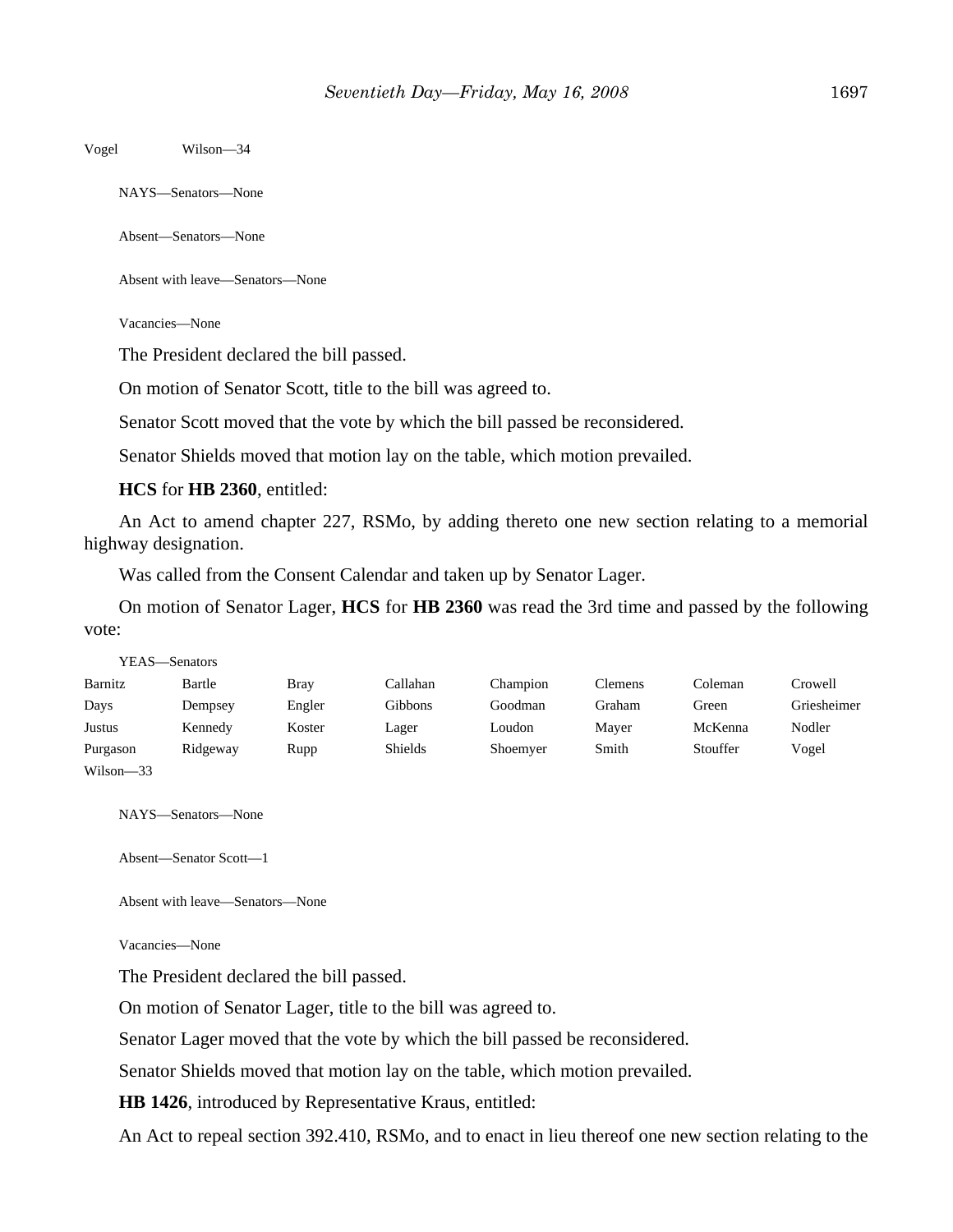Vogel Wilson—34

NAYS—Senators—None

Absent—Senators—None

Absent with leave—Senators—None

Vacancies—None

The President declared the bill passed.

On motion of Senator Scott, title to the bill was agreed to.

Senator Scott moved that the vote by which the bill passed be reconsidered.

Senator Shields moved that motion lay on the table, which motion prevailed.

**HCS** for **HB 2360**, entitled:

An Act to amend chapter 227, RSMo, by adding thereto one new section relating to a memorial highway designation.

Was called from the Consent Calendar and taken up by Senator Lager.

On motion of Senator Lager, **HCS** for **HB 2360** was read the 3rd time and passed by the following vote:

YEAS—Senators

| | | | | | | | |
|---|---|---|---|---|---|---|---|
| Barnitz | Bartle | Bray | Callahan | Champion | Clemens | Coleman | Crowell |
| Days | Dempsey | Engler | Gibbons | Goodman | Graham | Green | Griesheimer |
| Justus | Kennedy | Koster | Lager | Loudon | Mayer | McKenna | Nodler |
| Purgason | Ridgeway | Rupp | Shields | Shoemyer | Smith | Stouffer | Vogel |
| Wilson—33 | | | | | | | |

NAYS—Senators—None

Absent—Senator Scott—1

Absent with leave—Senators—None

Vacancies—None

The President declared the bill passed.

On motion of Senator Lager, title to the bill was agreed to.

Senator Lager moved that the vote by which the bill passed be reconsidered.

Senator Shields moved that motion lay on the table, which motion prevailed.

**HB 1426**, introduced by Representative Kraus, entitled:

An Act to repeal section 392.410, RSMo, and to enact in lieu thereof one new section relating to the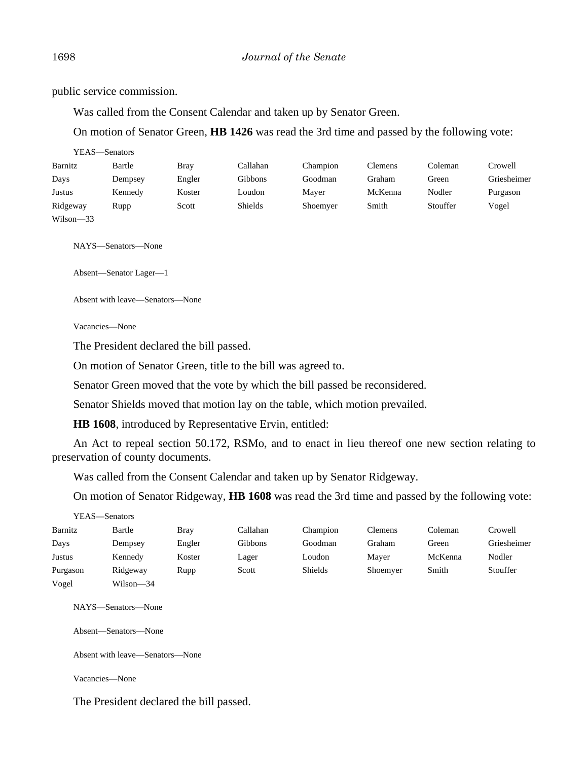public service commission.

Was called from the Consent Calendar and taken up by Senator Green.

On motion of Senator Green, **HB 1426** was read the 3rd time and passed by the following vote:

YEAS—Senators

| | | | | | | | |
|---|---|---|---|---|---|---|---|
| Barnitz | Bartle | Bray | Callahan | Champion | Clemens | Coleman | Crowell |
| Days | Dempsey | Engler | Gibbons | Goodman | Graham | Green | Griesheimer |
| Justus | Kennedy | Koster | Loudon | Mayer | McKenna | Nodler | Purgason |
| Ridgeway | Rupp | Scott | Shields | Shoemyer | Smith | Stouffer | Vogel |
| Wilson—33 | | | | | | | |

NAYS—Senators—None

Absent—Senator Lager—1

Absent with leave—Senators—None

Vacancies—None

The President declared the bill passed.

On motion of Senator Green, title to the bill was agreed to.

Senator Green moved that the vote by which the bill passed be reconsidered.

Senator Shields moved that motion lay on the table, which motion prevailed.

**HB 1608**, introduced by Representative Ervin, entitled:

An Act to repeal section 50.172, RSMo, and to enact in lieu thereof one new section relating to preservation of county documents.

Was called from the Consent Calendar and taken up by Senator Ridgeway.

On motion of Senator Ridgeway, **HB 1608** was read the 3rd time and passed by the following vote:

YEAS—Senators

| | | | | | | | |
|---|---|---|---|---|---|---|---|
| Barnitz | Bartle | Bray | Callahan | Champion | Clemens | Coleman | Crowell |
| Days | Dempsey | Engler | Gibbons | Goodman | Graham | Green | Griesheimer |
| Justus | Kennedy | Koster | Lager | Loudon | Mayer | McKenna | Nodler |
| Purgason | Ridgeway | Rupp | Scott | Shields | Shoemyer | Smith | Stouffer |
| Vogel | Wilson—34 | | | | | | |

NAYS—Senators—None

Absent—Senators—None

Absent with leave—Senators—None

Vacancies—None

The President declared the bill passed.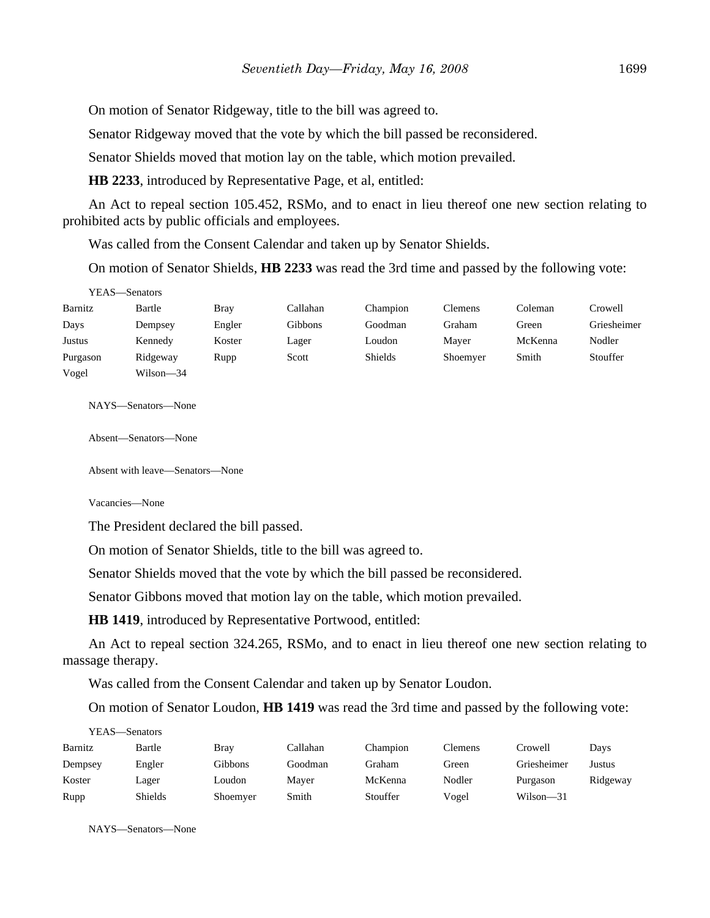On motion of Senator Ridgeway, title to the bill was agreed to.

Senator Ridgeway moved that the vote by which the bill passed be reconsidered.

Senator Shields moved that motion lay on the table, which motion prevailed.

**HB 2233**, introduced by Representative Page, et al, entitled:

An Act to repeal section 105.452, RSMo, and to enact in lieu thereof one new section relating to prohibited acts by public officials and employees.

Was called from the Consent Calendar and taken up by Senator Shields.

On motion of Senator Shields, **HB 2233** was read the 3rd time and passed by the following vote:

YEAS—Senators

| | | | | | | | |
|---|---|---|---|---|---|---|---|
| Barnitz | Bartle | Bray | Callahan | Champion | Clemens | Coleman | Crowell |
| Days | Dempsey | Engler | Gibbons | Goodman | Graham | Green | Griesheimer |
| Justus | Kennedy | Koster | Lager | Loudon | Mayer | McKenna | Nodler |
| Purgason | Ridgeway | Rupp | Scott | Shields | Shoemyer | Smith | Stouffer |
| Vogel | Wilson—34 | | | | | | |

NAYS—Senators—None

Absent—Senators—None

Absent with leave—Senators—None

Vacancies—None

The President declared the bill passed.

On motion of Senator Shields, title to the bill was agreed to.

Senator Shields moved that the vote by which the bill passed be reconsidered.

Senator Gibbons moved that motion lay on the table, which motion prevailed.

**HB 1419**, introduced by Representative Portwood, entitled:

An Act to repeal section 324.265, RSMo, and to enact in lieu thereof one new section relating to massage therapy.

Was called from the Consent Calendar and taken up by Senator Loudon.

On motion of Senator Loudon, **HB 1419** was read the 3rd time and passed by the following vote:

YEAS—Senators

| | | | | | | | |
|---|---|---|---|---|---|---|---|
| Barnitz | Bartle | Bray | Callahan | Champion | Clemens | Crowell | Days |
| Dempsey | Engler | Gibbons | Goodman | Graham | Green | Griesheimer | Justus |
| Koster | Lager | Loudon | Mayer | McKenna | Nodler | Purgason | Ridgeway |
| Rupp | Shields | Shoemyer | Smith | Stouffer | Vogel | Wilson—31 | |

NAYS—Senators—None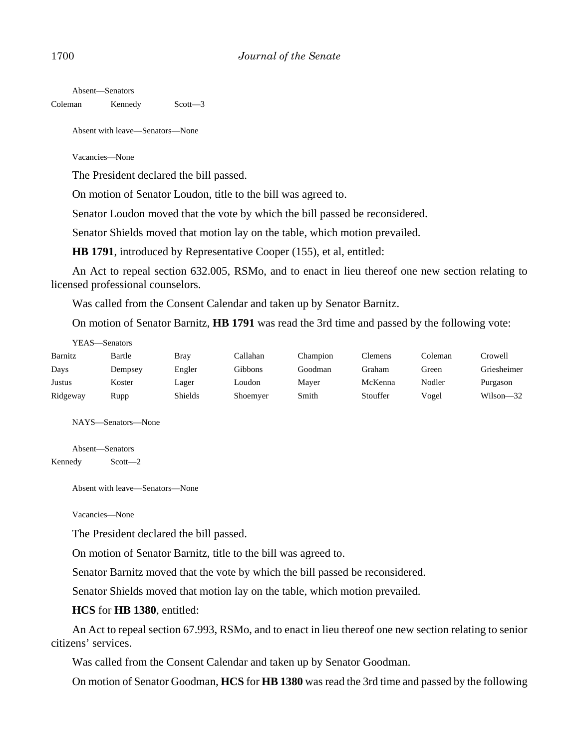Absent—Senators

| | | |
|---|---|---|
| Coleman | Kennedy | Scott—3 |

Absent with leave—Senators—None

Vacancies—None

The President declared the bill passed.

On motion of Senator Loudon, title to the bill was agreed to.

Senator Loudon moved that the vote by which the bill passed be reconsidered.

Senator Shields moved that motion lay on the table, which motion prevailed.

**HB 1791**, introduced by Representative Cooper (155), et al, entitled:

An Act to repeal section 632.005, RSMo, and to enact in lieu thereof one new section relating to licensed professional counselors.

Was called from the Consent Calendar and taken up by Senator Barnitz.

On motion of Senator Barnitz, **HB 1791** was read the 3rd time and passed by the following vote:

YEAS—Senators

| | | | | | | | |
|---|---|---|---|---|---|---|---|
| Barnitz | Bartle | Bray | Callahan | Champion | Clemens | Coleman | Crowell |
| Days | Dempsey | Engler | Gibbons | Goodman | Graham | Green | Griesheimer |
| Justus | Koster | Lager | Loudon | Mayer | McKenna | Nodler | Purgason |
| Ridgeway | Rupp | Shields | Shoemyer | Smith | Stouffer | Vogel | Wilson—32 |

NAYS—Senators—None

Absent—Senators

| | |
|---|---|
| Kennedy | Scott—2 |

Absent with leave—Senators—None

Vacancies—None

The President declared the bill passed.

On motion of Senator Barnitz, title to the bill was agreed to.

Senator Barnitz moved that the vote by which the bill passed be reconsidered.

Senator Shields moved that motion lay on the table, which motion prevailed.

**HCS** for **HB 1380**, entitled:

An Act to repeal section 67.993, RSMo, and to enact in lieu thereof one new section relating to senior citizens' services.

Was called from the Consent Calendar and taken up by Senator Goodman.

On motion of Senator Goodman, **HCS** for **HB 1380** was read the 3rd time and passed by the following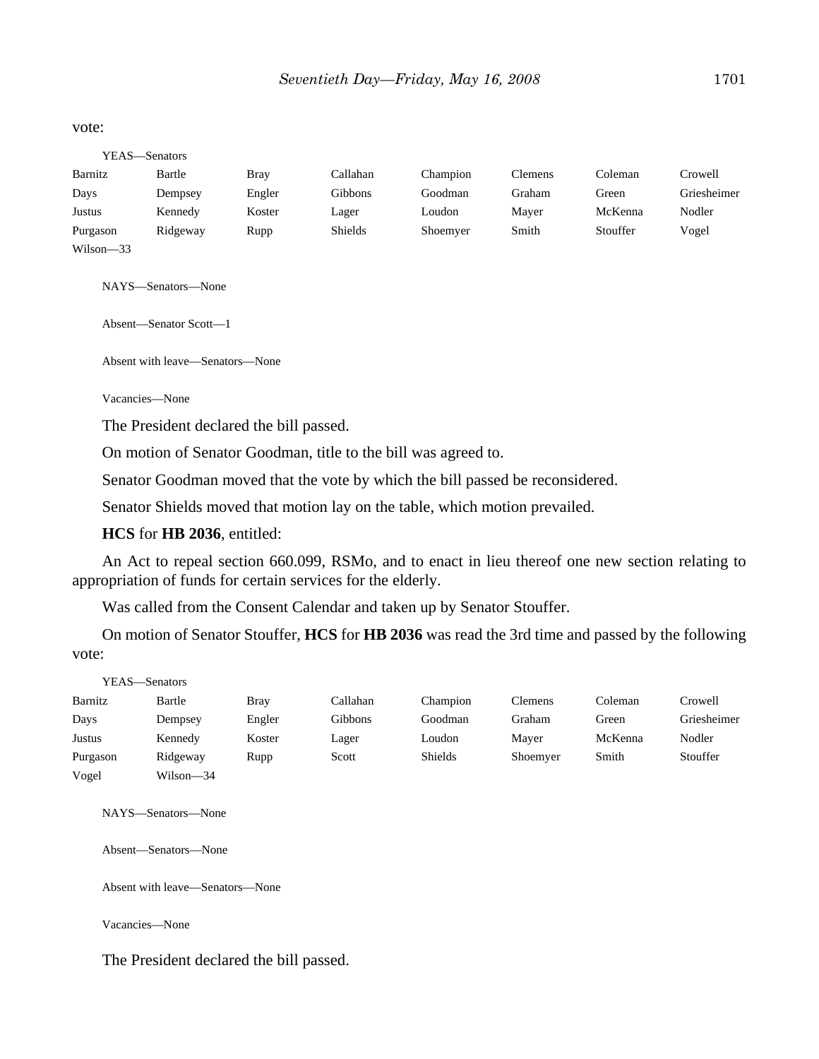vote:

YEAS—Senators

| | | | | | | | |
|---|---|---|---|---|---|---|---|
| Barnitz | Bartle | Bray | Callahan | Champion | Clemens | Coleman | Crowell |
| Days | Dempsey | Engler | Gibbons | Goodman | Graham | Green | Griesheimer |
| Justus | Kennedy | Koster | Lager | Loudon | Mayer | McKenna | Nodler |
| Purgason | Ridgeway | Rupp | Shields | Shoemyer | Smith | Stouffer | Vogel |
| Wilson—33 | | | | | | | |

NAYS—Senators—None

Absent—Senator Scott—1

Absent with leave—Senators—None

Vacancies—None

The President declared the bill passed.

On motion of Senator Goodman, title to the bill was agreed to.

Senator Goodman moved that the vote by which the bill passed be reconsidered.

Senator Shields moved that motion lay on the table, which motion prevailed.

**HCS** for **HB 2036**, entitled:

An Act to repeal section 660.099, RSMo, and to enact in lieu thereof one new section relating to appropriation of funds for certain services for the elderly.

Was called from the Consent Calendar and taken up by Senator Stouffer.

On motion of Senator Stouffer, **HCS** for **HB 2036** was read the 3rd time and passed by the following vote:

YEAS—Senators

| | | | | | | | |
|---|---|---|---|---|---|---|---|
| Barnitz | Bartle | Bray | Callahan | Champion | Clemens | Coleman | Crowell |
| Days | Dempsey | Engler | Gibbons | Goodman | Graham | Green | Griesheimer |
| Justus | Kennedy | Koster | Lager | Loudon | Mayer | McKenna | Nodler |
| Purgason | Ridgeway | Rupp | Scott | Shields | Shoemyer | Smith | Stouffer |
| Vogel | Wilson—34 | | | | | | |

NAYS—Senators—None

Absent—Senators—None

Absent with leave—Senators—None

Vacancies—None

The President declared the bill passed.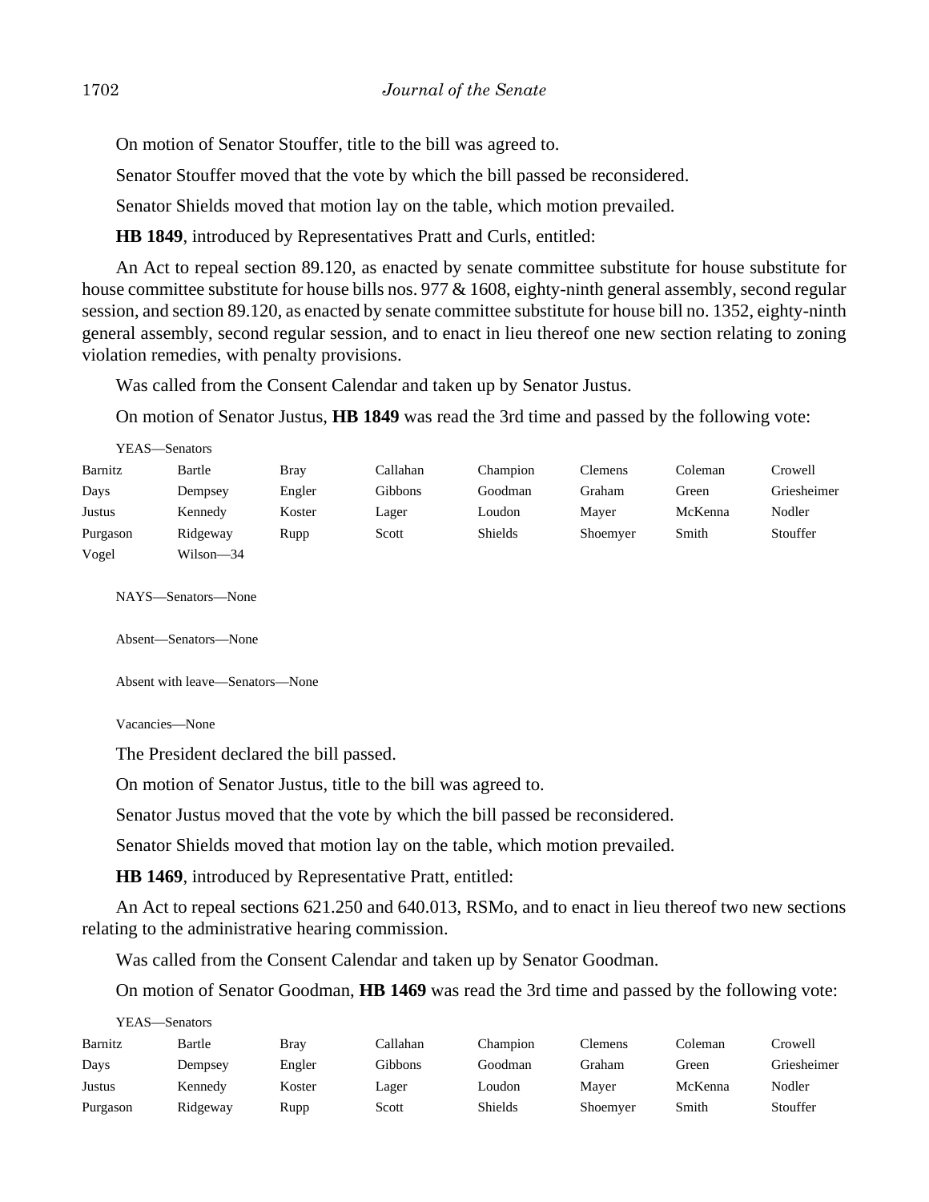On motion of Senator Stouffer, title to the bill was agreed to.

Senator Stouffer moved that the vote by which the bill passed be reconsidered.

Senator Shields moved that motion lay on the table, which motion prevailed.

**HB 1849**, introduced by Representatives Pratt and Curls, entitled:

An Act to repeal section 89.120, as enacted by senate committee substitute for house substitute for house committee substitute for house bills nos. 977 & 1608, eighty-ninth general assembly, second regular session, and section 89.120, as enacted by senate committee substitute for house bill no. 1352, eighty-ninth general assembly, second regular session, and to enact in lieu thereof one new section relating to zoning violation remedies, with penalty provisions.

Was called from the Consent Calendar and taken up by Senator Justus.

On motion of Senator Justus, **HB 1849** was read the 3rd time and passed by the following vote:

YEAS—Senators

| | | | | | | | |
|---|---|---|---|---|---|---|---|
| Barnitz | Bartle | Bray | Callahan | Champion | Clemens | Coleman | Crowell |
| Days | Dempsey | Engler | Gibbons | Goodman | Graham | Green | Griesheimer |
| Justus | Kennedy | Koster | Lager | Loudon | Mayer | McKenna | Nodler |
| Purgason | Ridgeway | Rupp | Scott | Shields | Shoemyer | Smith | Stouffer |
| Vogel | Wilson—34 | | | | | | |

NAYS—Senators—None

Absent—Senators—None

Absent with leave—Senators—None

Vacancies—None

The President declared the bill passed.

On motion of Senator Justus, title to the bill was agreed to.

Senator Justus moved that the vote by which the bill passed be reconsidered.

Senator Shields moved that motion lay on the table, which motion prevailed.

**HB 1469**, introduced by Representative Pratt, entitled:

An Act to repeal sections 621.250 and 640.013, RSMo, and to enact in lieu thereof two new sections relating to the administrative hearing commission.

Was called from the Consent Calendar and taken up by Senator Goodman.

On motion of Senator Goodman, **HB 1469** was read the 3rd time and passed by the following vote:

YEAS—Senators

| | | | | | | | |
|---|---|---|---|---|---|---|---|
| Barnitz | Bartle | Bray | Callahan | Champion | Clemens | Coleman | Crowell |
| Days | Dempsey | Engler | Gibbons | Goodman | Graham | Green | Griesheimer |
| Justus | Kennedy | Koster | Lager | Loudon | Mayer | McKenna | Nodler |
| Purgason | Ridgeway | Rupp | Scott | Shields | Shoemyer | Smith | Stouffer |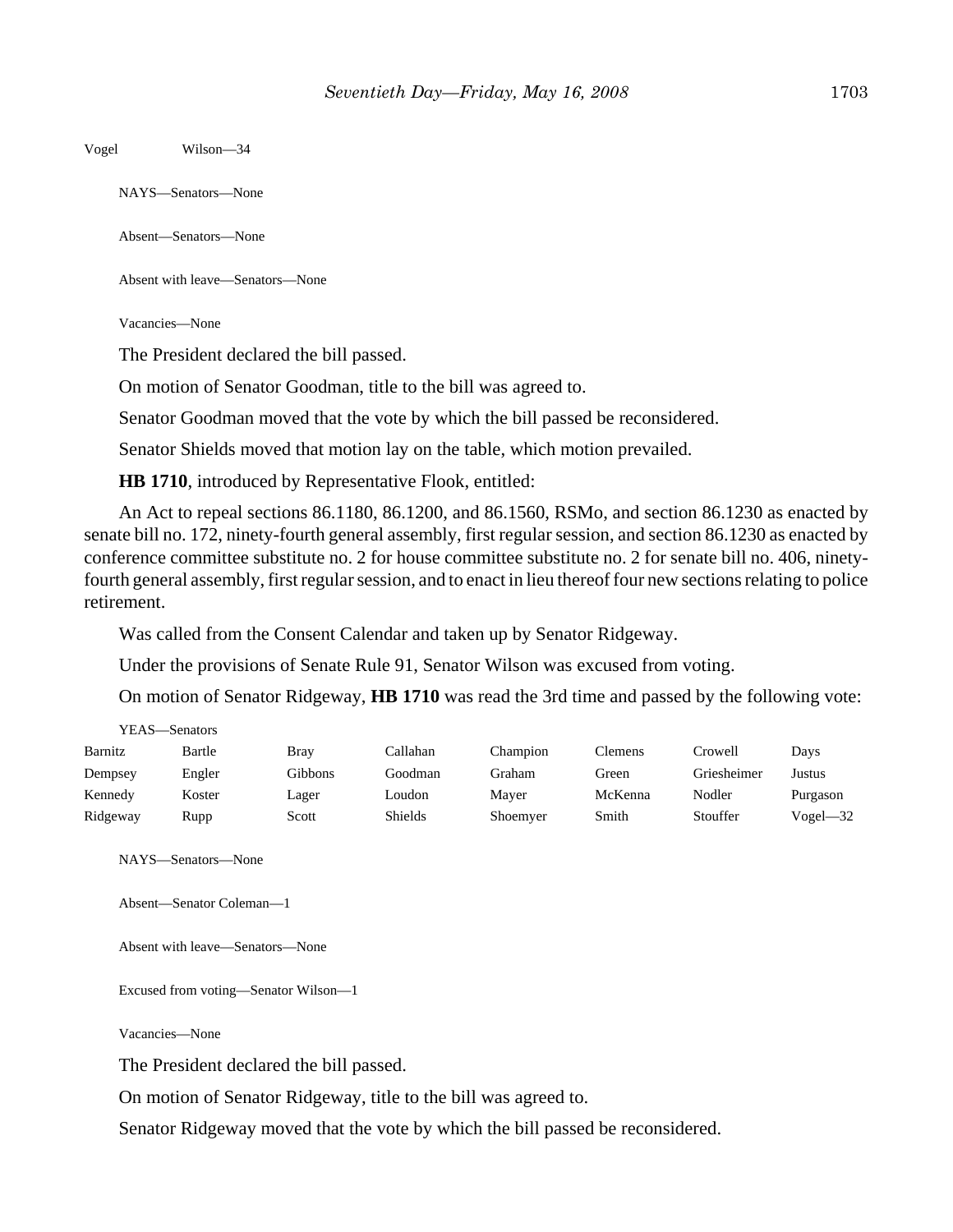Vogel Wilson—34

NAYS—Senators—None

Absent—Senators—None

Absent with leave—Senators—None

Vacancies—None

The President declared the bill passed.

On motion of Senator Goodman, title to the bill was agreed to.

Senator Goodman moved that the vote by which the bill passed be reconsidered.

Senator Shields moved that motion lay on the table, which motion prevailed.

**HB 1710**, introduced by Representative Flook, entitled:

An Act to repeal sections 86.1180, 86.1200, and 86.1560, RSMo, and section 86.1230 as enacted by senate bill no. 172, ninety-fourth general assembly, first regular session, and section 86.1230 as enacted by conference committee substitute no. 2 for house committee substitute no. 2 for senate bill no. 406, ninety-fourth general assembly, first regular session, and to enact in lieu thereof four new sections relating to police retirement.

Was called from the Consent Calendar and taken up by Senator Ridgeway.

Under the provisions of Senate Rule 91, Senator Wilson was excused from voting.

On motion of Senator Ridgeway, **HB 1710** was read the 3rd time and passed by the following vote:

YEAS—Senators

| | | | | | | | |
|---|---|---|---|---|---|---|---|
| Barnitz | Bartle | Bray | Callahan | Champion | Clemens | Crowell | Days |
| Dempsey | Engler | Gibbons | Goodman | Graham | Green | Griesheimer | Justus |
| Kennedy | Koster | Lager | Loudon | Mayer | McKenna | Nodler | Purgason |
| Ridgeway | Rupp | Scott | Shields | Shoemyer | Smith | Stouffer | Vogel—32 |

NAYS—Senators—None

Absent—Senator Coleman—1

Absent with leave—Senators—None

Excused from voting—Senator Wilson—1

Vacancies—None

The President declared the bill passed.

On motion of Senator Ridgeway, title to the bill was agreed to.

Senator Ridgeway moved that the vote by which the bill passed be reconsidered.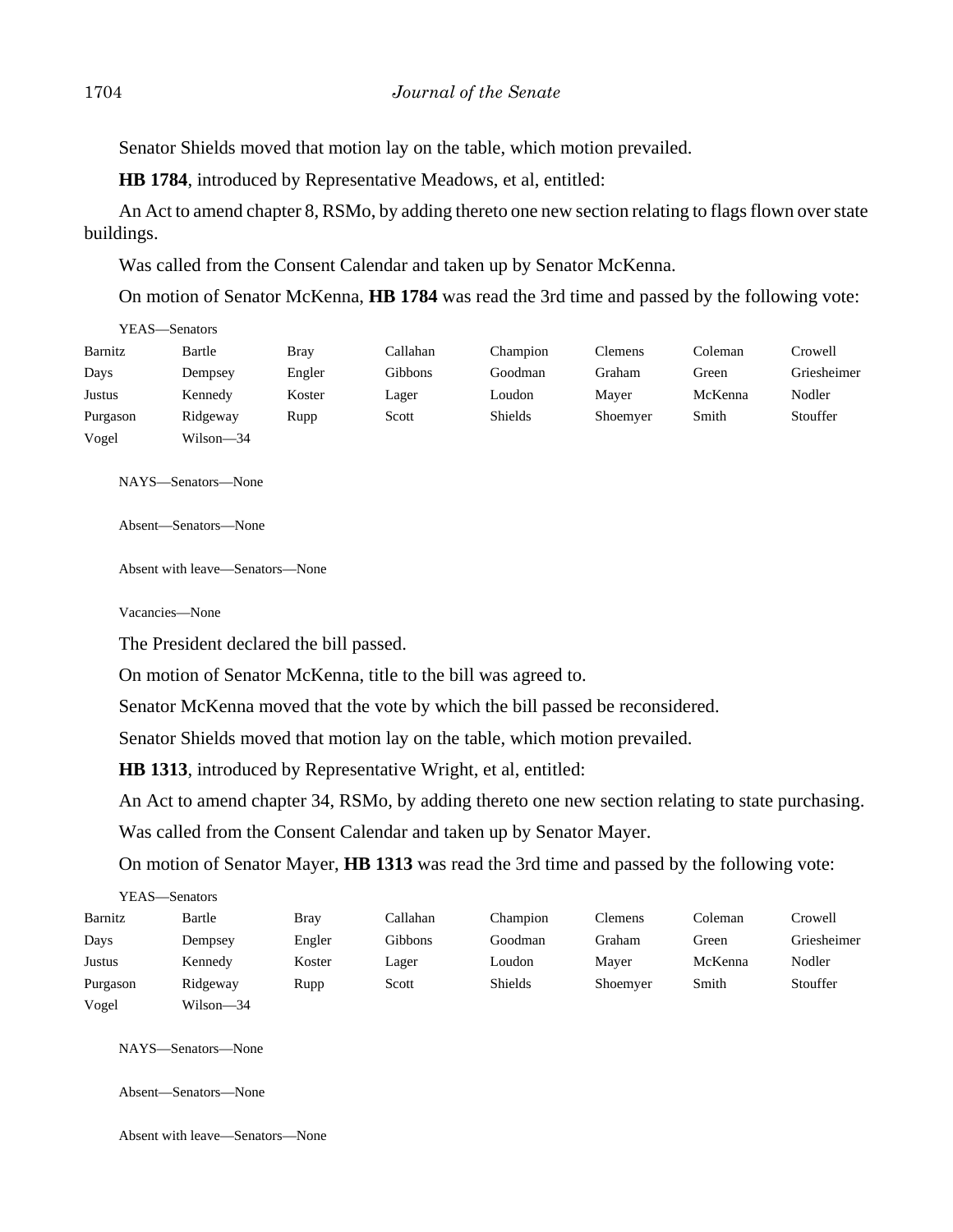Senator Shields moved that motion lay on the table, which motion prevailed.

**HB 1784**, introduced by Representative Meadows, et al, entitled:

An Act to amend chapter 8, RSMo, by adding thereto one new section relating to flags flown over state buildings.

Was called from the Consent Calendar and taken up by Senator McKenna.

On motion of Senator McKenna, **HB 1784** was read the 3rd time and passed by the following vote:

YEAS—Senators

| | | | | | | | |
|---|---|---|---|---|---|---|---|
| Barnitz | Bartle | Bray | Callahan | Champion | Clemens | Coleman | Crowell |
| Days | Dempsey | Engler | Gibbons | Goodman | Graham | Green | Griesheimer |
| Justus | Kennedy | Koster | Lager | Loudon | Mayer | McKenna | Nodler |
| Purgason | Ridgeway | Rupp | Scott | Shields | Shoemyer | Smith | Stouffer |
| Vogel | Wilson—34 | | | | | | |

NAYS—Senators—None

Absent—Senators—None

Absent with leave—Senators—None

Vacancies—None

The President declared the bill passed.

On motion of Senator McKenna, title to the bill was agreed to.

Senator McKenna moved that the vote by which the bill passed be reconsidered.

Senator Shields moved that motion lay on the table, which motion prevailed.

**HB 1313**, introduced by Representative Wright, et al, entitled:

An Act to amend chapter 34, RSMo, by adding thereto one new section relating to state purchasing.

Was called from the Consent Calendar and taken up by Senator Mayer.

On motion of Senator Mayer, **HB 1313** was read the 3rd time and passed by the following vote:

YEAS—Senators

| | | | | | | | |
|---|---|---|---|---|---|---|---|
| Barnitz | Bartle | Bray | Callahan | Champion | Clemens | Coleman | Crowell |
| Days | Dempsey | Engler | Gibbons | Goodman | Graham | Green | Griesheimer |
| Justus | Kennedy | Koster | Lager | Loudon | Mayer | McKenna | Nodler |
| Purgason | Ridgeway | Rupp | Scott | Shields | Shoemyer | Smith | Stouffer |
| Vogel | Wilson—34 | | | | | | |

NAYS—Senators—None

Absent—Senators—None

Absent with leave—Senators—None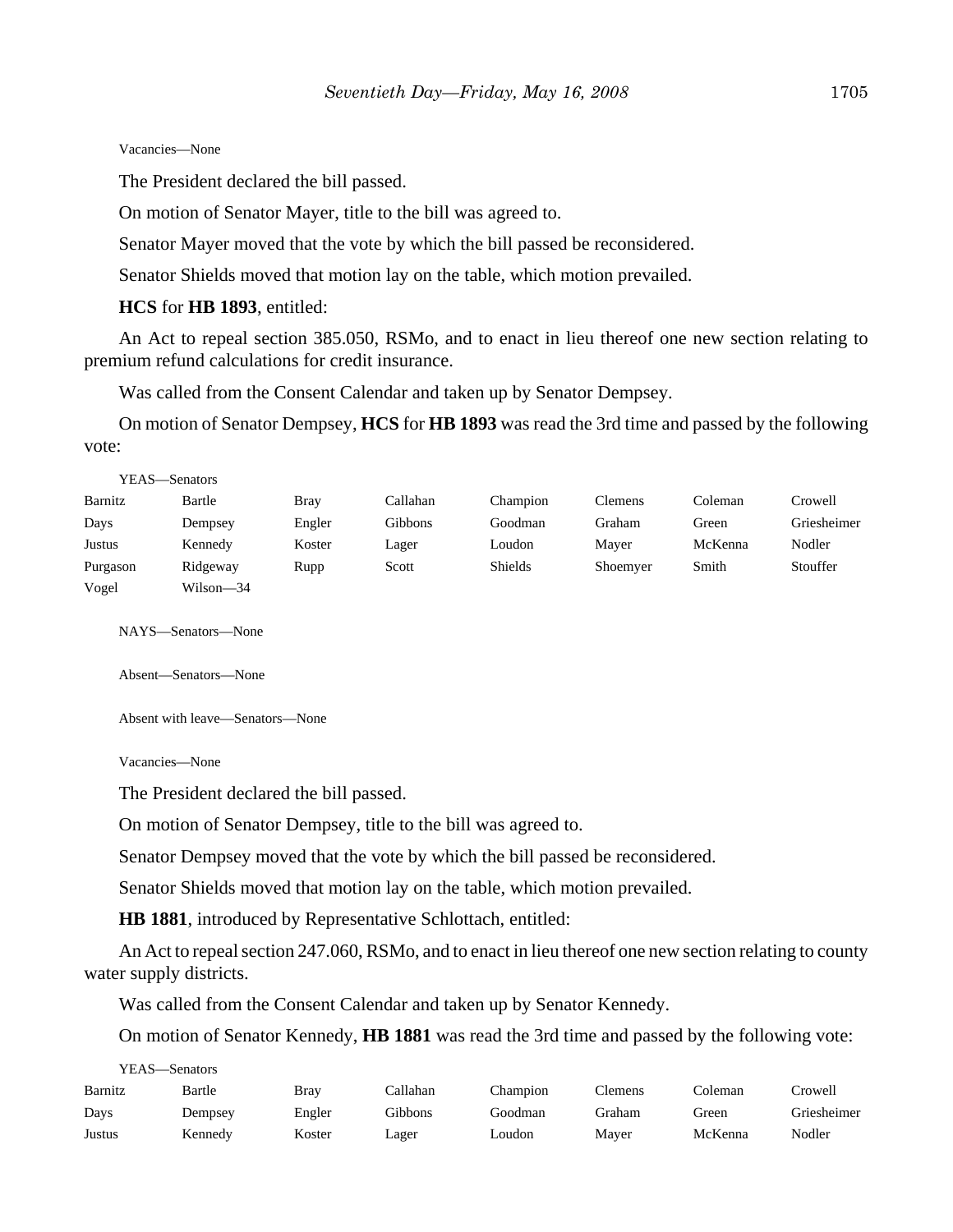Vacancies—None

The President declared the bill passed.

On motion of Senator Mayer, title to the bill was agreed to.

Senator Mayer moved that the vote by which the bill passed be reconsidered.

Senator Shields moved that motion lay on the table, which motion prevailed.

**HCS** for **HB 1893**, entitled:

An Act to repeal section 385.050, RSMo, and to enact in lieu thereof one new section relating to premium refund calculations for credit insurance.

Was called from the Consent Calendar and taken up by Senator Dempsey.

On motion of Senator Dempsey, **HCS** for **HB 1893** was read the 3rd time and passed by the following vote:

YEAS—Senators

| | | | | | | | |
|---|---|---|---|---|---|---|---|
| Barnitz | Bartle | Bray | Callahan | Champion | Clemens | Coleman | Crowell |
| Days | Dempsey | Engler | Gibbons | Goodman | Graham | Green | Griesheimer |
| Justus | Kennedy | Koster | Lager | Loudon | Mayer | McKenna | Nodler |
| Purgason | Ridgeway | Rupp | Scott | Shields | Shoemyer | Smith | Stouffer |
| Vogel | Wilson—34 | | | | | | |

NAYS—Senators—None

Absent—Senators—None

Absent with leave—Senators—None

Vacancies—None

The President declared the bill passed.

On motion of Senator Dempsey, title to the bill was agreed to.

Senator Dempsey moved that the vote by which the bill passed be reconsidered.

Senator Shields moved that motion lay on the table, which motion prevailed.

**HB 1881**, introduced by Representative Schlottach, entitled:

An Act to repeal section 247.060, RSMo, and to enact in lieu thereof one new section relating to county water supply districts.

Was called from the Consent Calendar and taken up by Senator Kennedy.

On motion of Senator Kennedy, **HB 1881** was read the 3rd time and passed by the following vote:

YEAS—Senators

| | | | | | | | |
|---|---|---|---|---|---|---|---|
| Barnitz | Bartle | Bray | Callahan | Champion | Clemens | Coleman | Crowell |
| Days | Dempsey | Engler | Gibbons | Goodman | Graham | Green | Griesheimer |
| Justus | Kennedy | Koster | Lager | Loudon | Mayer | McKenna | Nodler |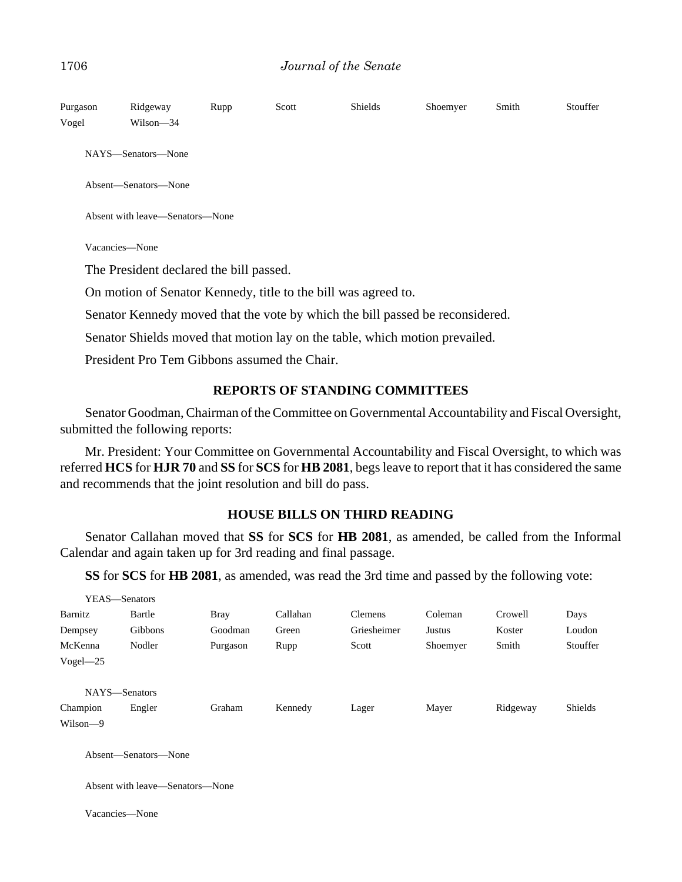| Purgason | Ridgeway | Rupp | Scott | Shields | Shoemyer | Smith | Stouffer |
|---|---|---|---|---|---|---|---|
| Vogel | Wilson—34 | | | | | | |

NAYS—Senators—None

Absent—Senators—None

Absent with leave—Senators—None

Vacancies—None

The President declared the bill passed.

On motion of Senator Kennedy, title to the bill was agreed to.

Senator Kennedy moved that the vote by which the bill passed be reconsidered.

Senator Shields moved that motion lay on the table, which motion prevailed.

President Pro Tem Gibbons assumed the Chair.

## REPORTS OF STANDING COMMITTEES

Senator Goodman, Chairman of the Committee on Governmental Accountability and Fiscal Oversight, submitted the following reports:

Mr. President: Your Committee on Governmental Accountability and Fiscal Oversight, to which was referred **HCS** for **HJR 70** and **SS** for **SCS** for **HB 2081**, begs leave to report that it has considered the same and recommends that the joint resolution and bill do pass.

## HOUSE BILLS ON THIRD READING

Senator Callahan moved that **SS** for **SCS** for **HB 2081**, as amended, be called from the Informal Calendar and again taken up for 3rd reading and final passage.

**SS** for **SCS** for **HB 2081**, as amended, was read the 3rd time and passed by the following vote:

YEAS—Senators

| Barnitz | Bartle | Bray | Callahan | Clemens | Coleman | Crowell | Days |
|---|---|---|---|---|---|---|---|
| Dempsey | Gibbons | Goodman | Green | Griesheimer | Justus | Koster | Loudon |
| McKenna | Nodler | Purgason | Rupp | Scott | Shoemyer | Smith | Stouffer |
| Vogel—25 | | | | | | | |

NAYS—Senators

| Champion | Engler | Graham | Kennedy | Lager | Mayer | Ridgeway | Shields |
|---|---|---|---|---|---|---|---|
| Wilson—9 | | | | | | | |

Absent—Senators—None

Absent with leave—Senators—None

Vacancies—None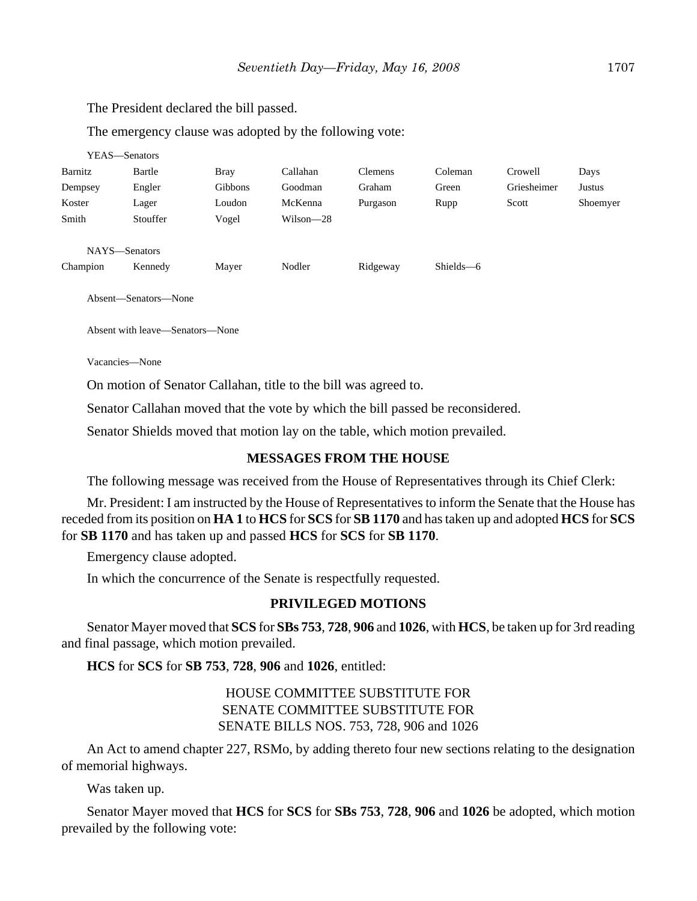The President declared the bill passed.

The emergency clause was adopted by the following vote:

YEAS—Senators

| | | | | | | | |
|---|---|---|---|---|---|---|---|
| Barnitz | Bartle | Bray | Callahan | Clemens | Coleman | Crowell | Days |
| Dempsey | Engler | Gibbons | Goodman | Graham | Green | Griesheimer | Justus |
| Koster | Lager | Loudon | McKenna | Purgason | Rupp | Scott | Shoemyer |
| Smith | Stouffer | Vogel | Wilson—28 | | | | |

NAYS—Senators

| | | | | | |
|---|---|---|---|---|---|
| Champion | Kennedy | Mayer | Nodler | Ridgeway | Shields—6 |

Absent—Senators—None

Absent with leave—Senators—None

Vacancies—None

On motion of Senator Callahan, title to the bill was agreed to.

Senator Callahan moved that the vote by which the bill passed be reconsidered.

Senator Shields moved that motion lay on the table, which motion prevailed.

## MESSAGES FROM THE HOUSE

The following message was received from the House of Representatives through its Chief Clerk:

Mr. President: I am instructed by the House of Representatives to inform the Senate that the House has receded from its position on **HA 1** to **HCS** for **SCS** for **SB 1170** and has taken up and adopted **HCS** for **SCS** for **SB 1170** and has taken up and passed **HCS** for **SCS** for **SB 1170**.

Emergency clause adopted.

In which the concurrence of the Senate is respectfully requested.

## PRIVILEGED MOTIONS

Senator Mayer moved that **SCS** for **SBs 753**, **728**, **906** and **1026**, with **HCS**, be taken up for 3rd reading and final passage, which motion prevailed.

**HCS** for **SCS** for **SB 753**, **728**, **906** and **1026**, entitled:

HOUSE COMMITTEE SUBSTITUTE FOR
SENATE COMMITTEE SUBSTITUTE FOR
SENATE BILLS NOS. 753, 728, 906 and 1026

An Act to amend chapter 227, RSMo, by adding thereto four new sections relating to the designation of memorial highways.

Was taken up.

Senator Mayer moved that **HCS** for **SCS** for **SBs 753**, **728**, **906** and **1026** be adopted, which motion prevailed by the following vote: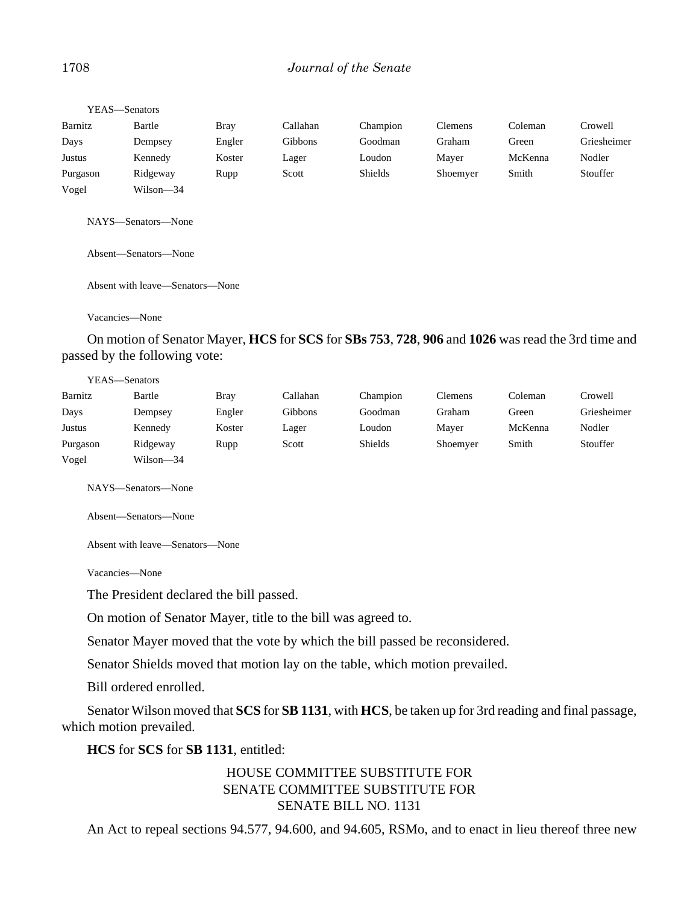YEAS—Senators

| | | | | | | | |
|---|---|---|---|---|---|---|---|
| Barnitz | Bartle | Bray | Callahan | Champion | Clemens | Coleman | Crowell |
| Days | Dempsey | Engler | Gibbons | Goodman | Graham | Green | Griesheimer |
| Justus | Kennedy | Koster | Lager | Loudon | Mayer | McKenna | Nodler |
| Purgason | Ridgeway | Rupp | Scott | Shields | Shoemyer | Smith | Stouffer |
| Vogel | Wilson—34 | | | | | | |

NAYS—Senators—None

Absent—Senators—None

Absent with leave—Senators—None

Vacancies—None

On motion of Senator Mayer, **HCS** for **SCS** for **SBs 753**, **728**, **906** and **1026** was read the 3rd time and passed by the following vote:

YEAS—Senators

| | | | | | | | |
|---|---|---|---|---|---|---|---|
| Barnitz | Bartle | Bray | Callahan | Champion | Clemens | Coleman | Crowell |
| Days | Dempsey | Engler | Gibbons | Goodman | Graham | Green | Griesheimer |
| Justus | Kennedy | Koster | Lager | Loudon | Mayer | McKenna | Nodler |
| Purgason | Ridgeway | Rupp | Scott | Shields | Shoemyer | Smith | Stouffer |
| Vogel | Wilson—34 | | | | | | |

NAYS—Senators—None

Absent—Senators—None

Absent with leave—Senators—None

Vacancies—None

The President declared the bill passed.

On motion of Senator Mayer, title to the bill was agreed to.

Senator Mayer moved that the vote by which the bill passed be reconsidered.

Senator Shields moved that motion lay on the table, which motion prevailed.

Bill ordered enrolled.

Senator Wilson moved that **SCS** for **SB 1131**, with **HCS**, be taken up for 3rd reading and final passage, which motion prevailed.

**HCS** for **SCS** for **SB 1131**, entitled:

HOUSE COMMITTEE SUBSTITUTE FOR
SENATE COMMITTEE SUBSTITUTE FOR
SENATE BILL NO. 1131

An Act to repeal sections 94.577, 94.600, and 94.605, RSMo, and to enact in lieu thereof three new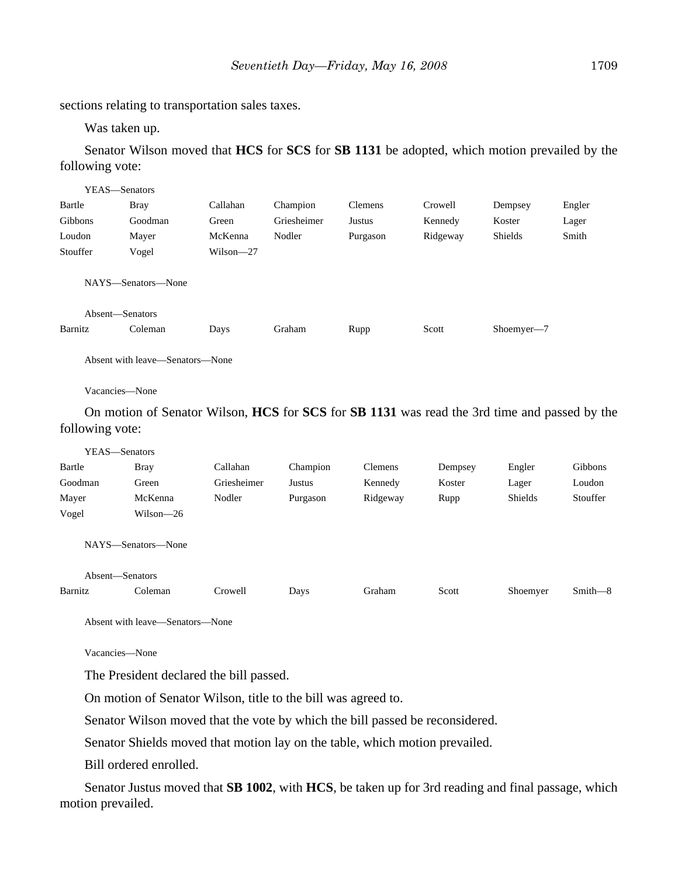sections relating to transportation sales taxes.

Was taken up.

Senator Wilson moved that **HCS** for **SCS** for **SB 1131** be adopted, which motion prevailed by the following vote:

YEAS—Senators

| | | | | | | | |
|---|---|---|---|---|---|---|---|
| Bartle | Bray | Callahan | Champion | Clemens | Crowell | Dempsey | Engler |
| Gibbons | Goodman | Green | Griesheimer | Justus | Kennedy | Koster | Lager |
| Loudon | Mayer | McKenna | Nodler | Purgason | Ridgeway | Shields | Smith |
| Stouffer | Vogel | Wilson—27 | | | | | |

NAYS—Senators—None

Absent—Senators

| | | | | | | |
|---|---|---|---|---|---|---|
| Barnitz | Coleman | Days | Graham | Rupp | Scott | Shoemyer—7 |

Absent with leave—Senators—None

Vacancies—None

On motion of Senator Wilson, **HCS** for **SCS** for **SB 1131** was read the 3rd time and passed by the following vote:

YEAS—Senators

| | | | | | | | |
|---|---|---|---|---|---|---|---|
| Bartle | Bray | Callahan | Champion | Clemens | Dempsey | Engler | Gibbons |
| Goodman | Green | Griesheimer | Justus | Kennedy | Koster | Lager | Loudon |
| Mayer | McKenna | Nodler | Purgason | Ridgeway | Rupp | Shields | Stouffer |
| Vogel | Wilson—26 | | | | | | |

NAYS—Senators—None

Absent—Senators

| | | | | | | | |
|---|---|---|---|---|---|---|---|
| Barnitz | Coleman | Crowell | Days | Graham | Scott | Shoemyer | Smith—8 |

Absent with leave—Senators—None

Vacancies—None

The President declared the bill passed.

On motion of Senator Wilson, title to the bill was agreed to.

Senator Wilson moved that the vote by which the bill passed be reconsidered.

Senator Shields moved that motion lay on the table, which motion prevailed.

Bill ordered enrolled.

Senator Justus moved that **SB 1002**, with **HCS**, be taken up for 3rd reading and final passage, which motion prevailed.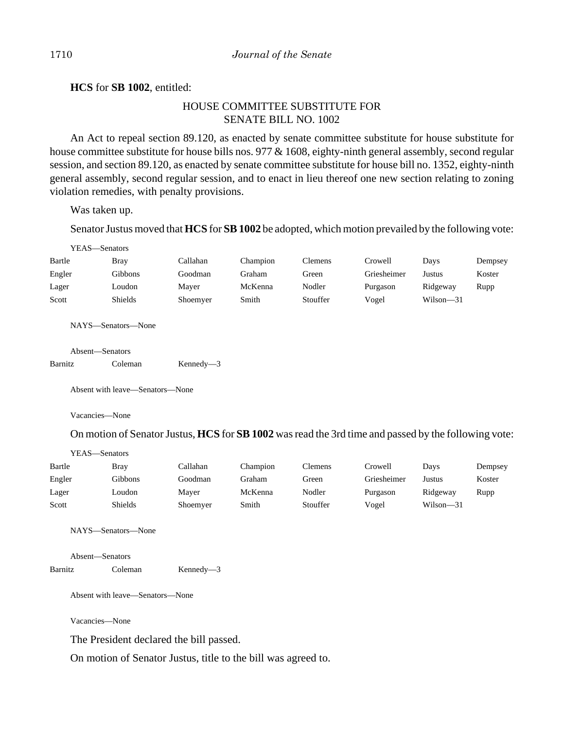**HCS** for **SB 1002**, entitled:

HOUSE COMMITTEE SUBSTITUTE FOR
SENATE BILL NO. 1002

An Act to repeal section 89.120, as enacted by senate committee substitute for house substitute for house committee substitute for house bills nos. 977 & 1608, eighty-ninth general assembly, second regular session, and section 89.120, as enacted by senate committee substitute for house bill no. 1352, eighty-ninth general assembly, second regular session, and to enact in lieu thereof one new section relating to zoning violation remedies, with penalty provisions.

Was taken up.

Senator Justus moved that **HCS** for **SB 1002** be adopted, which motion prevailed by the following vote:

YEAS—Senators

| | | | | | | | |
|---|---|---|---|---|---|---|---|
| Bartle | Bray | Callahan | Champion | Clemens | Crowell | Days | Dempsey |
| Engler | Gibbons | Goodman | Graham | Green | Griesheimer | Justus | Koster |
| Lager | Loudon | Mayer | McKenna | Nodler | Purgason | Ridgeway | Rupp |
| Scott | Shields | Shoemyer | Smith | Stouffer | Vogel | Wilson—31 | |

NAYS—Senators—None

Absent—Senators

| | | |
|---|---|---|
| Barnitz | Coleman | Kennedy—3 |

Absent with leave—Senators—None

Vacancies—None

On motion of Senator Justus, **HCS** for **SB 1002** was read the 3rd time and passed by the following vote:

YEAS—Senators

| | | | | | | | |
|---|---|---|---|---|---|---|---|
| Bartle | Bray | Callahan | Champion | Clemens | Crowell | Days | Dempsey |
| Engler | Gibbons | Goodman | Graham | Green | Griesheimer | Justus | Koster |
| Lager | Loudon | Mayer | McKenna | Nodler | Purgason | Ridgeway | Rupp |
| Scott | Shields | Shoemyer | Smith | Stouffer | Vogel | Wilson—31 | |

NAYS—Senators—None

Absent—Senators

| | | |
|---|---|---|
| Barnitz | Coleman | Kennedy—3 |

Absent with leave—Senators—None

Vacancies—None

The President declared the bill passed.

On motion of Senator Justus, title to the bill was agreed to.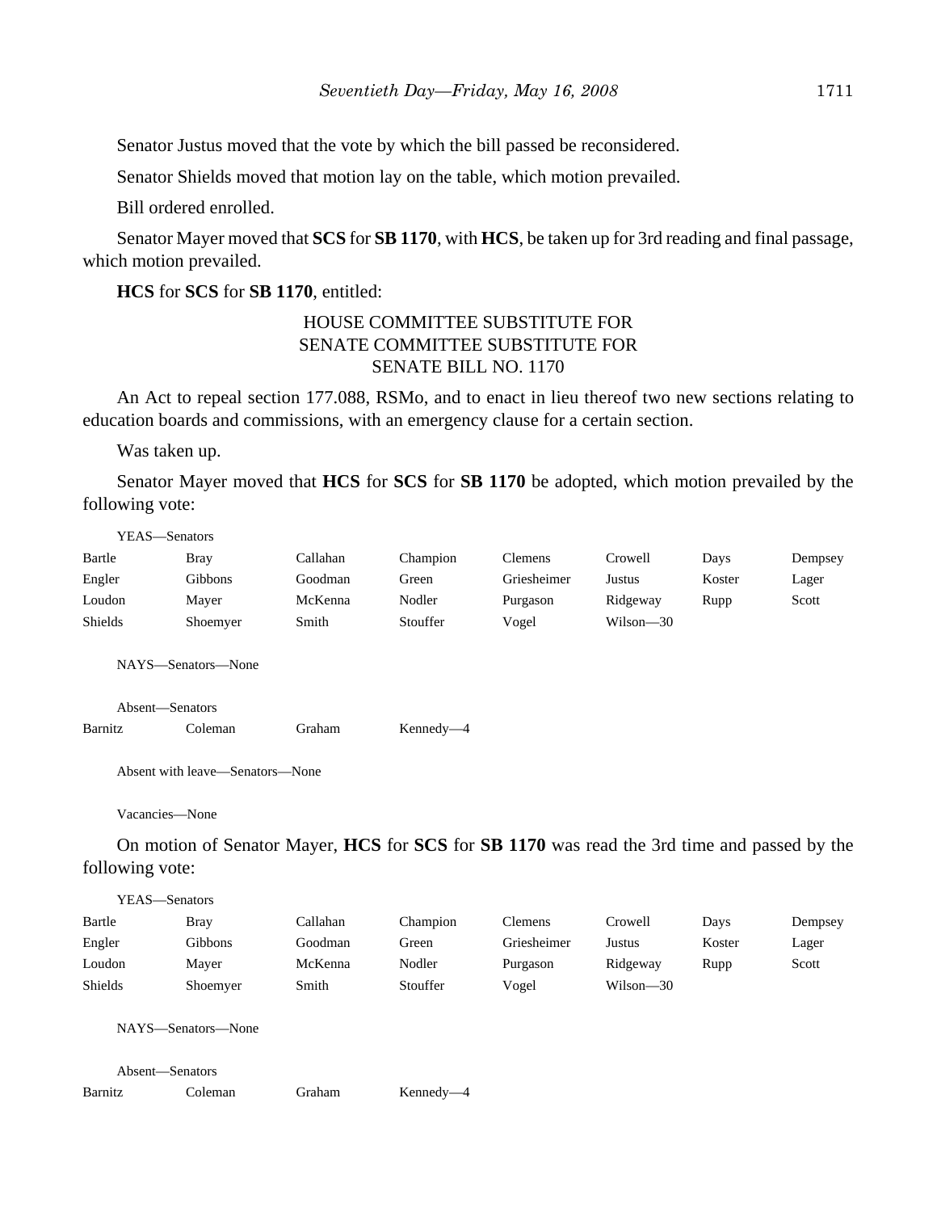Senator Justus moved that the vote by which the bill passed be reconsidered.

Senator Shields moved that motion lay on the table, which motion prevailed.

Bill ordered enrolled.

Senator Mayer moved that **SCS** for **SB 1170**, with **HCS**, be taken up for 3rd reading and final passage, which motion prevailed.

**HCS** for **SCS** for **SB 1170**, entitled:

HOUSE COMMITTEE SUBSTITUTE FOR
SENATE COMMITTEE SUBSTITUTE FOR
SENATE BILL NO. 1170

An Act to repeal section 177.088, RSMo, and to enact in lieu thereof two new sections relating to education boards and commissions, with an emergency clause for a certain section.

Was taken up.

Senator Mayer moved that **HCS** for **SCS** for **SB 1170** be adopted, which motion prevailed by the following vote:

YEAS—Senators

| | | | | | | | |
|---|---|---|---|---|---|---|---|
| Bartle | Bray | Callahan | Champion | Clemens | Crowell | Days | Dempsey |
| Engler | Gibbons | Goodman | Green | Griesheimer | Justus | Koster | Lager |
| Loudon | Mayer | McKenna | Nodler | Purgason | Ridgeway | Rupp | Scott |
| Shields | Shoemyer | Smith | Stouffer | Vogel | Wilson—30 | | |

NAYS—Senators—None

Absent—Senators

| | | | |
|---|---|---|---|
| Barnitz | Coleman | Graham | Kennedy—4 |

Absent with leave—Senators—None

Vacancies—None

On motion of Senator Mayer, **HCS** for **SCS** for **SB 1170** was read the 3rd time and passed by the following vote:

YEAS—Senators

| | | | | | | | |
|---|---|---|---|---|---|---|---|
| Bartle | Bray | Callahan | Champion | Clemens | Crowell | Days | Dempsey |
| Engler | Gibbons | Goodman | Green | Griesheimer | Justus | Koster | Lager |
| Loudon | Mayer | McKenna | Nodler | Purgason | Ridgeway | Rupp | Scott |
| Shields | Shoemyer | Smith | Stouffer | Vogel | Wilson—30 | | |

NAYS—Senators—None

Absent—Senators

| | | | |
|---|---|---|---|
| Barnitz | Coleman | Graham | Kennedy—4 |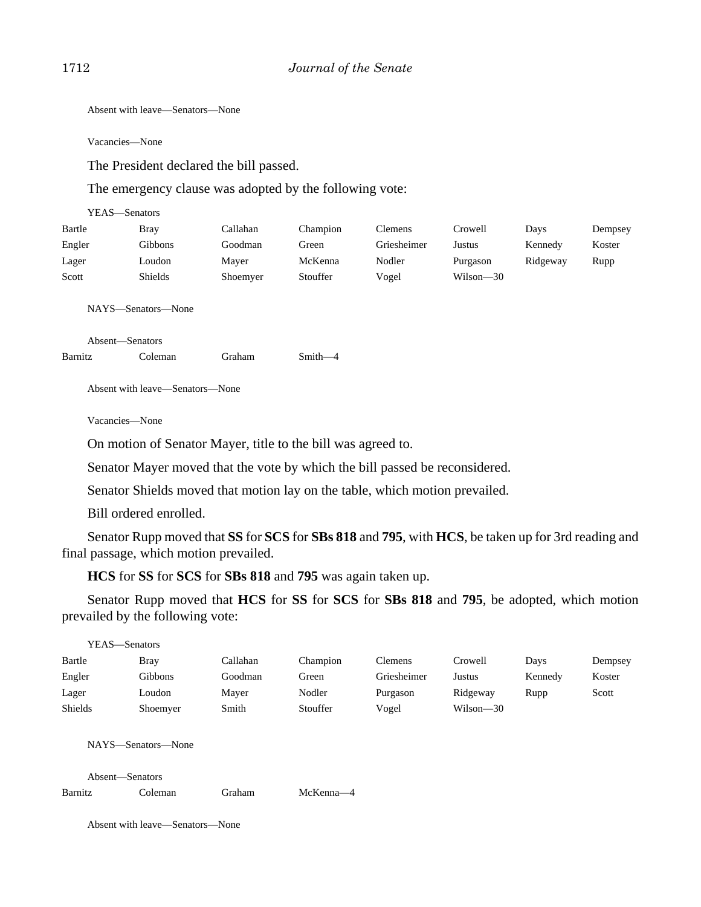Absent with leave—Senators—None

Vacancies—None

The President declared the bill passed.

The emergency clause was adopted by the following vote:

YEAS—Senators

| | | | | | | | |
|---|---|---|---|---|---|---|---|
| Bartle | Bray | Callahan | Champion | Clemens | Crowell | Days | Dempsey |
| Engler | Gibbons | Goodman | Green | Griesheimer | Justus | Kennedy | Koster |
| Lager | Loudon | Mayer | McKenna | Nodler | Purgason | Ridgeway | Rupp |
| Scott | Shields | Shoemyer | Stouffer | Vogel | Wilson—30 | | |

NAYS—Senators—None

Absent—Senators

| | | | |
|---|---|---|---|
| Barnitz | Coleman | Graham | Smith—4 |

Absent with leave—Senators—None

Vacancies—None

On motion of Senator Mayer, title to the bill was agreed to.

Senator Mayer moved that the vote by which the bill passed be reconsidered.

Senator Shields moved that motion lay on the table, which motion prevailed.

Bill ordered enrolled.

Senator Rupp moved that **SS** for **SCS** for **SBs 818** and **795**, with **HCS**, be taken up for 3rd reading and final passage, which motion prevailed.

**HCS** for **SS** for **SCS** for **SBs 818** and **795** was again taken up.

Senator Rupp moved that **HCS** for **SS** for **SCS** for **SBs 818** and **795**, be adopted, which motion prevailed by the following vote:

YEAS—Senators

| | | | | | | | |
|---|---|---|---|---|---|---|---|
| Bartle | Bray | Callahan | Champion | Clemens | Crowell | Days | Dempsey |
| Engler | Gibbons | Goodman | Green | Griesheimer | Justus | Kennedy | Koster |
| Lager | Loudon | Mayer | Nodler | Purgason | Ridgeway | Rupp | Scott |
| Shields | Shoemyer | Smith | Stouffer | Vogel | Wilson—30 | | |

NAYS—Senators—None

Absent—Senators

| | | | |
|---|---|---|---|
| Barnitz | Coleman | Graham | McKenna—4 |

Absent with leave—Senators—None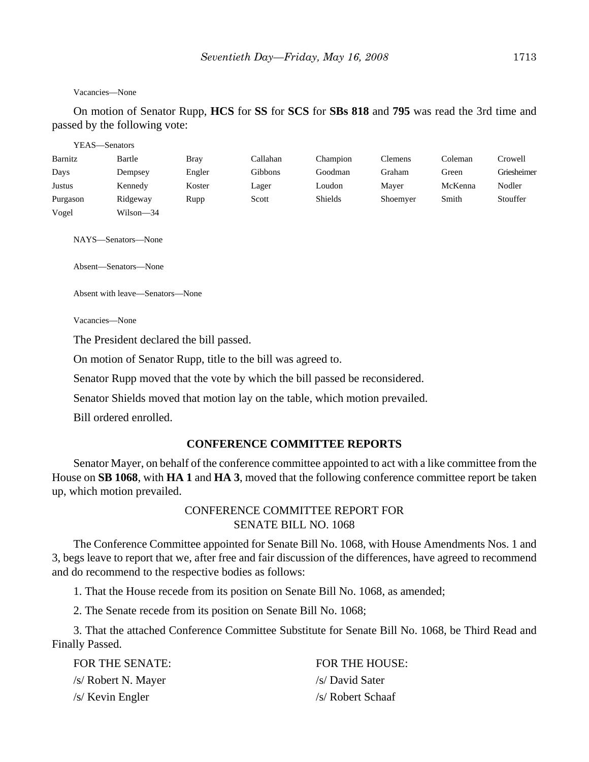Vacancies—None

On motion of Senator Rupp, **HCS** for **SS** for **SCS** for **SBs 818** and **795** was read the 3rd time and passed by the following vote:

YEAS—Senators

| | | | | | | | |
|---|---|---|---|---|---|---|---|
| Barnitz | Bartle | Bray | Callahan | Champion | Clemens | Coleman | Crowell |
| Days | Dempsey | Engler | Gibbons | Goodman | Graham | Green | Griesheimer |
| Justus | Kennedy | Koster | Lager | Loudon | Mayer | McKenna | Nodler |
| Purgason | Ridgeway | Rupp | Scott | Shields | Shoemyer | Smith | Stouffer |
| Vogel | Wilson—34 | | | | | | |

NAYS—Senators—None

Absent—Senators—None

Absent with leave—Senators—None

Vacancies—None

The President declared the bill passed.

On motion of Senator Rupp, title to the bill was agreed to.

Senator Rupp moved that the vote by which the bill passed be reconsidered.

Senator Shields moved that motion lay on the table, which motion prevailed.

Bill ordered enrolled.

## CONFERENCE COMMITTEE REPORTS

Senator Mayer, on behalf of the conference committee appointed to act with a like committee from the House on **SB 1068**, with **HA 1** and **HA 3**, moved that the following conference committee report be taken up, which motion prevailed.

CONFERENCE COMMITTEE REPORT FOR
SENATE BILL NO. 1068

The Conference Committee appointed for Senate Bill No. 1068, with House Amendments Nos. 1 and 3, begs leave to report that we, after free and fair discussion of the differences, have agreed to recommend and do recommend to the respective bodies as follows:

1. That the House recede from its position on Senate Bill No. 1068, as amended;

2. The Senate recede from its position on Senate Bill No. 1068;

3. That the attached Conference Committee Substitute for Senate Bill No. 1068, be Third Read and Finally Passed.

| FOR THE SENATE: | FOR THE HOUSE: |
|---|---|
| /s/ Robert N. Mayer | /s/ David Sater |
| /s/ Kevin Engler | /s/ Robert Schaaf |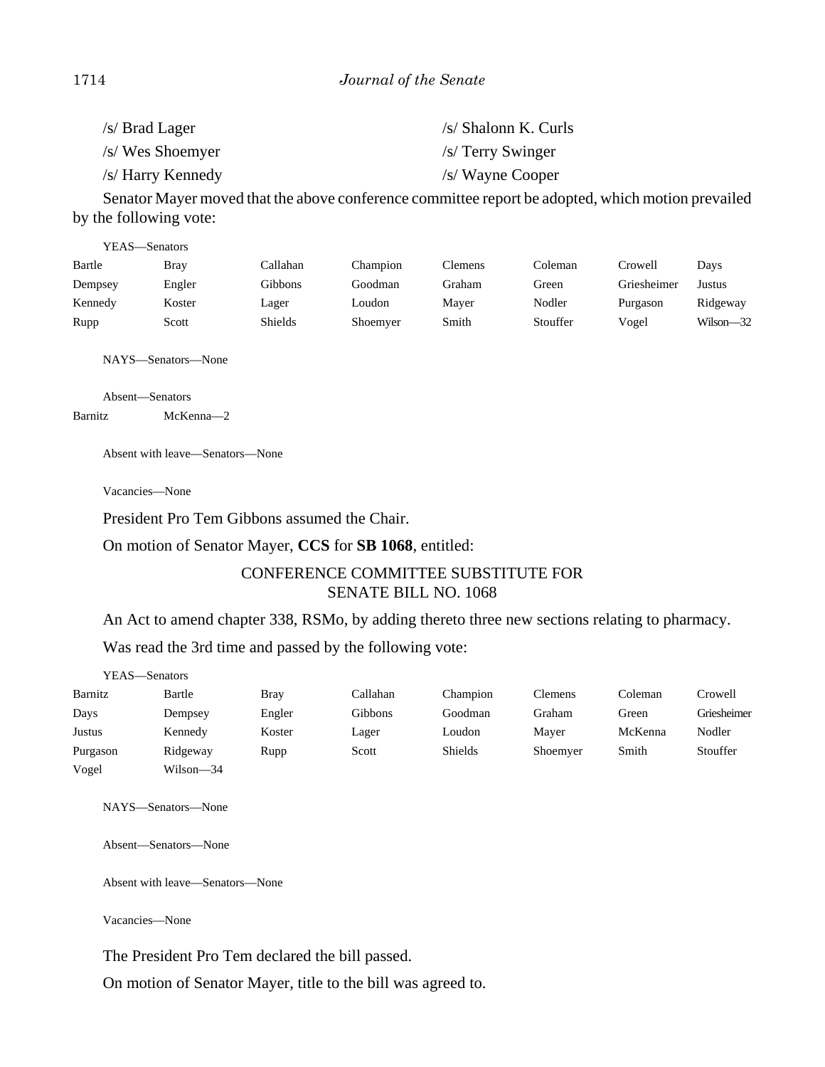| | |
|---|---|
| /s/ Brad Lager | /s/ Shalonn K. Curls |
| /s/ Wes Shoemyer | /s/ Terry Swinger |
| /s/ Harry Kennedy | /s/ Wayne Cooper |

Senator Mayer moved that the above conference committee report be adopted, which motion prevailed by the following vote:

YEAS—Senators

| | | | | | | | |
|---|---|---|---|---|---|---|---|
| Bartle | Bray | Callahan | Champion | Clemens | Coleman | Crowell | Days |
| Dempsey | Engler | Gibbons | Goodman | Graham | Green | Griesheimer | Justus |
| Kennedy | Koster | Lager | Loudon | Mayer | Nodler | Purgason | Ridgeway |
| Rupp | Scott | Shields | Shoemyer | Smith | Stouffer | Vogel | Wilson—32 |

NAYS—Senators—None

Absent—Senators

Barnitz McKenna—2

Absent with leave—Senators—None

Vacancies—None

President Pro Tem Gibbons assumed the Chair.

On motion of Senator Mayer, **CCS** for **SB 1068**, entitled:

CONFERENCE COMMITTEE SUBSTITUTE FOR
SENATE BILL NO. 1068

An Act to amend chapter 338, RSMo, by adding thereto three new sections relating to pharmacy.

Was read the 3rd time and passed by the following vote:

YEAS—Senators

| | | | | | | | |
|---|---|---|---|---|---|---|---|
| Barnitz | Bartle | Bray | Callahan | Champion | Clemens | Coleman | Crowell |
| Days | Dempsey | Engler | Gibbons | Goodman | Graham | Green | Griesheimer |
| Justus | Kennedy | Koster | Lager | Loudon | Mayer | McKenna | Nodler |
| Purgason | Ridgeway | Rupp | Scott | Shields | Shoemyer | Smith | Stouffer |
| Vogel | Wilson—34 | | | | | | |

NAYS—Senators—None

Absent—Senators—None

Absent with leave—Senators—None

Vacancies—None

The President Pro Tem declared the bill passed.

On motion of Senator Mayer, title to the bill was agreed to.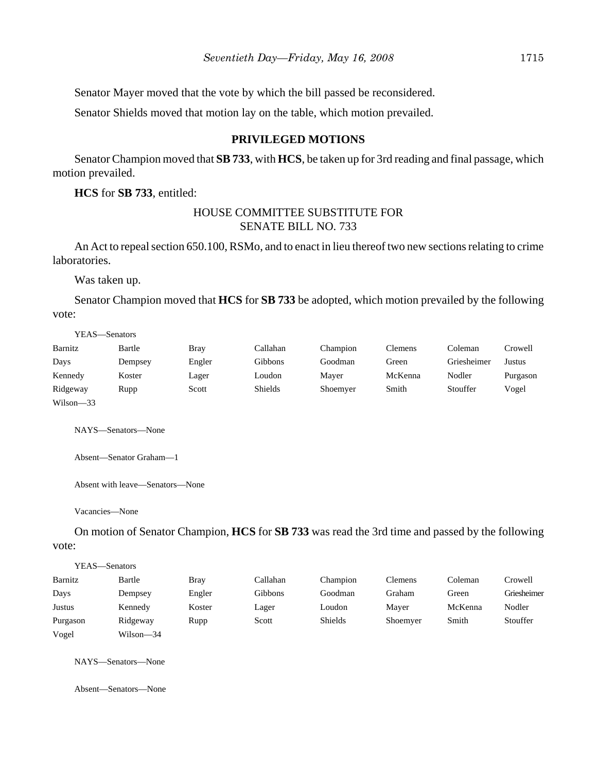Senator Mayer moved that the vote by which the bill passed be reconsidered.

Senator Shields moved that motion lay on the table, which motion prevailed.

## PRIVILEGED MOTIONS

Senator Champion moved that **SB 733**, with **HCS**, be taken up for 3rd reading and final passage, which motion prevailed.

**HCS** for **SB 733**, entitled:

HOUSE COMMITTEE SUBSTITUTE FOR
SENATE BILL NO. 733

An Act to repeal section 650.100, RSMo, and to enact in lieu thereof two new sections relating to crime laboratories.

Was taken up.

Senator Champion moved that **HCS** for **SB 733** be adopted, which motion prevailed by the following vote:

YEAS—Senators

| | | | | | | | |
|---|---|---|---|---|---|---|---|
| Barnitz | Bartle | Bray | Callahan | Champion | Clemens | Coleman | Crowell |
| Days | Dempsey | Engler | Gibbons | Goodman | Green | Griesheimer | Justus |
| Kennedy | Koster | Lager | Loudon | Mayer | McKenna | Nodler | Purgason |
| Ridgeway | Rupp | Scott | Shields | Shoemyer | Smith | Stouffer | Vogel |
| Wilson—33 | | | | | | | |

NAYS—Senators—None

Absent—Senator Graham—1

Absent with leave—Senators—None

Vacancies—None

On motion of Senator Champion, **HCS** for **SB 733** was read the 3rd time and passed by the following vote:

YEAS—Senators

| | | | | | | | |
|---|---|---|---|---|---|---|---|
| Barnitz | Bartle | Bray | Callahan | Champion | Clemens | Coleman | Crowell |
| Days | Dempsey | Engler | Gibbons | Goodman | Graham | Green | Griesheimer |
| Justus | Kennedy | Koster | Lager | Loudon | Mayer | McKenna | Nodler |
| Purgason | Ridgeway | Rupp | Scott | Shields | Shoemyer | Smith | Stouffer |
| Vogel | Wilson—34 | | | | | | |

NAYS—Senators—None

Absent—Senators—None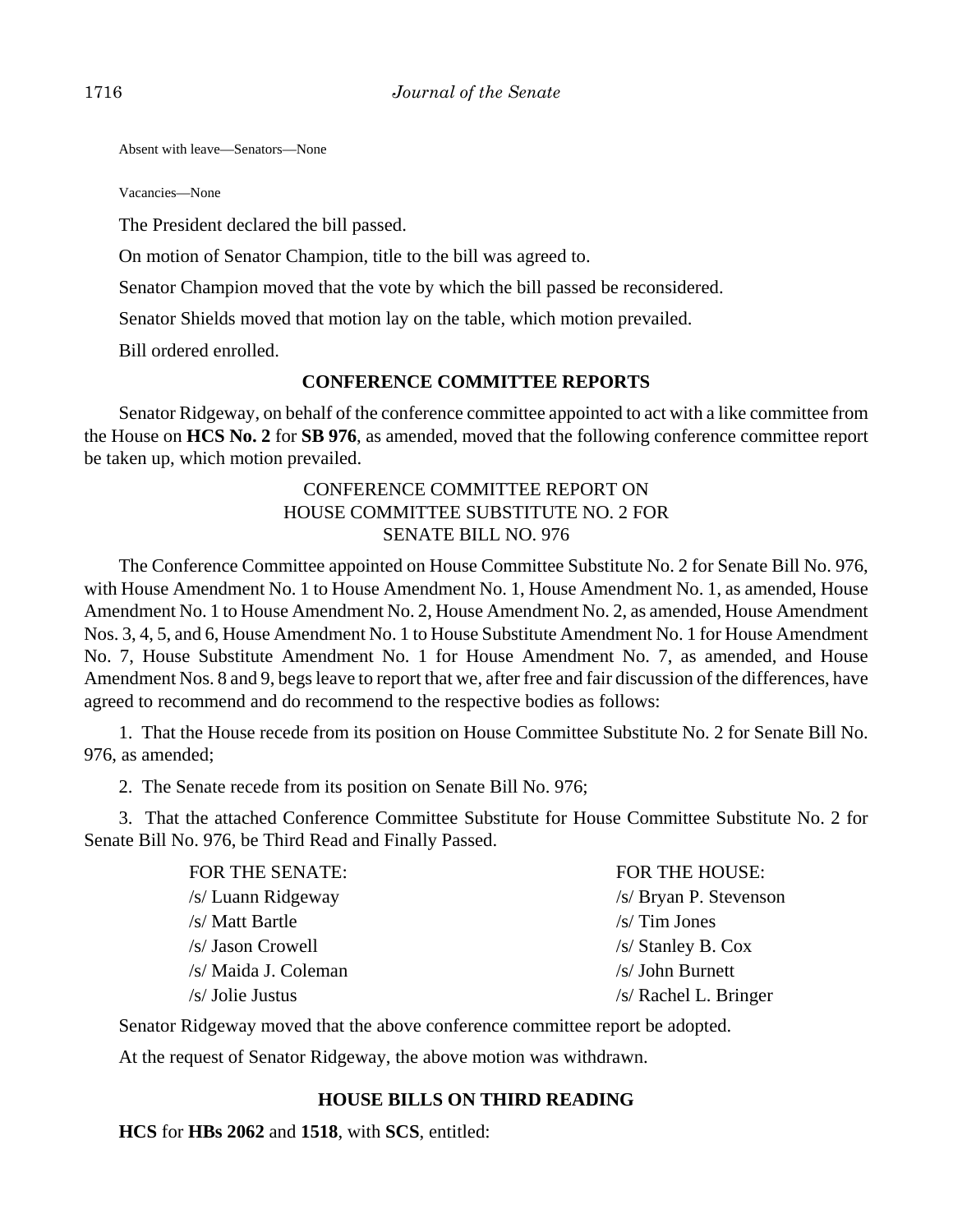Absent with leave—Senators—None

Vacancies—None

The President declared the bill passed.

On motion of Senator Champion, title to the bill was agreed to.

Senator Champion moved that the vote by which the bill passed be reconsidered.

Senator Shields moved that motion lay on the table, which motion prevailed.

Bill ordered enrolled.

## CONFERENCE COMMITTEE REPORTS

Senator Ridgeway, on behalf of the conference committee appointed to act with a like committee from the House on **HCS No. 2** for **SB 976**, as amended, moved that the following conference committee report be taken up, which motion prevailed.

CONFERENCE COMMITTEE REPORT ON
HOUSE COMMITTEE SUBSTITUTE NO. 2 FOR
SENATE BILL NO. 976

The Conference Committee appointed on House Committee Substitute No. 2 for Senate Bill No. 976, with House Amendment No. 1 to House Amendment No. 1, House Amendment No. 1, as amended, House Amendment No. 1 to House Amendment No. 2, House Amendment No. 2, as amended, House Amendment Nos. 3, 4, 5, and 6, House Amendment No. 1 to House Substitute Amendment No. 1 for House Amendment No. 7, House Substitute Amendment No. 1 for House Amendment No. 7, as amended, and House Amendment Nos. 8 and 9, begs leave to report that we, after free and fair discussion of the differences, have agreed to recommend and do recommend to the respective bodies as follows:

1. That the House recede from its position on House Committee Substitute No. 2 for Senate Bill No. 976, as amended;

2. The Senate recede from its position on Senate Bill No. 976;

3. That the attached Conference Committee Substitute for House Committee Substitute No. 2 for Senate Bill No. 976, be Third Read and Finally Passed.

| FOR THE SENATE: | FOR THE HOUSE: |
|---|---|
| /s/ Luann Ridgeway | /s/ Bryan P. Stevenson |
| /s/ Matt Bartle | /s/ Tim Jones |
| /s/ Jason Crowell | /s/ Stanley B. Cox |
| /s/ Maida J. Coleman | /s/ John Burnett |
| /s/ Jolie Justus | /s/ Rachel L. Bringer |

Senator Ridgeway moved that the above conference committee report be adopted.

At the request of Senator Ridgeway, the above motion was withdrawn.

## HOUSE BILLS ON THIRD READING

**HCS** for **HBs 2062** and **1518**, with **SCS**, entitled: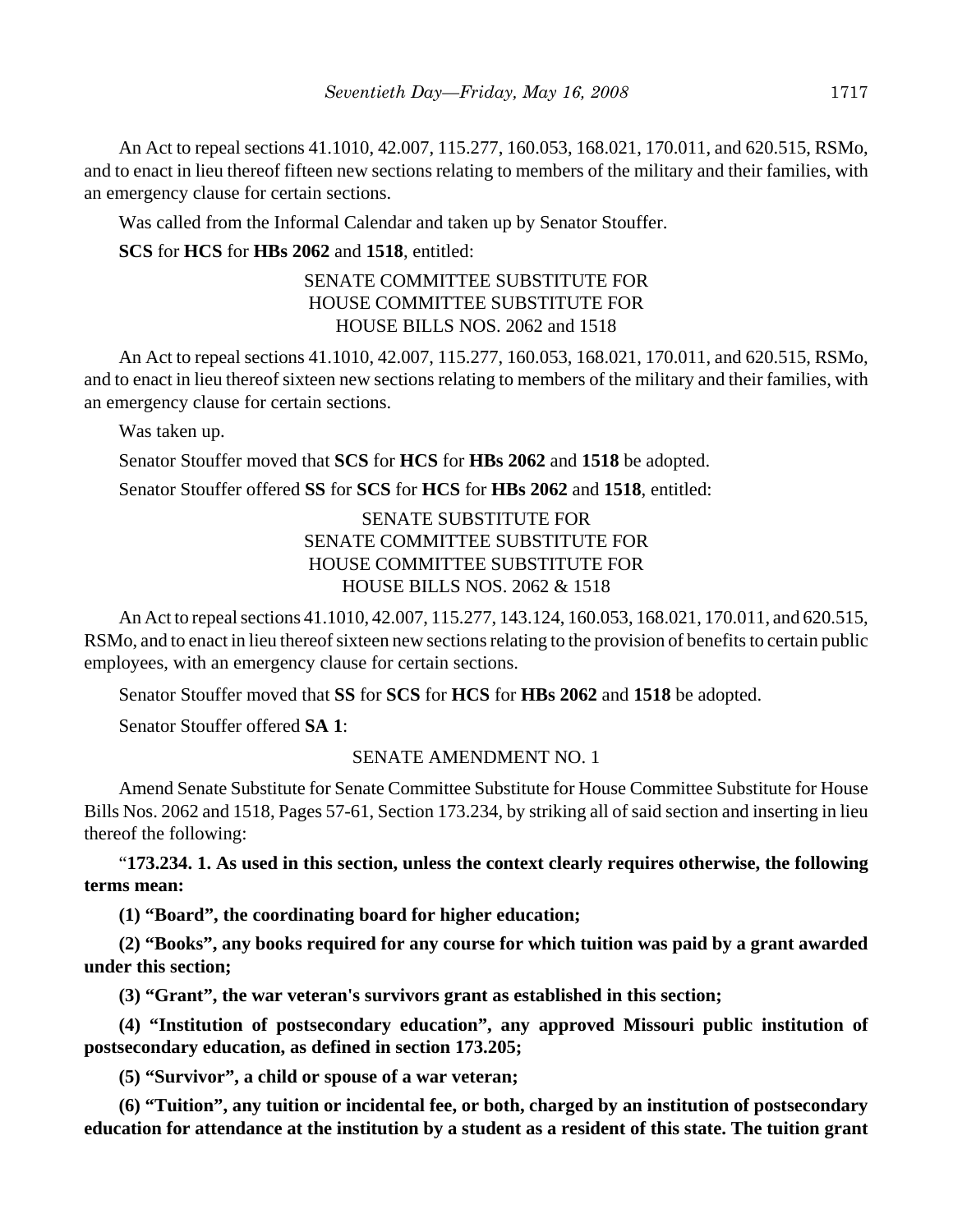An Act to repeal sections 41.1010, 42.007, 115.277, 160.053, 168.021, 170.011, and 620.515, RSMo, and to enact in lieu thereof fifteen new sections relating to members of the military and their families, with an emergency clause for certain sections.

Was called from the Informal Calendar and taken up by Senator Stouffer.

**SCS** for **HCS** for **HBs 2062** and **1518**, entitled:

SENATE COMMITTEE SUBSTITUTE FOR
HOUSE COMMITTEE SUBSTITUTE FOR
HOUSE BILLS NOS. 2062 and 1518

An Act to repeal sections 41.1010, 42.007, 115.277, 160.053, 168.021, 170.011, and 620.515, RSMo, and to enact in lieu thereof sixteen new sections relating to members of the military and their families, with an emergency clause for certain sections.

Was taken up.

Senator Stouffer moved that **SCS** for **HCS** for **HBs 2062** and **1518** be adopted.

Senator Stouffer offered **SS** for **SCS** for **HCS** for **HBs 2062** and **1518**, entitled:

SENATE SUBSTITUTE FOR
SENATE COMMITTEE SUBSTITUTE FOR
HOUSE COMMITTEE SUBSTITUTE FOR
HOUSE BILLS NOS. 2062 & 1518

An Act to repeal sections 41.1010, 42.007, 115.277, 143.124, 160.053, 168.021, 170.011, and 620.515, RSMo, and to enact in lieu thereof sixteen new sections relating to the provision of benefits to certain public employees, with an emergency clause for certain sections.

Senator Stouffer moved that **SS** for **SCS** for **HCS** for **HBs 2062** and **1518** be adopted.

Senator Stouffer offered **SA 1**:

SENATE AMENDMENT NO. 1

Amend Senate Substitute for Senate Committee Substitute for House Committee Substitute for House Bills Nos. 2062 and 1518, Pages 57-61, Section 173.234, by striking all of said section and inserting in lieu thereof the following:

"**173.234. 1. As used in this section, unless the context clearly requires otherwise, the following terms mean:**

**(1) "Board", the coordinating board for higher education;**

**(2) "Books", any books required for any course for which tuition was paid by a grant awarded under this section;**

**(3) "Grant", the war veteran's survivors grant as established in this section;**

**(4) "Institution of postsecondary education", any approved Missouri public institution of postsecondary education, as defined in section 173.205;**

**(5) "Survivor", a child or spouse of a war veteran;**

**(6) "Tuition", any tuition or incidental fee, or both, charged by an institution of postsecondary education for attendance at the institution by a student as a resident of this state. The tuition grant**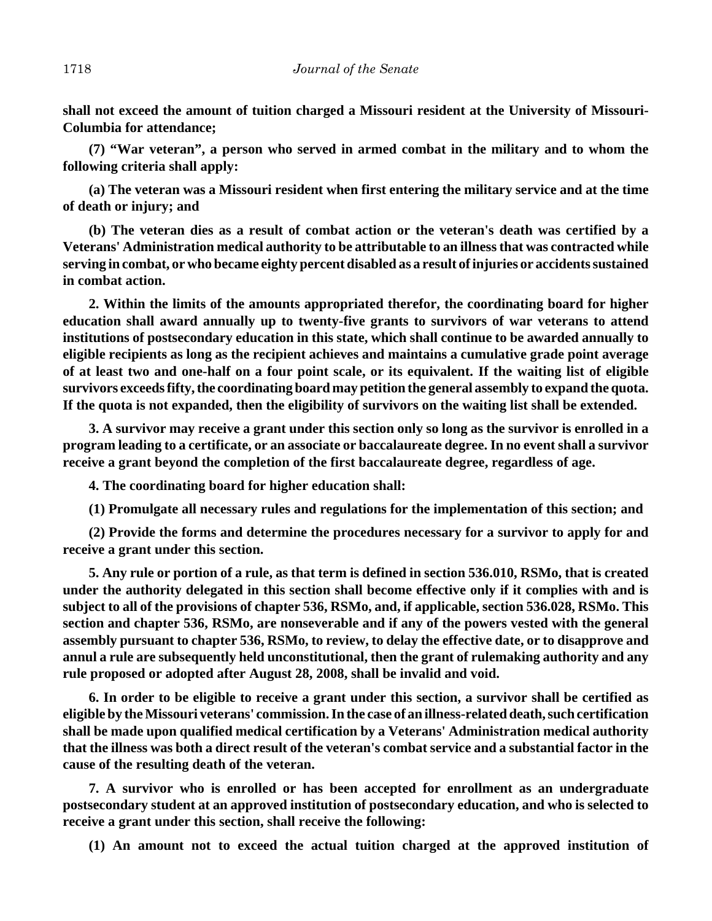**shall not exceed the amount of tuition charged a Missouri resident at the University of Missouri-Columbia for attendance;**

**(7) "War veteran", a person who served in armed combat in the military and to whom the following criteria shall apply:**

**(a) The veteran was a Missouri resident when first entering the military service and at the time of death or injury; and**

**(b) The veteran dies as a result of combat action or the veteran's death was certified by a Veterans' Administration medical authority to be attributable to an illness that was contracted while serving in combat, or who became eighty percent disabled as a result of injuries or accidents sustained in combat action.**

**2. Within the limits of the amounts appropriated therefor, the coordinating board for higher education shall award annually up to twenty-five grants to survivors of war veterans to attend institutions of postsecondary education in this state, which shall continue to be awarded annually to eligible recipients as long as the recipient achieves and maintains a cumulative grade point average of at least two and one-half on a four point scale, or its equivalent. If the waiting list of eligible survivors exceeds fifty, the coordinating board may petition the general assembly to expand the quota. If the quota is not expanded, then the eligibility of survivors on the waiting list shall be extended.**

**3. A survivor may receive a grant under this section only so long as the survivor is enrolled in a program leading to a certificate, or an associate or baccalaureate degree. In no event shall a survivor receive a grant beyond the completion of the first baccalaureate degree, regardless of age.**

**4. The coordinating board for higher education shall:**

**(1) Promulgate all necessary rules and regulations for the implementation of this section; and**

**(2) Provide the forms and determine the procedures necessary for a survivor to apply for and receive a grant under this section.**

**5. Any rule or portion of a rule, as that term is defined in section 536.010, RSMo, that is created under the authority delegated in this section shall become effective only if it complies with and is subject to all of the provisions of chapter 536, RSMo, and, if applicable, section 536.028, RSMo. This section and chapter 536, RSMo, are nonseverable and if any of the powers vested with the general assembly pursuant to chapter 536, RSMo, to review, to delay the effective date, or to disapprove and annul a rule are subsequently held unconstitutional, then the grant of rulemaking authority and any rule proposed or adopted after August 28, 2008, shall be invalid and void.**

**6. In order to be eligible to receive a grant under this section, a survivor shall be certified as eligible by the Missouri veterans' commission. In the case of an illness-related death, such certification shall be made upon qualified medical certification by a Veterans' Administration medical authority that the illness was both a direct result of the veteran's combat service and a substantial factor in the cause of the resulting death of the veteran.**

**7. A survivor who is enrolled or has been accepted for enrollment as an undergraduate postsecondary student at an approved institution of postsecondary education, and who is selected to receive a grant under this section, shall receive the following:**

**(1) An amount not to exceed the actual tuition charged at the approved institution of**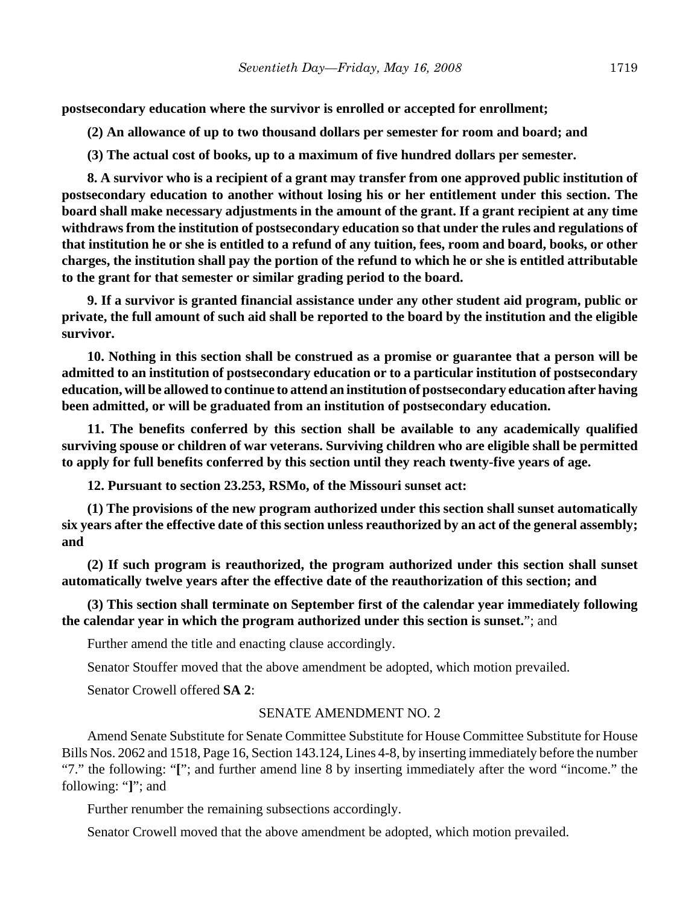**postsecondary education where the survivor is enrolled or accepted for enrollment;**

**(2) An allowance of up to two thousand dollars per semester for room and board; and**

**(3) The actual cost of books, up to a maximum of five hundred dollars per semester.**

**8. A survivor who is a recipient of a grant may transfer from one approved public institution of postsecondary education to another without losing his or her entitlement under this section. The board shall make necessary adjustments in the amount of the grant. If a grant recipient at any time withdraws from the institution of postsecondary education so that under the rules and regulations of that institution he or she is entitled to a refund of any tuition, fees, room and board, books, or other charges, the institution shall pay the portion of the refund to which he or she is entitled attributable to the grant for that semester or similar grading period to the board.**

**9. If a survivor is granted financial assistance under any other student aid program, public or private, the full amount of such aid shall be reported to the board by the institution and the eligible survivor.**

**10. Nothing in this section shall be construed as a promise or guarantee that a person will be admitted to an institution of postsecondary education or to a particular institution of postsecondary education, will be allowed to continue to attend an institution of postsecondary education after having been admitted, or will be graduated from an institution of postsecondary education.**

**11. The benefits conferred by this section shall be available to any academically qualified surviving spouse or children of war veterans. Surviving children who are eligible shall be permitted to apply for full benefits conferred by this section until they reach twenty-five years of age.**

**12. Pursuant to section 23.253, RSMo, of the Missouri sunset act:**

**(1) The provisions of the new program authorized under this section shall sunset automatically six years after the effective date of this section unless reauthorized by an act of the general assembly; and**

**(2) If such program is reauthorized, the program authorized under this section shall sunset automatically twelve years after the effective date of the reauthorization of this section; and**

**(3) This section shall terminate on September first of the calendar year immediately following the calendar year in which the program authorized under this section is sunset.**"; and

Further amend the title and enacting clause accordingly.

Senator Stouffer moved that the above amendment be adopted, which motion prevailed.

Senator Crowell offered **SA 2**:

SENATE AMENDMENT NO. 2

Amend Senate Substitute for Senate Committee Substitute for House Committee Substitute for House Bills Nos. 2062 and 1518, Page 16, Section 143.124, Lines 4-8, by inserting immediately before the number "7." the following: "**[**"; and further amend line 8 by inserting immediately after the word "income." the following: "**]**"; and

Further renumber the remaining subsections accordingly.

Senator Crowell moved that the above amendment be adopted, which motion prevailed.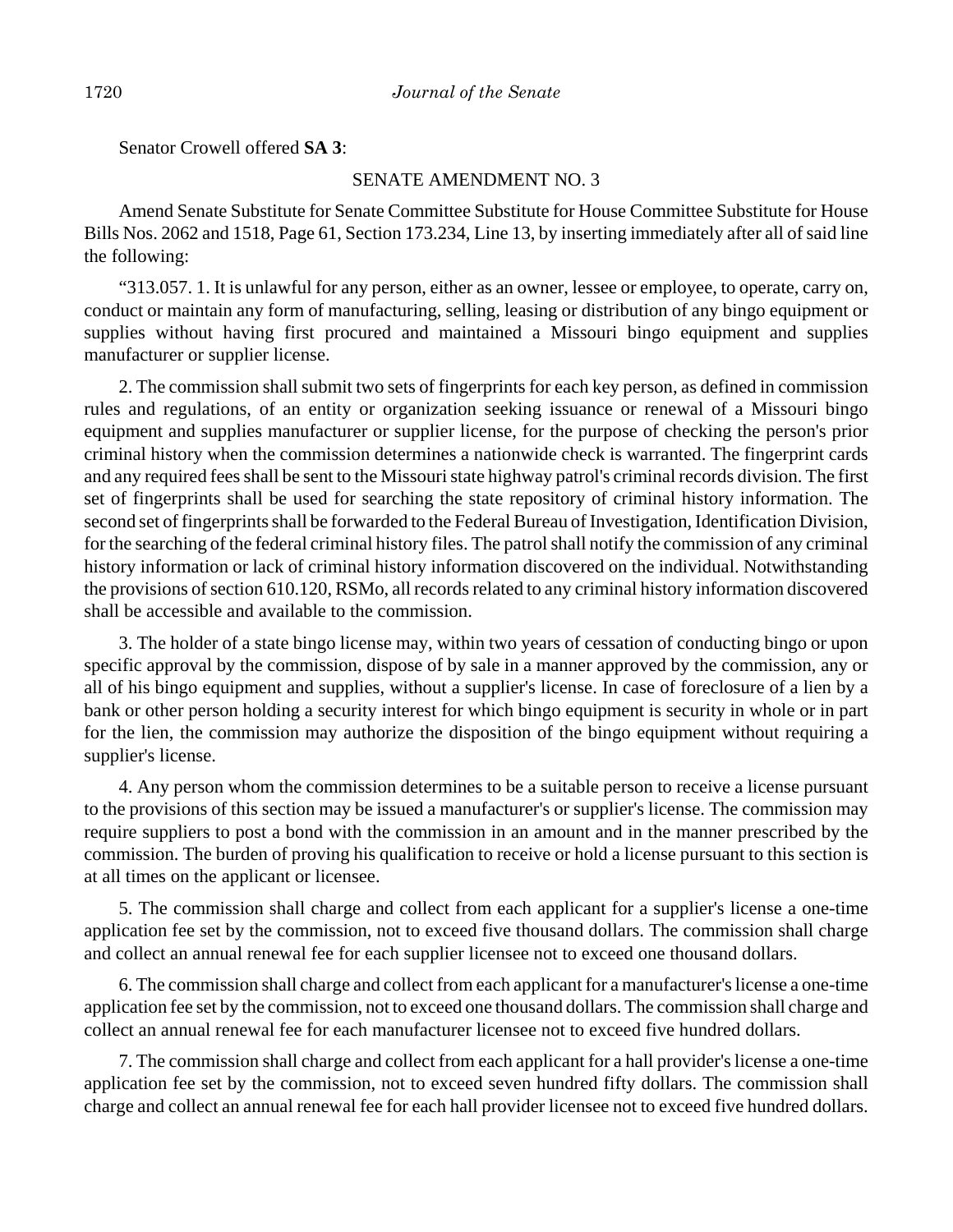Senator Crowell offered **SA 3**:

SENATE AMENDMENT NO. 3

Amend Senate Substitute for Senate Committee Substitute for House Committee Substitute for House Bills Nos. 2062 and 1518, Page 61, Section 173.234, Line 13, by inserting immediately after all of said line the following:

"313.057. 1. It is unlawful for any person, either as an owner, lessee or employee, to operate, carry on, conduct or maintain any form of manufacturing, selling, leasing or distribution of any bingo equipment or supplies without having first procured and maintained a Missouri bingo equipment and supplies manufacturer or supplier license.

2. The commission shall submit two sets of fingerprints for each key person, as defined in commission rules and regulations, of an entity or organization seeking issuance or renewal of a Missouri bingo equipment and supplies manufacturer or supplier license, for the purpose of checking the person's prior criminal history when the commission determines a nationwide check is warranted. The fingerprint cards and any required fees shall be sent to the Missouri state highway patrol's criminal records division. The first set of fingerprints shall be used for searching the state repository of criminal history information. The second set of fingerprints shall be forwarded to the Federal Bureau of Investigation, Identification Division, for the searching of the federal criminal history files. The patrol shall notify the commission of any criminal history information or lack of criminal history information discovered on the individual. Notwithstanding the provisions of section 610.120, RSMo, all records related to any criminal history information discovered shall be accessible and available to the commission.

3. The holder of a state bingo license may, within two years of cessation of conducting bingo or upon specific approval by the commission, dispose of by sale in a manner approved by the commission, any or all of his bingo equipment and supplies, without a supplier's license. In case of foreclosure of a lien by a bank or other person holding a security interest for which bingo equipment is security in whole or in part for the lien, the commission may authorize the disposition of the bingo equipment without requiring a supplier's license.

4. Any person whom the commission determines to be a suitable person to receive a license pursuant to the provisions of this section may be issued a manufacturer's or supplier's license. The commission may require suppliers to post a bond with the commission in an amount and in the manner prescribed by the commission. The burden of proving his qualification to receive or hold a license pursuant to this section is at all times on the applicant or licensee.

5. The commission shall charge and collect from each applicant for a supplier's license a one-time application fee set by the commission, not to exceed five thousand dollars. The commission shall charge and collect an annual renewal fee for each supplier licensee not to exceed one thousand dollars.

6. The commission shall charge and collect from each applicant for a manufacturer's license a one-time application fee set by the commission, not to exceed one thousand dollars. The commission shall charge and collect an annual renewal fee for each manufacturer licensee not to exceed five hundred dollars.

7. The commission shall charge and collect from each applicant for a hall provider's license a one-time application fee set by the commission, not to exceed seven hundred fifty dollars. The commission shall charge and collect an annual renewal fee for each hall provider licensee not to exceed five hundred dollars.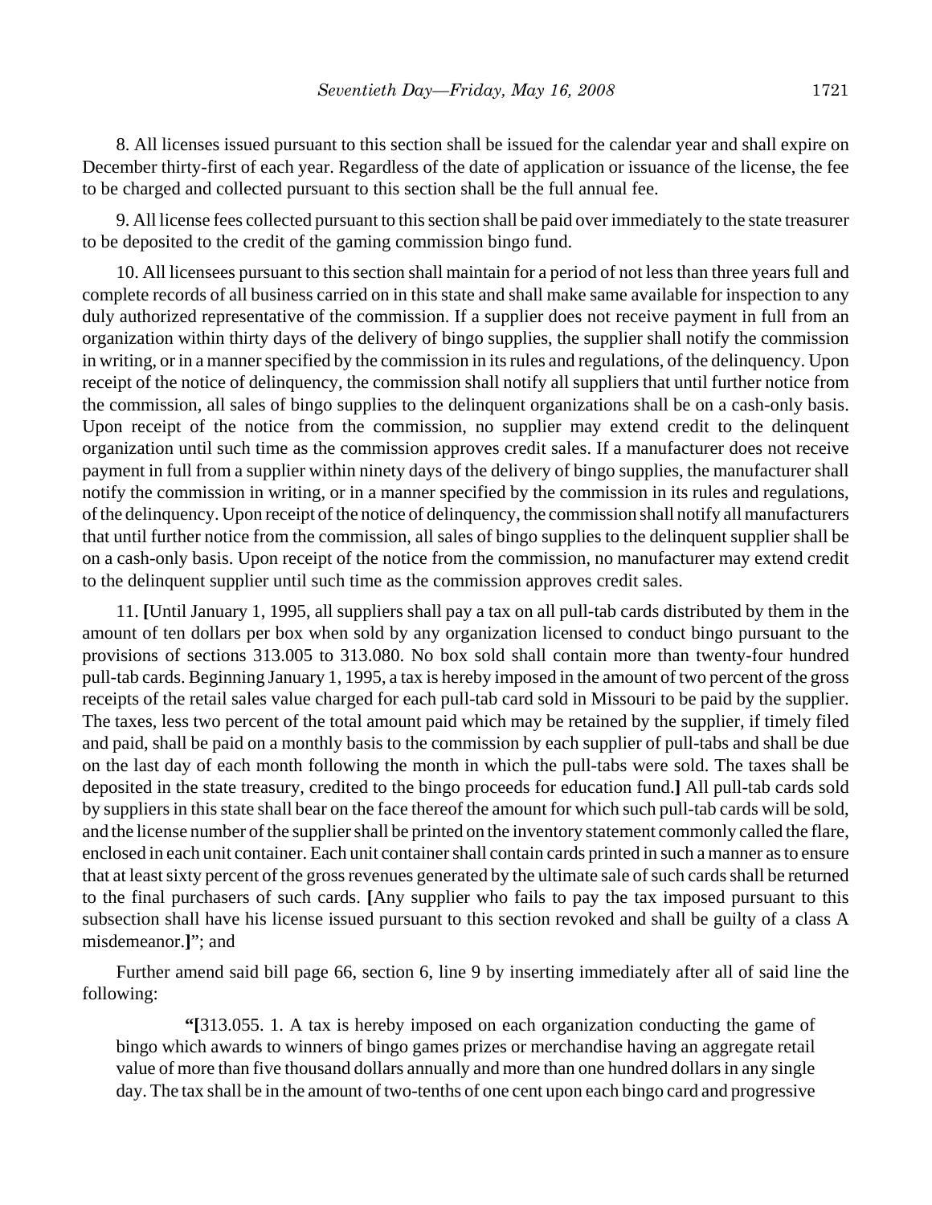8. All licenses issued pursuant to this section shall be issued for the calendar year and shall expire on December thirty-first of each year. Regardless of the date of application or issuance of the license, the fee to be charged and collected pursuant to this section shall be the full annual fee.

9. All license fees collected pursuant to this section shall be paid over immediately to the state treasurer to be deposited to the credit of the gaming commission bingo fund.

10. All licensees pursuant to this section shall maintain for a period of not less than three years full and complete records of all business carried on in this state and shall make same available for inspection to any duly authorized representative of the commission. If a supplier does not receive payment in full from an organization within thirty days of the delivery of bingo supplies, the supplier shall notify the commission in writing, or in a manner specified by the commission in its rules and regulations, of the delinquency. Upon receipt of the notice of delinquency, the commission shall notify all suppliers that until further notice from the commission, all sales of bingo supplies to the delinquent organizations shall be on a cash-only basis. Upon receipt of the notice from the commission, no supplier may extend credit to the delinquent organization until such time as the commission approves credit sales. If a manufacturer does not receive payment in full from a supplier within ninety days of the delivery of bingo supplies, the manufacturer shall notify the commission in writing, or in a manner specified by the commission in its rules and regulations, of the delinquency. Upon receipt of the notice of delinquency, the commission shall notify all manufacturers that until further notice from the commission, all sales of bingo supplies to the delinquent supplier shall be on a cash-only basis. Upon receipt of the notice from the commission, no manufacturer may extend credit to the delinquent supplier until such time as the commission approves credit sales.

11. **[**Until January 1, 1995, all suppliers shall pay a tax on all pull-tab cards distributed by them in the amount of ten dollars per box when sold by any organization licensed to conduct bingo pursuant to the provisions of sections 313.005 to 313.080. No box sold shall contain more than twenty-four hundred pull-tab cards. Beginning January 1, 1995, a tax is hereby imposed in the amount of two percent of the gross receipts of the retail sales value charged for each pull-tab card sold in Missouri to be paid by the supplier. The taxes, less two percent of the total amount paid which may be retained by the supplier, if timely filed and paid, shall be paid on a monthly basis to the commission by each supplier of pull-tabs and shall be due on the last day of each month following the month in which the pull-tabs were sold. The taxes shall be deposited in the state treasury, credited to the bingo proceeds for education fund.**]** All pull-tab cards sold by suppliers in this state shall bear on the face thereof the amount for which such pull-tab cards will be sold, and the license number of the supplier shall be printed on the inventory statement commonly called the flare, enclosed in each unit container. Each unit container shall contain cards printed in such a manner as to ensure that at least sixty percent of the gross revenues generated by the ultimate sale of such cards shall be returned to the final purchasers of such cards. **[**Any supplier who fails to pay the tax imposed pursuant to this subsection shall have his license issued pursuant to this section revoked and shall be guilty of a class A misdemeanor.**]**"; and

Further amend said bill page 66, section 6, line 9 by inserting immediately after all of said line the following:

> **"[**313.055. 1. A tax is hereby imposed on each organization conducting the game of bingo which awards to winners of bingo games prizes or merchandise having an aggregate retail value of more than five thousand dollars annually and more than one hundred dollars in any single day. The tax shall be in the amount of two-tenths of one cent upon each bingo card and progressive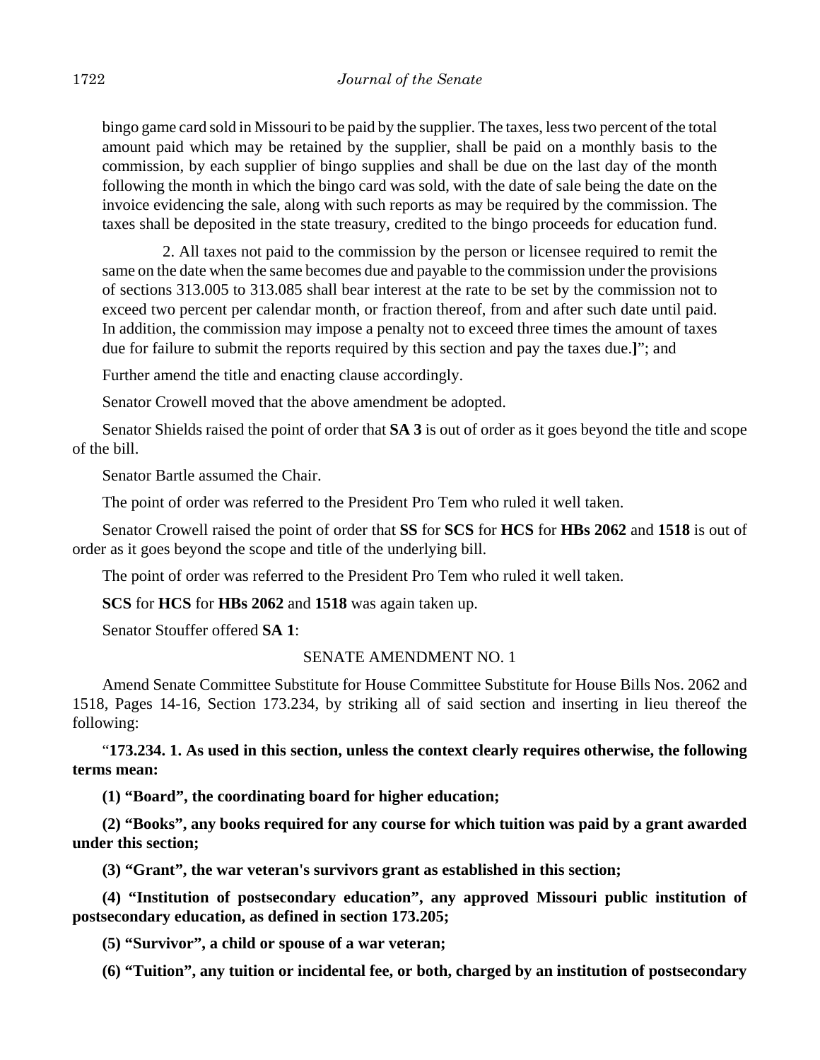bingo game card sold in Missouri to be paid by the supplier. The taxes, less two percent of the total amount paid which may be retained by the supplier, shall be paid on a monthly basis to the commission, by each supplier of bingo supplies and shall be due on the last day of the month following the month in which the bingo card was sold, with the date of sale being the date on the invoice evidencing the sale, along with such reports as may be required by the commission. The taxes shall be deposited in the state treasury, credited to the bingo proceeds for education fund.

2. All taxes not paid to the commission by the person or licensee required to remit the same on the date when the same becomes due and payable to the commission under the provisions of sections 313.005 to 313.085 shall bear interest at the rate to be set by the commission not to exceed two percent per calendar month, or fraction thereof, from and after such date until paid. In addition, the commission may impose a penalty not to exceed three times the amount of taxes due for failure to submit the reports required by this section and pay the taxes due.]"; and

Further amend the title and enacting clause accordingly.

Senator Crowell moved that the above amendment be adopted.

Senator Shields raised the point of order that **SA 3** is out of order as it goes beyond the title and scope of the bill.

Senator Bartle assumed the Chair.

The point of order was referred to the President Pro Tem who ruled it well taken.

Senator Crowell raised the point of order that **SS** for **SCS** for **HCS** for **HBs 2062** and **1518** is out of order as it goes beyond the scope and title of the underlying bill.

The point of order was referred to the President Pro Tem who ruled it well taken.

**SCS** for **HCS** for **HBs 2062** and **1518** was again taken up.

Senator Stouffer offered **SA 1**:

SENATE AMENDMENT NO. 1

Amend Senate Committee Substitute for House Committee Substitute for House Bills Nos. 2062 and 1518, Pages 14-16, Section 173.234, by striking all of said section and inserting in lieu thereof the following:

"**173.234. 1. As used in this section, unless the context clearly requires otherwise, the following terms mean:**

**(1) "Board", the coordinating board for higher education;**

**(2) "Books", any books required for any course for which tuition was paid by a grant awarded under this section;**

**(3) "Grant", the war veteran's survivors grant as established in this section;**

**(4) "Institution of postsecondary education", any approved Missouri public institution of postsecondary education, as defined in section 173.205;**

**(5) "Survivor", a child or spouse of a war veteran;**

**(6) "Tuition", any tuition or incidental fee, or both, charged by an institution of postsecondary**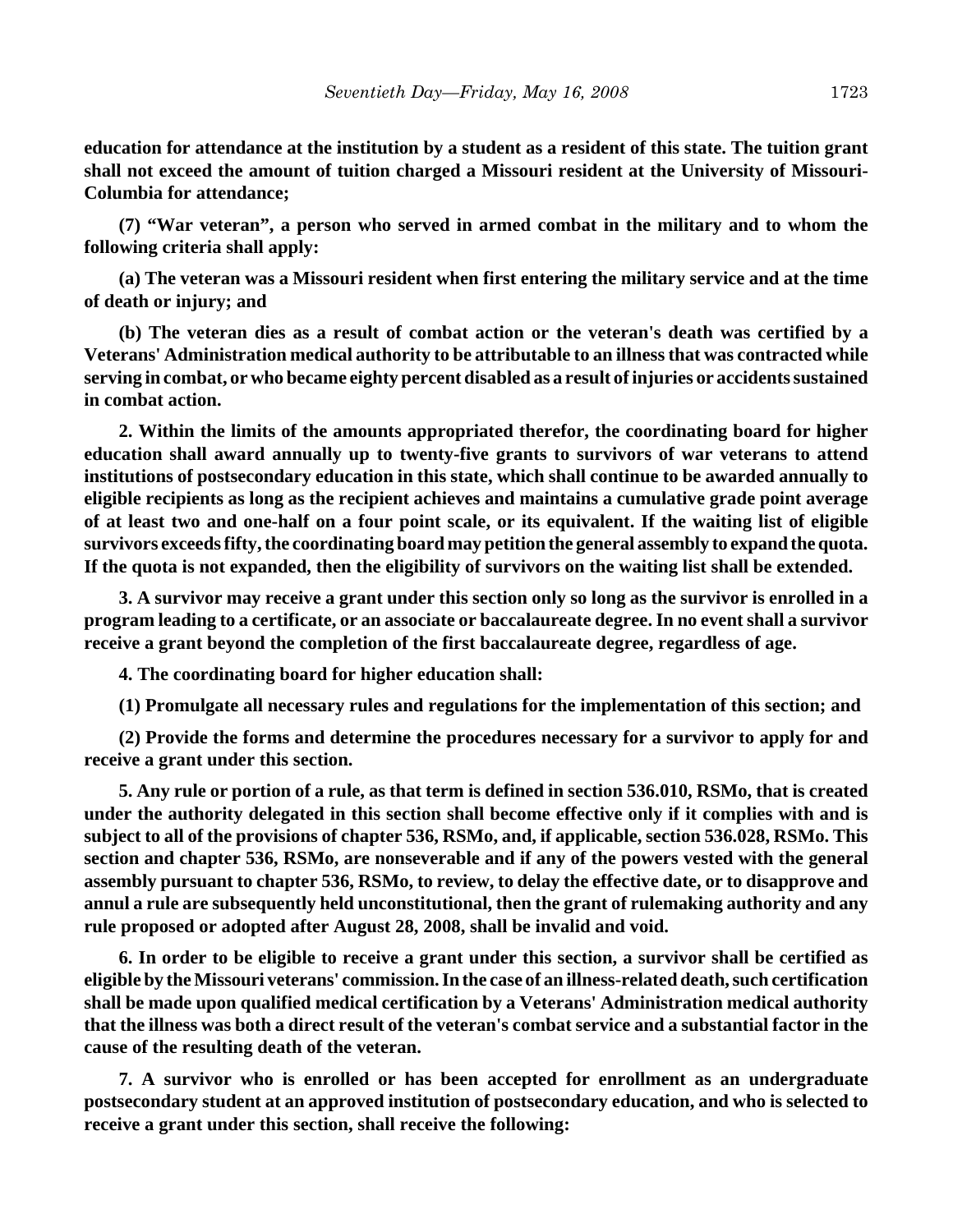**education for attendance at the institution by a student as a resident of this state. The tuition grant shall not exceed the amount of tuition charged a Missouri resident at the University of Missouri-Columbia for attendance;**

**(7) "War veteran", a person who served in armed combat in the military and to whom the following criteria shall apply:**

**(a) The veteran was a Missouri resident when first entering the military service and at the time of death or injury; and**

**(b) The veteran dies as a result of combat action or the veteran's death was certified by a Veterans' Administration medical authority to be attributable to an illness that was contracted while serving in combat, or who became eighty percent disabled as a result of injuries or accidents sustained in combat action.**

**2. Within the limits of the amounts appropriated therefor, the coordinating board for higher education shall award annually up to twenty-five grants to survivors of war veterans to attend institutions of postsecondary education in this state, which shall continue to be awarded annually to eligible recipients as long as the recipient achieves and maintains a cumulative grade point average of at least two and one-half on a four point scale, or its equivalent. If the waiting list of eligible survivors exceeds fifty, the coordinating board may petition the general assembly to expand the quota. If the quota is not expanded, then the eligibility of survivors on the waiting list shall be extended.**

**3. A survivor may receive a grant under this section only so long as the survivor is enrolled in a program leading to a certificate, or an associate or baccalaureate degree. In no event shall a survivor receive a grant beyond the completion of the first baccalaureate degree, regardless of age.**

**4. The coordinating board for higher education shall:**

**(1) Promulgate all necessary rules and regulations for the implementation of this section; and**

**(2) Provide the forms and determine the procedures necessary for a survivor to apply for and receive a grant under this section.**

**5. Any rule or portion of a rule, as that term is defined in section 536.010, RSMo, that is created under the authority delegated in this section shall become effective only if it complies with and is subject to all of the provisions of chapter 536, RSMo, and, if applicable, section 536.028, RSMo. This section and chapter 536, RSMo, are nonseverable and if any of the powers vested with the general assembly pursuant to chapter 536, RSMo, to review, to delay the effective date, or to disapprove and annul a rule are subsequently held unconstitutional, then the grant of rulemaking authority and any rule proposed or adopted after August 28, 2008, shall be invalid and void.**

**6. In order to be eligible to receive a grant under this section, a survivor shall be certified as eligible by the Missouri veterans' commission. In the case of an illness-related death, such certification shall be made upon qualified medical certification by a Veterans' Administration medical authority that the illness was both a direct result of the veteran's combat service and a substantial factor in the cause of the resulting death of the veteran.**

**7. A survivor who is enrolled or has been accepted for enrollment as an undergraduate postsecondary student at an approved institution of postsecondary education, and who is selected to receive a grant under this section, shall receive the following:**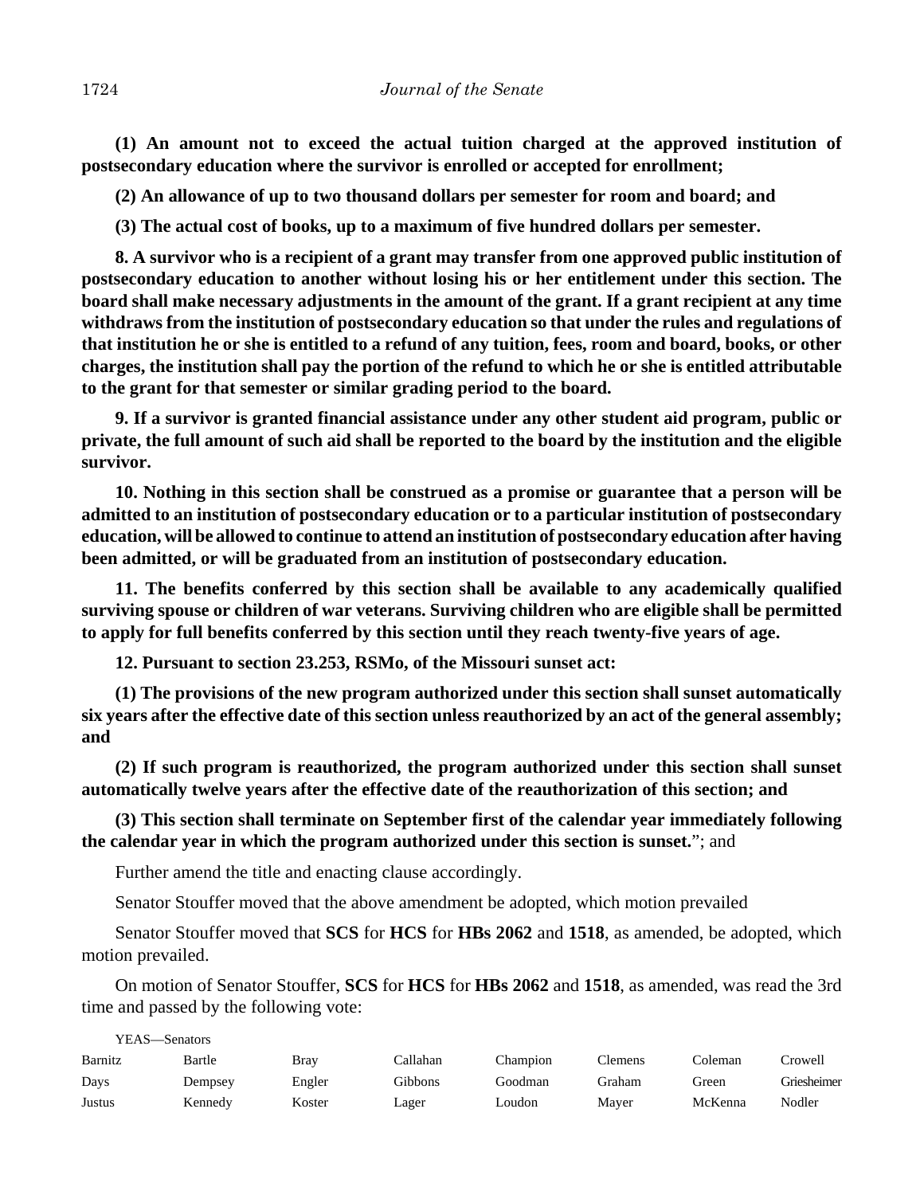**(1) An amount not to exceed the actual tuition charged at the approved institution of postsecondary education where the survivor is enrolled or accepted for enrollment;**

**(2) An allowance of up to two thousand dollars per semester for room and board; and**

**(3) The actual cost of books, up to a maximum of five hundred dollars per semester.**

**8. A survivor who is a recipient of a grant may transfer from one approved public institution of postsecondary education to another without losing his or her entitlement under this section. The board shall make necessary adjustments in the amount of the grant. If a grant recipient at any time withdraws from the institution of postsecondary education so that under the rules and regulations of that institution he or she is entitled to a refund of any tuition, fees, room and board, books, or other charges, the institution shall pay the portion of the refund to which he or she is entitled attributable to the grant for that semester or similar grading period to the board.**

**9. If a survivor is granted financial assistance under any other student aid program, public or private, the full amount of such aid shall be reported to the board by the institution and the eligible survivor.**

**10. Nothing in this section shall be construed as a promise or guarantee that a person will be admitted to an institution of postsecondary education or to a particular institution of postsecondary education, will be allowed to continue to attend an institution of postsecondary education after having been admitted, or will be graduated from an institution of postsecondary education.**

**11. The benefits conferred by this section shall be available to any academically qualified surviving spouse or children of war veterans. Surviving children who are eligible shall be permitted to apply for full benefits conferred by this section until they reach twenty-five years of age.**

**12. Pursuant to section 23.253, RSMo, of the Missouri sunset act:**

**(1) The provisions of the new program authorized under this section shall sunset automatically six years after the effective date of this section unless reauthorized by an act of the general assembly; and**

**(2) If such program is reauthorized, the program authorized under this section shall sunset automatically twelve years after the effective date of the reauthorization of this section; and**

**(3) This section shall terminate on September first of the calendar year immediately following the calendar year in which the program authorized under this section is sunset.**"; and

Further amend the title and enacting clause accordingly.

Senator Stouffer moved that the above amendment be adopted, which motion prevailed

Senator Stouffer moved that **SCS** for **HCS** for **HBs 2062** and **1518**, as amended, be adopted, which motion prevailed.

On motion of Senator Stouffer, **SCS** for **HCS** for **HBs 2062** and **1518**, as amended, was read the 3rd time and passed by the following vote:

YEAS—Senators

| | | | | | | | |
|---|---|---|---|---|---|---|---|
| Barnitz | Bartle | Bray | Callahan | Champion | Clemens | Coleman | Crowell |
| Days | Dempsey | Engler | Gibbons | Goodman | Graham | Green | Griesheimer |
| Justus | Kennedy | Koster | Lager | Loudon | Mayer | McKenna | Nodler |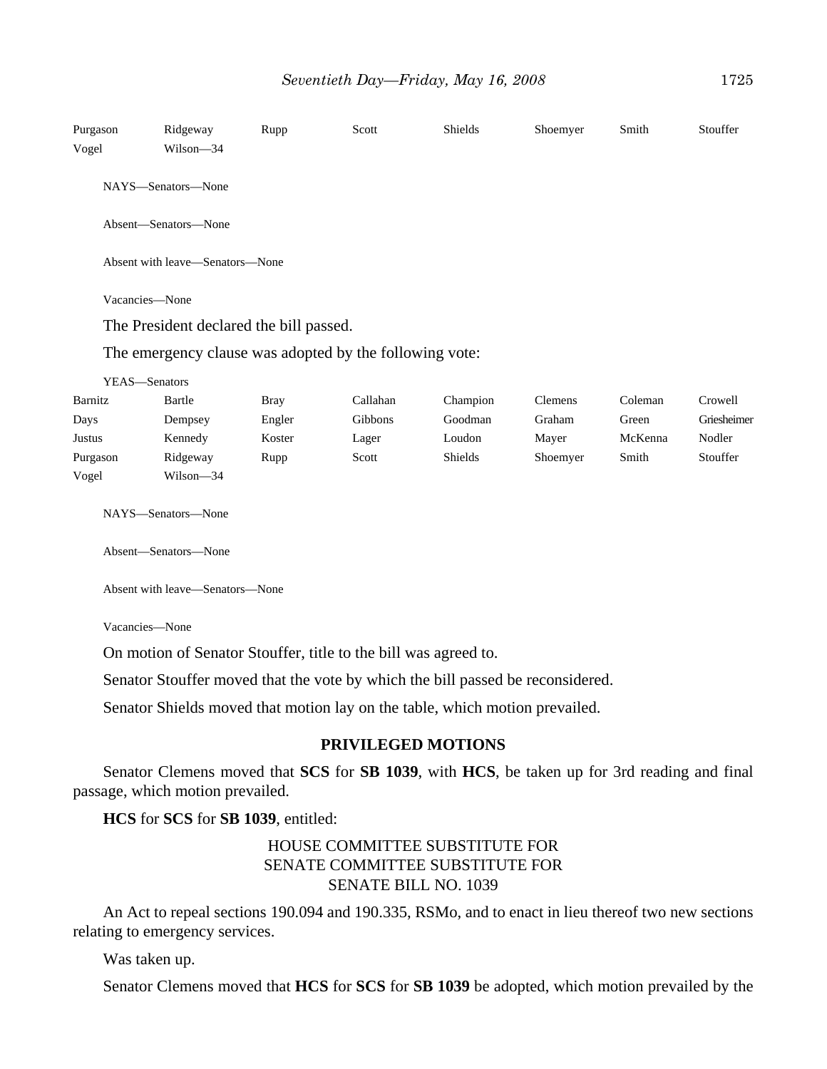| | | | | | | | |
|---|---|---|---|---|---|---|---|
| Purgason | Ridgeway | Rupp | Scott | Shields | Shoemyer | Smith | Stouffer |
| Vogel | Wilson—34 | | | | | | |

NAYS—Senators—None

Absent—Senators—None

Absent with leave—Senators—None

Vacancies—None

The President declared the bill passed.

The emergency clause was adopted by the following vote:

YEAS—Senators

| | | | | | | | |
|---|---|---|---|---|---|---|---|
| Barnitz | Bartle | Bray | Callahan | Champion | Clemens | Coleman | Crowell |
| Days | Dempsey | Engler | Gibbons | Goodman | Graham | Green | Griesheimer |
| Justus | Kennedy | Koster | Lager | Loudon | Mayer | McKenna | Nodler |
| Purgason | Ridgeway | Rupp | Scott | Shields | Shoemyer | Smith | Stouffer |
| Vogel | Wilson—34 | | | | | | |

NAYS—Senators—None

Absent—Senators—None

Absent with leave—Senators—None

Vacancies—None

On motion of Senator Stouffer, title to the bill was agreed to.

Senator Stouffer moved that the vote by which the bill passed be reconsidered.

Senator Shields moved that motion lay on the table, which motion prevailed.

## PRIVILEGED MOTIONS

Senator Clemens moved that **SCS** for **SB 1039**, with **HCS**, be taken up for 3rd reading and final passage, which motion prevailed.

**HCS** for **SCS** for **SB 1039**, entitled:

HOUSE COMMITTEE SUBSTITUTE FOR
SENATE COMMITTEE SUBSTITUTE FOR
SENATE BILL NO. 1039

An Act to repeal sections 190.094 and 190.335, RSMo, and to enact in lieu thereof two new sections relating to emergency services.

Was taken up.

Senator Clemens moved that **HCS** for **SCS** for **SB 1039** be adopted, which motion prevailed by the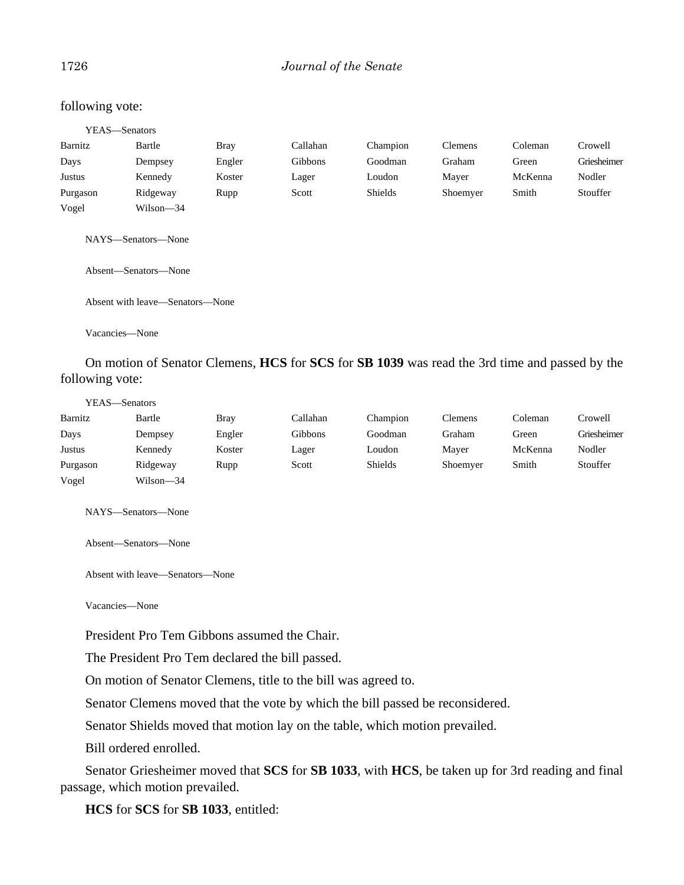following vote:

YEAS—Senators

| | | | | | | | |
|---|---|---|---|---|---|---|---|
| Barnitz | Bartle | Bray | Callahan | Champion | Clemens | Coleman | Crowell |
| Days | Dempsey | Engler | Gibbons | Goodman | Graham | Green | Griesheimer |
| Justus | Kennedy | Koster | Lager | Loudon | Mayer | McKenna | Nodler |
| Purgason | Ridgeway | Rupp | Scott | Shields | Shoemyer | Smith | Stouffer |
| Vogel | Wilson—34 | | | | | | |

NAYS—Senators—None

Absent—Senators—None

Absent with leave—Senators—None

Vacancies—None

On motion of Senator Clemens, **HCS** for **SCS** for **SB 1039** was read the 3rd time and passed by the following vote:

YEAS—Senators

| | | | | | | | |
|---|---|---|---|---|---|---|---|
| Barnitz | Bartle | Bray | Callahan | Champion | Clemens | Coleman | Crowell |
| Days | Dempsey | Engler | Gibbons | Goodman | Graham | Green | Griesheimer |
| Justus | Kennedy | Koster | Lager | Loudon | Mayer | McKenna | Nodler |
| Purgason | Ridgeway | Rupp | Scott | Shields | Shoemyer | Smith | Stouffer |
| Vogel | Wilson—34 | | | | | | |

NAYS—Senators—None

Absent—Senators—None

Absent with leave—Senators—None

Vacancies—None

President Pro Tem Gibbons assumed the Chair.

The President Pro Tem declared the bill passed.

On motion of Senator Clemens, title to the bill was agreed to.

Senator Clemens moved that the vote by which the bill passed be reconsidered.

Senator Shields moved that motion lay on the table, which motion prevailed.

Bill ordered enrolled.

Senator Griesheimer moved that **SCS** for **SB 1033**, with **HCS**, be taken up for 3rd reading and final passage, which motion prevailed.

**HCS** for **SCS** for **SB 1033**, entitled: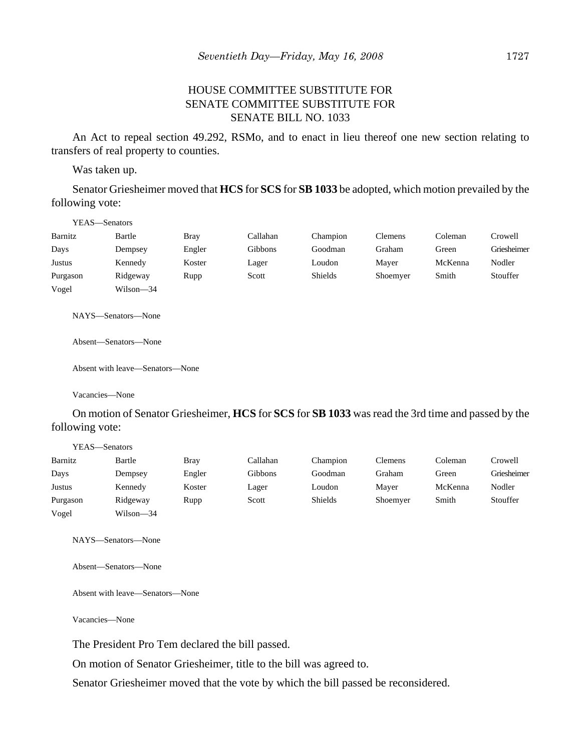HOUSE COMMITTEE SUBSTITUTE FOR
SENATE COMMITTEE SUBSTITUTE FOR
SENATE BILL NO. 1033

An Act to repeal section 49.292, RSMo, and to enact in lieu thereof one new section relating to transfers of real property to counties.

Was taken up.

Senator Griesheimer moved that **HCS** for **SCS** for **SB 1033** be adopted, which motion prevailed by the following vote:

YEAS—Senators

| | | | | | | | |
|---|---|---|---|---|---|---|---|
| Barnitz | Bartle | Bray | Callahan | Champion | Clemens | Coleman | Crowell |
| Days | Dempsey | Engler | Gibbons | Goodman | Graham | Green | Griesheimer |
| Justus | Kennedy | Koster | Lager | Loudon | Mayer | McKenna | Nodler |
| Purgason | Ridgeway | Rupp | Scott | Shields | Shoemyer | Smith | Stouffer |
| Vogel | Wilson—34 | | | | | | |

NAYS—Senators—None

Absent—Senators—None

Absent with leave—Senators—None

Vacancies—None

On motion of Senator Griesheimer, **HCS** for **SCS** for **SB 1033** was read the 3rd time and passed by the following vote:

YEAS—Senators

| | | | | | | | |
|---|---|---|---|---|---|---|---|
| Barnitz | Bartle | Bray | Callahan | Champion | Clemens | Coleman | Crowell |
| Days | Dempsey | Engler | Gibbons | Goodman | Graham | Green | Griesheimer |
| Justus | Kennedy | Koster | Lager | Loudon | Mayer | McKenna | Nodler |
| Purgason | Ridgeway | Rupp | Scott | Shields | Shoemyer | Smith | Stouffer |
| Vogel | Wilson—34 | | | | | | |

NAYS—Senators—None

Absent—Senators—None

Absent with leave—Senators—None

Vacancies—None

The President Pro Tem declared the bill passed.

On motion of Senator Griesheimer, title to the bill was agreed to.

Senator Griesheimer moved that the vote by which the bill passed be reconsidered.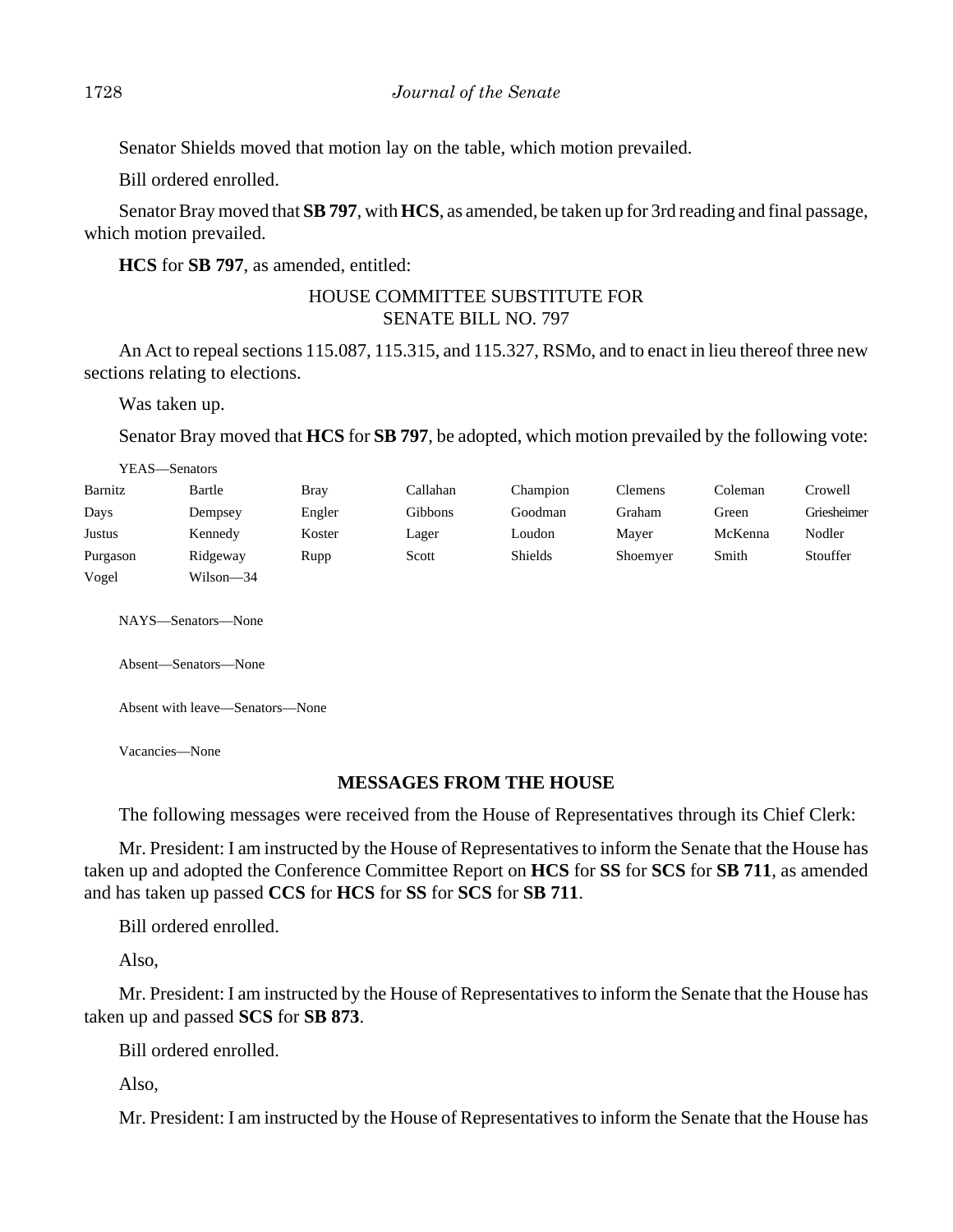Senator Shields moved that motion lay on the table, which motion prevailed.

Bill ordered enrolled.

Senator Bray moved that **SB 797**, with **HCS**, as amended, be taken up for 3rd reading and final passage, which motion prevailed.

**HCS** for **SB 797**, as amended, entitled:

HOUSE COMMITTEE SUBSTITUTE FOR
SENATE BILL NO. 797

An Act to repeal sections 115.087, 115.315, and 115.327, RSMo, and to enact in lieu thereof three new sections relating to elections.

Was taken up.

Senator Bray moved that **HCS** for **SB 797**, be adopted, which motion prevailed by the following vote:

YEAS—Senators

| | | | | | | | |
|---|---|---|---|---|---|---|---|
| Barnitz | Bartle | Bray | Callahan | Champion | Clemens | Coleman | Crowell |
| Days | Dempsey | Engler | Gibbons | Goodman | Graham | Green | Griesheimer |
| Justus | Kennedy | Koster | Lager | Loudon | Mayer | McKenna | Nodler |
| Purgason | Ridgeway | Rupp | Scott | Shields | Shoemyer | Smith | Stouffer |
| Vogel | Wilson—34 | | | | | | |

NAYS—Senators—None

Absent—Senators—None

Absent with leave—Senators—None

Vacancies—None

## MESSAGES FROM THE HOUSE

The following messages were received from the House of Representatives through its Chief Clerk:

Mr. President: I am instructed by the House of Representatives to inform the Senate that the House has taken up and adopted the Conference Committee Report on **HCS** for **SS** for **SCS** for **SB 711**, as amended and has taken up passed **CCS** for **HCS** for **SS** for **SCS** for **SB 711**.

Bill ordered enrolled.

Also,

Mr. President: I am instructed by the House of Representatives to inform the Senate that the House has taken up and passed **SCS** for **SB 873**.

Bill ordered enrolled.

Also,

Mr. President: I am instructed by the House of Representatives to inform the Senate that the House has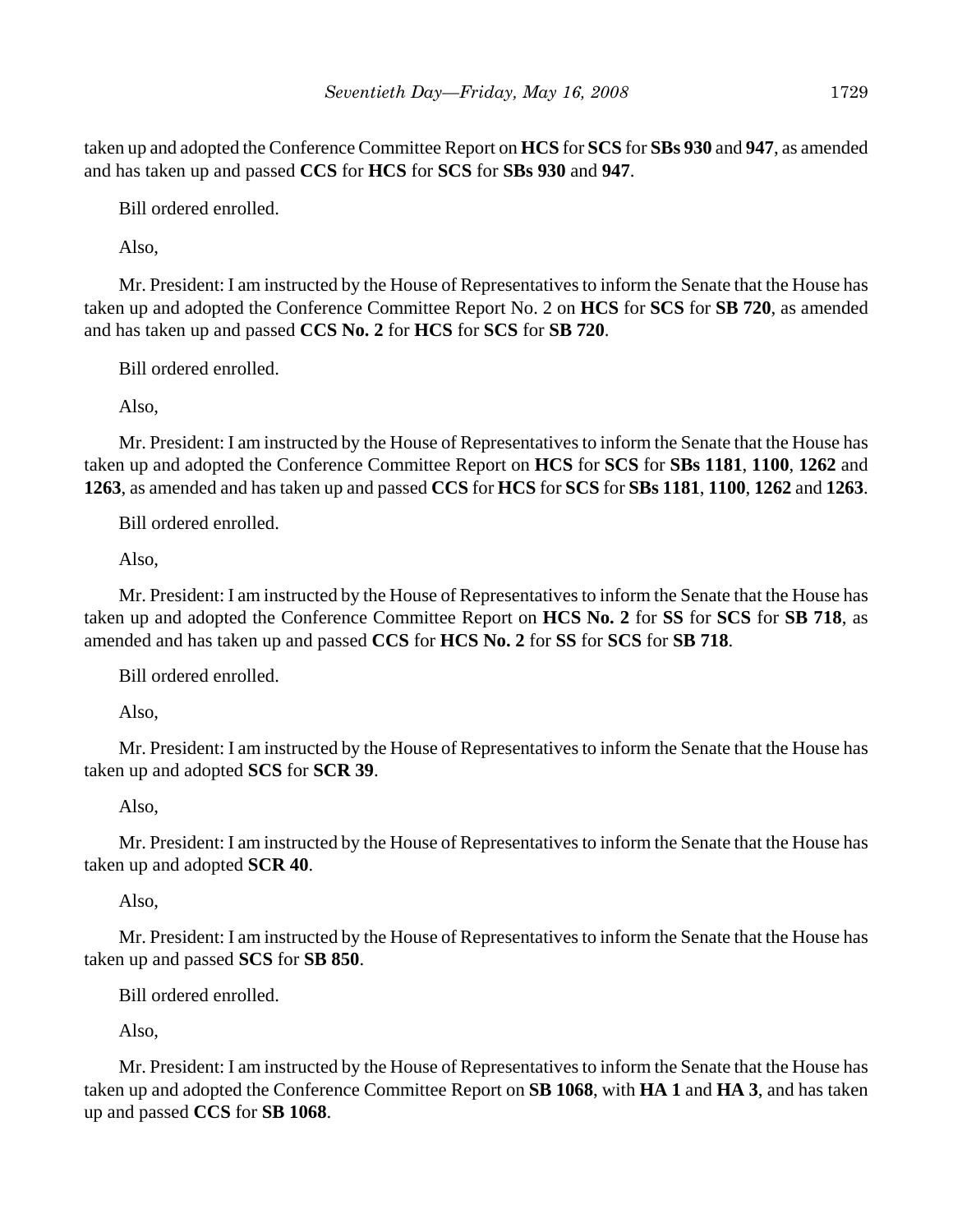taken up and adopted the Conference Committee Report on **HCS** for **SCS** for **SBs 930** and **947**, as amended and has taken up and passed **CCS** for **HCS** for **SCS** for **SBs 930** and **947**.

Bill ordered enrolled.

Also,

Mr. President: I am instructed by the House of Representatives to inform the Senate that the House has taken up and adopted the Conference Committee Report No. 2 on **HCS** for **SCS** for **SB 720**, as amended and has taken up and passed **CCS No. 2** for **HCS** for **SCS** for **SB 720**.

Bill ordered enrolled.

Also,

Mr. President: I am instructed by the House of Representatives to inform the Senate that the House has taken up and adopted the Conference Committee Report on **HCS** for **SCS** for **SBs 1181**, **1100**, **1262** and **1263**, as amended and has taken up and passed **CCS** for **HCS** for **SCS** for **SBs 1181**, **1100**, **1262** and **1263**.

Bill ordered enrolled.

Also,

Mr. President: I am instructed by the House of Representatives to inform the Senate that the House has taken up and adopted the Conference Committee Report on **HCS No. 2** for **SS** for **SCS** for **SB 718**, as amended and has taken up and passed **CCS** for **HCS No. 2** for **SS** for **SCS** for **SB 718**.

Bill ordered enrolled.

Also,

Mr. President: I am instructed by the House of Representatives to inform the Senate that the House has taken up and adopted **SCS** for **SCR 39**.

Also,

Mr. President: I am instructed by the House of Representatives to inform the Senate that the House has taken up and adopted **SCR 40**.

Also,

Mr. President: I am instructed by the House of Representatives to inform the Senate that the House has taken up and passed **SCS** for **SB 850**.

Bill ordered enrolled.

Also,

Mr. President: I am instructed by the House of Representatives to inform the Senate that the House has taken up and adopted the Conference Committee Report on **SB 1068**, with **HA 1** and **HA 3**, and has taken up and passed **CCS** for **SB 1068**.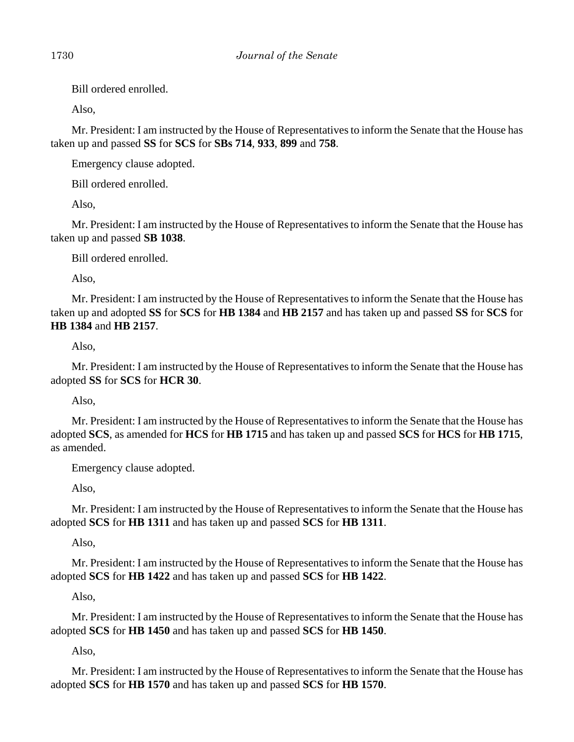Bill ordered enrolled.

Also,

Mr. President: I am instructed by the House of Representatives to inform the Senate that the House has taken up and passed **SS** for **SCS** for **SBs 714**, **933**, **899** and **758**.

Emergency clause adopted.

Bill ordered enrolled.

Also,

Mr. President: I am instructed by the House of Representatives to inform the Senate that the House has taken up and passed **SB 1038**.

Bill ordered enrolled.

Also,

Mr. President: I am instructed by the House of Representatives to inform the Senate that the House has taken up and adopted **SS** for **SCS** for **HB 1384** and **HB 2157** and has taken up and passed **SS** for **SCS** for **HB 1384** and **HB 2157**.

Also,

Mr. President: I am instructed by the House of Representatives to inform the Senate that the House has adopted **SS** for **SCS** for **HCR 30**.

Also,

Mr. President: I am instructed by the House of Representatives to inform the Senate that the House has adopted **SCS**, as amended for **HCS** for **HB 1715** and has taken up and passed **SCS** for **HCS** for **HB 1715**, as amended.

Emergency clause adopted.

Also,

Mr. President: I am instructed by the House of Representatives to inform the Senate that the House has adopted **SCS** for **HB 1311** and has taken up and passed **SCS** for **HB 1311**.

Also,

Mr. President: I am instructed by the House of Representatives to inform the Senate that the House has adopted **SCS** for **HB 1422** and has taken up and passed **SCS** for **HB 1422**.

Also,

Mr. President: I am instructed by the House of Representatives to inform the Senate that the House has adopted **SCS** for **HB 1450** and has taken up and passed **SCS** for **HB 1450**.

Also,

Mr. President: I am instructed by the House of Representatives to inform the Senate that the House has adopted **SCS** for **HB 1570** and has taken up and passed **SCS** for **HB 1570**.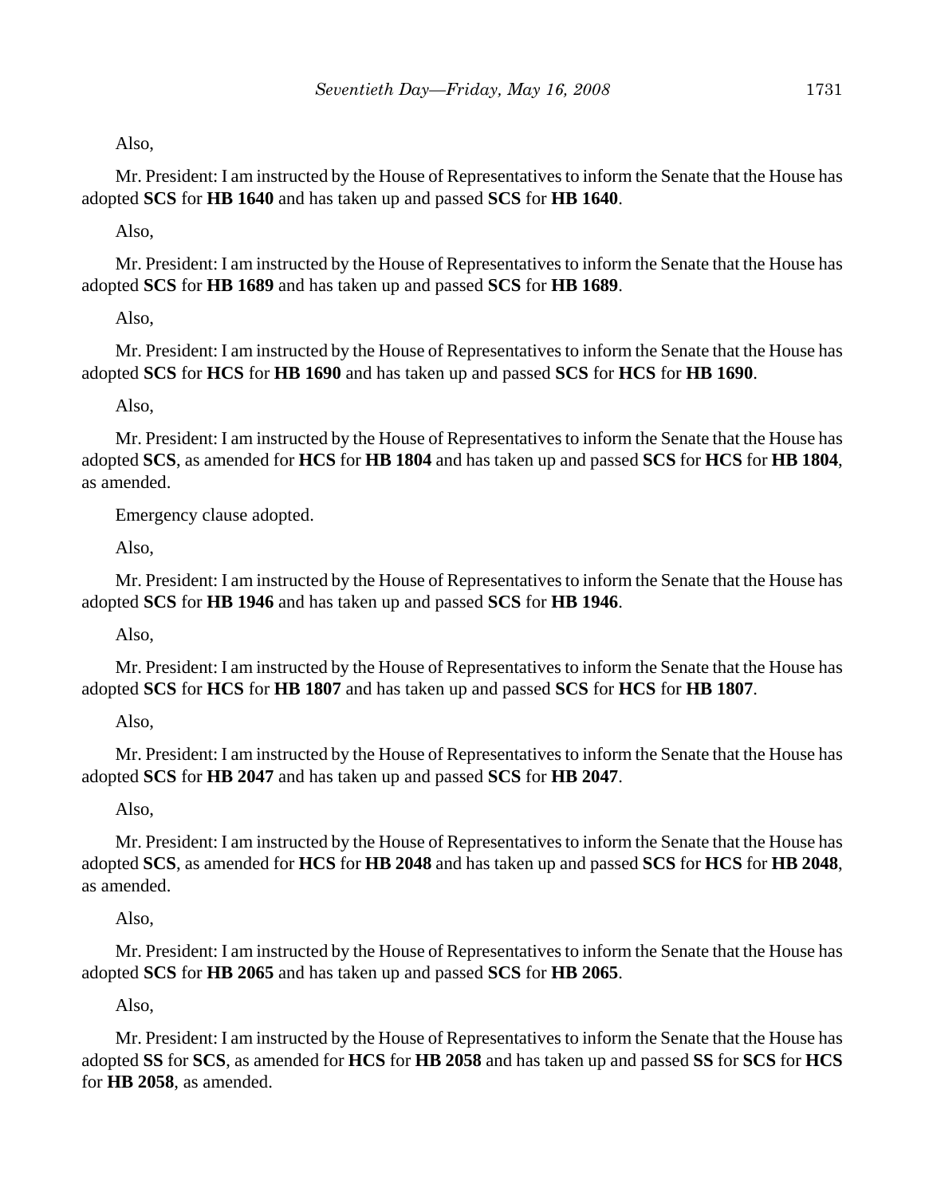Also,

Mr. President: I am instructed by the House of Representatives to inform the Senate that the House has adopted **SCS** for **HB 1640** and has taken up and passed **SCS** for **HB 1640**.

Also,

Mr. President: I am instructed by the House of Representatives to inform the Senate that the House has adopted **SCS** for **HB 1689** and has taken up and passed **SCS** for **HB 1689**.

Also,

Mr. President: I am instructed by the House of Representatives to inform the Senate that the House has adopted **SCS** for **HCS** for **HB 1690** and has taken up and passed **SCS** for **HCS** for **HB 1690**.

Also,

Mr. President: I am instructed by the House of Representatives to inform the Senate that the House has adopted **SCS**, as amended for **HCS** for **HB 1804** and has taken up and passed **SCS** for **HCS** for **HB 1804**, as amended.

Emergency clause adopted.

Also,

Mr. President: I am instructed by the House of Representatives to inform the Senate that the House has adopted **SCS** for **HB 1946** and has taken up and passed **SCS** for **HB 1946**.

Also,

Mr. President: I am instructed by the House of Representatives to inform the Senate that the House has adopted **SCS** for **HCS** for **HB 1807** and has taken up and passed **SCS** for **HCS** for **HB 1807**.

Also,

Mr. President: I am instructed by the House of Representatives to inform the Senate that the House has adopted **SCS** for **HB 2047** and has taken up and passed **SCS** for **HB 2047**.

Also,

Mr. President: I am instructed by the House of Representatives to inform the Senate that the House has adopted **SCS**, as amended for **HCS** for **HB 2048** and has taken up and passed **SCS** for **HCS** for **HB 2048**, as amended.

Also,

Mr. President: I am instructed by the House of Representatives to inform the Senate that the House has adopted **SCS** for **HB 2065** and has taken up and passed **SCS** for **HB 2065**.

Also,

Mr. President: I am instructed by the House of Representatives to inform the Senate that the House has adopted **SS** for **SCS**, as amended for **HCS** for **HB 2058** and has taken up and passed **SS** for **SCS** for **HCS** for **HB 2058**, as amended.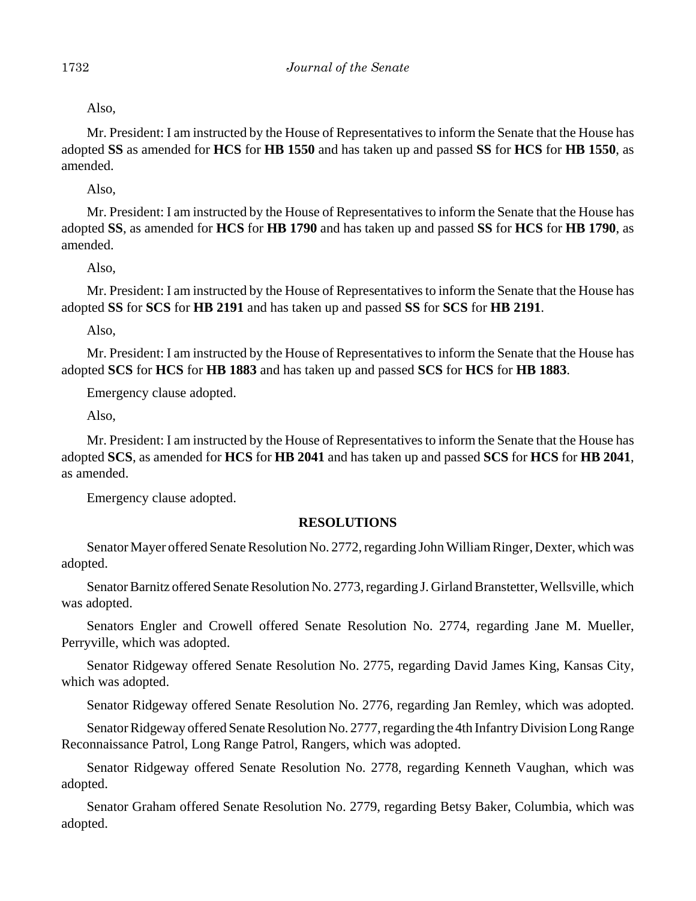Also,

Mr. President: I am instructed by the House of Representatives to inform the Senate that the House has adopted **SS** as amended for **HCS** for **HB 1550** and has taken up and passed **SS** for **HCS** for **HB 1550**, as amended.

Also,

Mr. President: I am instructed by the House of Representatives to inform the Senate that the House has adopted **SS**, as amended for **HCS** for **HB 1790** and has taken up and passed **SS** for **HCS** for **HB 1790**, as amended.

Also,

Mr. President: I am instructed by the House of Representatives to inform the Senate that the House has adopted **SS** for **SCS** for **HB 2191** and has taken up and passed **SS** for **SCS** for **HB 2191**.

Also,

Mr. President: I am instructed by the House of Representatives to inform the Senate that the House has adopted **SCS** for **HCS** for **HB 1883** and has taken up and passed **SCS** for **HCS** for **HB 1883**.

Emergency clause adopted.

Also,

Mr. President: I am instructed by the House of Representatives to inform the Senate that the House has adopted **SCS**, as amended for **HCS** for **HB 2041** and has taken up and passed **SCS** for **HCS** for **HB 2041**, as amended.

Emergency clause adopted.

## RESOLUTIONS

Senator Mayer offered Senate Resolution No. 2772, regarding John William Ringer, Dexter, which was adopted.

Senator Barnitz offered Senate Resolution No. 2773, regarding J. Girland Branstetter, Wellsville, which was adopted.

Senators Engler and Crowell offered Senate Resolution No. 2774, regarding Jane M. Mueller, Perryville, which was adopted.

Senator Ridgeway offered Senate Resolution No. 2775, regarding David James King, Kansas City, which was adopted.

Senator Ridgeway offered Senate Resolution No. 2776, regarding Jan Remley, which was adopted.

Senator Ridgeway offered Senate Resolution No. 2777, regarding the 4th Infantry Division Long Range Reconnaissance Patrol, Long Range Patrol, Rangers, which was adopted.

Senator Ridgeway offered Senate Resolution No. 2778, regarding Kenneth Vaughan, which was adopted.

Senator Graham offered Senate Resolution No. 2779, regarding Betsy Baker, Columbia, which was adopted.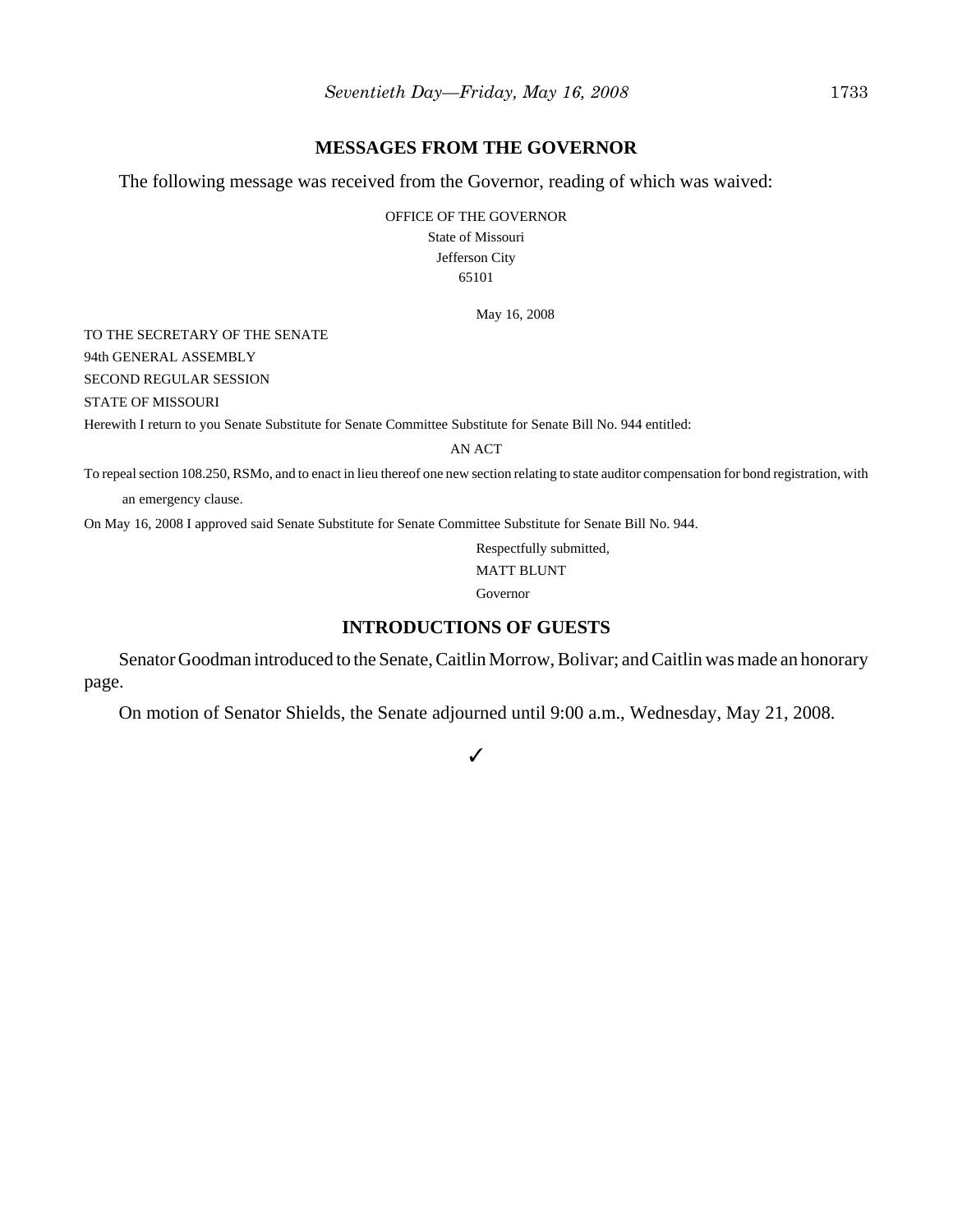## MESSAGES FROM THE GOVERNOR

The following message was received from the Governor, reading of which was waived:

OFFICE OF THE GOVERNOR
State of Missouri
Jefferson City
65101

May 16, 2008

TO THE SECRETARY OF THE SENATE
94th GENERAL ASSEMBLY
SECOND REGULAR SESSION
STATE OF MISSOURI

Herewith I return to you Senate Substitute for Senate Committee Substitute for Senate Bill No. 944 entitled:

AN ACT

To repeal section 108.250, RSMo, and to enact in lieu thereof one new section relating to state auditor compensation for bond registration, with an emergency clause.

On May 16, 2008 I approved said Senate Substitute for Senate Committee Substitute for Senate Bill No. 944.

Respectfully submitted,
MATT BLUNT
Governor

## INTRODUCTIONS OF GUESTS

Senator Goodman introduced to the Senate, Caitlin Morrow, Bolivar; and Caitlin was made an honorary page.

On motion of Senator Shields, the Senate adjourned until 9:00 a.m., Wednesday, May 21, 2008.

✓